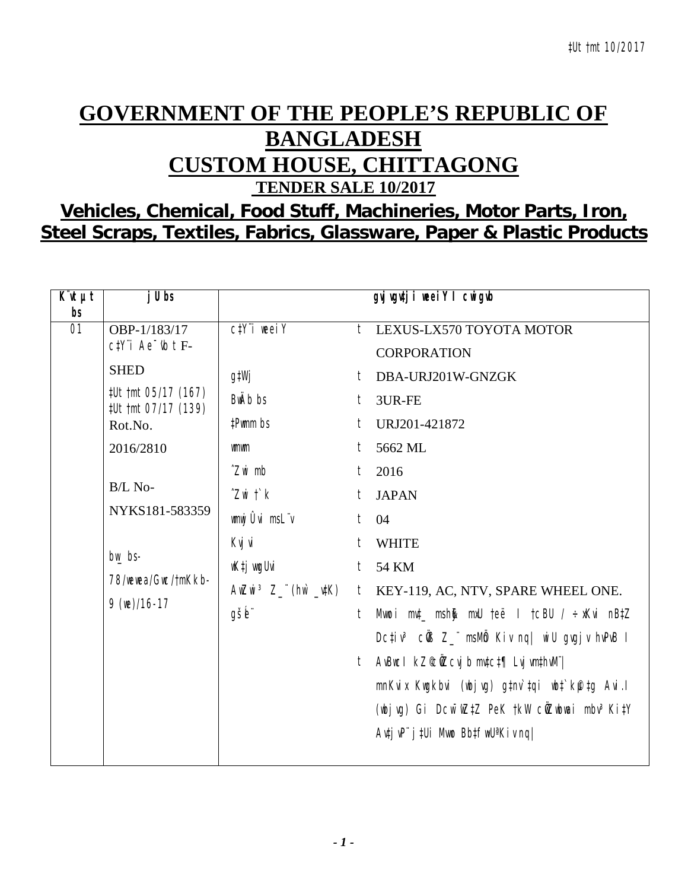# GOVERNMENT OF THE PEOPLE'S REPUBLIC OF BANGLADESH

# CUSTOM HOUSE, CHITTAGONG

## TENDER SALE 10/2017

## Vehicles, Chemical, Food Stuff, Machineries, Motor Parts, Iron, Steel Scraps, Textiles, Fabrics, Glassware, Paper & Plastic Products

| K¨vUvM wi bs | jU bs | gvjvgv‡ji weeiY I cwigvb | | |
|---|---|---|---|---|
| 01 | OBP-1/183/17<br>c‡Y¨i Ae¯'vb t F-SHED<br>‡Ub †mt 05/17 (167)<br>‡Ub †mt 07/17 (139)<br>Rot.No. 2016/2810<br><br>B/L No- NYKS181-583359<br><br>bw_ bs- 78/weea/Gwc/†mKkb-9 (we)/16-17 | c‡Y¨i weeiY | t | LEXUS-LX570 TOYOTA MOTOR CORPORATION |
| | | g‡Wj | t | DBA-URJ201W-GNZGK |
| | | BwÄb bs | t | 3UR-FE |
| | | ‡Pwmm bs | t | URJ201-421872 |
| | | wmwm | t | 5662 ML |
| | | ˆZwi mb | t | 2016 |
| | | ˆZwi †`k | t | JAPAN |
| | | wmwjÛvi msL¨v | t | 04 |
| | | Kvjvi | t | WHITE |
| | | wK‡jvwgUvi | t | 54 KM |
| | | AwZwi³ Z_¨(hw` _v‡K) | t | KEY-119, AC, NTV, SPARE WHEEL ONE. |
| | | gšÍe¨ | t | Mvwoi mv‡\_ msh³ mxU †e‡ë I †cBU / ÷xKvi nB‡Z Dc‡iv³ c‡Y¨i Z_¨ msMÖn Kiv nq\| wiU gvgjv hvPvB I |
| | | | t | AvBwcI kZ©cÖ‡qvRb mv‡c‡¶ Lvjvm‡hvM¨\| mnKvix Kwgkbvi (wbjvg) g‡nv`‡qi wb‡`©k‡g Avi.I (wbjvg) Gi Dcw¯'wZ‡Z PeK †kW cÖZ¨wbwai mbv³ Ki‡Y AvjvwP¨ j‡Ui Mvwo Bb‡fw›UªKiv nq\| |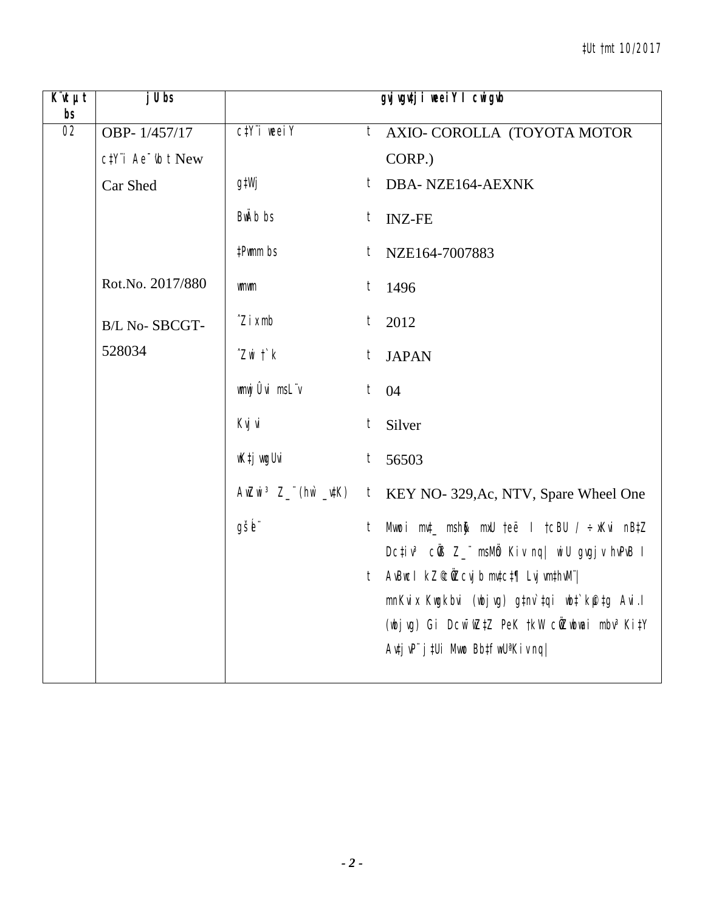| K¨vUvjM bs | jU bs | | gvjvgvj/‡jvi weeiY I cwigvb |
|---|---|---|---|
| 02 | OBP- 1/457/17<br>c‡Y¨i Ae¯'vb t New Car Shed<br><br>Rot.No. 2017/880<br><br>B/L No- SBCGT-528034 | c‡Y¨i weeiY | t AXIO- COROLLA (TOYOTA MOTOR CORP.) |
| | | g‡Wj | t DBA- NZE164-AEXNK |
| | | BwÄb bs | t INZ-FE |
| | | ‡Pwmm bs | t NZE164-7007883 |
| | | wmwm | t 1496 |
| | | ˆZix mb | t 2012 |
| | | ˆZwi †`k | t JAPAN |
| | | wmwjÛvi msL¨v | t 04 |
| | | Kvjvi | t Silver |
| | | wK‡jvwgUvi | t 56503 |
| | | AwZwi³ Z_¨(hw` _v‡K) | t KEY NO- 329,Ac, NTV, Spare Wheel One |
| | | gšÍe¨ | t Mvwoi mv‡_ msh¤ú mxU †eë I †cBU / ÷xKvi nB‡Z Dc‡iv³ cÖ`Ë Z_¨ msMÖn Kiv nq| wiU gvgjv hvPvB I<br>t AvBwcI kZ©c~iY cvjb mv‡c‡¶ Lvjvm‡hvM¨|<br>mnKvix Kwgkbvi (wbjvg) g‡nv`‡qi wb‡`©kbv †gvZv‡eK (wbjvg) Gi DcwšZ‡Z PeK †kW cÖ`k©bxi mgq Ki‡Y AvgjwP¨ j‡Ui Mvwo Bb‡fwU‡Kiv nq| |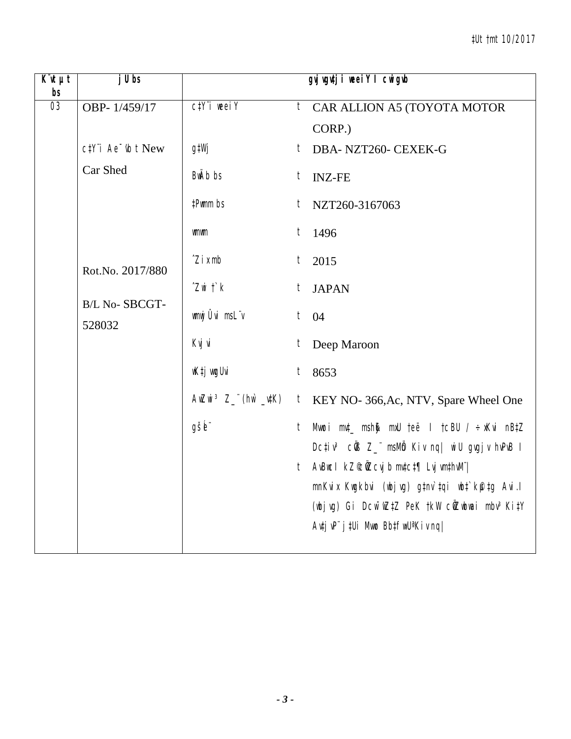| K¨vUvjM bs | jU bs | gvjvgv‡ji weeiY I cwigvb | | |
|---|---|---|---|---|
| 03 | OBP- 1/459/17 | c‡Y¨i weeiY | t | CAR ALLION A5 (TOYOTA MOTOR CORP.) |
| | c‡Y¨i Ae¯'vb t New Car Shed | g‡Wj | t | DBA- NZT260- CEXEK-G |
| | | BwÄb bs | t | INZ-FE |
| | | ‡Pwmm bs | t | NZT260-3167063 |
| | | wmwm | t | 1496 |
| | Rot.No. 2017/880 | ˆZix mb | t | 2015 |
| | B/L No- SBCGT-528032 | ˆZwi †`k | t | JAPAN |
| | | wmwjÛvi msL¨v | t | 04 |
| | | Kvjvi | t | Deep Maroon |
| | | wK‡jwgUvi | t | 8653 |
| | | AwZwi³ Z_¨(hw` _v‡K) | t | KEY NO- 366,Ac, NTV, Spare Wheel One |
| | | gšÍe¨ | t | Mvwoi mv‡_ mshy³ mxU †eë I †cBU / ÷xKvi nB‡Z Dc‡iv³ cÖ‡q Z_¨ msMÖn Kiv nq\| wiU gvjvi hvPvB I |
| | | | t | AvBwcI kZ©c~iYc~e©K Lvjvm Kiv hv‡e| mnKvix Kwgkbvi (wbjvg) g‡nv`‡qi wb‡`©kµ‡g Avi.I (wbjvg) Gi Dcw¯'wZ‡Z PeK †kW cÖZ¨wbai mbv³ Ki‡Y AvUjvP¨ j‡Ui Mvwo Bb‡fw›UªKiv nq\| |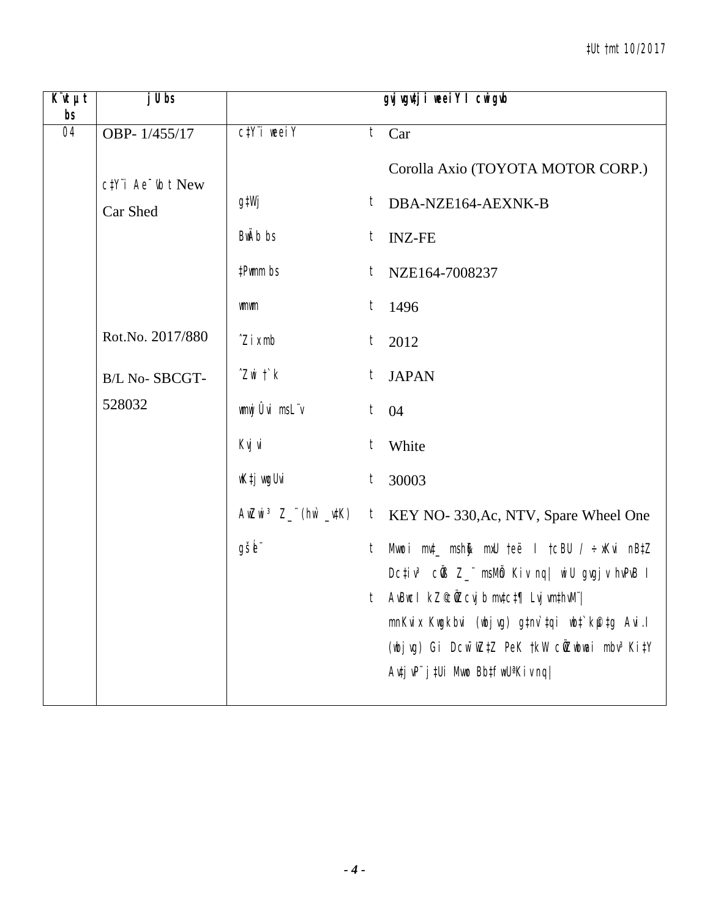| K¨vt µt bs | jU bs | gvjvgv‡ji weeiY I cwigvb | | |
|---|---|---|---|---|
| 04 | OBP- 1/455/17 | c‡Y¨i weeiY | t | Car |
| | c‡Y¨i Ae¯'vb t New Car Shed | | | Corolla Axio (TOYOTA MOTOR CORP.) |
| | | g‡Wj | t | DBA-NZE164-AEXNK-B |
| | | BwÄb bs | t | INZ-FE |
| | | ‡Pwmm bs | t | NZE164-7008237 |
| | | wmwm | t | 1496 |
| | Rot.No. 2017/880 | ˆZix mb | t | 2012 |
| | B/L No- SBCGT-528032 | ˆZwi †`k | t | JAPAN |
| | | wmwjÛvi msL¨v | t | 04 |
| | | Kvjvi | t | White |
| | | wK‡jvwgUvi | t | 30003 |
| | | AwZwi³ Z_¨(hw` _v‡K) | t | KEY NO- 330,Ac, NTV, Spare Wheel One |
| | | gšÍe¨ | t | Mvwoi mv‡_ mshy³ mxU †eë I †cøU / ÷xKvi nB‡Z Dc‡iv³ cÖ‡qvRbxq Z_¨ msMÖn Kiv nq| wiU gvgjv hvPvB I |
| | | | t | AvBwcI kZ©c~iYcvjb mv‡c‡¶ Lvjvm‡hvM¨| mnKvix Kwgkbvi (wbjvg) g‡nv`‡qi wb‡`©kµ‡g Avi.I (wbjvg) Gi DcwÕZ‡Z PeK †kW cÖwZwbwai mbv³ Ki‡Y Av‡jvP¨ j‡Ui Mvwo Bb‡fw›UªKiv nq| |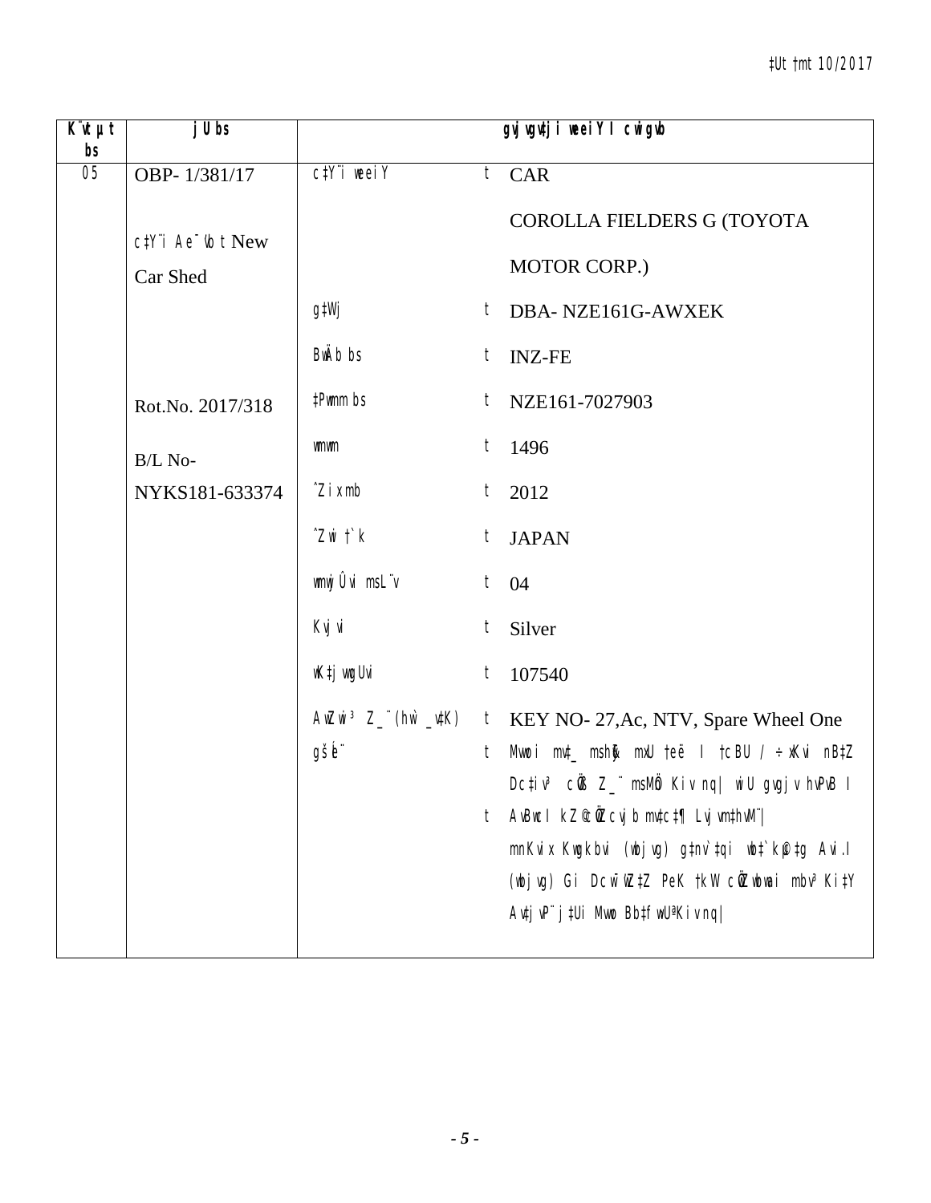| K¨vUvjM bs | jU bs | gvjvgv‡ji weeiY I cwigvb | | |
|---|---|---|---|---|
| 05 | OBP- 1/381/17 | c‡Y¨i weeiY | t | CAR COROLLA FIELDERS G (TOYOTA MOTOR CORP.) |
| | c‡Y¨i Ae¯'vb t New Car Shed | | | |
| | | g‡Wj | t | DBA- NZE161G-AWXEK |
| | | BwÄb bs | t | INZ-FE |
| | Rot.No. 2017/318 | ‡Pwmm bs | t | NZE161-7027903 |
| | B/L No- NYKS181-633374 | wmwm | t | 1496 |
| | | ˆZixmb | t | 2012 |
| | | ˆZwi †`k | t | JAPAN |
| | | wmwjÛvi msL¨v | t | 04 |
| | | Kvjvi | t | Silver |
| | | wK‡jvwgUvi | t | 107540 |
| | | AwZwi³ Z_¨(hw` _v‡K) | t | KEY NO- 27,Ac, NTV, Spare Wheel One |
| | | gšÍe¨ | t | Mvwoi mv‡_ mshy³ mxU †eë I †cBU / ÷xKvi nB‡Z Dc‡iv³ cÖ`Ë Z_¨ msMÖn Kiv nq\| wiU gvgjv hvPvB I AvBwc I kZ©cÖZ¨cvjb mv‡c‡¶ Lvjvm‡hvM¨\| |
| | | | | mnKvix Kwgkbvi (wbjvg) g‡nv`‡qi wb‡`©k‡g Avi.I (wbjvg) Gi DcwÎ‡Z PeK †kW cÖZ¨wbai mbv³ Ki‡Y Av‡jvP¨ j‡Ui Mvwo Bb‡fw›UªKiv nq\| |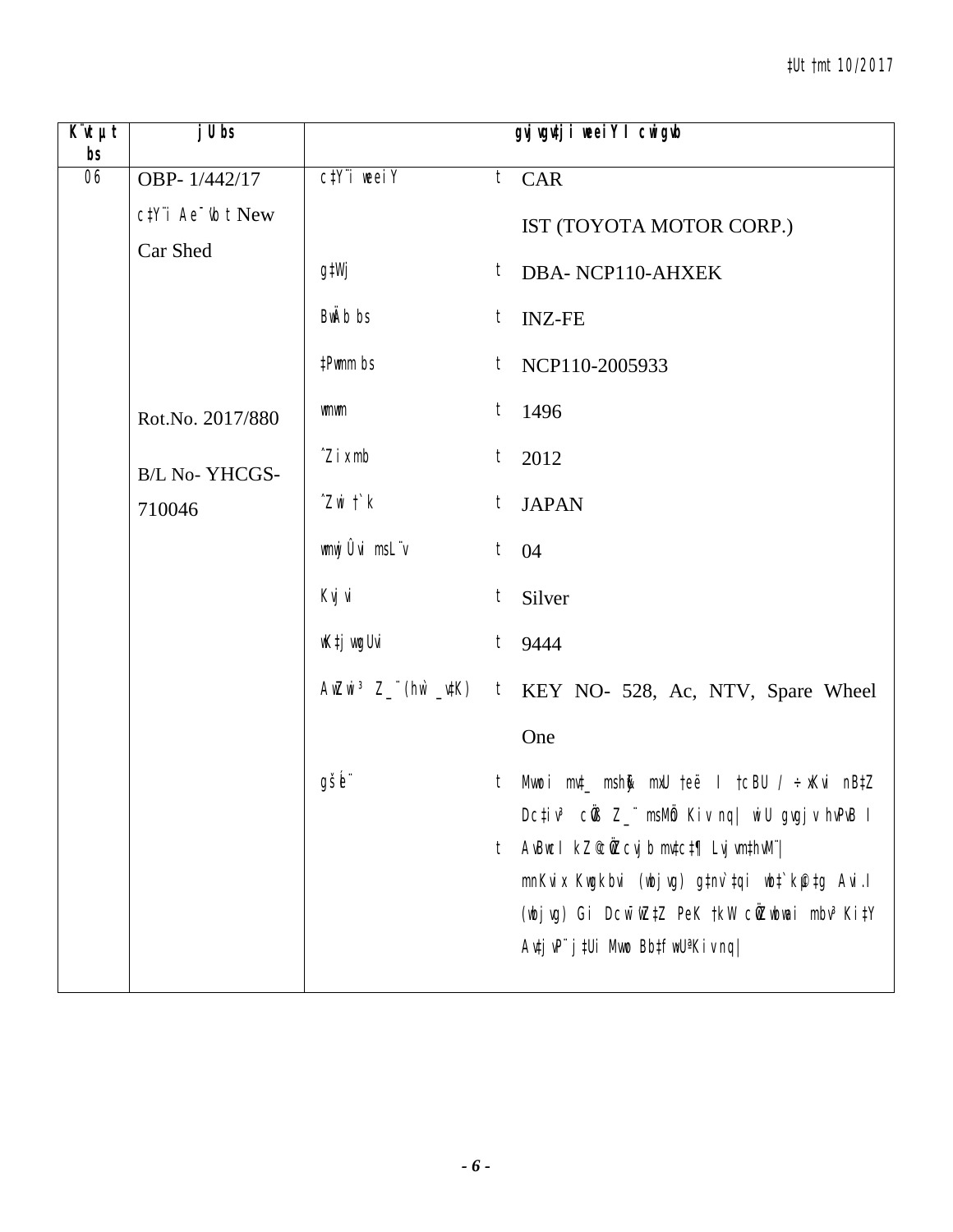| K¨vUvjM bs | jU bs | gvjvgvj‡ji weeiY I cwigvb | | |
|---|---|---|---|---|
| 06 | OBP- 1/442/17 | c‡Y¨i weeiY | t | CAR |
| | c‡Y¨i Ae¯'vb t New Car Shed | | | IST (TOYOTA MOTOR CORP.) |
| | | g‡Wj | t | DBA- NCP110-AHXEK |
| | | BwÄb bs | t | INZ-FE |
| | | ‡Pwmm bs | t | NCP110-2005933 |
| | Rot.No. 2017/880 | wmwm | t | 1496 |
| | B/L No- YHCGS-710046 | ˆZix mb | t | 2012 |
| | | ˆZwi †`k | t | JAPAN |
| | | wmwjÛvi msL¨v | t | 04 |
| | | Kvjvi | t | Silver |
| | | wK‡jvwgUvi | t | 9444 |
| | | AwZwi³ Z_¨(hw` _v‡K) | t | KEY NO- 528, Ac, NTV, Spare Wheel One |
| | | gšÍe¨ | t | Mvwoi mv‡\_ msh~³ mxU †eë I †cBU / ÷xKvi nB‡Z Dc‡iv³ cÖ\`Ë Z\_¨ msMÖn Kiv nq\| wiU gvgjv hvPvB I |
| | | | t | AvBwb kZ©cÖ‡hvR¨ mv‡c‡¶ Lvjvm‡hvM¨\| mnKvix Kwgkbvi (wbjvg) g‡nv\`‡qi wb‡`©k‡g Avi.I (wbjvg) Gi Dcw¯'w‡Z PeK †kW cÖvwbai mbv³ Ki‡Y Av‡jvP¨ j‡Ui Mvwo Bb‡fbUªx Kiv nq\| |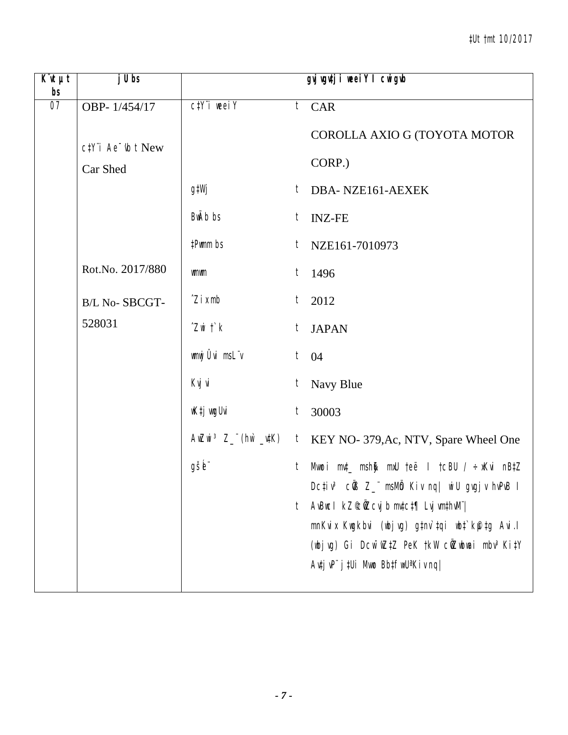| K¨vUvMix bs | jU bs | gvjvgvtji weeiY I cwigvb | | |
|---|---|---|---|---|
| 07 | OBP- 1/454/17 | c‡Y¨i weeiY | t | CAR |
| | c‡Y¨i Ae¯'vb t New Car Shed | | | COROLLA AXIO G (TOYOTA MOTOR CORP.) |
| | | g‡Wj | t | DBA- NZE161-AEXEK |
| | | BwÄb bs | t | INZ-FE |
| | | ‡Pwmm bs | t | NZE161-7010973 |
| | Rot.No. 2017/880 | wmwm | t | 1496 |
| | B/L No- SBCGT-528031 | ˆZix mb | t | 2012 |
| | | ˆZwi †`k | t | JAPAN |
| | | wmwjÛvi msL¨v | t | 04 |
| | | Kvjvi | t | Navy Blue |
| | | wK‡jvwgUvi | t | 30003 |
| | | AwZwi³ Z_¨ (hw` _v‡K) | t | KEY NO- 379,Ac, NTV, Spare Wheel One |
| | | gšÍe¨ | t | Mvwoi mv‡_ mshy³ mKj †eë I †cBU / ÷xKvi nB‡Z Dc‡iv³ cÖ`Ë Z_¨ msMÖn Kiv nq| wiU gvgjv hvPvB I |
| | | | t | AvBwb I kZ©cÖ‡qvRb mv‡c‡¶ Lvjv‡mi welq| mnKvix Kwgkbvi (wbjvg) g‡nv`‡qi wb‡`©kµ‡g Avi.I (wbjvg) Gi Dcw¯'wZ‡Z PeK †kW cÖZ¨vwkZ mbv³ Ki‡Y Av‡jvP¨ j‡Ui Mvwo Bb‡fw›UªKiv nq| |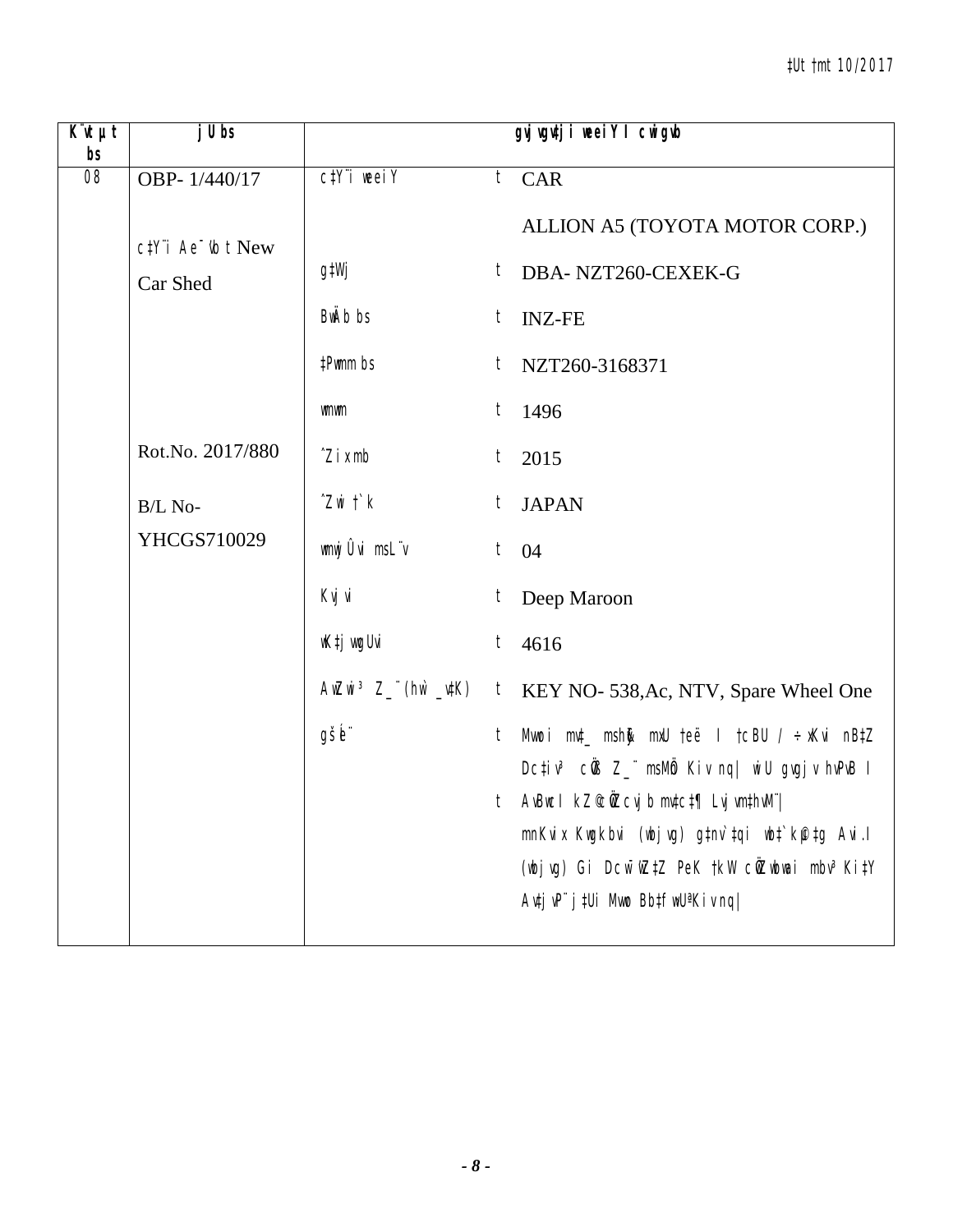| K¨vUvjM bs | jU bs | gvjvgvj‡ji weeiY I cwigvY | | |
|---|---|---|---|---|
| 08 | OBP- 1/440/17<br><br>c‡Y¨i Ae¯'vb t New Car Shed<br><br>Rot.No. 2017/880<br><br>B/L No- YHCGS710029 | c‡Y¨i weeiY | t | CAR<br><br>ALLION A5 (TOYOTA MOTOR CORP.) |
| | | g‡Wj | t | DBA- NZT260-CEXEK-G |
| | | BwÄb bs | t | INZ-FE |
| | | ‡Pwmm bs | t | NZT260-3168371 |
| | | wmwm | t | 1496 |
| | | ˆZix mb | t | 2015 |
| | | ˆZwi †`k | t | JAPAN |
| | | wmwUs K¨vcvwmwU | t | 04 |
| | | Kvjvi | t | Deep Maroon |
| | | wK‡jvwgUvi | t | 4616 |
| | | AwZwi³ Z_¨ (hw` _v‡K) | t | KEY NO- 538,Ac, NTV, Spare Wheel One |
| | | gšÍe¨ | t | Mvwoi mv‡_ mshy³ mKj †eë I †cBU / ÷xKvi nB‡Z Dc‡iv³ cÖ‡qvRbxq Z_¨ msMÖn Kiv nq\| wiU gvgjv hvPvB I |
| | | | t | AvBwb I kZ©c~iY mv‡c‡¶ Lvjvm‡hvM¨\| mnKvix Kwgkbvi (wbjvg) g‡nv`‡qi wb‡`©k‡g Avi.I (wbjvg) Gi DcwiwZ‡Z PeK †kW cÖvsM‡b mbv³ Ki‡Y AvtjvP¨ j‡Ui Mvwo Bb‡fw›UªKiv nq\| |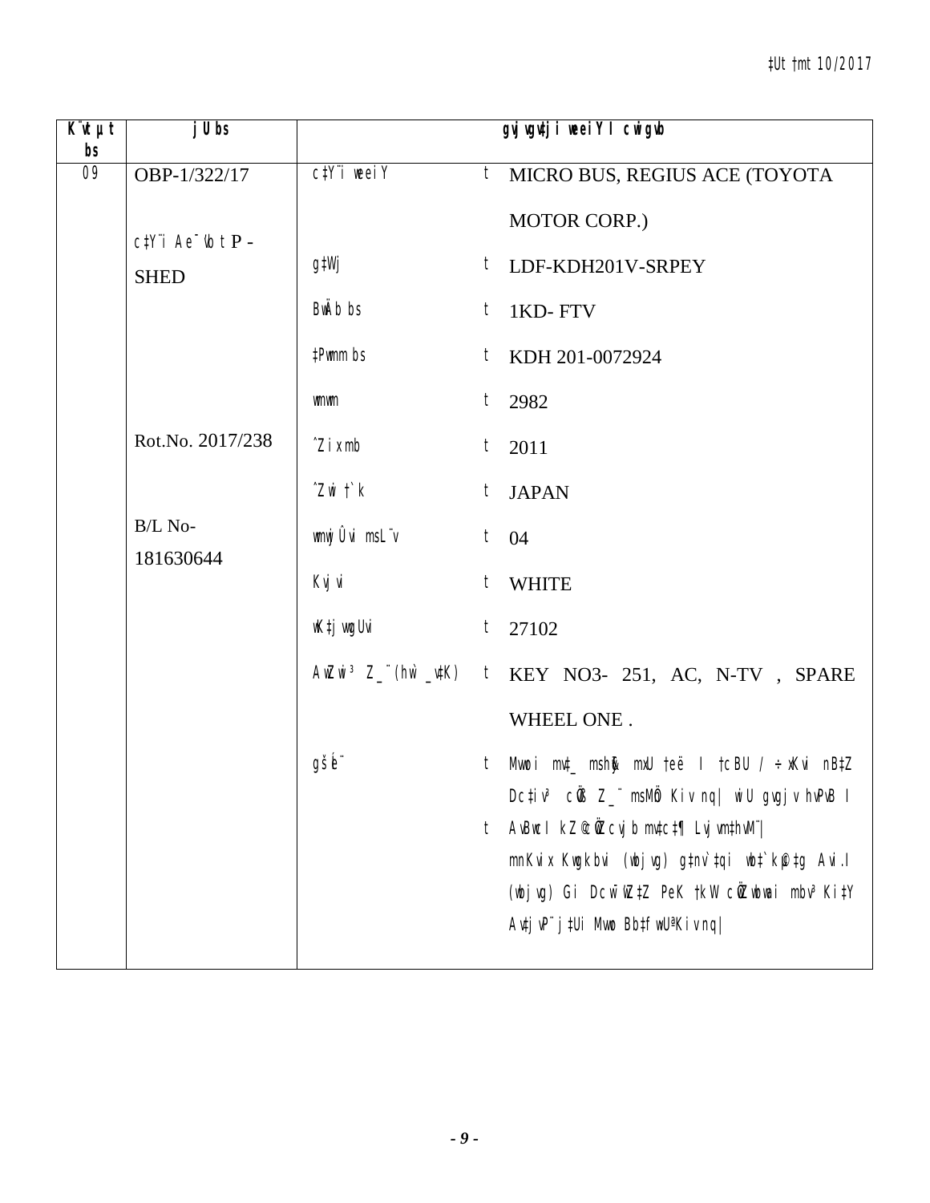| K¨vUvjM bs | jU bs | gvjvgv‡ji weeiY I cwigvY | | |
|---|---|---|---|---|
| 09 | OBP-1/322/17 | c‡Y¨i weeiY | t | MICRO BUS, REGIUS ACE (TOYOTA MOTOR CORP.) |
| | c‡Y¨i Ae¯'vb t P - SHED | g‡Wj | t | LDF-KDH201V-SRPEY |
| | | BwÄb bs | t | 1KD- FTV |
| | | ‡Pwmm bs | t | KDH 201-0072924 |
| | | wmwm | t | 2982 |
| | Rot.No. 2017/238 | ˆZix mb | t | 2011 |
| | | ˆZwi †`k | t | JAPAN |
| | B/L No- 181630644 | wmwjÛvi msL¨v | t | 04 |
| | | Kvjvi | t | WHITE |
| | | wK‡jvwgUvi | t | 27102 |
| | | AwZwi³ Z_¨ (hw` _v‡K) | t | KEY NO3- 251, AC, N-TV , SPARE WHEEL ONE . |
| | | gšÍe¨ | t | Mvwoi mv‡_ mshy³ mKj †eë I †cBU / ÷xKvi nB‡Z Dc‡iv³ cÖ`Ë Z_¨ msMÖn Kiv nq\| wiU gvgjv hvPvB I |
| | | | t | AvBwc I kZ©c~iY c~e©K wbjvgKvix `icÎ `vZvi wb‡`©kK Kvh©µg nB‡Z cÖ‡qvRbxq e¨e¯'v MÖnY Kiv nq\| mnKvix Kwgkbvi (wbjvg) g‡nv`‡qi wb‡`©kµ‡g Avi.I (wbjvg) Gi Dcw¯'wZ‡Z PeK †kW cÖ`wk©Z Ki‡Y Av‡jvP¨ j‡Ui Mvwo Bb‡fbUªx Kiv nq\| |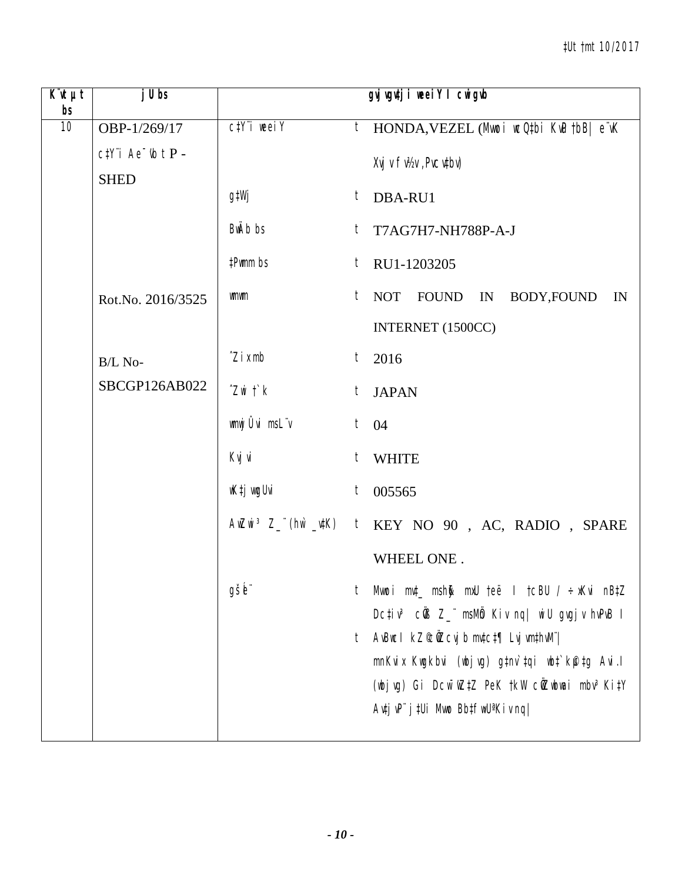| K¨vUvjM bs | jU bs | gvjvgv‡ji weeiY I cwigvb | | |
|---|---|---|---|---|
| 10 | OBP-1/269/17 | c‡Y¨i weeiY | t | HONDA,VEZEL (Mvwoi wcQ‡bi KvPu †bB| e¨vK Xvjv fv½v,Pvcv‡bv) |
| | c‡Y¨i Ae¯'vb t P - SHED | g‡Wj | t | DBA-RU1 |
| | | BwÄb bs | t | T7AG7H7-NH788P-A-J |
| | | ‡Pwmm bs | t | RU1-1203205 |
| | Rot.No. 2016/3525 | wmwm | t | NOT FOUND IN BODY,FOUND IN INTERNET (1500CC) |
| | B/L No- SBCGP126AB022 | ˆZixmb | t | 2016 |
| | | ˆZwi †`k | t | JAPAN |
| | | wmwjÛvi msL¨v | t | 04 |
| | | Kvjvi | t | WHITE |
| | | wK‡jvwgUvi | t | 005565 |
| | | AwZwi³ Z_¨(hw` _v‡K) | t | KEY NO 90 , AC, RADIO , SPARE WHEEL ONE . |
| | | gšÍe¨ | t | Mvwoi mv‡_ mshy³ mxU †eë I †cBU / ÷xKvi nB‡Z Dc‡iv³ cÖK Z_¨ msMÖn Kiv nq\| wiU gvgjv hvPvB I |
| | | | t | AvBwcI kZ© cÖ‡cvjb mv‡c‡¶ Lvjvm‡hvM¨\| mnKvix Kwgkbvi (wbjvg) g‡nv`‡qi wb‡`©kµ‡g Avi.I (wbjvg) Gi Dcw¯'wZ‡Z PeK †kW cÖZ¨wbai mbv³ Ki‡Y Av‡jvP¨ j‡Ui Mvwo Bb‡fw›UªKiv nq\| |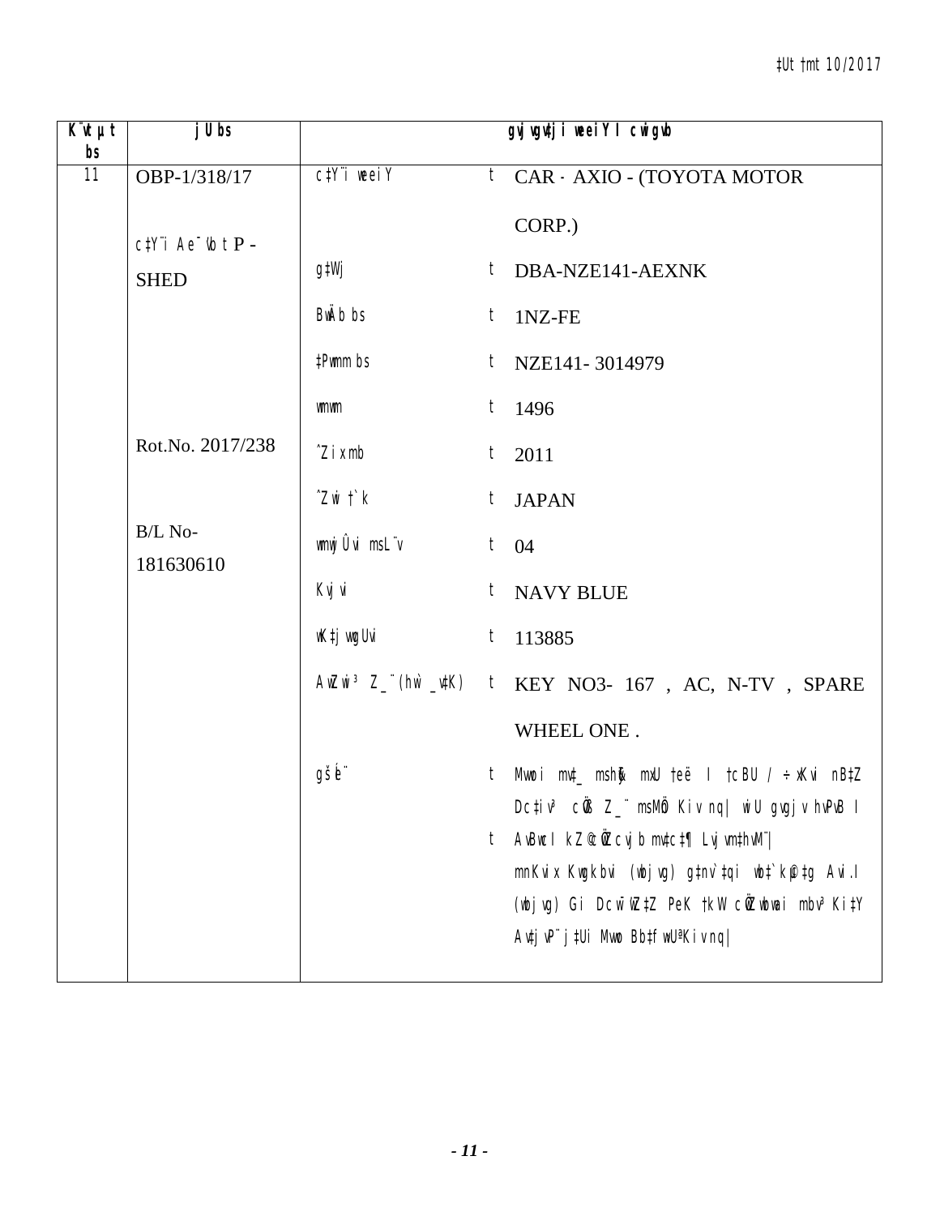| K¨vUvj bs | jU bs | gvjvgv‡ji weeiY I cwigvb | | |
|---|---|---|---|---|
| 11 | OBP-1/318/17<br><br>c‡Y¨i Ae¯'vb t P -SHED<br><br>Rot.No. 2017/238<br><br>B/L No-181630610 | c‡Y¨i weeiY | t | CAR - AXIO - (TOYOTA MOTOR CORP.) |
| | | g‡Wj | t | DBA-NZE141-AEXNK |
| | | BwÄb bs | t | 1NZ-FE |
| | | ‡Pwmm bs | t | NZE141- 3014979 |
| | | wmwm | t | 1496 |
| | | ˆZix mb | t | 2011 |
| | | ˆZwi †`k | t | JAPAN |
| | | wmwjÛvi msL¨v | t | 04 |
| | | Kvjvi | t | NAVY BLUE |
| | | wK‡jvwgUvi | t | 113885 |
| | | AwZwi³ Z_¨(hw` \_v‡K) | t | KEY NO3- 167 , AC, N-TV , SPARE WHEEL ONE . |
| | | gšÍe¨ | t | Mvwoi mv‡\_ msh&y³ mKj †eë I †cBU / ÷xKvi nB‡Z Dc‡iv³ cÖ`Ë Z\_¨ msMÖn Kiv nq\| wiU gvgjv hvPvB I<br>t AvBwcI kZ©c~iYcyjb mv‡c‡¶ Lyjvbv‡hvM¨\| mnKvix Kwgkbvi (wbjvg) g‡nv`‡qi wb‡`©k‡gv‡Zv Avi.I (wbjvg) Gi Dcw¯'wZ‡Z PeK †kW cÖZ¨wbai mbv³ Ki‡Y Av‡jvP¨ j‡Ui Mvwo Bb‡fw›UªKiv nq\| |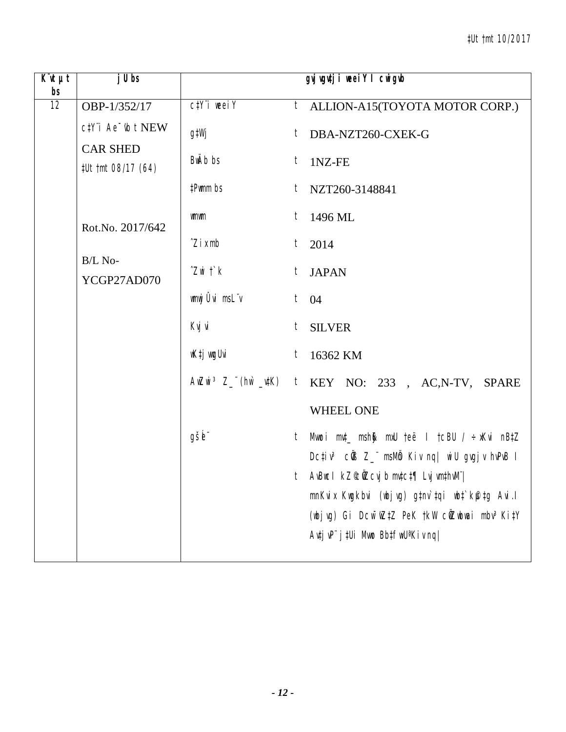| K¨vUvjM bs | jU bs | gvjvgv‡ji weeiY I cwigvY | | |
|---|---|---|---|---|
| 12 | OBP-1/352/17 | c‡Y¨i weeiY | t | ALLION-A15(TOYOTA MOTOR CORP.) |
| | c‡Y¨i Ae¯'vb t NEW CAR SHED | g‡Wj | t | DBA-NZT260-CXEK-G |
| | ‡Ut †mt 08/17 (64) | BwÄb bs | t | 1NZ-FE |
| | | ‡Pwmm bs | t | NZT260-3148841 |
| | Rot.No. 2017/642 | wmwm | t | 1496 ML |
| | | ˆZix mb | t | 2014 |
| | B/L No- YCGP27AD070 | ˆZwi †`k | t | JAPAN |
| | | wmwjÛvi msL¨v | t | 04 |
| | | Kvjvi | t | SILVER |
| | | wK‡jvwgUvi | t | 16362 KM |
| | | AwZwi³ Z_¨(hw` _v‡K) | t | KEY NO: 233 , AC,N-TV, SPARE WHEEL ONE |
| | | gšÍe¨ | t | Mvwoi mv‡_ msh¶ mxU †eë I †cBU / ÷xKvi nB‡Z Dc‡iv³ cÖ‡qvRbxq Z_¨ msMÖn Kiv nq\| wiU gvgjv hvPvB I |
| | | | t | AvBwcI kZ©g‡Z cÖ‡hvR¨ `wjjvw`/Kv‡Mvc‡Îi fËv‡b mvi‡dm Kwgkbvi (wbjvg) g‡nv`‡qi wb‡`©k ‡gvZv‡eK (wbjvg) Gi Dc¯'wZ‡Z PeK †kW cÖ‡e‡ki mgq Ki‡Y AšÍf©y³ Kiv nq\| |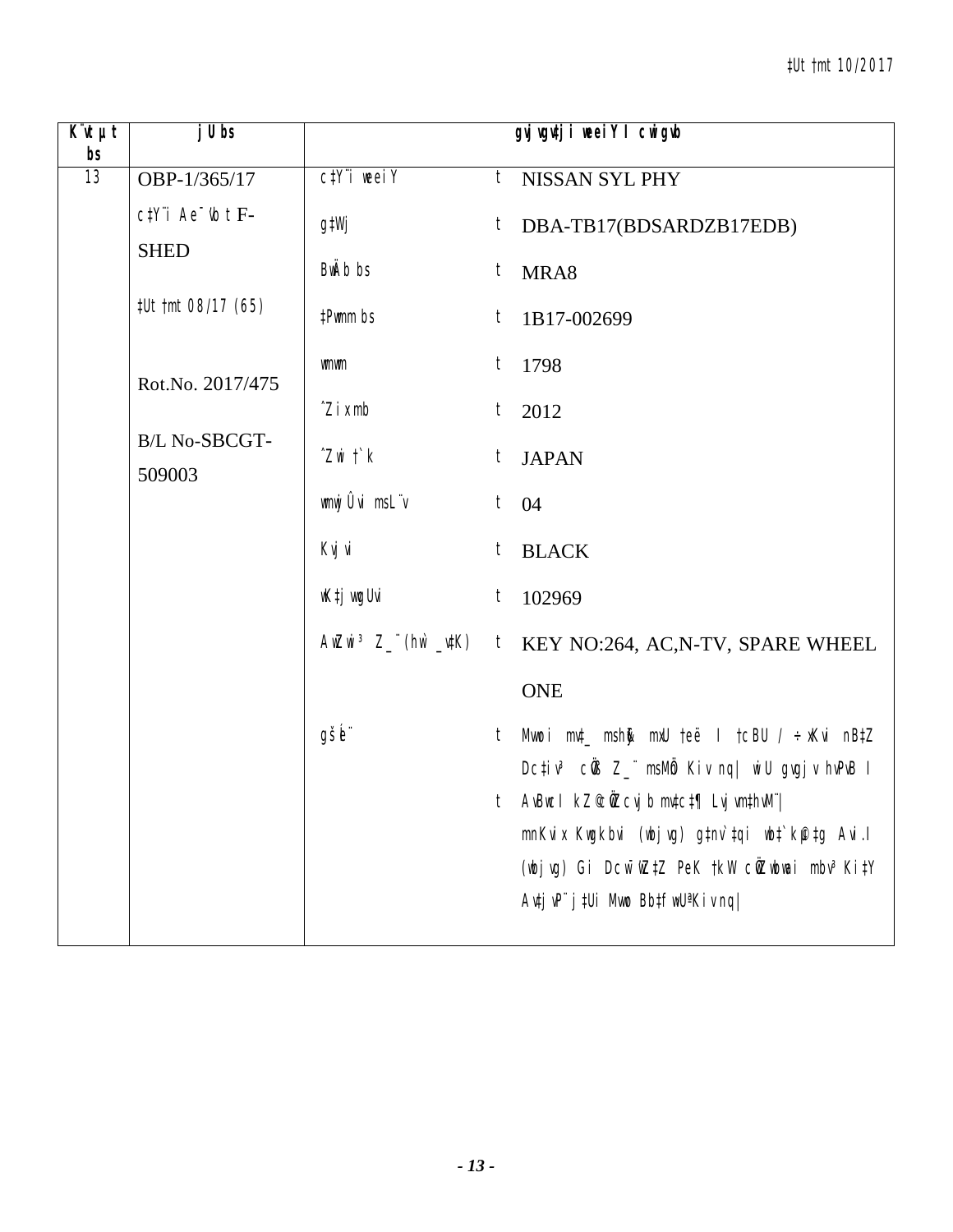| K¨vUv t bs | jU bs | gvjvgvj‡ji weeiY I cwigvb | |
|---|---|---|---|
| 13 | OBP-1/365/17 | c‡Y¨i weeiY | t NISSAN SYL PHY |
| | c‡Y¨i Ae¯'vb t F-SHED | g‡Wj | t DBA-TB17(BDSARDZB17EDB) |
| | | BwÄb bs | t MRA8 |
| | ‡Ut †mt 08/17 (65) | ‡Pwmm bs | t 1B17-002699 |
| | | wmwm | t 1798 |
| | Rot.No. 2017/475 | ˆZix mb | t 2012 |
| | B/L No-SBCGT-509003 | ˆZwi †`k | t JAPAN |
| | | wmwjÛvi msL¨v | t 04 |
| | | Kvjvi | t BLACK |
| | | wK‡jvwgUvi | t 102969 |
| | | AwZwi³ Z_¨(hw` _v‡K) | t KEY NO:264, AC,N-TV, SPARE WHEEL ONE |
| | | gšÍe¨ | t Mvwoi mv‡\_ msh~³ mxU †eë I †cBU / ÷xKvi nB‡Z Dc‡iv³ cÖ`Ë Z\_¨ msMÖn Kiv nq\| wiU gvgjv hvPvB I |
| | | | t AvBwb kZ© cÖwZcvjb mv‡c‡¶ Lvjvm‡hvM¨\| mnKvix Kwgkbvi (wbjvg) g‡nv`‡qi wb‡`©k‡g Avi.I (wbjvg) Gi Dcw¯'wZ‡Z PeK †kW cÖwZwbwai mbv³ Ki‡Y Av‡jvP¨ j‡Ui Mvwo Bb‡fw›U«Kiv nq\| |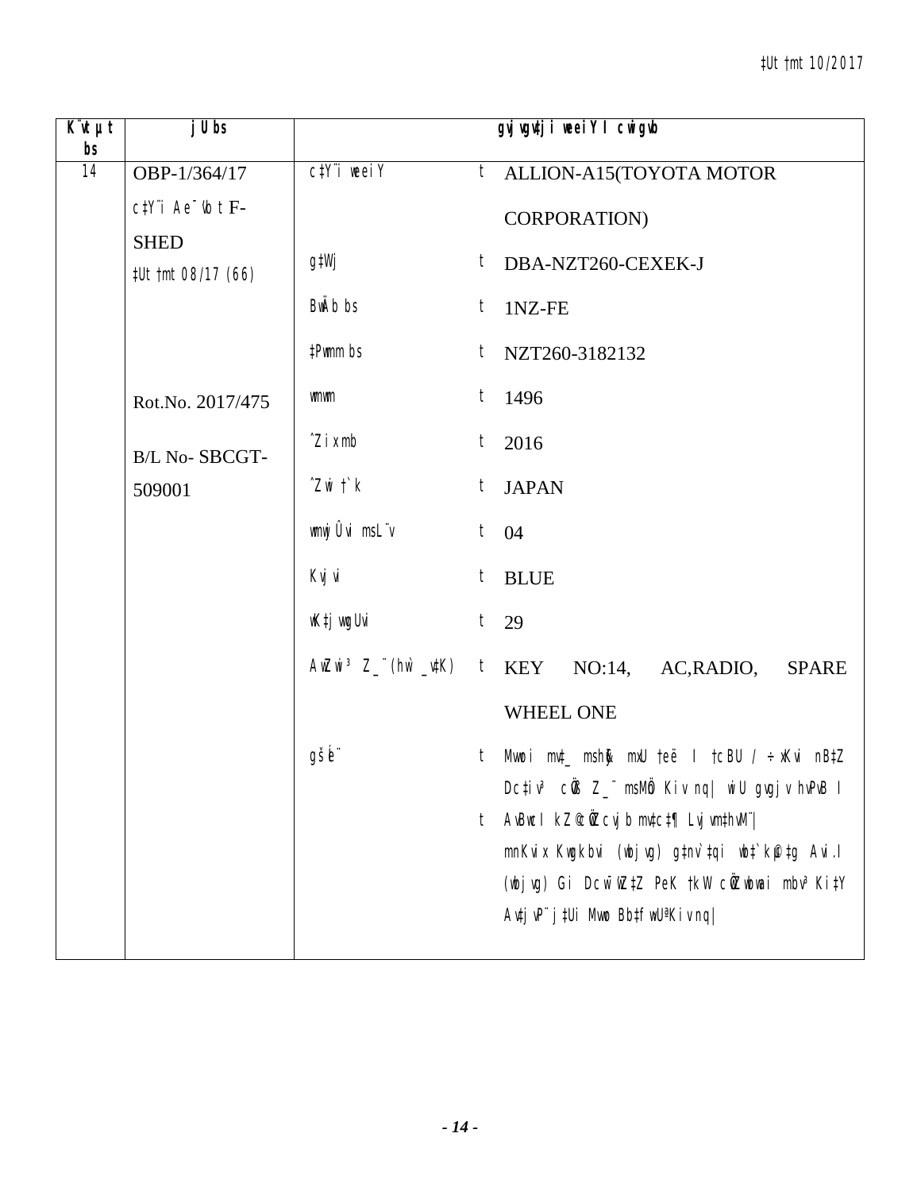| K¨vUvjM bs | jU bs | gvjvgvtji weeiY I cwigvY | | |
|---|---|---|---|---|
| 14 | OBP-1/364/17 | c‡Y¨i weeiY | t | ALLION-A15(TOYOTA MOTOR CORPORATION) |
| | c‡Y¨i Ae¯'vb t F-SHED | g‡Wj | t | DBA-NZT260-CEXEK-J |
| | ‡Ut †bvt 08/17 (66) | BwÄb bs | t | 1NZ-FE |
| | | ‡Pwmm bs | t | NZT260-3182132 |
| | Rot.No. 2017/475 | wmwm | t | 1496 |
| | B/L No- SBCGT-509001 | ˆZixmb | t | 2016 |
| | | ˆZwi †`k | t | JAPAN |
| | | wmwjÛvi msL¨v | t | 04 |
| | | Kvjvi | t | BLUE |
| | | wK‡jvwgUvi | t | 29 |
| | | AwZwi³ Z_¨(hw` _v‡K) | t | KEY NO:14, AC,RADIO, SPARE WHEEL ONE |
| | | gšÍe¨ | t | Mvwoi mv‡_ mshy³ mKj †eë I †cBU / ÷xKvi nB‡Z Dc‡iv³ cÖ‡qvRbxq Z_¨ msMÖn Kiv nq\| wiU gvgjv hvPvB I |
| | | | t | AvBwb I kZ©c~iY mv‡c‡¶ Lvjvm‡hvM¨\| mnKvix Kwgkbvi (wbjvg) g‡nv`‡qi wb‡`©kµ‡g Avi.I (wbjvg) Gi Dcw¯'wZ‡Z PeK †kW cwi`k©bKvix mbv³ Ki‡Y Avtj vP¨j‡Ui Mvwo Bb‡fw›UªKiv nq\| |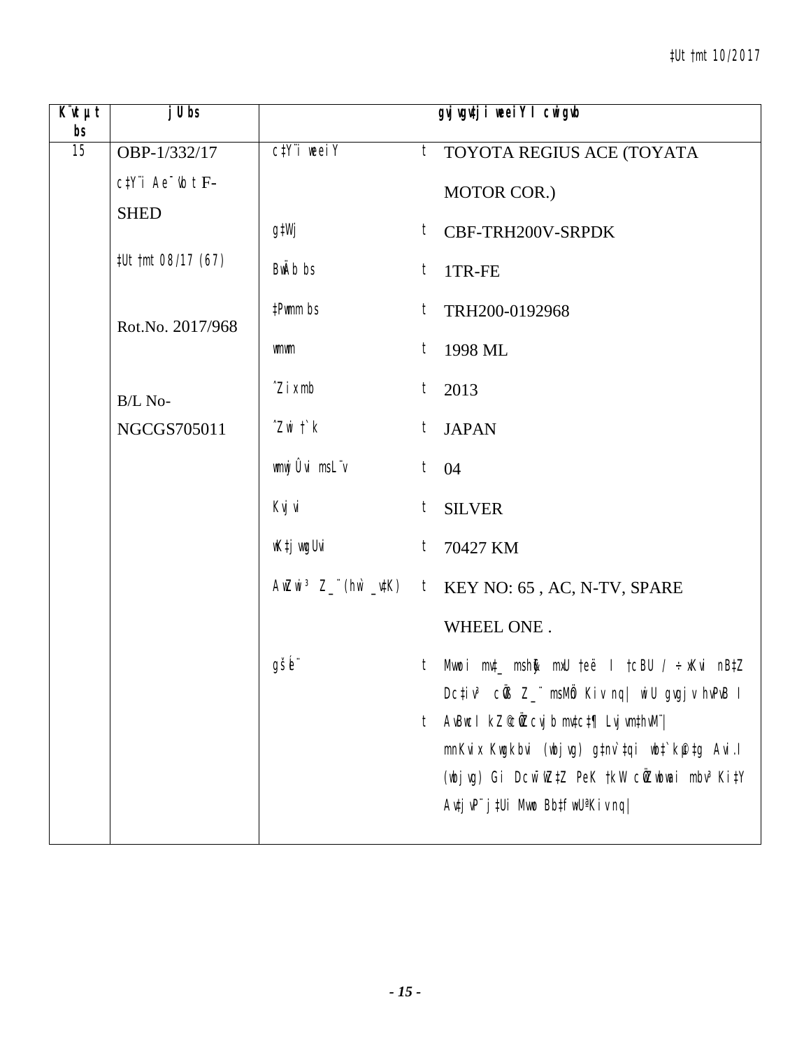| K¨vUvjM bs | jU bs | gvjvgv‡ji weeiY I cwigvY | | |
|---|---|---|---|---|
| 15 | OBP-1/332/17 | c‡Y¨i weeiY | t | TOYOTA REGIUS ACE (TOYATA MOTOR COR.) |
| | c‡Y¨i Ae¯'vb t F-SHED | g‡Wj | t | CBF-TRH200V-SRPDK |
| | ‡Ut †bvt 08/17 (67) | BwÄb bs | t | 1TR-FE |
| | Rot.No. 2017/968 | ‡Pwmm bs | t | TRH200-0192968 |
| | | wmwm | t | 1998 ML |
| | B/L No-NGCGS705011 | ˆZix mb | t | 2013 |
| | | ˆZwi †`k | t | JAPAN |
| | | wmwUs msL¨v | t | 04 |
| | | Kvjvi | t | SILVER |
| | | wK‡jvwgUvi | t | 70427 KM |
| | | AwZwi³ Z_¨ (hw` _v‡K) | t | KEY NO: 65 , AC, N-TV, SPARE WHEEL ONE . |
| | | gšÍe¨ | t | Mvwoi mv‡_ msh³ mKj †eë I †cBU / ÷xKvi nB‡Z Dc‡iv³ cÖ‡Z¨K Z_¨ msMÖn Kiv nq\| wiU gvgjv hvPvB I |
| | | | t | AvBwb kZ©cÖwZcvjb mv‡c‡¶ Lyjbv‡hvM¨\| mnKvix Kwgkbvi (wbjvg) g‡nv`‡qi wb‡`©k †gvZv‡eK wbjvg Ges Dchy©³ Kg©KZ©v Øviv mbv³ Ki‡Y Av‡jvP¨ j‡Ui Mvwo Bb‡fbUªx Kiv nq\| |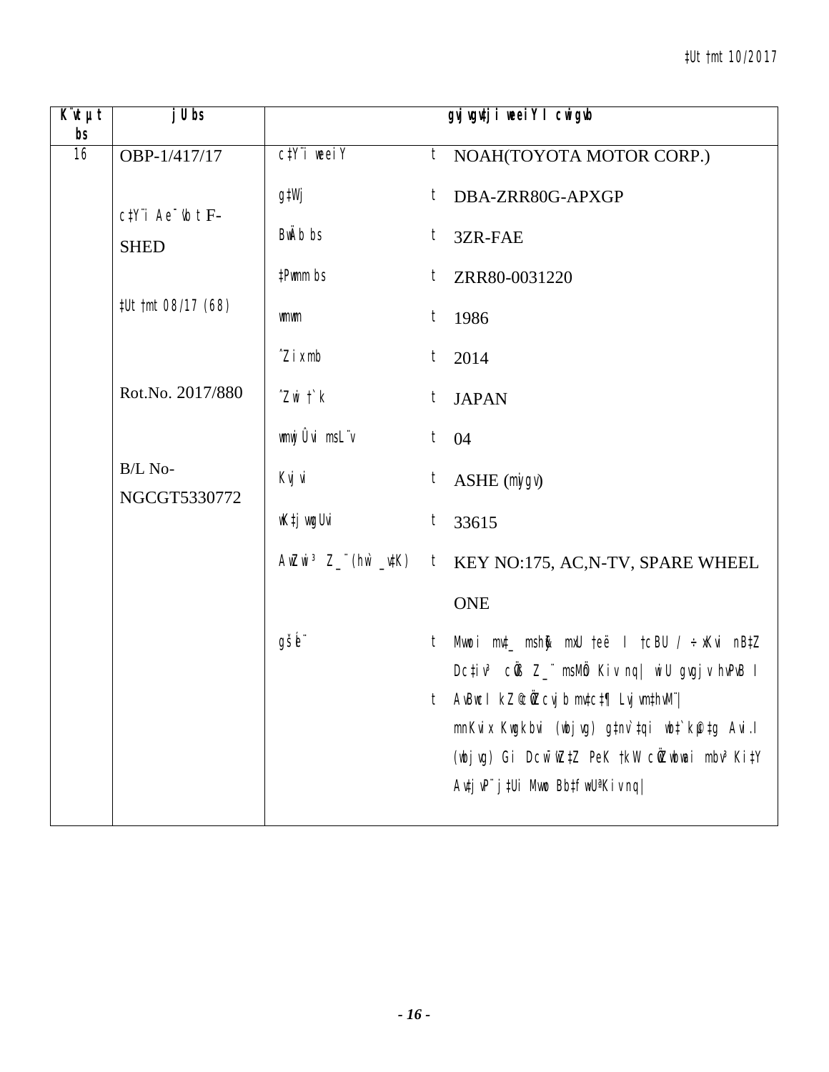| K¨vUvj‡Mi µwgK bs | jU bs | gvjvgv‡ji weeiY I cwigvb | | |
|---|---|---|---|---|
| 16 | OBP-1/417/17<br><br>c‡Y¨i Ae¯'vb t F-SHED<br><br>‡Ut †mt 08/17 (68)<br><br>Rot.No. 2017/880<br><br>B/L No-NGCGT5330772 | c‡Y¨i weeiY | t | NOAH(TOYOTA MOTOR CORP.) |
| | | g‡Wj | t | DBA-ZRR80G-APXGP |
| | | BwÄb bs | t | 3ZR-FAE |
| | | ‡Pwmm bs | t | ZRR80-0031220 |
| | | wmwm | t | 1986 |
| | | ˆZix mb | t | 2014 |
| | | ˆZwi †`k | t | JAPAN |
| | | wmwjÛvi msL¨v | t | 04 |
| | | Kvjvi | t | ASHE (mvjgv) |
| | | wK‡jvwgUvi | t | 33615 |
| | | AwZwi³ Z_¨(hw` _v‡K) | t | KEY NO:175, AC,N-TV, SPARE WHEEL ONE |
| | | gšÍe¨ | t | Mvwoi mv‡_ msh³ mxU †eë I †cBU / ÷xKvi nB‡Z Dc‡iv³ cÖ‡qvRbxq Z_¨ msMÖn Kiv nq\| wiU gvgjv hvPvB I<br>t AvBwc I kZ©cÖ‡qvRb mv‡c‡¶ Lvjvm‡hvM¨\| mnKvix Kwgkbvi (wbjvg) g‡nv`‡qi wb‡`©kµ‡g Avi.I (wbjvg) Gi Dcw¯'wZ‡Z PeK †kW cÖv½‡bi mbv³ Ki‡Y Av‡jvP¨ j‡Ui Mvwo Bb‡fw›UªKiv nq\| |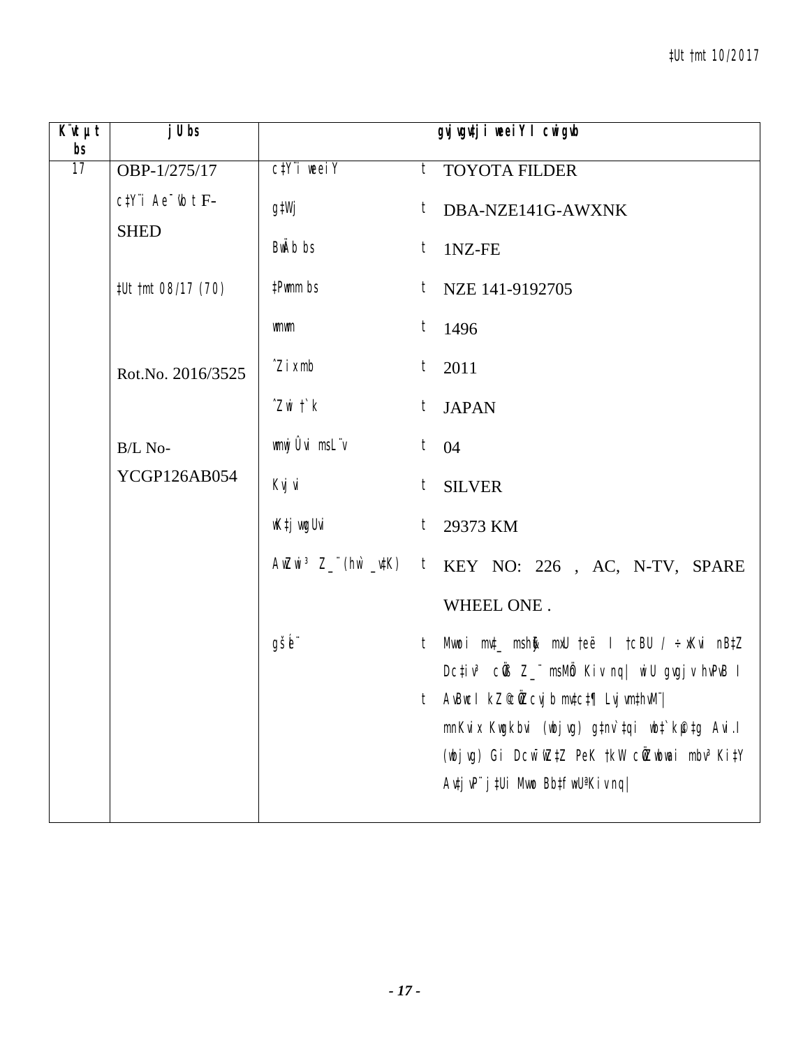| K¨vUvjM bs | jU bs | gvjvgv‡ji weeiY I cwigvY | | |
|---|---|---|---|---|
| 17 | OBP-1/275/17 | c‡Y¨i weeiY | t | TOYOTA FILDER |
| | c‡Y¨i Ae¯'vb t F-SHED | g‡Wj | t | DBA-NZE141G-AWXNK |
| | | BwÄb bs | t | 1NZ-FE |
| | ‡Ut †mt 08/17 (70) | ‡Pwmm bs | t | NZE 141-9192705 |
| | | wmwm | t | 1496 |
| | Rot.No. 2016/3525 | ˆZixi mb | t | 2011 |
| | | ˆZwii †`k | t | JAPAN |
| | B/L No-YCGP126AB054 | wmwUs K¨vcvwmwU | t | 04 |
| | | Kvjvi | t | SILVER |
| | | wK‡jvwgUvi | t | 29373 KM |
| | | AwZwi³ Z_¨(hw` _v‡K) | t | KEY NO: 226 , AC, N-TV, SPARE WHEEL ONE . |
| | | gšÍe¨ | t | Mvwoi mv‡_ msh�y³ mKj †eë I †cBU / ÷xKvi nB‡Z Dc‡iv³ c‡Y¨i Z_¨ msMÖn Kiv nq\| wiU gvgjv hvPvB I |
| | | | t | AvBwb kZ©c~iY mv‡c‡¶ Lvjvm‡hvM¨\| mnKvix Kwgkbvi (wbjvg) g‡nv`‡qi wb‡`©kµ‡g Avi.I (wbjvg) Gi Dcw¯'wZ‡Z PeK †kW c‡Y¨i mbv³ Ki‡Y Av‡jvP¨ j‡Ui Mvwo Bb‡fw›UªKiv nq\| |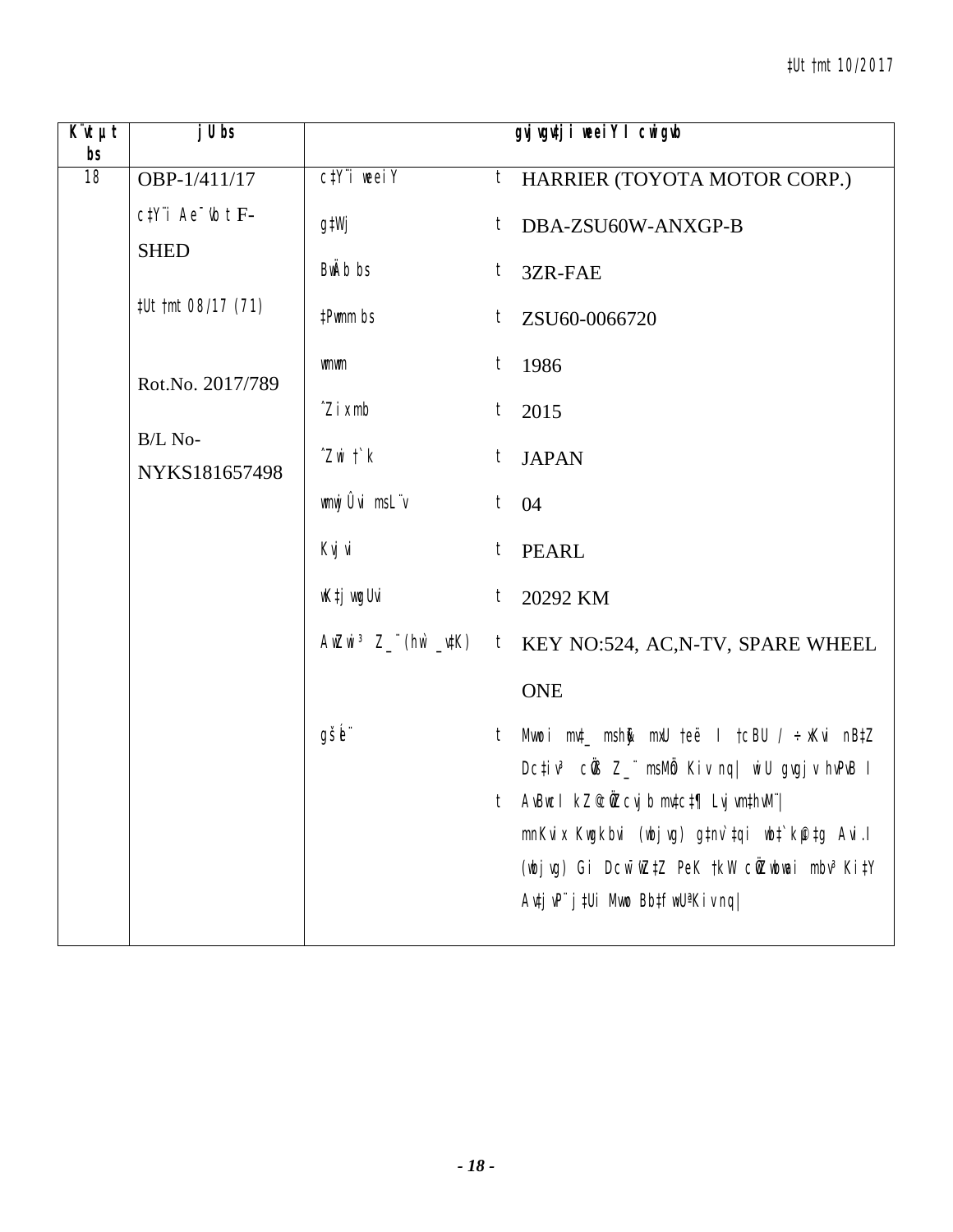| K¨vUvjM bs | jU bs | gvjvgv‡ji weeiY I cwigvY | | |
|---|---|---|---|---|
| 18 | OBP-1/411/17 | c‡Y¨i weeiY | t | HARRIER (TOYOTA MOTOR CORP.) |
| | c‡Y¨i Ae¯'vb t F-SHED | g‡Wj | t | DBA-ZSU60W-ANXGP-B |
| | | BwÄb bs | t | 3ZR-FAE |
| | ‡Ut †mt 08/17 (71) | ‡Pwmm bs | t | ZSU60-0066720 |
| | | wmwm | t | 1986 |
| | Rot.No. 2017/789 | ˆZix mb | t | 2015 |
| | B/L No- NYKS181657498 | ˆZwi †`k | t | JAPAN |
| | | wmwjÛvi msL¨v | t | 04 |
| | | Kvjvi | t | PEARL |
| | | wK‡jvwgUvi | t | 20292 KM |
| | | AwZwi³ Z_¨(hw` _v‡K) | t | KEY NO:524, AC,N-TV, SPARE WHEEL ONE |
| | | gšÍe¨ | t | Mvwoi mv‡_ mshy³ mxU †eë I †cBU / ÷xKvi nB‡Z Dc‡iv³ cÖvß Z_¨ msMÖn Kiv nq\| wiU gvgjv hvPvB I |
| | | | t | AvBwcI kZ©c~iYcvjb mv‡c‡¶ Lvjvm‡hvM¨\| mnKvix Kwgkbvi (wbjvg) g‡nv`‡qi wb‡`©kµ‡g Avi.I (wbjvg) Gi Dcw¯'w‡Z PeK †kW cÖZwbwai mbv³ Ki‡Y Av‡jvP¨ j‡Ui Mvwo Bb‡fw›UªKiv nq\| |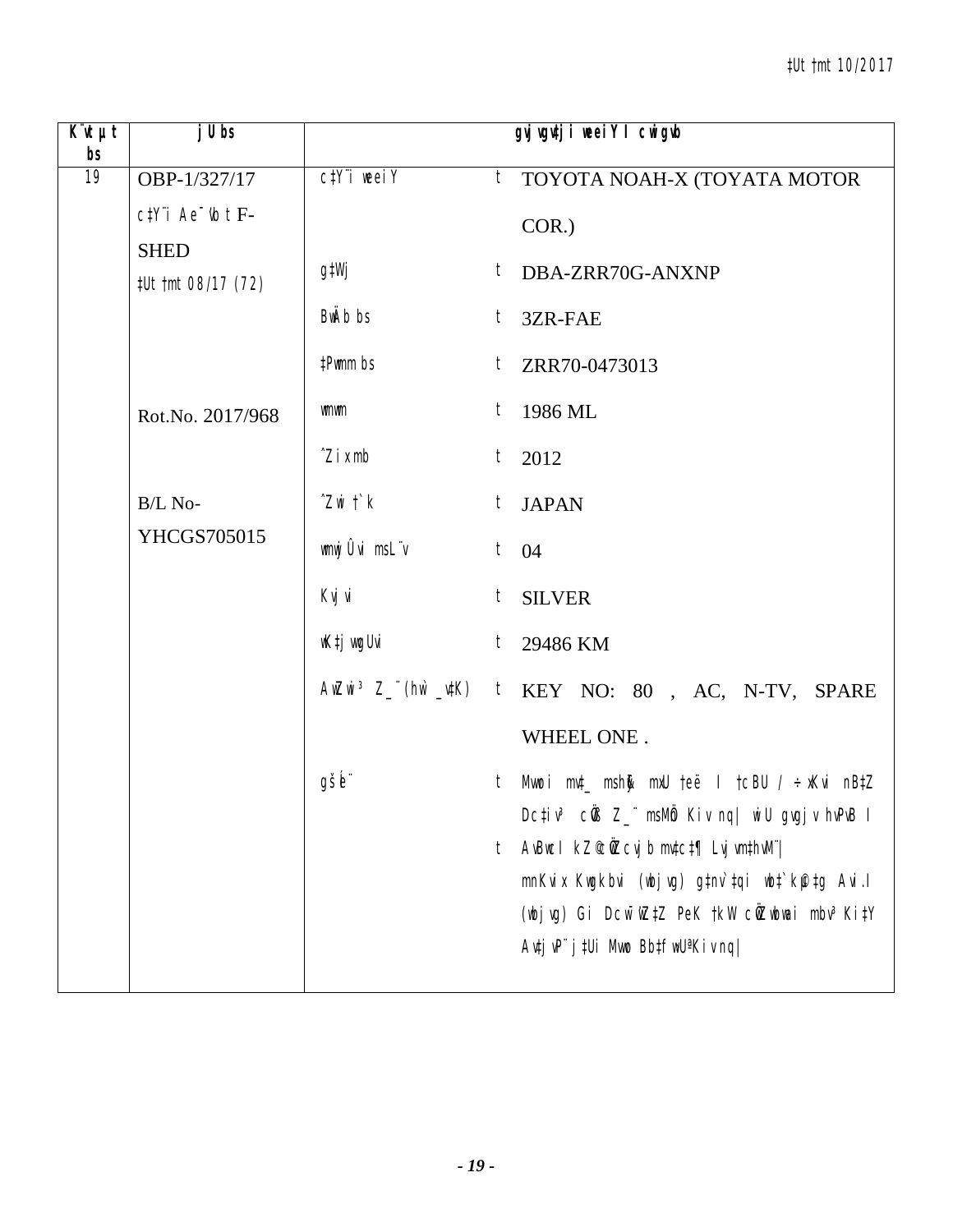| K¨vUvjM bs | jU bs | gvjvgv‡ji weeiY I cwigvb | | |
|---|---|---|---|---|
| 19 | OBP-1/327/17 | c‡Y¨i weeiY | t | TOYOTA NOAH-X (TOYATA MOTOR COR.) |
| | c‡Y¨i Ae¯'vb t F-SHED | | | |
| | ‡Ut †mt 08/17 (72) | g‡Wj | t | DBA-ZRR70G-ANXNP |
| | | BwÄb bs | t | 3ZR-FAE |
| | | ‡Pmm bs | t | ZRR70-0473013 |
| | Rot.No. 2017/968 | wmwm | t | 1986 ML |
| | | ˆZix mb | t | 2012 |
| | B/L No-YHCGS705015 | ˆZwi †`k | t | JAPAN |
| | | wmU msL¨v | t | 04 |
| | | Kvjvi | t | SILVER |
| | | wK‡jvwgUvi | t | 29486 KM |
| | | AwZwi³ Z_¨(hw` _v‡K) | t | KEY NO: 80 , AC, N-TV, SPARE WHEEL ONE . |
| | | gšÍe¨ | t | Mvwoi mv‡_ msh¦³ mKj †eë I †cBU / ÷xKvi nB‡Z Dc‡iv³ cÖ‡qvRbxq Z_¨ msMÖn Kiv nq\| wbjvg µ‡qi c~‡e© Mvwo †`‡L wb‡Z n‡e\| |
| | | | t | AvBwb I kZ©cÖ‡qvRb Abyhvqx wbjvg µqK…Z Mvwoi mwVK Z_¨ hvPvB K‡i wb‡Z n‡e\| mnKvix Kwgkbvi (wbjvg) g‡nv`‡qi wbKU n‡Z Avi.I (wbjvg) Gi Aby‡gv`b mv‡c‡¶ cÖ‡qvRbxq mKj Kvh©µg m¤úbœ Ki‡Z n‡e\| |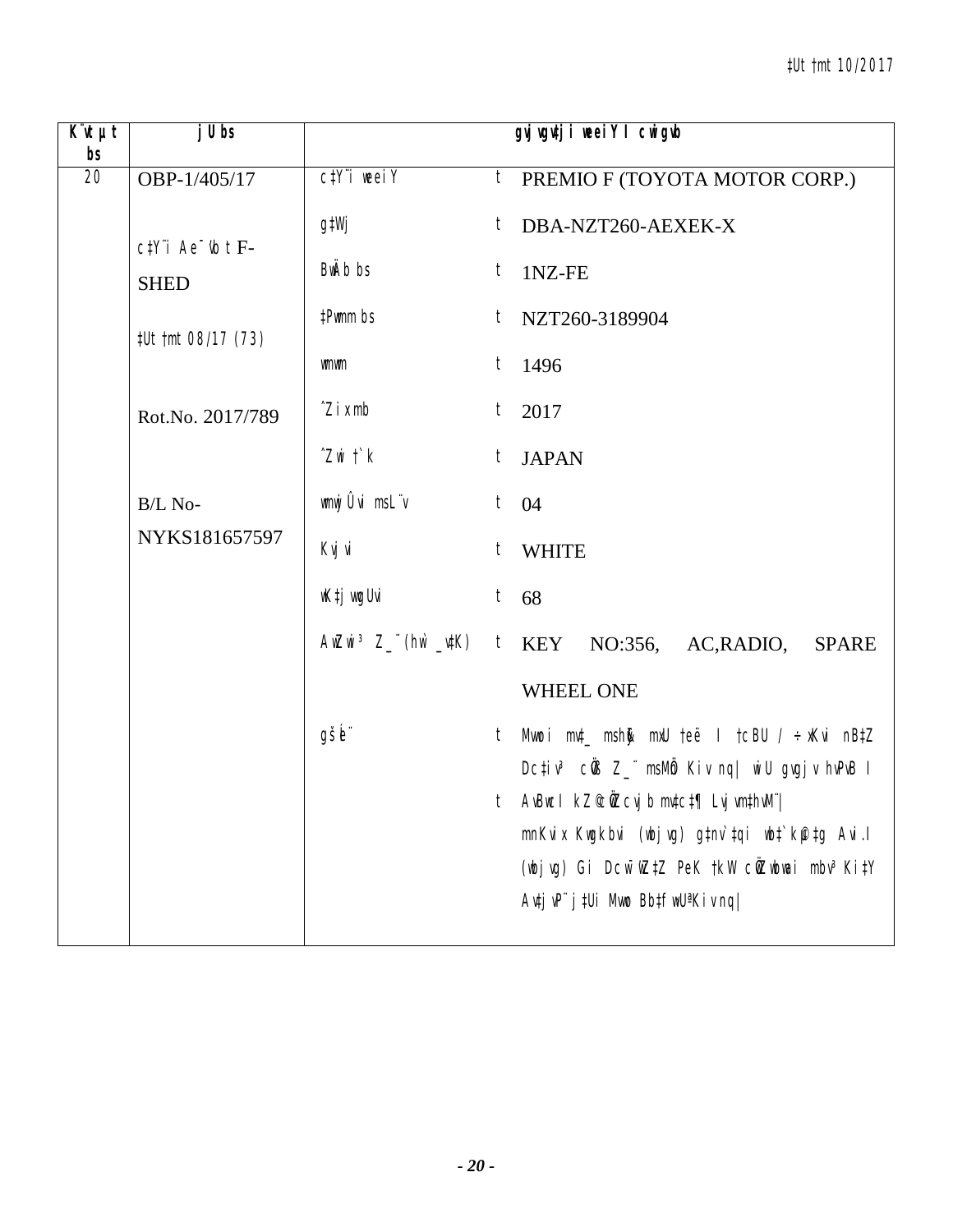| K¨vUvjM bs | jU bs | gvjvgvjvgi weeiY I cwigvY | | |
|---|---|---|---|---|
| 20 | OBP-1/405/17 | c‡Y¨i weeiY | t | PREMIO F (TOYOTA MOTOR CORP.) |
| | | g‡Wj | t | DBA-NZT260-AEXEK-X |
| | c‡Y¨i Ae¯'vb t F-SHED | BwÄb bs | t | 1NZ-FE |
| | | ‡Pwmm bs | t | NZT260-3189904 |
| | ‡Ut †mt 08/17 (73) | wmwm | t | 1496 |
| | | ˆZix mb | t | 2017 |
| | Rot.No. 2017/789 | ˆZwi †`k | t | JAPAN |
| | | wmwjÛvi msL¨v | t | 04 |
| | B/L No- NYKS181657597 | Kvjvi | t | WHITE |
| | | wK‡jvwgUvi | t | 68 |
| | | AwZwi³ Z_¨ (hw` _v‡K) | t | KEY NO:356, AC,RADIO, SPARE WHEEL ONE |
| | | gšÍe¨ | t | Mvwoi mv‡_ mshy³ mKj †eë I †cBU / ÷xKvi nB‡Z Dc‡iv³ cÖ‡qvRbxq Z_¨ msMÖn Kiv nq\| wiU gvgjv hvPvB I |
| | | | t | AvBwb I kZ©mv‡c‡¶ Lvjvmthvm¨ |
| | | | | mnKvix Kwgkbvi (wbjvg) g‡nv`‡qi wb‡`©kµ‡g Av.I (wbjvg) Gi Dcw¯'wZ‡Z PeK †kW cÖZwbwai mn‡hvwMZvq Kvh©µg m¤úbœ Kiv nq\| |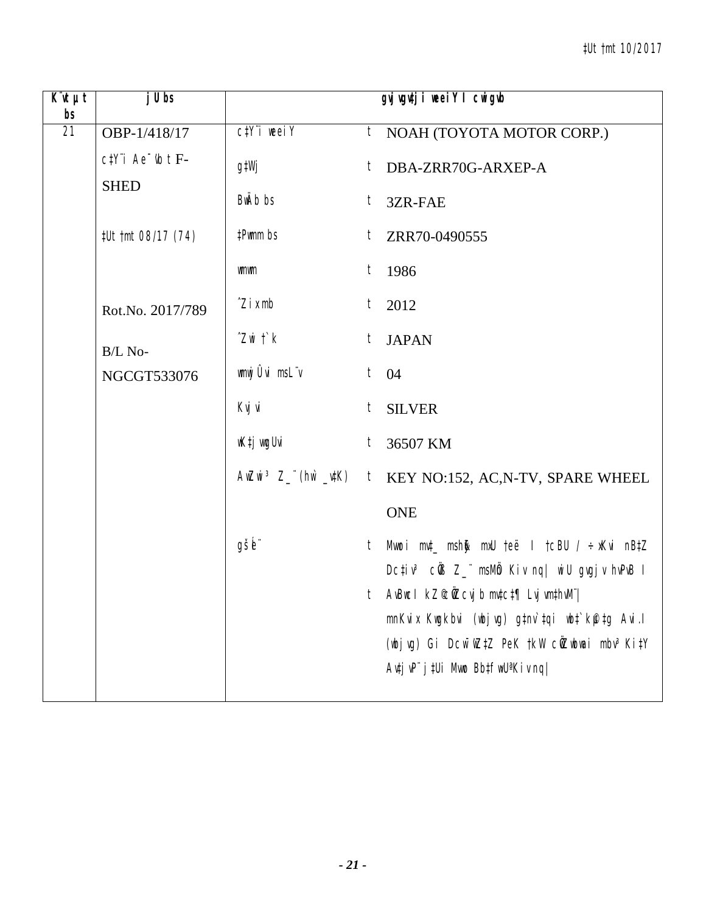| K¨vUvjM bs | jU bs | gvjvgv‡ji weeiY I cwigvb | | |
|---|---|---|---|---|
| 21 | OBP-1/418/17 | c‡Y¨i weeiY | t | NOAH (TOYOTA MOTOR CORP.) |
| | c‡Y¨i Ae¯'vb t F-SHED | g‡Wj | t | DBA-ZRR70G-ARXEP-A |
| | | BwÄb bs | t | 3ZR-FAE |
| | ‡Ut †mt 08/17 (74) | ‡Pwmm bs | t | ZRR70-0490555 |
| | | wmwm | t | 1986 |
| | Rot.No. 2017/789 | ˆZix mb | t | 2012 |
| | B/L No-NGCGT533076 | ˆZwi †`k | t | JAPAN |
| | | wmwU Ûvi msL¨v | t | 04 |
| | | Kvjvi | t | SILVER |
| | | wK‡jvwgUvi | t | 36507 KM |
| | | AwZwi³ Z_¨(hw` _v‡K) | t | KEY NO:152, AC,N-TV, SPARE WHEEL ONE |
| | | gšÍe¨ | t | Mvwoi mv‡_ mshy³ mxU †eë I †cBU / ÷xKvi nB‡Z Dc‡iv³ cÖ`Ë Z_¨ msMÖn Kiv nq\| wiU gvgjv hvPvB I |
| | | | t | AvBwcI kZ©c~iYcvjb mv‡c‡¶ Lvjvm‡hvM¨\| mnKvix Kwgkbvi (wbjvg) g‡nv`‡qi wb‡`©k†gvZv‡eK Avi.I (wbjvg) Gi Dcw¯'wZ‡Z PeK †kW cÖZwbwai mbv³ Ki‡Y Av‡jvP¨ j‡Ui Mvwo Bb‡fw›UªKiv nq\| |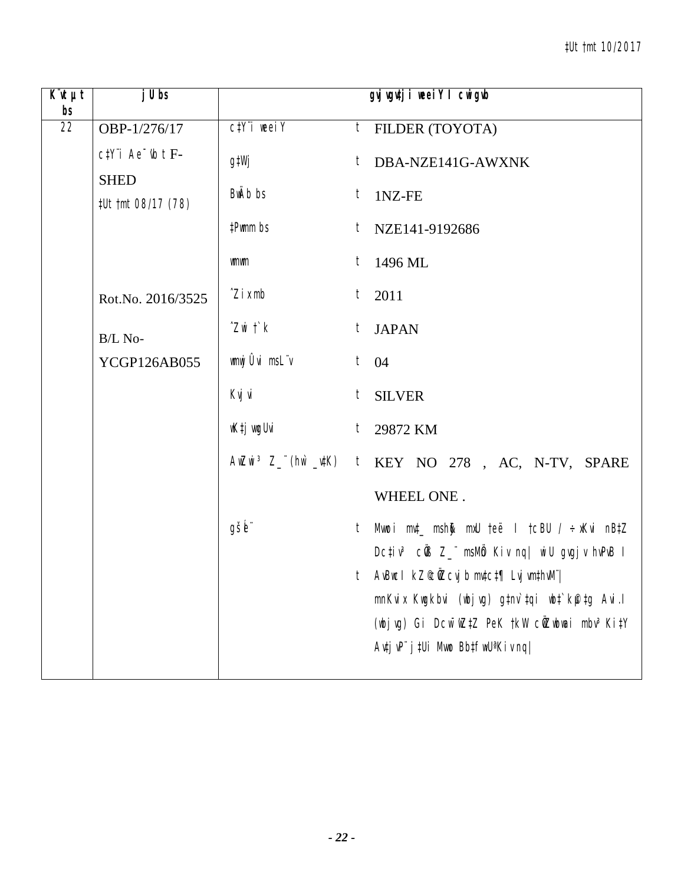‡Ut †mt 10/2017

| K¨vUvjM bs | jU bs | gvjvgv‡ji weeiY I cwigvY | | |
|---|---|---|---|---|
| 22 | OBP-1/276/17 | c‡Y¨i weeiY | t | FILDER (TOYOTA) |
| | c‡Y¨i Ae¯'vb t F-SHED | g‡Wj | t | DBA-NZE141G-AWXNK |
| | ‡Ut †mt 08/17 (78) | BwÄb bs | t | 1NZ-FE |
| | | ‡Pwmm bs | t | NZE141-9192686 |
| | | wmwm | t | 1496 ML |
| | Rot.No. 2016/3525 | ˆZix mb | t | 2011 |
| | B/L No- YCGP126AB055 | ˆZix †`k | t | JAPAN |
| | | wmU msL¨v | t | 04 |
| | | Kvjvi | t | SILVER |
| | | wK‡jvwgUvi | t | 29872 KM |
| | | AwZwi³ Z_¨(hw` _v‡K) | t | KEY NO 278 , AC, N-TV, SPARE WHEEL ONE . |
| | | gšÍe¨ | t | Mvwoi mv‡_ mshy³ mxU †eë I †cBU / ÷xKvi nB‡Z Dc‡iv³ cÖ`Ë Z_¨ msMÖn Kiv nq\| wbU gvjvgvj hvPvB I |
| | | | t | AvBwb kZ© cÖwZcvjb mv‡c‡¶ Lyjbv‡hvM¨\| mnKvix Kwgkbvi (wbjvg) g‡nv`‡qi wb‡`©kµ‡g Avi.I (wbjvg) Gi DcwiwZ‡Z PeK †kW cÖwZwbwai mbv³ Ki‡Y Av‡jvP¨ j‡Ui Mvwo Bb‡fw›UªKiv nq\| |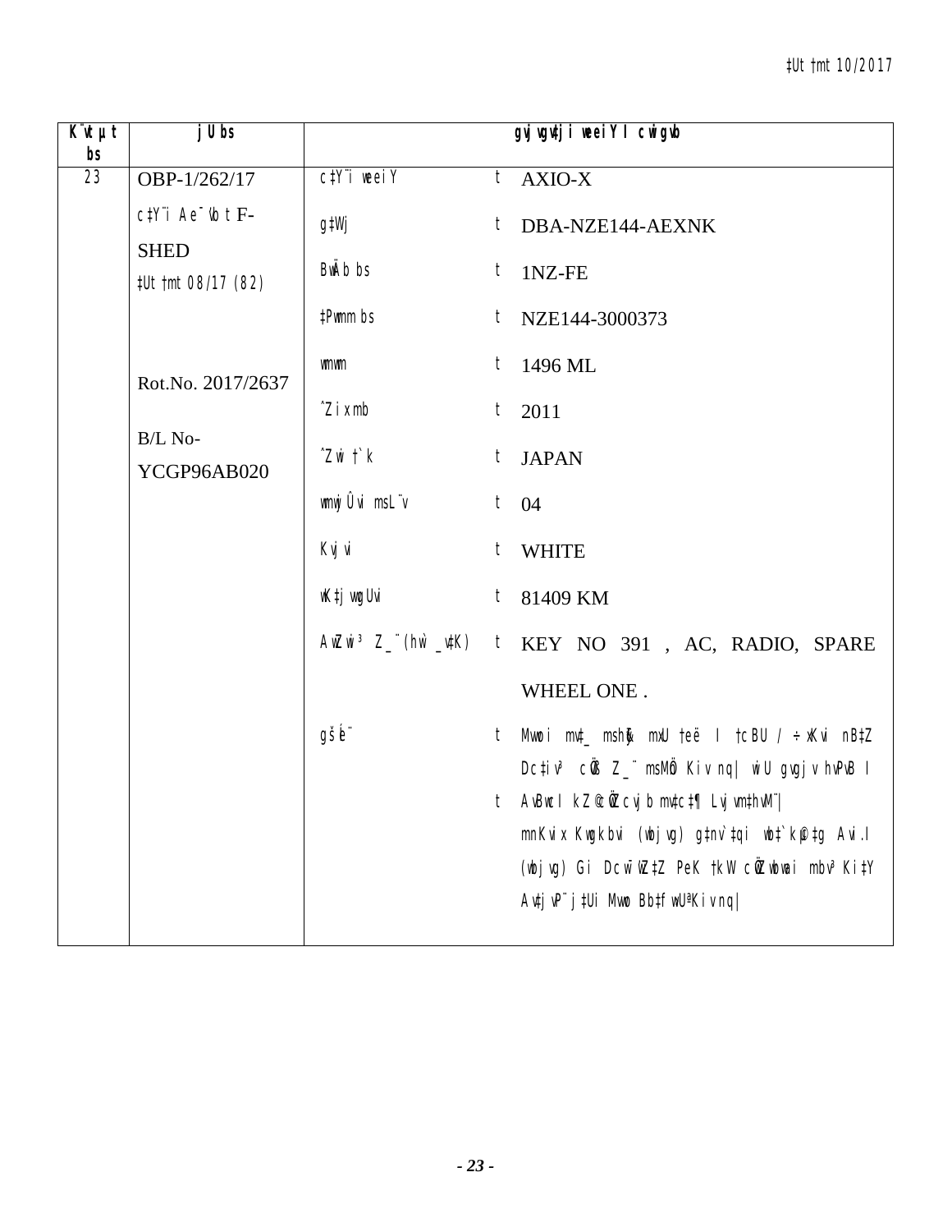| K¨vUvjM bs | jU bs | gvjvgv‡ji weeiY I cwigvY | | |
|---|---|---|---|---|
| 23 | OBP-1/262/17 | c‡Y¨i weeiY | t | AXIO-X |
| | c‡Y¨i Ae¯'vb t F-SHED | g‡Wj | t | DBA-NZE144-AEXNK |
| | ‡Ut †mt 08/17 (82) | BwÄb bs | t | 1NZ-FE |
| | | ‡Pwmm bs | t | NZE144-3000373 |
| | Rot.No. 2017/2637 | wmwm | t | 1496 ML |
| | | ˆZix mb | t | 2011 |
| | B/L No- YCGP96AB020 | ˆZwi †`k | t | JAPAN |
| | | wmwjÛvi msL¨v | t | 04 |
| | | Kvjvi | t | WHITE |
| | | wK‡jvwgUvi | t | 81409 KM |
| | | AwZwi³ Z_¨(hw` _v‡K) | t | KEY NO 391 , AC, RADIO, SPARE WHEEL ONE . |
| | | gšÍe¨ | t | Mvwoi mv‡_ mshy³ mxU †eë I †cBU / ÷xKvi nB‡Z Dc‡iv³ cÖ`Ë Z_¨ msMÖn Kiv nq\| wiU gvgjv hvPvB I |
| | | | t | AvBwcI kZ©vbyhvqx cÖ‡qvRbxq †gvUihvb Ae¨envi mnKvix Kwgkbvi (wbjvg) g‡nv`‡qi wb‡`©k‡g Avi.I (wbjvg) Gi Dcw¯'wZ‡Z PeK †kW cÖZwbwai mbv³ Ki‡Y Av‡jvP¨ j‡Ui Mvwo Bb‡fw›UªKiv nq\| |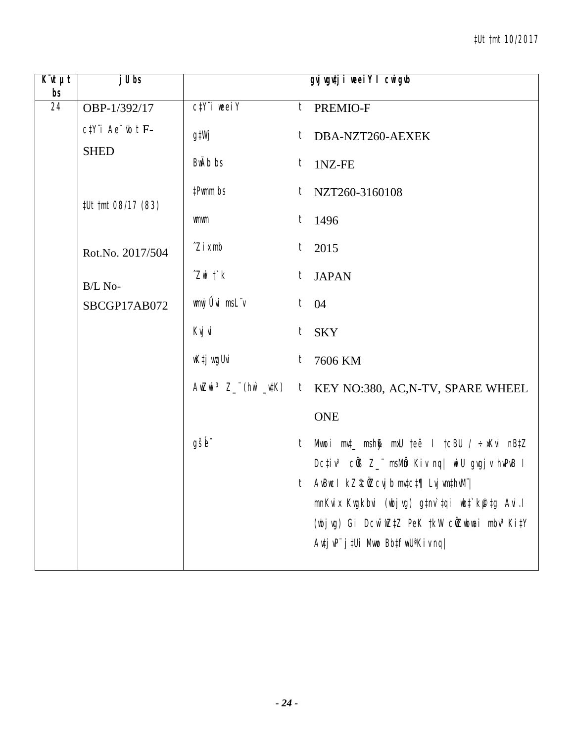| K¨vUvjM bs | jU bs | gvjvgv‡ji weeiY I cwigvb | | |
|---|---|---|---|---|
| 24 | OBP-1/392/17 | c‡Y¨i weeiY | t | PREMIO-F |
| | c‡Y¨i Ae¯'vb t F-SHED | g‡Wj | t | DBA-NZT260-AEXEK |
| | | BwÄb bs | t | 1NZ-FE |
| | ‡Ut †mt 08/17 (83) | ‡Pwmm bs | t | NZT260-3160108 |
| | | wmwm | t | 1496 |
| | Rot.No. 2017/504 | ˆZixmb | t | 2015 |
| | B/L No-SBCGP17AB072 | ˆZwi †`k | t | JAPAN |
| | | wmwjÛvi msL¨v | t | 04 |
| | | Kvjvi | t | SKY |
| | | wK‡jvwgUvi | t | 7606 KM |
| | | AwZwi³ Z_¨(hw` _v‡K) | t | KEY NO:380, AC,N-TV, SPARE WHEEL ONE |
| | | gšÍe¨ | t | Mvwoi mv‡_ mshy³ mxU †eë I †cBU / ÷xKvi nB‡Z Dc‡iv³ cÖ`Ë Z_¨ msMÖn Kiv nq\| wiU gvjvgvj hvPvB I |
| | | | t | AvBwcI kZ©cÖ‡qvR¨ b‡n msL¨vq Awfhv³ †Kv‡bv e¨vg Avw` gvjvgvj (wbjvg) wb‡`©kbv (wbjvg) Gi Dcwi¯'Z PeK †kW cÖZ¨vkx mKj Ki‡Y Av‡jvP¨ j‡Ui Mvwo Bb‡fwU¸Kiv nq\| |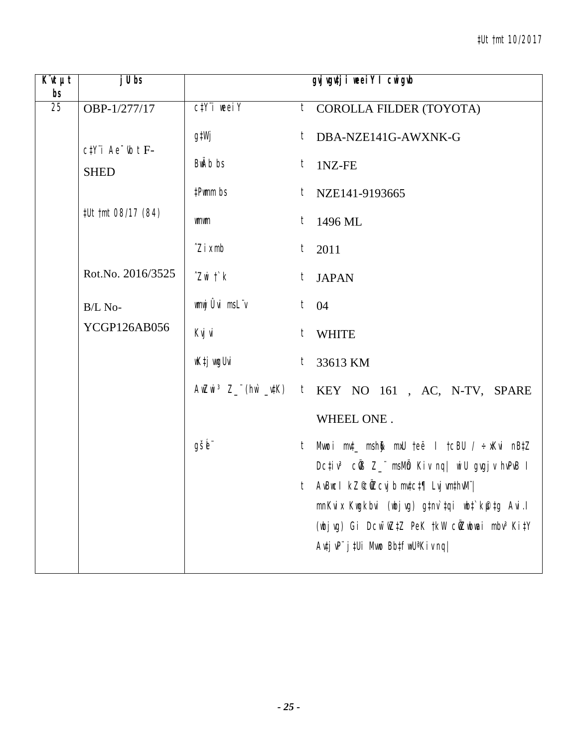‡Ut †mt 10/2017

| K¨vt µ t bs | j U bs | gvj vgv‡ji weeiY I cwigvb | | |
|---|---|---|---|---|
| 25 | OBP-1/277/17 | c‡Y¨i weeiY | t | COROLLA FILDER (TOYOTA) |
| | c‡Y¨i Ae¯'vb t F-SHED | g‡Wj | t | DBA-NZE141G-AWXNK-G |
| | | BwÄb bs | t | 1NZ-FE |
| | ‡Ut †mt 08/17 (84) | ‡Pwmm bs | t | NZE141-9193665 |
| | | wmwm | t | 1496 ML |
| | Rot.No. 2016/3525 | ˆZi xmb | t | 2011 |
| | B/L No- YCGP126AB056 | ˆZwi †`k | t | JAPAN |
| | | wmwjÛvi msL¨v | t | 04 |
| | | Kvjvi | t | WHITE |
| | | wK‡jvwgUvi | t | 33613 KM |
| | | AwZwi³ Z_¨(hw` _v‡K) | t | KEY NO 161 , AC, N-TV, SPARE WHEEL ONE . |
| | | gšÍe¨ | t | Mvwoi mv‡_ msh³ mxU †eë I †cBU / ÷xKvi nB‡Z Dc‡iv³ cÖ`Ë Z_¨ msMÖn Kiv nq\| wiU gvgjv hvPvB I |
| | | | t | AvBwcI kZ©cÖ`Ëcvjb mv‡c‡¶ Lyjbv‡hvM¨\| mnKvix Kwgkbvi (wbjvg) g‡nv`‡qi wb‡`©kµ‡g Avi.I (wbjvg) Gi Dcw¯'wZ‡Z PeK †kW cÖ`wk©Z mbv³ Ki‡Y Av‡jvP¨ j‡Ui Mvwo Bb‡fw›UªKiv nq\| |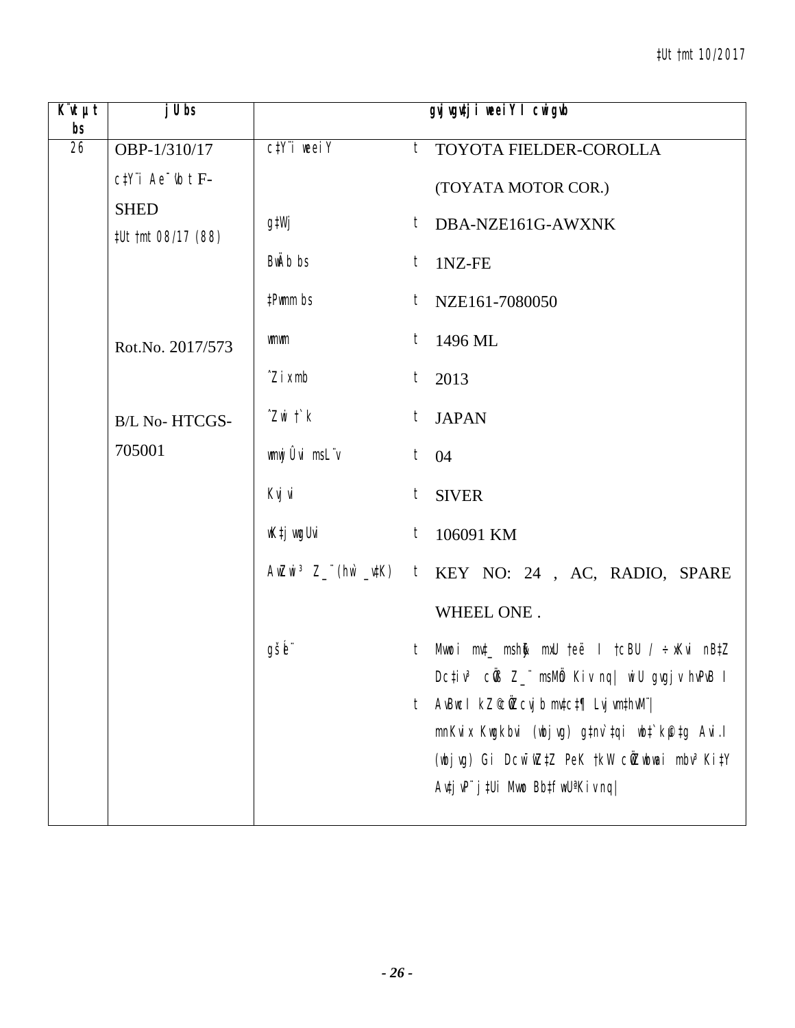| K¨vUvjM bs | jU bs | gvjvgv‡ji weeiY I cwigvY | | |
|---|---|---|---|---|
| 26 | OBP-1/310/17<br>c‡Y¨i Ae¯'vb t F-SHED<br>‡Ut †mt 08/17 (88)<br><br>Rot.No. 2017/573<br><br>B/L No- HTCGS-705001 | c‡Y¨i weeiY | t | TOYOTA FIELDER-COROLLA<br>(TOYATA MOTOR COR.) |
| | | g‡Wj | t | DBA-NZE161G-AWXNK |
| | | BwÄb bs | t | 1NZ-FE |
| | | ‡Pwmm bs | t | NZE161-7080050 |
| | | wmwm | t | 1496 ML |
| | | ˆZix mb | t | 2013 |
| | | ˆZwi †`k | t | JAPAN |
| | | wmwjÛvi msL¨v | t | 04 |
| | | Kvjvi | t | SIVER |
| | | wK‡jwgUvi | t | 106091 KM |
| | | AwZwi³ Z_¨ (hw` _v‡K) | t | KEY NO: 24 , AC, RADIO, SPARE WHEEL ONE . |
| | | gšÍe¨ | t | Mvwoi mv‡_ msh³ mxU †eë I †cBU / ÷xKvi nB‡Z Dc‡iv³ cÖ‡qvRbxq Z_¨ msMÖn Kiv nq\| wiU gvgjv hvPvB I |
| | | | t | AvBwcI kZ©c~iYmv‡c‡¶ Lvjvm‡hvM¨\| mnKvix Kwgkbvi (wbjvg) g‡nv`‡qi wb‡`©k †gvZv‡eK (wbjvg) Gi Dcw¯'wZ‡Z PeK †kW cÖvw³i mbv³ Ki‡Y Av‡jvP¨ j‡Ui Mvwo Bb‡fbUªKiv nq\| |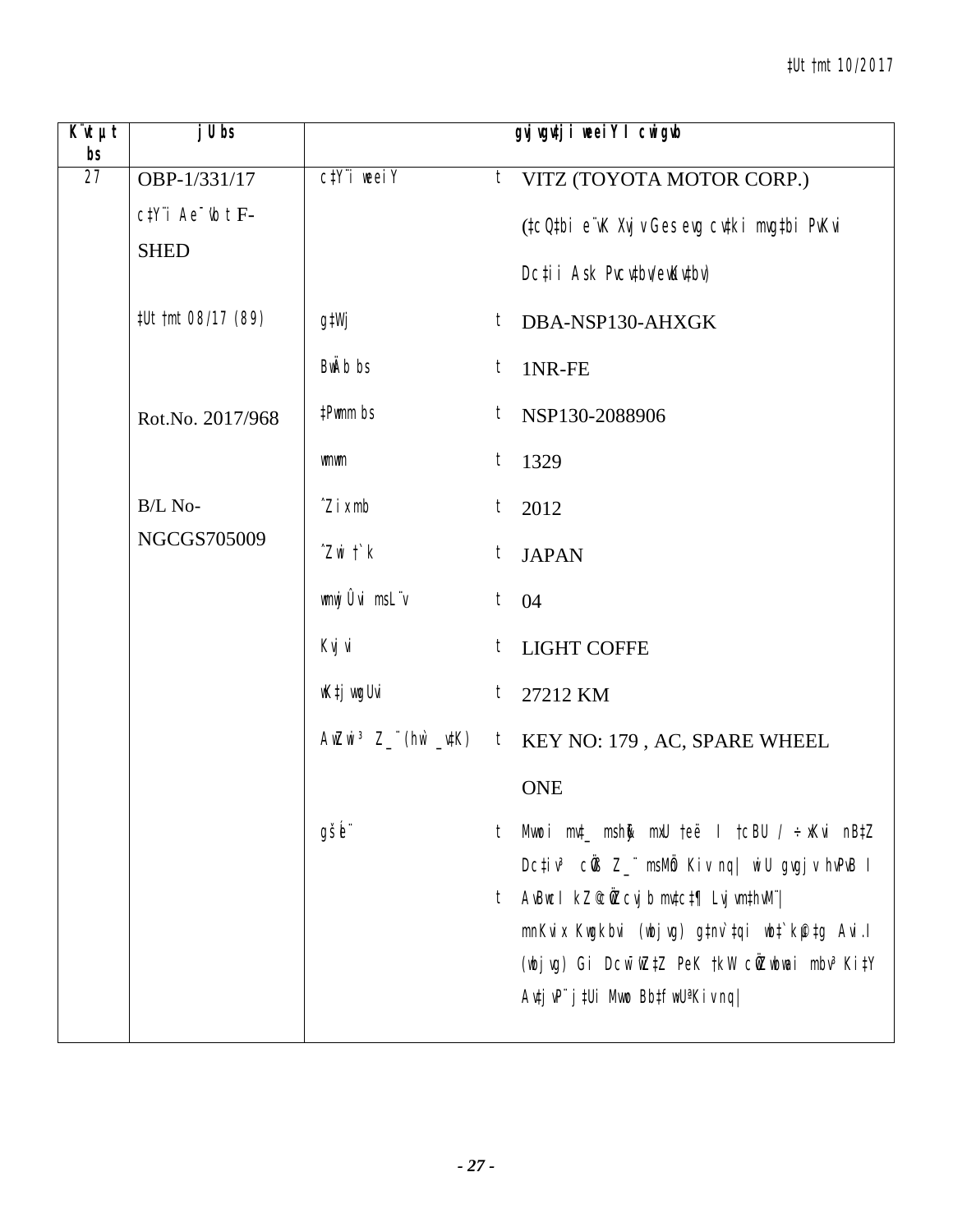‡Ut †mt 10/2017

| K¨vUvjM bs | jU bs | gvjvgvj Ges weeiY I cwigvY | | |
| --- | --- | --- | --- | --- |
| 27 | OBP-1/331/17 | c‡Y¨i weeiY | t | VITZ (TOYOTA MOTOR CORP.) |
| | c‡Y¨i Ae¯'vb t F-SHED | | | (‡cQ‡bi e¨vK Xvjv Ges evg cv‡ki mvg‡bi PvKvi Dc‡ii Ask Pvcv‡bv/evKv‡bv) |
| | ‡Ut †mt 08/17 (89) | g‡Wj | t | DBA-NSP130-AHXGK |
| | | BwÄb bs | t | 1NR-FE |
| | Rot.No. 2017/968 | ‡Pwmm bs | t | NSP130-2088906 |
| | | wmwm | t | 1329 |
| | B/L No-NGCGS705009 | ˆZix mb | t | 2012 |
| | | ˆZwi †`k | t | JAPAN |
| | | wmwjÛvi msL¨v | t | 04 |
| | | Kvjvi | t | LIGHT COFFE |
| | | wK‡jvwgUvi | t | 27212 KM |
| | | AwZwi³ Z_¨ (hw` _v‡K) | t | KEY NO: 179 , AC, SPARE WHEEL ONE |
| | | gšÍe¨ | t | Mvwoi mv‡_ mshy³ mKj †eë I †cBU / ÷xKvi nB‡Z Dc‡iv³ cÖ‡`q Z_¨ msMÖn Kiv nq| wiU gvgjv hvPvB I |
| | | | t | AvBwcI kZ©cÖ‡cvjb mv‡c‡¶ Lvjvm‡hvM¨| mnKvix Kwgkbvi (wbjvg) g‡nv`‡qi wb‡`©k‡g Avi.I (wbjvg) Gi Dcw¯'wZ‡Z PeK †kW cÖ‡ekvwai mbv³ Ki‡Y Av‡jvP¨ j‡Ui Mvwo Bb‡fw›UªKiv nq| |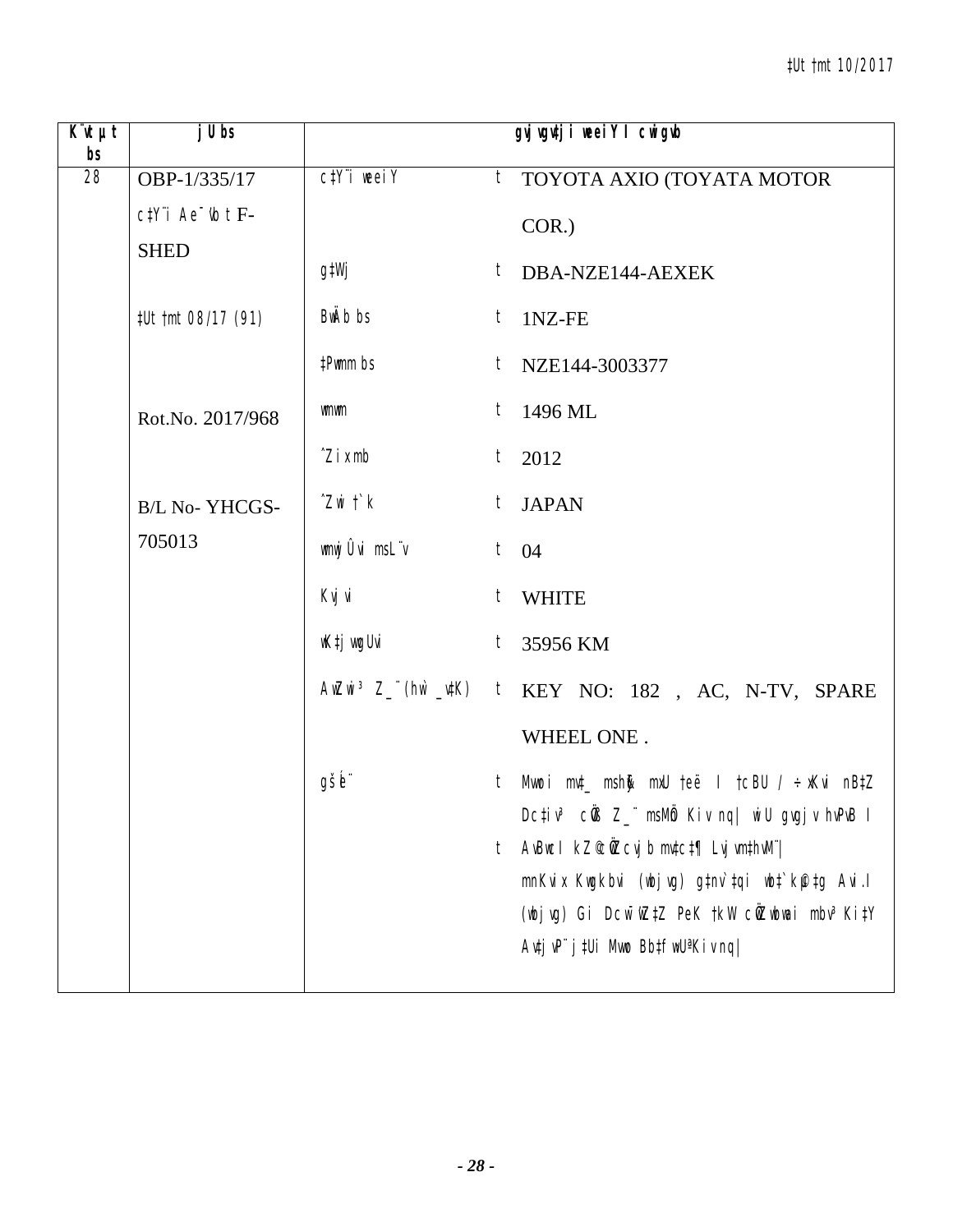| K¨vUvjM bs | jU bs | gvjvgv‡ji weeiY I cwigvY | | |
|---|---|---|---|---|
| 28 | OBP-1/335/17<br>c‡Y¨i Ae¯'vb t F-SHED<br><br>‡Ut †mt 08/17 (91)<br><br>Rot.No. 2017/968<br><br>B/L No- YHCGS-705013 | c‡Y¨i weeiY | t | TOYOTA AXIO (TOYATA MOTOR COR.) |
| | | g‡Wj | t | DBA-NZE144-AEXEK |
| | | BwÄb bs | t | 1NZ-FE |
| | | ‡Pwmm bs | t | NZE144-3003377 |
| | | wmwm | t | 1496 ML |
| | | ˆZix mb | t | 2012 |
| | | ˆZwi †`k | t | JAPAN |
| | | wmwU msL¨v | t | 04 |
| | | Kvjvi | t | WHITE |
| | | wK‡jvwgUvi | t | 35956 KM |
| | | AwZwi³ Z_¨ (hw` _v‡K) | t | KEY NO: 182 , AC, N-TV, SPARE WHEEL ONE . |
| | | gšÍe¨ | t | Mvwoi mv‡_ mshy³ mKj †eë I †cBU / ÷xKvi nB‡Z Dc‡iv³ cÖ‡qvRbxq Z_¨ msMÖn Kiv nq\| wiU gvgjv hvPvB I |
| | | | t | AvBwb I kZ©mv‡c‡¶ Lvjvm‡hvM¨\| mnKvix Kwgkbvi (wbjvg) g‡nv`‡qi wb‡`©kbv‡g Avi.I (wbjvg) Gi DcwbZ‡Z PeK †kW cÖ‡qvRbxq mbv³ Ki‡Y Av‡jvP¨ j‡Ui Mvwo Bb‡fw›UªKiv nq\| |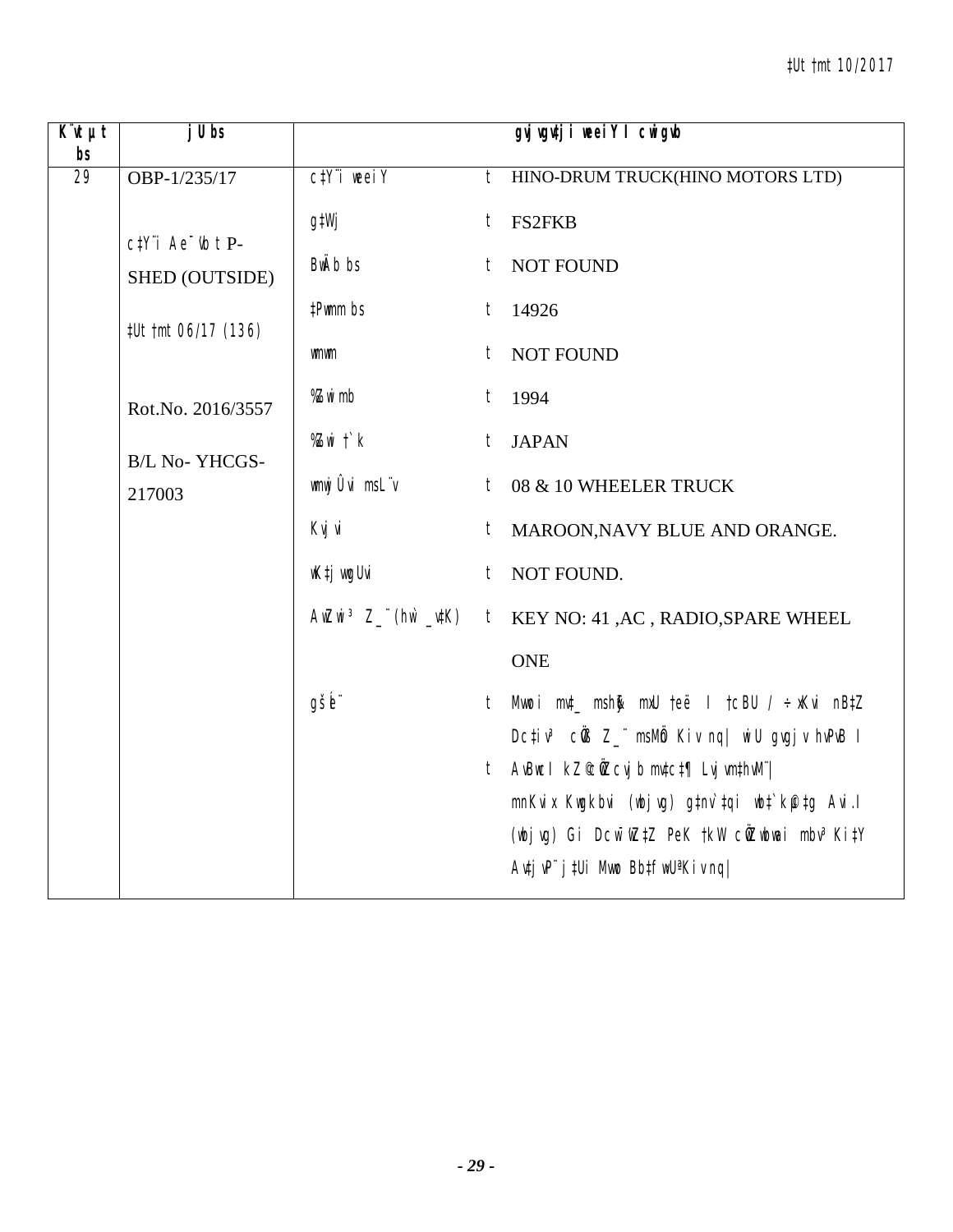‡Ut †mt 10/2017

| K¨vUvjM bs | jU bs | gvjvgv‡ji weeiY I cwigvb | | |
|---|---|---|---|---|
| 29 | OBP-1/235/17<br><br>c‡Y¨i Ae¯'vb t P-SHED (OUTSIDE)<br><br>‡Ut †mt 06/17 (136)<br><br>Rot.No. 2016/3557<br><br>B/L No- YHCGS-217003 | c‡Y¨i weeiY | t | HINO-DRUM TRUCK(HINO MOTORS LTD) |
| | | g‡Wj | t | FS2FKB |
| | | BwÄb bs | t | NOT FOUND |
| | | ‡Pwmm bs | t | 14926 |
| | | wmwm | t | NOT FOUND |
| | | ‰Zwii mb | t | 1994 |
| | | ‰Zwii †`k | t | JAPAN |
| | | wmwU Ûvi msL¨v | t | 08 & 10 WHEELER TRUCK |
| | | Kvjvi | t | MAROON,NAVY BLUE AND ORANGE. |
| | | wK‡jvwgUvi | t | NOT FOUND. |
| | | AwZwi³ Z_¨(hw` _v‡K) | t | KEY NO: 41 ,AC , RADIO,SPARE WHEEL ONE |
| | | gšÍe¨ | t | Mvwoi mv‡_ msh¶ mxU †eë I †cBU / ÷xKvi nB‡Z Dc‡iv³ cÖ‡qvRbxq Z_¨ msMÖn Kiv nq\| wiU gvgjv hvPvB I<br>t AvBwbMZ Rwe¸m cw‡ki Avbylw½K mgm¨v mgvavb Kwiqv (wbjvg) g‡nv`‡qi wb‡`©kµ‡g Avi.I (wbjvg) Gi Dcw¯'wZ‡Z PeK †kW cÖZwbwai mbv³ Ki‡Y Av‡jvP¨ j‡Ui Mvwo Bb‡fw›UªKiv nq\| |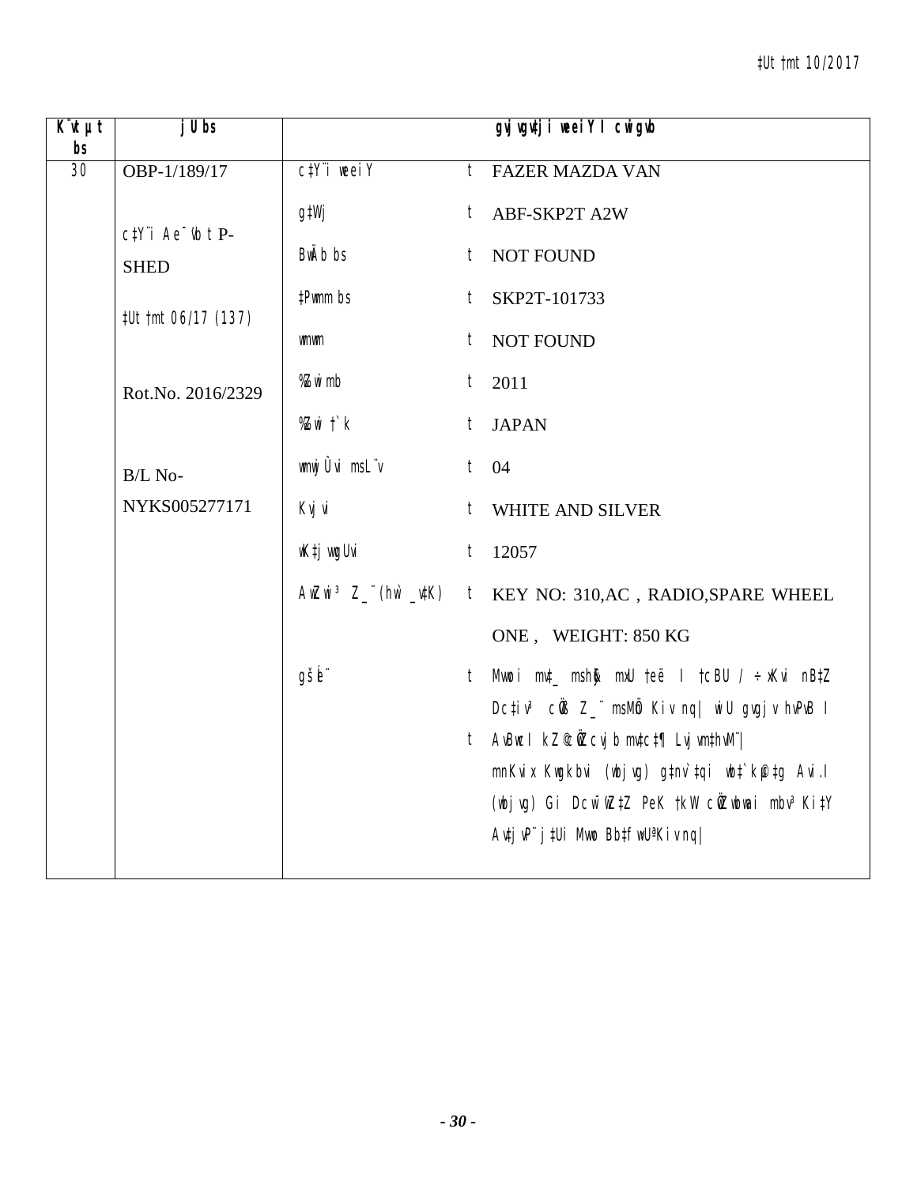‡Ut †mt 10/2017

| K¨vUvj‡Mi bs | jU bs | gvjvgv‡ji weeiY I cwigvY | | |
|---|---|---|---|---|
| 30 | OBP-1/189/17<br><br>c‡Y¨i Ae¯'vb t P-SHED<br><br>‡Ut †mt 06/17 (137)<br><br>Rot.No. 2016/2329<br><br>B/L No-NYKS005277171 | c‡Y¨i weeiY | t | FAZER MAZDA VAN |
| | | g‡Wj | t | ABF-SKP2T A2W |
| | | BwÄb bs | t | NOT FOUND |
| | | ‡Pwmm bs | t | SKP2T-101733 |
| | | wmwm | t | NOT FOUND |
| | | ‰Zwii mb | t | 2011 |
| | | ‰Zwii †`k | t | JAPAN |
| | | wmwUs Ôvi msL¨v | t | 04 |
| | | Kvjvi | t | WHITE AND SILVER |
| | | wK‡jvwgUvi | t | 12057 |
| | | AwZwi³ Z_¨ (hw` _v‡K) | t | KEY NO: 310,AC , RADIO,SPARE WHEEL ONE , WEIGHT: 850 KG |
| | | gš—e¨ | t | Mvwoi mv‡_ msh³ mKj †ek I †cBU / ÷xKvi nB‡Z Dc‡iv³ cÖ‡qvRbxq Z_¨ msMÖn Kiv nq\| wbjvg µqKvix‡K wbR `vwq‡Z¡ evsjv‡`k †ivW UªvÝ‡cvU© A_wiwU (weAviwUG) n‡Z †iwR‡÷ªkb Kiv‡Z n‡e\| |
| | | | t | AvBwcI kZ© cÖ‡hvR¨ n‡e\| |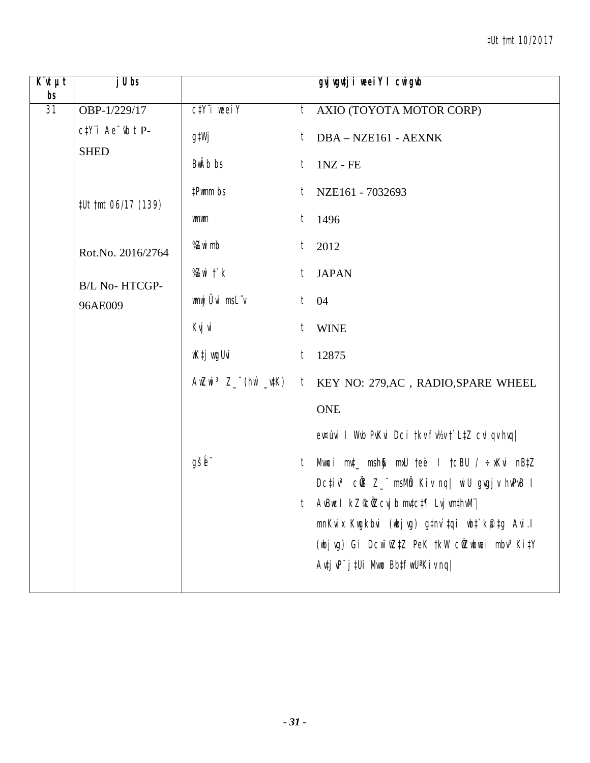| K¨vUvjM bs | jU bs | gvjvgv‡ji weeiY I cwigvY | | |
|---|---|---|---|---|
| 31 | OBP-1/229/17 | c‡Y¨i weeiY | t | AXIO (TOYOTA MOTOR CORP) |
| | c‡Y¨i Ae¯'vb t P-SHED | g‡Wj | t | DBA – NZE161 - AEXNK |
| | | BwÄb bs | t | 1NZ - FE |
| | ‡Ut †mt 06/17 (139) | ‡Pwmm bs | t | NZE161 - 7032693 |
| | | wmwm | t | 1496 |
| | Rot.No. 2016/2764 | %Zwi mb | t | 2012 |
| | B/L No- HTCGP-96AE009 | %Zwi †`k | t | JAPAN |
| | | wmwÛs msL¨v | t | 04 |
| | | Kvjvi | t | WINE |
| | | wK‡jvwgUvi | t | 12875 |
| | | AwZwi³ Z_¨ (hw` _v‡K) | t | KEY NO: 279,AC , RADIO,SPARE WHEEL ONE |
| | | | | evsjv‡`k Wvb PvjKi Dci †kvfv½v †`L‡Z cvIqv hvq\| |
| | | gšÍe¨ | t | Mvwoi mvt_ msh¶ mxU †eë I †cBU / ÷xKvi nB‡Z Dc‡iv³ cÖ‡qvRbxq Z_¨ msMÖn Kiv nq\| wiU gvgjv hvPvB I |
| | | | t | AvBwcI kZ©©Ü cvjb mv‡c‡¶ Lvjvm‡hvM¨\| mnKvix Kwgkbvi (wbjvg) g‡nv`‡qi wb‡`©k‡g Avi.I (wbjvg) Gi Dcw¯'wZ‡Z PeK †kW cÖZwbwai mbv³ Ki‡Y Av‡jvP¨ j‡Ui Mvwo Bb‡fw›UªKiv nq\| |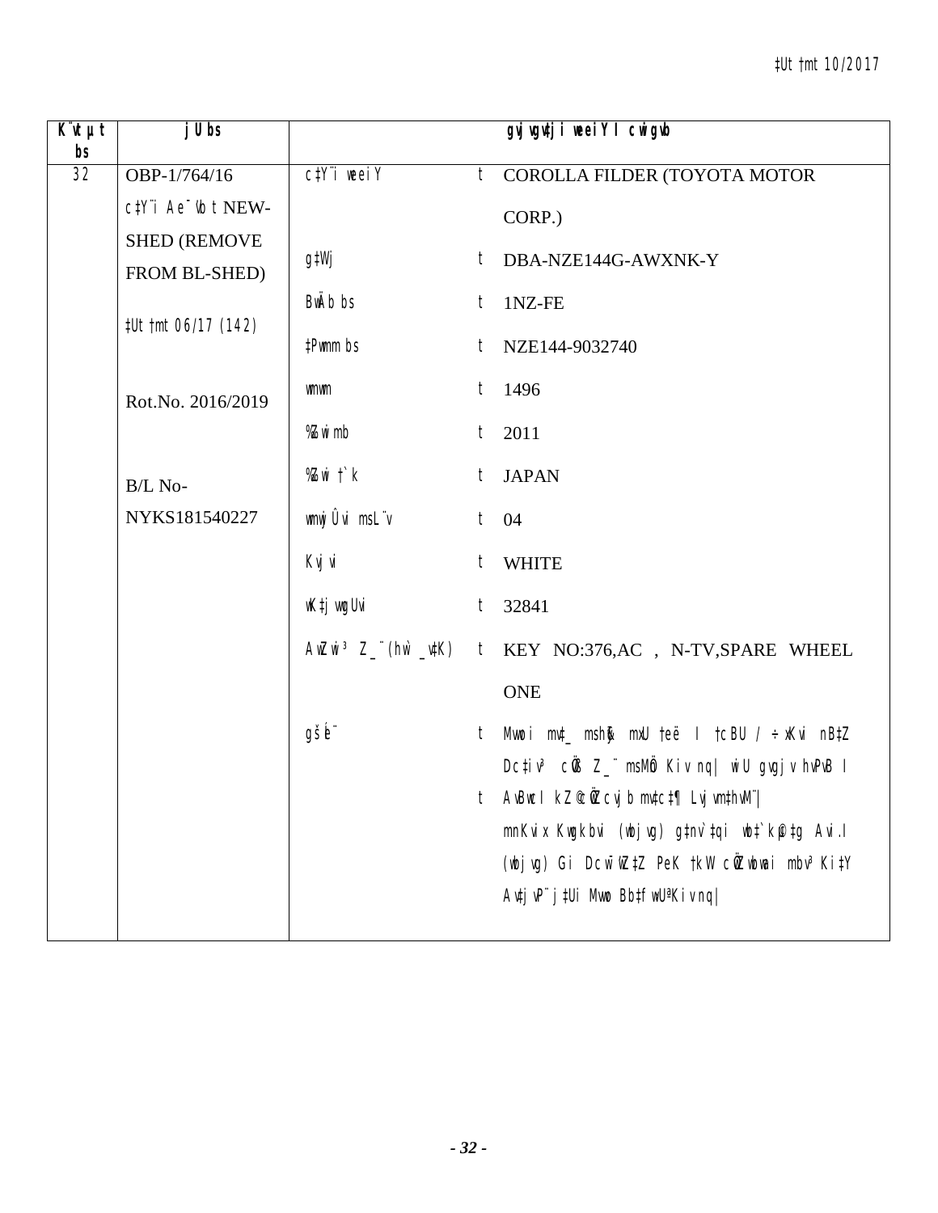| K¨vUvjM bs | jU bs | gvjvgv‡ji weeiY I cwigvb |
|---|---|---|
| 32 | OBP-1/764/16 | c‡Y¨i weeiY t COROLLA FILDER (TOYOTA MOTOR CORP.) |
| | c‡Y¨i Ae¯'vb t NEW-SHED (REMOVE FROM BL-SHED) | g‡Wj t DBA-NZE144G-AWXNK-Y |
| | | BwÄb bs t 1NZ-FE |
| | ‡Ut †mt 06/17 (142) | ‡Pwmm bs t NZE144-9032740 |
| | | wmwm t 1496 |
| | Rot.No. 2016/2019 | ˆZwii mb t 2011 |
| | | ˆZwii †`k t JAPAN |
| | B/L No-NYKS181540227 | wmwjÛvi msL¨v t 04 |
| | | Kvjvi t WHITE |
| | | wK‡jvwgUvi t 32841 |
| | | AwZwi³ Z_¨ (hw` _v‡K) t KEY NO:376,AC , N-TV,SPARE WHEEL ONE |
| | | gše¨ t Mvoxi mv‡_ msh&amp;y³ mKj †eë I †cBU / ÷xKvi nB‡Z Dc‡iv³ cÖ&amp;‡qvRbxq Z_¨ msMÖn Kiv nq\| wiU gvgjv hvPvB I AvBwb kZ©cÖ&amp;Zcvjb mv‡c‡¶ Lvjvm‡hvM¨\| mnKvix Kwgkbvi (wbjvg) g‡nv`‡qi wb‡`©k‡g Avi.I (wbjvg) Gi Dcw¯'wZ‡Z PeK †kW cÖZ¨vbqb mbv³ Ki‡Y Av‡jvP¨ j‡Ui Mvwo Bb‡fbUªKiv nq\| |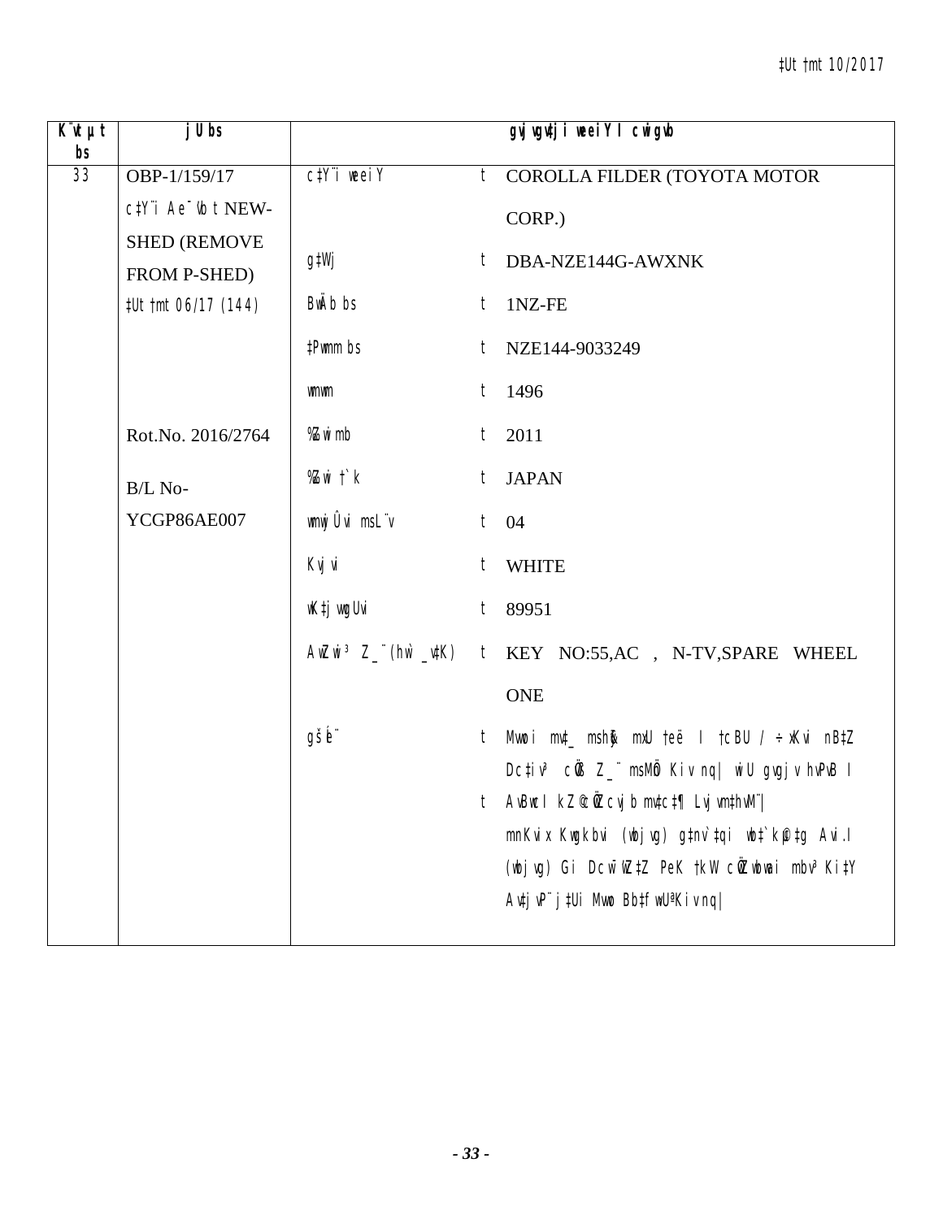| K¨vUvjM bs | jU bs | gvjvgv‡ji weeiY I cwigvY | | |
|---|---|---|---|---|
| 33 | OBP-1/159/17<br>c‡Y¨i Ae¯'vb t NEW-SHED (REMOVE FROM P-SHED)<br>‡Ut †mt 06/17 (144)<br><br>Rot.No. 2016/2764<br><br>B/L No-YCGP86AE007 | c‡Y¨i weeiY | t | COROLLA FILDER (TOYOTA MOTOR CORP.) |
| | | g‡Wj | t | DBA-NZE144G-AWXNK |
| | | BwÄb bs | t | 1NZ-FE |
| | | ‡Pwmm bs | t | NZE144-9033249 |
| | | wmwm | t | 1496 |
| | | ‰Zwii mb | t | 2011 |
| | | ‰Zwii †`k | t | JAPAN |
| | | wmwUs msL¨v | t | 04 |
| | | Kvjvi | t | WHITE |
| | | wK‡jvwgUvi | t | 89951 |
| | | AwZwi³ Z_¨ (hw` _v‡K) | t | KEY NO:55,AC , N-TV,SPARE WHEEL ONE |
| | | gšÍe¨ | t | Mvoxi mv‡_ msh³ mKj †eë I †cBU / ÷xKvi nB‡Z Dc‡iv³ cÖ‡qvRbxq Z_¨ msMÖn Kiv nq\| wiUvb© gvgjv hvPvB I<br>t AvBwcI kZ© cÖ‡hvR¨ n‡j Zv cvjb mv‡c‡¶ LvjvmthvM¨\|<br>mnKvix Kwgkbvi (wbjvg) g‡nv`‡qi wb‡`©kg‡Z Avi.I (wbjvg) Gi Dcw¯'wZ‡Z PeK †kW cÖZ¨vkxi mbv³ Ki‡Y Av‡jvPbvj‡Ui Mvwo Bb‡fw›UªKiv nq\| |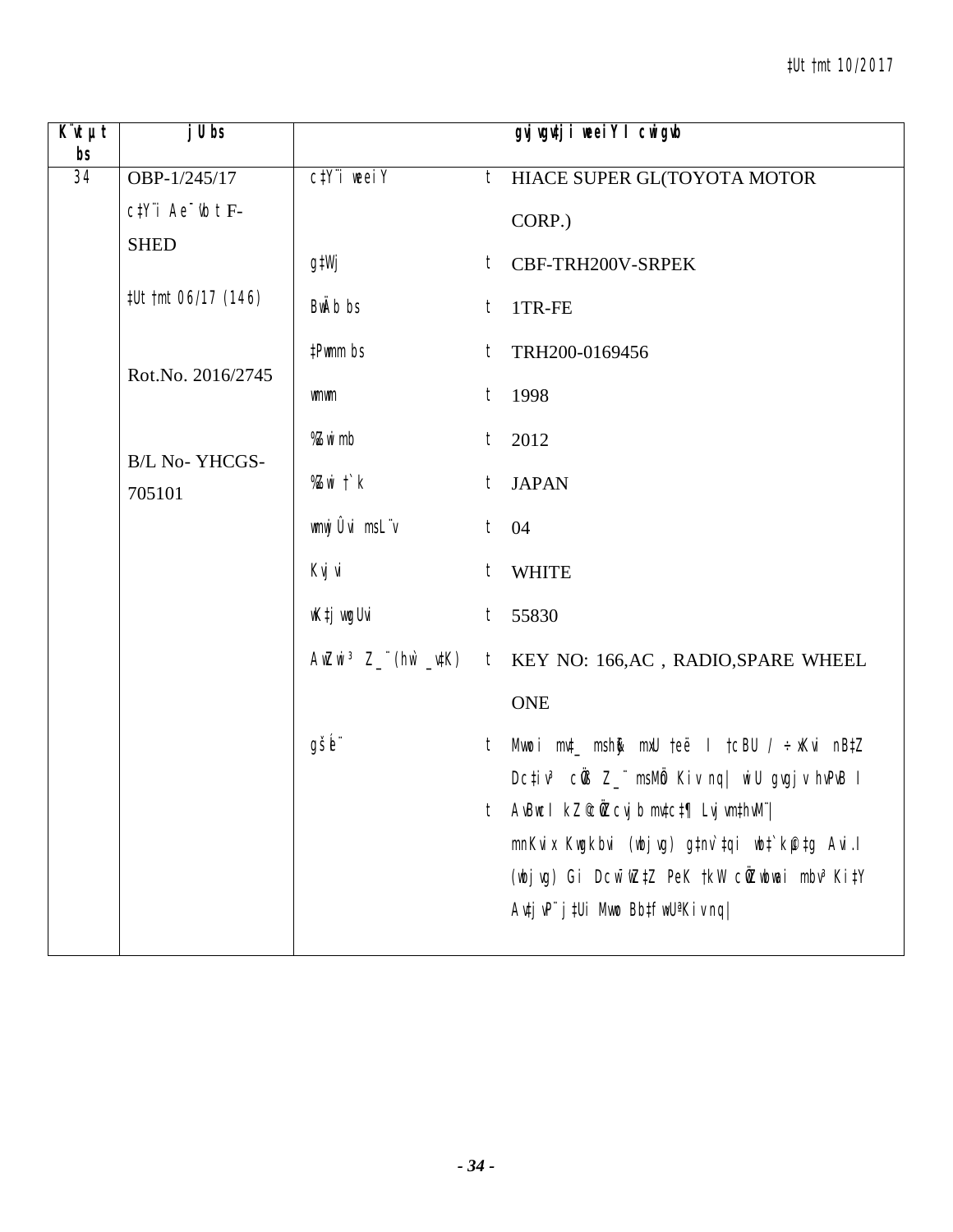| K¨vUvjM bs | jU bs | gvjvgv‡ji weeiY I cwigvY | | |
|---|---|---|---|---|
| 34 | OBP-1/245/17 | c‡Y¨i weeiY | t | HIACE SUPER GL(TOYOTA MOTOR CORP.) |
| | c‡Y¨i Ae¯’vb t F-SHED | g‡Wj | t | CBF-TRH200V-SRPEK |
| | ‡Ut †mt 06/17 (146) | BwÄb bs | t | 1TR-FE |
| | | ‡Pwmm bs | t | TRH200-0169456 |
| | Rot.No. 2016/2745 | mvm | t | 1998 |
| | | ‰Zwii mb | t | 2012 |
| | B/L No- YHCGS-705101 | ‰Zwi †`k | t | JAPAN |
| | | wmwjÛvi msL¨v | t | 04 |
| | | Kvjvi | t | WHITE |
| | | wK‡jvwgUvi | t | 55830 |
| | | AwZwi³ Z_¨ (hw` _v‡K) | t | KEY NO: 166,AC , RADIO,SPARE WHEEL ONE |
| | | gšÍe¨ | t | Mvwoi mv‡_ msh¡³ mKj †eë I †cBU / ÷xKvi nB‡Z Dc‡iv³ cÖ‡qvRbxq Z_¨ msMÖn Kiv nq\| wiU gvgjv hvPvB I |
| | | | t | AvBwcI kZ©cÖ‡qvRb mv‡c‡¶ Lvjvm‡hvM¨\| mnKvix Kwgkbvi (wbjvg) g‡nv`‡qi wb‡`©k‡g Avi.I (wbjvg) Gi DcwÎZ‡Z PeK †kW cÖZwbwai mbv³ Ki‡Y Av‡jvP¨ j‡Ui Mvwo Bb‡fw›UªKiv nq\| |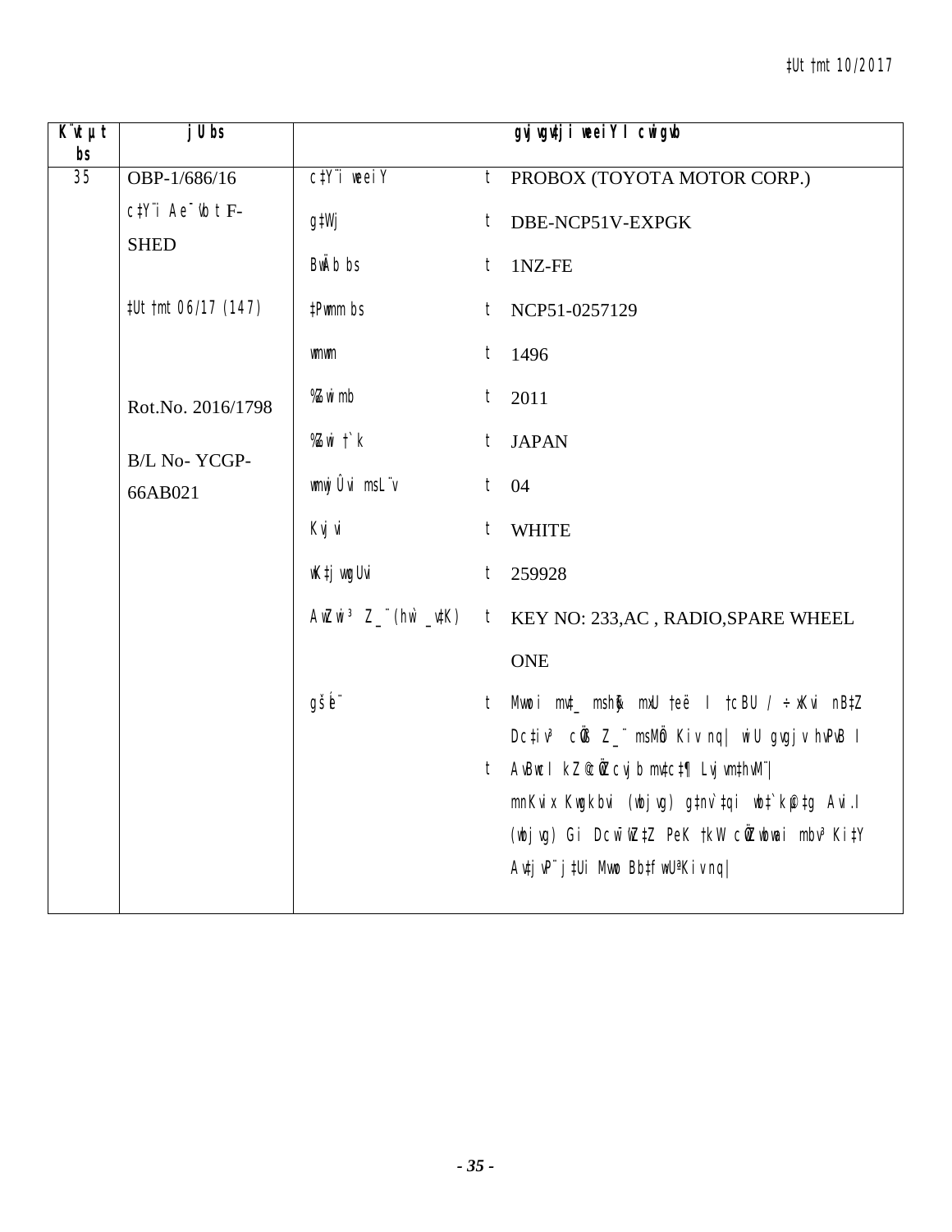‡Ut †mt 10/2017

| K¨vUvjM bs | jU bs | gvjvgvtji weeiY I cwigvb | | |
|---|---|---|---|---|
| 35 | OBP-1/686/16 | c‡Y¨i weeiY | t | PROBOX (TOYOTA MOTOR CORP.) |
| | c‡Y¨i Ae¯'vb t F-SHED | g‡Wj | t | DBE-NCP51V-EXPGK |
| | | BwÄb bs | t | 1NZ-FE |
| | ‡Ut †mt 06/17 (147) | ‡Pwmm bs | t | NCP51-0257129 |
| | | wmwm | t | 1496 |
| | Rot.No. 2016/1798 | %Zwii mb | t | 2011 |
| | B/L No- YCGP-66AB021 | %Zwii †`k | t | JAPAN |
| | | wmwjÛvi msL¨v | t | 04 |
| | | Kvjvi | t | WHITE |
| | | wK‡jvwgUvi | t | 259928 |
| | | AwZwi³ Z_¨(hw` _v‡K) | t | KEY NO: 233,AC , RADIO,SPARE WHEEL ONE |
| | | gšÍe¨ | t | Mvoxi mv‡\_ msh&¯' mxU †eë I †cBU / ÷xKvi nB‡Z Dc‡iv³ cÖ‡Z¨ msMÖn Kiv nq\| wiU gvgjv hvPvB I |
| | | | t | AvBwb I kZ©c~iYcvjb mv‡c‡¶ Lvjvm‡hvM¨\| mnKvix Kwgkbvi (wbjvg) g‡nv`‡qi wb‡`©k‡g Avi.I (wbjvg) Gi DcwóZ‡Z PeK †kW cÖZvwbwai mbv³ Ki‡Y Av‡jvP¨ j‡Ui Mvwo Bb‡fw›Uªi Kiv nq\| |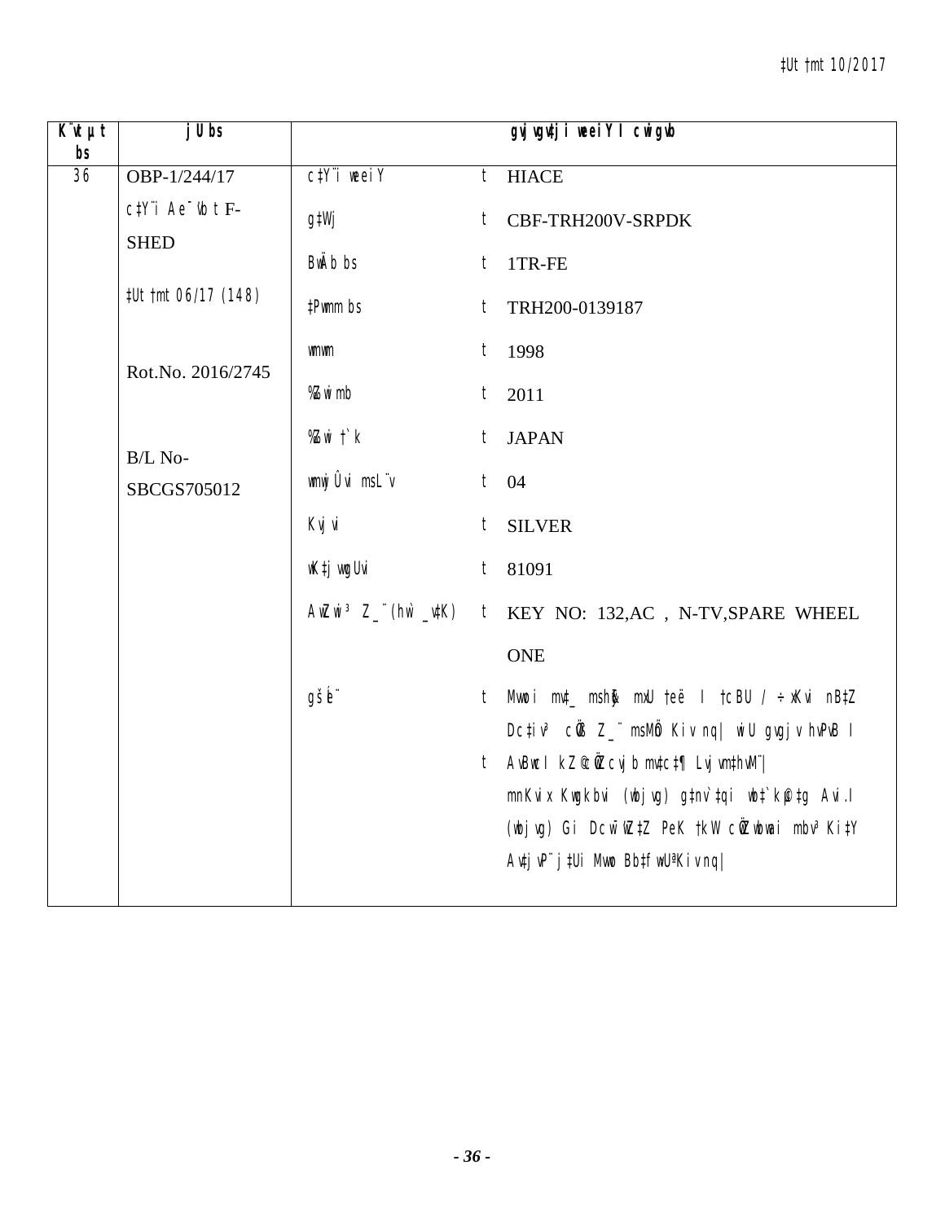| K¨vUvjM bs | jU bs | gvjvgv‡ji weeiY I cwigvY | | |
|---|---|---|---|---|
| 36 | OBP-1/244/17 | c‡Y¨i weeiY | t | HIACE |
| | c‡Y¨i Ae¯'vb t F-SHED | g‡Wj | t | CBF-TRH200V-SRPDK |
| | | BwÄb bs | t | 1TR-FE |
| | ‡Ut †mt 06/17 (148) | ‡Pwmm bs | t | TRH200-0139187 |
| | | mvm | t | 1998 |
| | Rot.No. 2016/2745 | %Zwi mb | t | 2011 |
| | | %Zwi †`k | t | JAPAN |
| | B/L No-SBCGS705012 | wmwjÛvi msL¨v | t | 04 |
| | | Kvjvi | t | SILVER |
| | | wK‡jvwgUvi | t | 81091 |
| | | AwZwi³ Z_¨(hw` _v‡K) | t | KEY NO: 132,AC , N-TV,SPARE WHEEL ONE |
| | | gšÍe¨ | t | Mvwoi mvt_ msh&amp; mxU †eë I †cBU / ÷xKvi nB‡Z Dc‡iv³ cÖ‡qvRbxq Z_¨ msMÖn Kiv nq\| wiU gvgjv hvPvB I |
| | | | t | AvBwcI kZ©c~iYcyi b mv‡c‡¶ Lvjvm‡hvM¨\| mnKvix Kwgkbvi (wbjvg) g‡nv`‡qi wb‡`©kµ‡g Avi.I (wbjvg) Gi Dcw¯'wZ‡Z PeK †kW cÖ‡qvRbxq mbv³ Ki‡Y Av‡jvP¨ j‡Ui Mvwo Bb‡fw›UªKiv nq\| |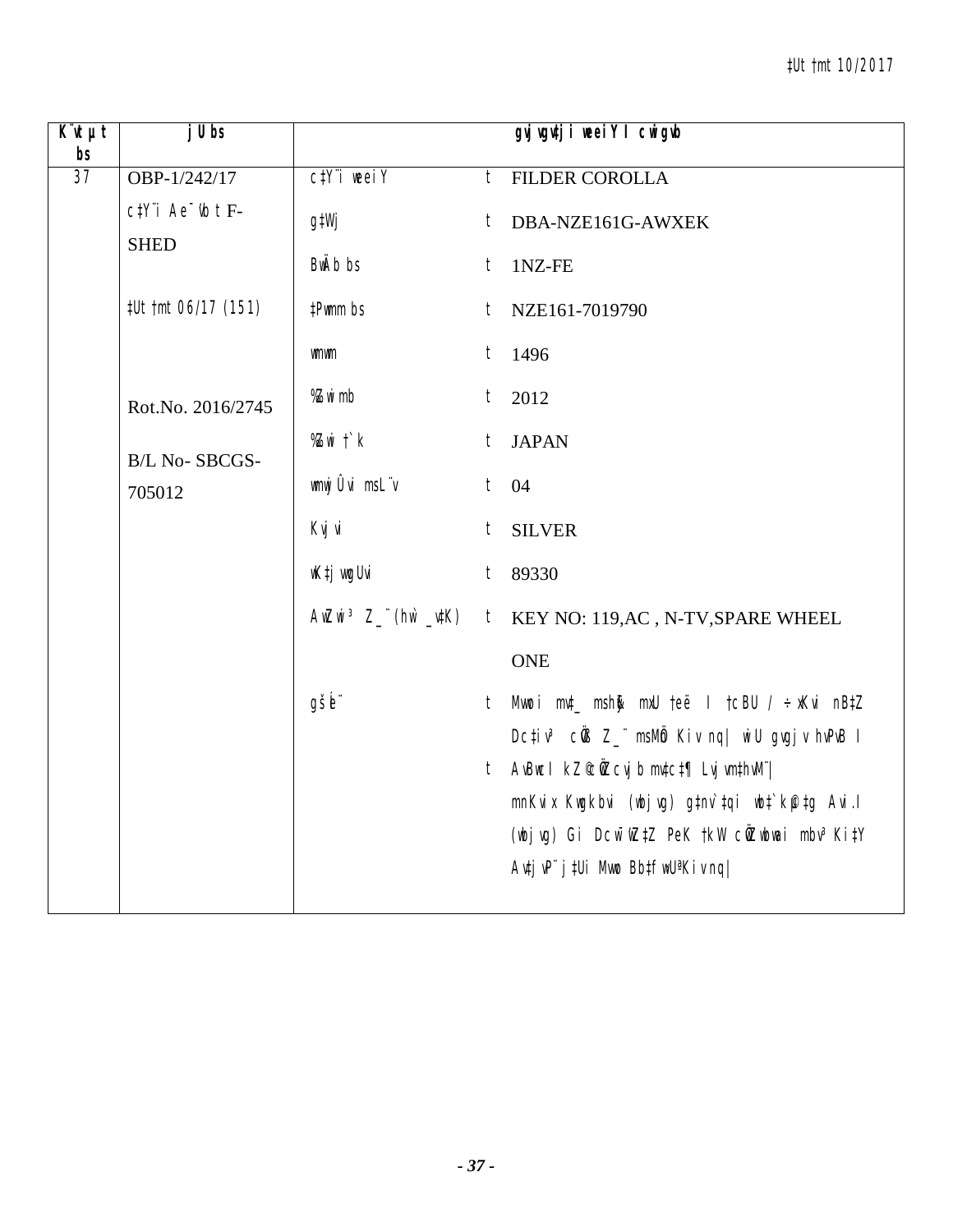| K¨vUvjM bs | jU bs | gvjvgv‡ji weeiY I cwigvb | | |
|---|---|---|---|---|
| 37 | OBP-1/242/17 | c‡Y¨i weeiY | t | FILDER COROLLA |
| | c‡Y¨i Ae¯'vb t F-SHED | g‡Wj | t | DBA-NZE161G-AWXEK |
| | | BwÄb bs | t | 1NZ-FE |
| | ‡Ut †mt 06/17 (151) | ‡Pwmm bs | t | NZE161-7019790 |
| | | wmwm | t | 1496 |
| | Rot.No. 2016/2745 | %Zwii mb | t | 2012 |
| | B/L No- SBCGS-705012 | %Zwii †`k | t | JAPAN |
| | | wmwjÛvi msL¨v | t | 04 |
| | | Kvjvi | t | SILVER |
| | | wK‡jvwgUvi | t | 89330 |
| | | AwZwi³ Z_¨ (hw` _v‡K) | t | KEY NO: 119,AC , N-TV,SPARE WHEEL ONE |
| | | gšÍe¨ | t | Mvwoi mv‡_ msh³ mxU †ee&amp;ë I †cBU / ÷xKvi nB‡Z Dc‡iv³ cÖ`Ë Z_¨ msMÖn Kiv nq\| wiU gvgjv hvPvB I |
| | | | t | AvBwcI kZ©mv‡c‡¶ cyjb mv‡c‡¶ Lvjvm‡hvM¨\| mnKvix Kwgkbvi (wbjvg) g‡nv`‡qi wb‡`©k †gvZv‡eK Avi.I (wbjvg) Gi Dcw¯'wZ‡Z PeK †kW cÖZ¨vwkZ mbv³ Ki‡Y Av‡jvP¨ j‡Ui Mvwo Bb‡fw›UªKiv nq\| |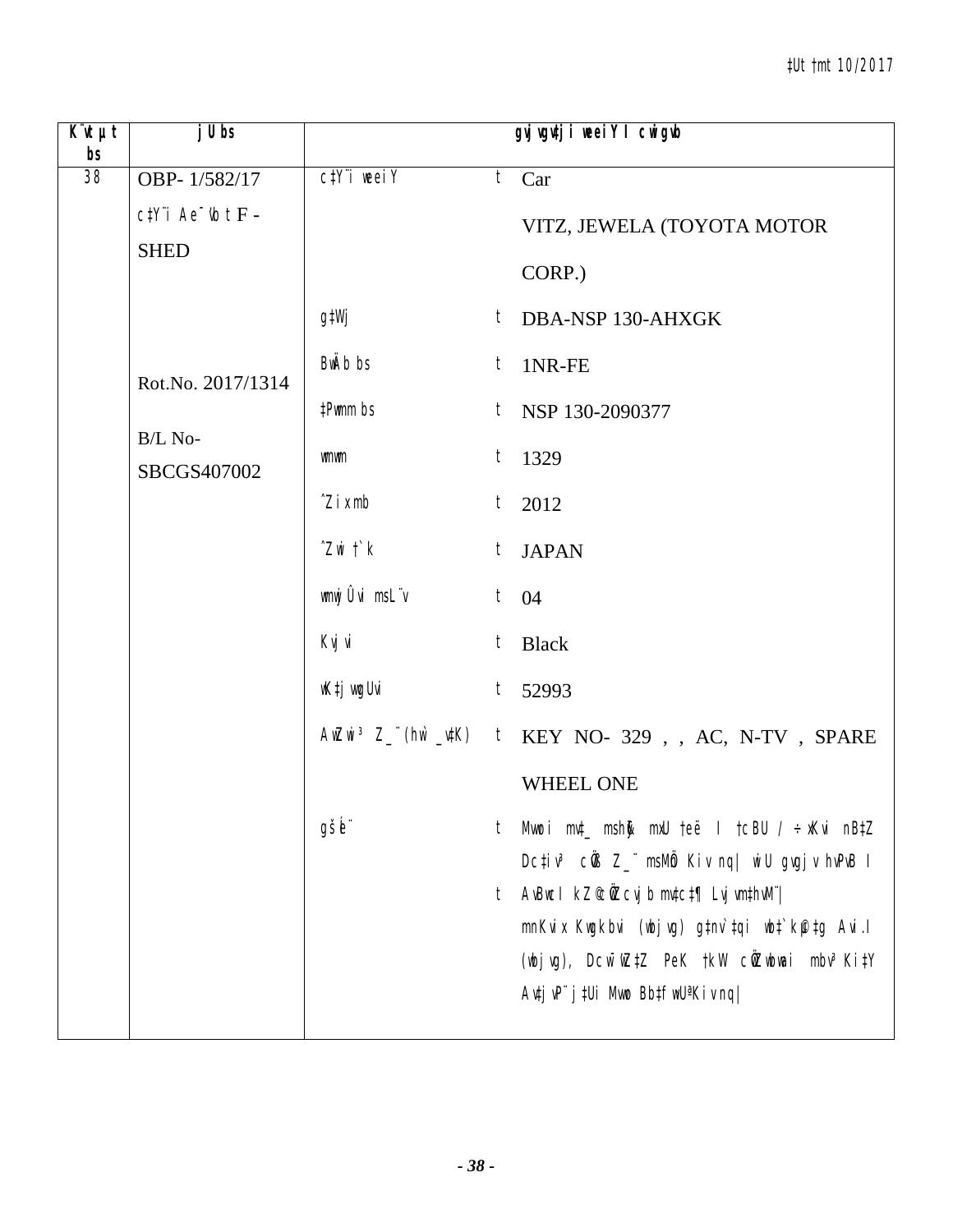| K¨vU©vjM bs | jU bs | gvjvgv‡ji weeiY I cwigvb | | |
|---|---|---|---|---|
| 38 | OBP- 1/582/17<br>c‡Y¨i Ae¯'vb t F - SHED<br><br>Rot.No. 2017/1314<br>B/L No- SBCGS407002 | c‡Y¨i weeiY | t | Car<br>VITZ, JEWELA (TOYOTA MOTOR CORP.) |
| | | g‡Wj | t | DBA-NSP 130-AHXGK |
| | | BwÄb bs | t | 1NR-FE |
| | | ‡Pwmm bs | t | NSP 130-2090377 |
| | | wmwm | t | 1329 |
| | | ˆZixmb | t | 2012 |
| | | ˆZwi †`k | t | JAPAN |
| | | wmwjÛvi msL¨v | t | 04 |
| | | Kvjvi | t | Black |
| | | wK‡jvwgUvi | t | 52993 |
| | | AwZwi³ Z_¨ (hw` _v‡K) | t | KEY NO- 329 , , AC, N-TV , SPARE WHEEL ONE |
| | | gšÍe¨ | t | Mvwoi mv‡_ mshy³ mKj †eë I †cBU / ÷xKvi nB‡Z Dc‡iv³ cÖ`Ë Z_¨ msMÖn Kiv nq\| wbU gvjvgvj hvPvB I AvBbvbyM cÖ‡qvRbxq c`‡¶c MÖnY Kiv nq\| |
| | | | t | AvBwcI kZ© cÖ‡hvR¨ nB‡Z cv‡i Ges ‡mB wel‡q weÁ Kv÷gm nvDm KZ…©c‡¶i wm×všÍ P~ovšÍ e‡j MY¨ nB‡e\| |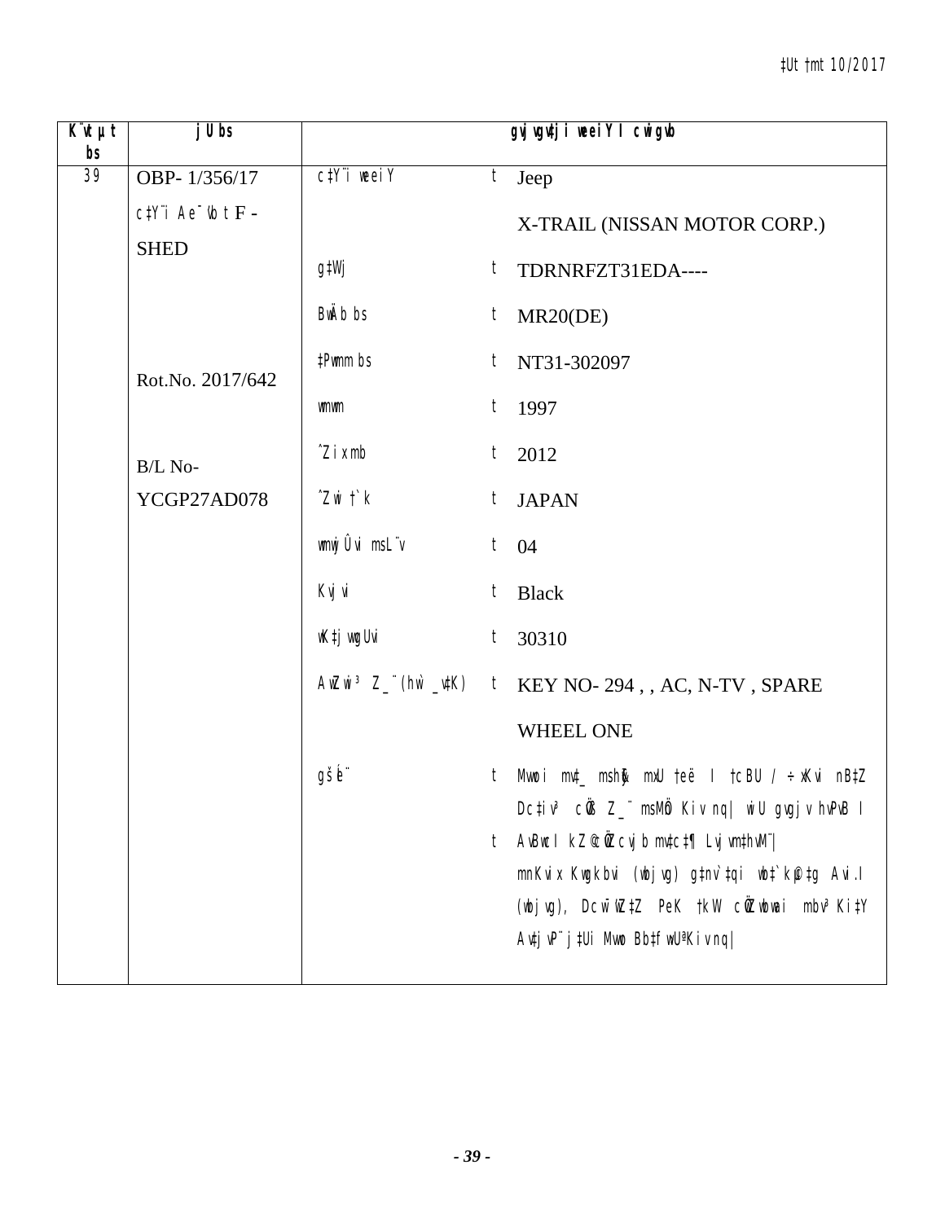| K¨vUvjM bs | jU bs | gvjvgv‡ji weeiY I cwigvY | | |
|---|---|---|---|---|
| 39 | OBP- 1/356/17<br>c‡Y¨i Ae¯'vb t F -SHED<br><br>Rot.No. 2017/642<br><br>B/L No-YCGP27AD078 | c‡Y¨i weeiY | t | Jeep<br>X-TRAIL (NISSAN MOTOR CORP.) |
| | | g‡Wj | t | TDRNRFZT31EDA---- |
| | | BwÄb bs | t | MR20(DE) |
| | | ‡Pwm m bs | t | NT31-302097 |
| | | wmwm | t | 1997 |
| | | ˆZix mb | t | 2012 |
| | | ˆZwi †`k | t | JAPAN |
| | | wmwjÛvi msL¨v | t | 04 |
| | | Kvjvi | t | Black |
| | | wK‡jvwgUvi | t | 30310 |
| | | AwZwi³ Z_¨ (hw` _v‡K) | t | KEY NO- 294 , , AC, N-TV , SPARE WHEEL ONE |
| | | gšÍe¨ | t | Mvoxi mv‡_ mshy³ mxU †eë I †cBU / ÷xKvi nB‡Z Dc‡iv³ cÖ`Ë Z_¨ msMÖn Kiv nq\| wiU gvgjv hvPvB I<br>t AvBwcI kZ©c~iY cvjb mv‡c‡¶ Lvjvm‡hvM¨\| mnKvix Kwgkbvi (wbjvg) g‡nv`‡qi wb‡`©kµ‡g Avi.I (wbjvg), Dcw¯'Z‡Z PeK †kW cwi`k©bKvix mbv³ Ki‡Y AvtjvP¨ j‡Ui Mvwo Bb‡fw›UªKiv nq\| |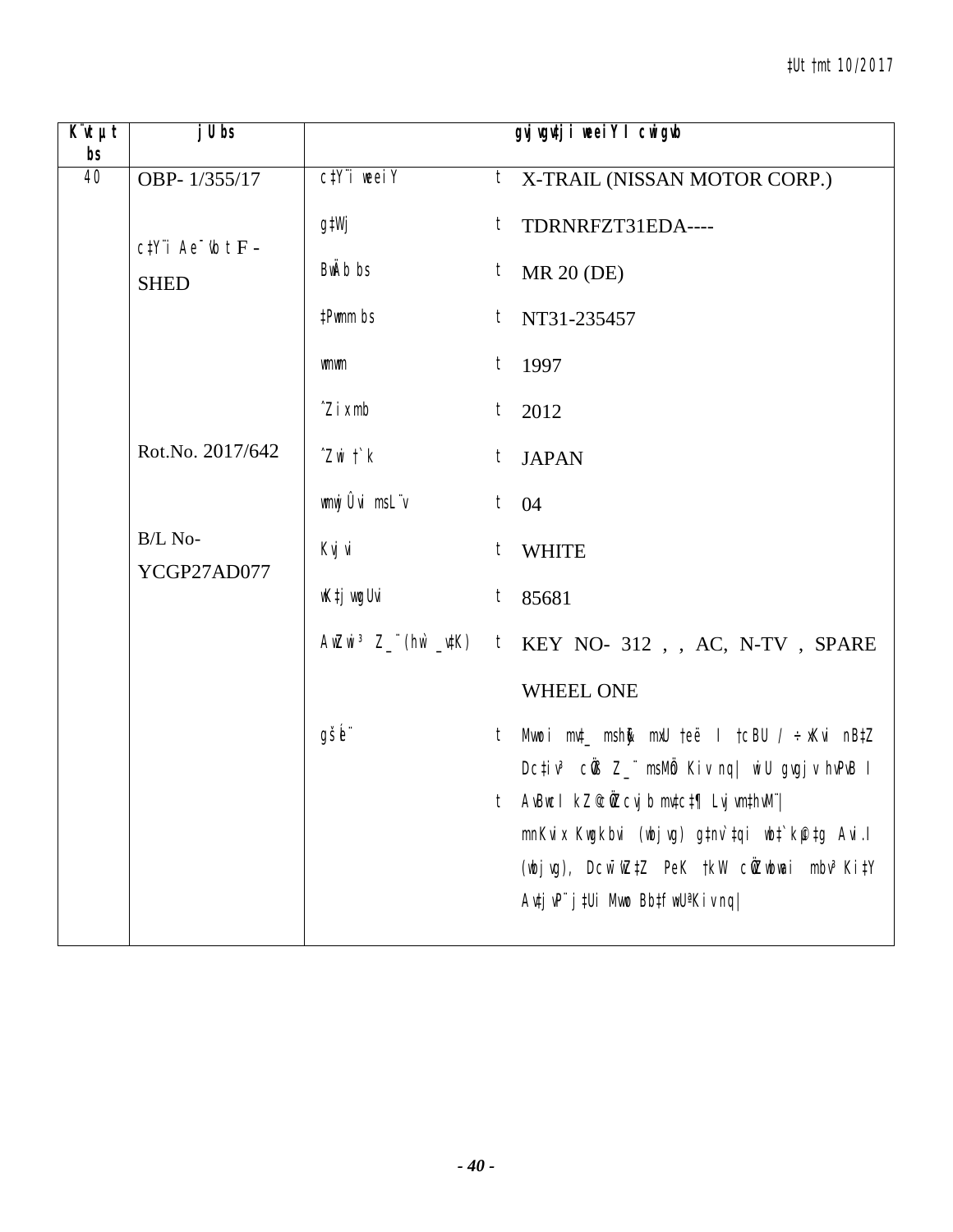| K¨vUvjM bs | jU bs | gvjvgv‡ji weeiY I cwigvb | | |
| --- | --- | --- | --- | --- |
| 40 | OBP- 1/355/17 | c‡Y¨i weeiY | t | X-TRAIL (NISSAN MOTOR CORP.) |
| | c‡Y¨i Ae¯'vb t F - SHED | g‡Wj | t | TDRNRFZT31EDA---- |
| | | BwÄb bs | t | MR 20 (DE) |
| | | ‡Pwmm bs | t | NT31-235457 |
| | | wmwm | t | 1997 |
| | | ˆZix mb | t | 2012 |
| | Rot.No. 2017/642 | ˆZwi †`k | t | JAPAN |
| | | wmU Ûvi msL¨v | t | 04 |
| | B/L No- YCGP27AD077 | Kvjvi | t | WHITE |
| | | wK‡jvwgUvi | t | 85681 |
| | | AwZwi³ Z_¨(hw` _v‡K) | t | KEY NO- 312 , , AC, N-TV , SPARE WHEEL ONE |
| | | gšÍe¨ | t | Mvwoi mv‡_ mshy³ mxU †eë I †cBU / ÷xKvi nB‡Z Dc‡iv³ cÖK…Z Z_¨ msMÖn Kiv nq\| wiU gvgjv hvPvB I |
| | | | t | AvBwb I kZ©c~iY cÖ‡qvRb mv‡c‡¶ Lvjvm‡hvM¨\| mnKvix Kwgkbvi (wbjvg) g‡nv`‡qi wb‡`©kbv g‡Z Avi.I (wbjvg), Dcw¯'‡Z PeK †kW cÖvbvwi mbv³ Ki‡Y Av‡jvP¨ j‡Ui Mvwo Bb‡fw›UªKiv nq\| |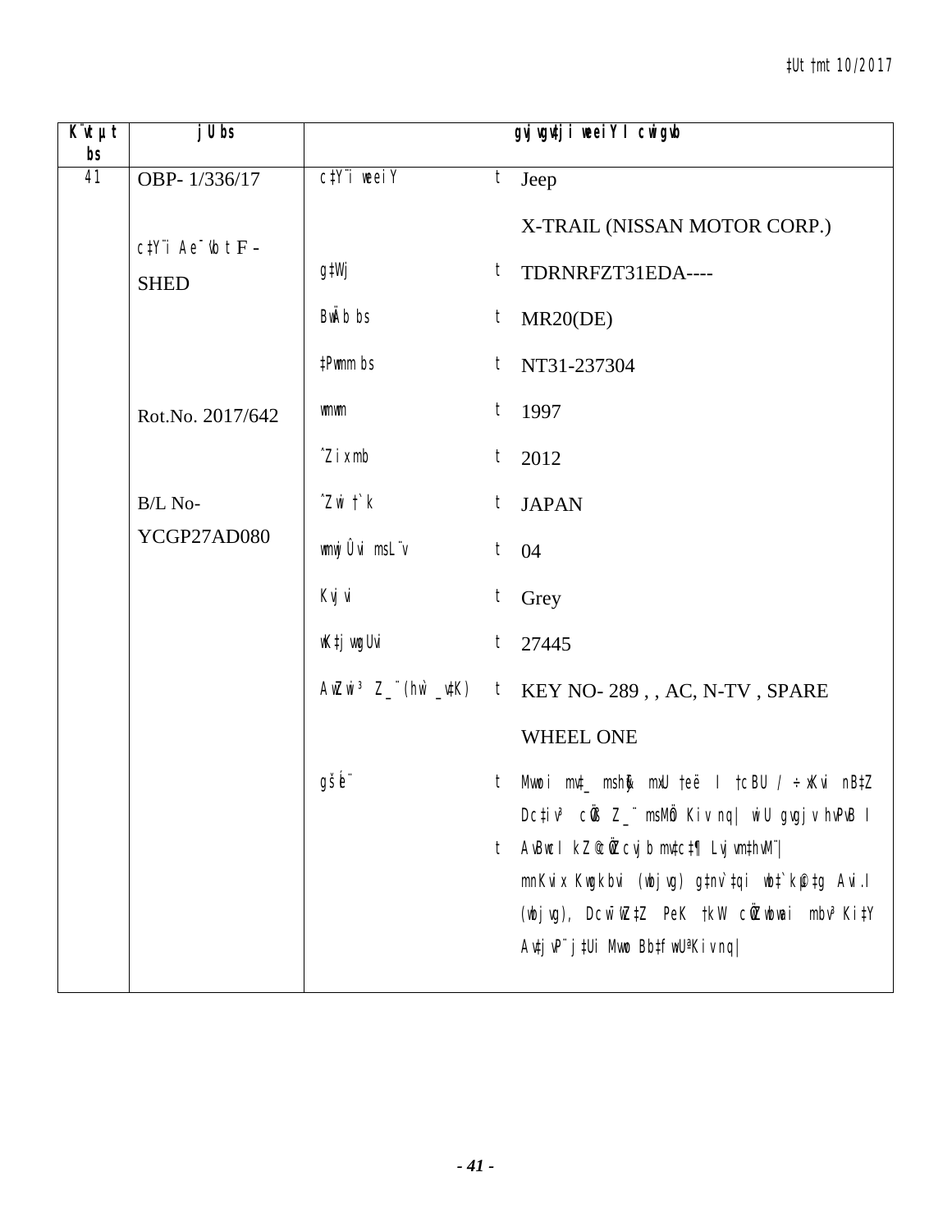| K¨vUµt bs | jU bs | gvjvgvtji weeiY I cwigvb | | |
|---|---|---|---|---|
| 41 | OBP- 1/336/17<br><br>c‡Y¨i Ae¯'vb t F - SHED<br><br>Rot.No. 2017/642<br><br>B/L No- YCGP27AD080 | c‡Y¨i weeiY | t | Jeep<br>X-TRAIL (NISSAN MOTOR CORP.) |
| | | g‡Wj | t | TDRNRFZT31EDA---- |
| | | BwÄb bs | t | MR20(DE) |
| | | ‡Pwmm bs | t | NT31-237304 |
| | | mwm | t | 1997 |
| | | ˆZi xmb | t | 2012 |
| | | ˆZwi †`k | t | JAPAN |
| | | wmwjÛvi msL¨v | t | 04 |
| | | Kvjvi | t | Grey |
| | | wK‡jwgUvi | t | 27445 |
| | | AwZwi³ Z_¨(hw` _v‡K) | t | KEY NO- 289 , , AC, N-TV , SPARE<br>WHEEL ONE |
| | | gš—e¨ | t | Mvwoi mv‡_ mshy³ mKj †eë I †cBU / ÷xKvi nB‡Z Dc‡iv³ cÖ`Ë Z_¨ msMÖn Kiv nq| wiU gvgjv hvPvB I<br>t AvBwcI kZ©cÖ`Ëcyb mv‡c‡¶ Lyjvm‡hvM¨|<br>mnKvix Kwgkbvi (wbjvg) g‡nv`‡qi wb‡`©k‡g Avi.I (wbjvg), Dcw¯'Z‡Z PeK †kW cÖZ¨wbwai mbv³ Ki‡Y Av‡jvP¨ j‡Ui Mvwo Bb‡fw›UªKiv nq| |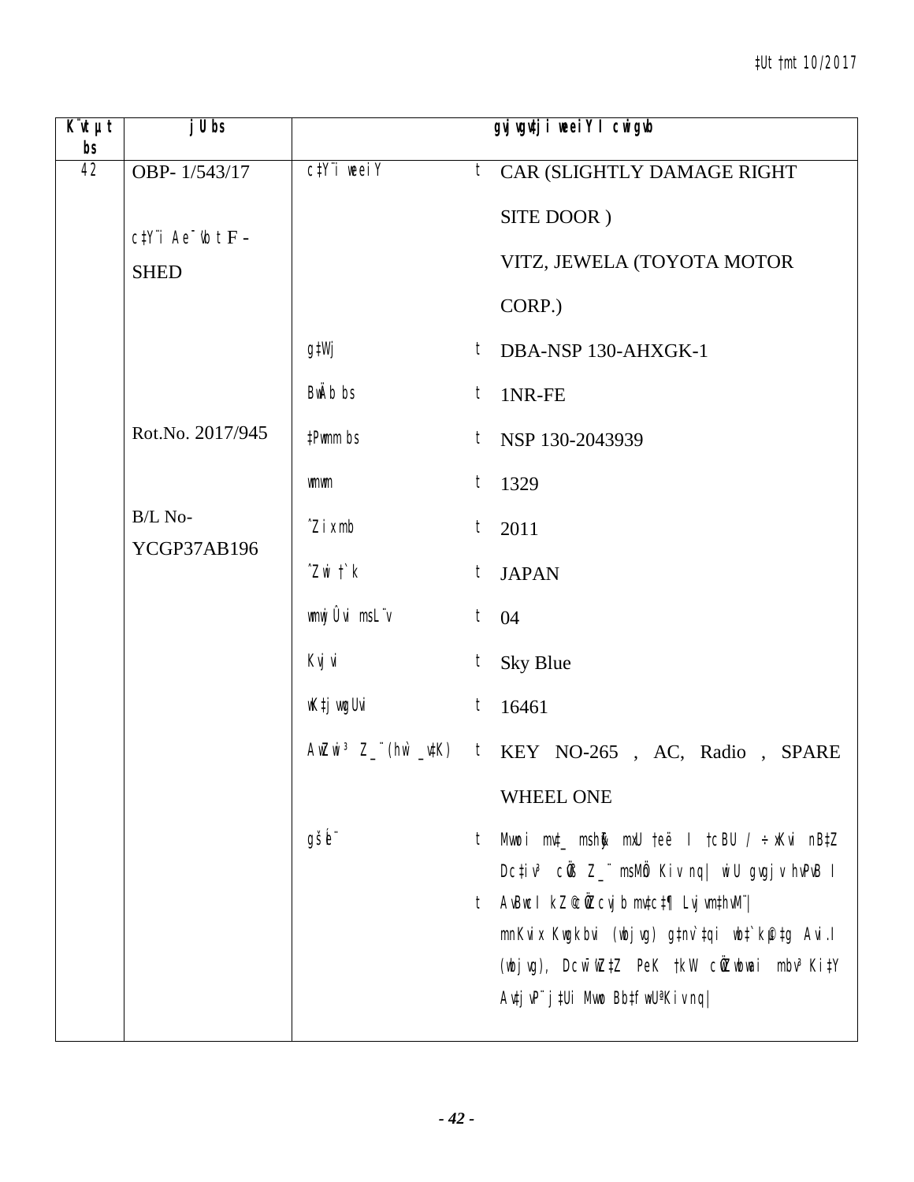‡Ut †mt 10/2017

| K¨vUvjM bs | jU bs | gvjvgvjvgv‡ji weeiY I cwigvb | | |
|---|---|---|---|---|
| 42 | OBP- 1/543/17<br><br>c‡Y¨i Ae¯'vb t F -SHED<br><br>Rot.No. 2017/945<br><br>B/L No-YCGP37AB196 | c‡Y¨i weeiY | t | CAR (SLIGHTLY DAMAGE RIGHT SITE DOOR )<br>VITZ, JEWELA (TOYOTA MOTOR CORP.) |
| | | g‡Wj | t | DBA-NSP 130-AHXGK-1 |
| | | BwÄb bs | t | 1NR-FE |
| | | ‡Pwmm bs | t | NSP 130-2043939 |
| | | wmwm | t | 1329 |
| | | ˆZix mb | t | 2011 |
| | | ˆZwi †`k | t | JAPAN |
| | | wmwjÛvi msL¨v | t | 04 |
| | | Kvjvi | t | Sky Blue |
| | | wK‡jvwgUvi | t | 16461 |
| | | AwZwi³ Z_¨(hw` _v‡K) | t | KEY NO-265 , AC, Radio , SPARE WHEEL ONE |
| | | gšÍe¨ | t | Mvwoi mv‡_ mshy³ mxU †eë I †cBU / ÷xKvi nB‡Z Dc‡iv³ cÖ`Ë Z_¨ msMÖn Kiv nq\| wbU gvjvi hvPvB I |
| | | | t | AvBwcI kZ© cÖ‡hvR¨ hvnv‡c‡¶ Lvjvm‡hvM¨\| mnKvix Kwgkbvi (wbjvg) g‡nv`‡qi wb‡`©kµ‡g Avi.I (wbjvg), Dcw¯'Z‡Z PeK †kW cÖZvwbwai mbv³ Ki‡Y Av‡jvP¨ j‡Ui Mvwo Bb‡fw›UªKiv nq\| |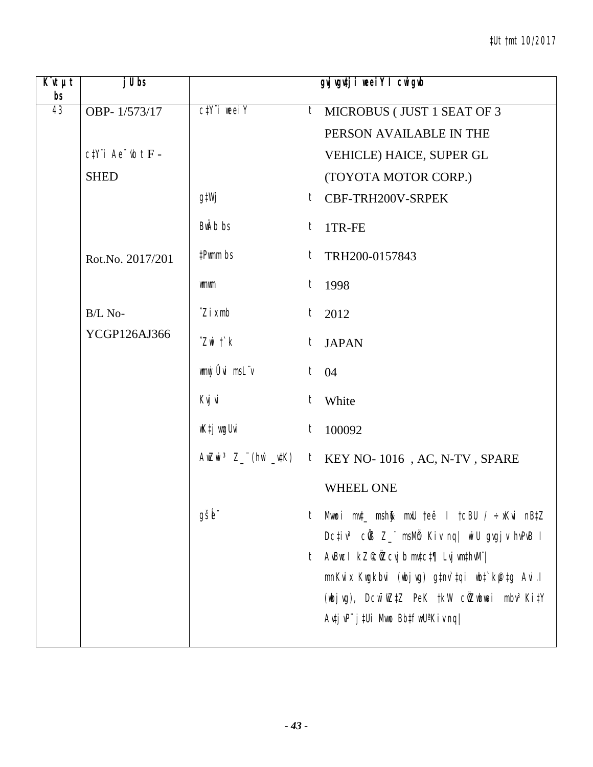| K¨vUvjM bs | jU bs | gvjvgv‡ji weeiY I cwigvY | | |
|---|---|---|---|---|
| 43 | OBP- 1/573/17 | c‡Y¨i weeiY | t | MICROBUS ( JUST 1 SEAT OF 3 PERSON AVAILABLE IN THE VEHICLE) HAICE, SUPER GL (TOYOTA MOTOR CORP.) |
| | c‡Y¨i Ae¯'vb t F - SHED | g‡Wj | t | CBF-TRH200V-SRPEK |
| | | BwÄb bs | t | 1TR-FE |
| | Rot.No. 2017/201 | ‡Pwmm bs | t | TRH200-0157843 |
| | | mvwm | t | 1998 |
| | B/L No- YCGP126AJ366 | ˆZixmb | t | 2012 |
| | | ˆZwi †`k | t | JAPAN |
| | | wmwjÛvi msL¨v | t | 04 |
| | | Kvjvi | t | White |
| | | wK‡jvwgUvi | t | 100092 |
| | | AwZwi³ Z_¨ (hw` _v‡K) | t | KEY NO- 1016 , AC, N-TV , SPARE WHEEL ONE |
| | | gšÍe¨ | t | Mvwoi mv‡_ mshy³ mxU †eë I †cBU / ÷xKvi nB‡Z Dc‡iv³ cÖ‡qvRbxq Z_¨ msMÖn Kiv nq\| wiU gvgjv hvPvB I |
| | | | t | AvBwb I kZ©ms‡kvab mv‡c‡¶ Lvjvm‡hvM¨\| mnKvix Kwgkbvi (wbjvg) g‡nv`‡qi wb‡`©k †gvZv‡eK (wbjvg), Dcwi&wLZ PeK †kW cÖZ¨‡ÿi mbv³ Ki‡Y Av‡jvP¨ j‡Ui Mvwo Bb‡fw÷‡MUKiv nq\| |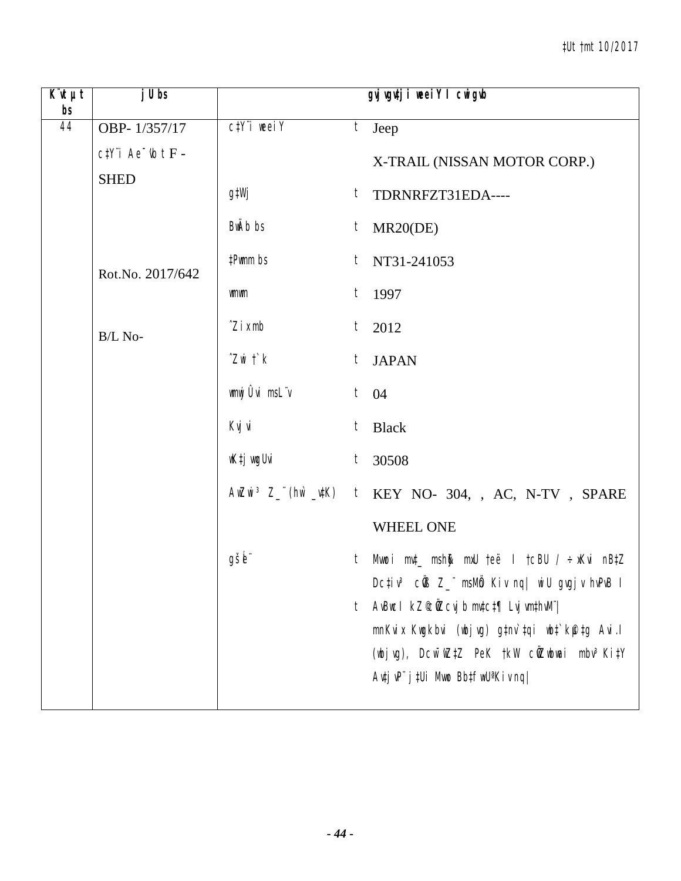| K¨vUvjM bs | jU bs | gvjvgv‡ji weeiY I cwigvb | | |
|---|---|---|---|---|
| 44 | OBP- 1/357/17 | c‡Y¨i weeiY | t | Jeep |
| | c‡Y¨i Ae¯'vb t F - SHED | | | X-TRAIL (NISSAN MOTOR CORP.) |
| | | g‡Wj | t | TDRNRFZT31EDA---- |
| | | BwÄb bs | t | MR20(DE) |
| | Rot.No. 2017/642 | ‡Pwmm bs | t | NT31-241053 |
| | | wmwm | t | 1997 |
| | B/L No- | ˆZix mb | t | 2012 |
| | | ˆZwi †`k | t | JAPAN |
| | | wmwjÛvi msL¨v | t | 04 |
| | | Kvjvi | t | Black |
| | | wK‡jvwgUvi | t | 30508 |
| | | AwZwi³ Z_¨(hw` _v‡K) | t | KEY NO- 304, , AC, N-TV , SPARE WHEEL ONE |
| | | gšÍe¨ | t | Mvwoi mv‡_ mshy³ mKj †eë I †cBU / ÷xKvi nB‡Z Dc‡iv³ cÖ`Ë Z_¨ msMÖn Kiv nq\| wiU gvgjv hvPvB I |
| | | | t | AvBwcI kZ©cÖ‡qvM cvjb mv‡c‡¶ Lvjvm‡hvM¨\| mnKvix Kwgkbvi (wbjvg) g‡nv`‡qi wb‡`©k‡g Avi.I (wbjvg), Dcw¯'Z‡Z PeK †kW cÖZ¨vkvi mbv³ Ki‡Y Av‡jvP¨ j‡Ui Mvwo Bb‡fw›UªKiv nq\| |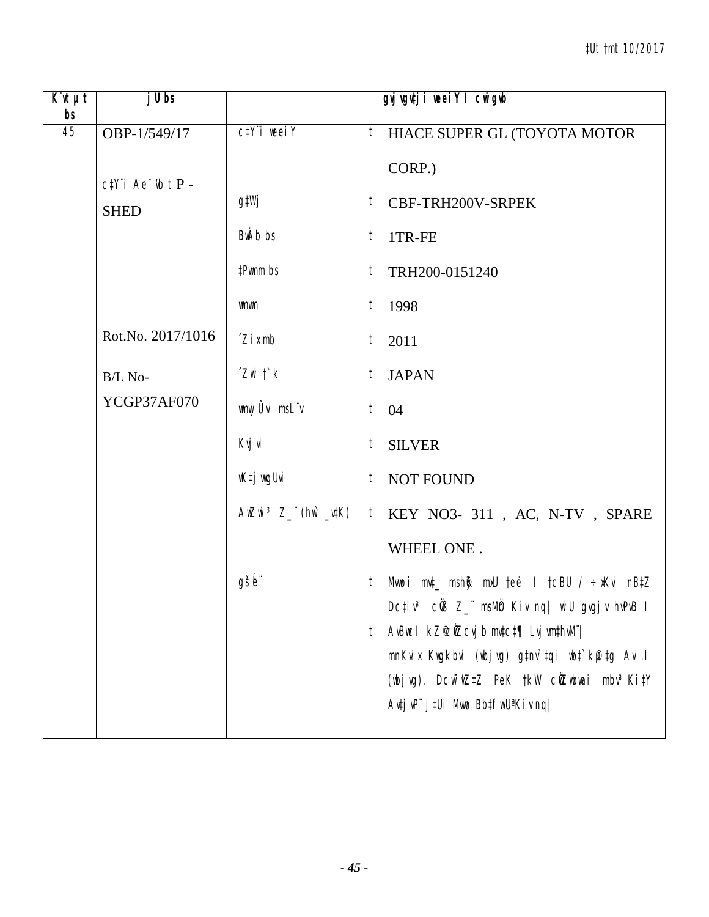‡Ut †mt 10/2017

| K¨vUvjM bs | jU bs | gvjvgv‡ji weeiY I cwigvb | | |
|---|---|---|---|---|
| 45 | OBP-1/549/17 | c‡Y¨i weeiY | t | HIACE SUPER GL (TOYOTA MOTOR CORP.) |
| | c‡Y¨i Ae¯'vb t P - SHED | g‡Wj | t | CBF-TRH200V-SRPEK |
| | | BwÄb bs | t | 1TR-FE |
| | | ‡Pwmm bs | t | TRH200-0151240 |
| | | wmwm | t | 1998 |
| | Rot.No. 2017/1016 | ˆZix mb | t | 2011 |
| | B/L No- YCGP37AF070 | ˆZwi †`k | t | JAPAN |
| | | wmwjÛvi msL¨v | t | 04 |
| | | Kvjvi | t | SILVER |
| | | wK‡jvwgUvi | t | NOT FOUND |
| | | AwZwi³ Z_¨(hw` _v‡K) | t | KEY NO3- 311 , AC, N-TV , SPARE WHEEL ONE . |
| | | gšÍe¨ | t | Mvwoi mv‡_ msh¨³ mKj †eë I †cBU / ÷xKvi nB‡Z Dc‡iv³ cÖ‡qvRbxq Z_¨ msMÖn Kiv nq\| wiU gvgjv hvPvB I |
| | | | t | AvBwcI kZ© cÖ‡hvR¨ cvjb mv‡c‡¶ Lvjvm‡hvM¨\| mnKvix Kwgkbvi (wbjvg) g‡nv`‡qi wb‡`©k‡g Avi.I (wbjvg), Dc¯'wZ‡Z PeK †kW cwi`k©bvi mbv³ Ki‡Y Av‡jvP¨ j‡Ui Mvwo Bb‡fw›UªKiv nq\| |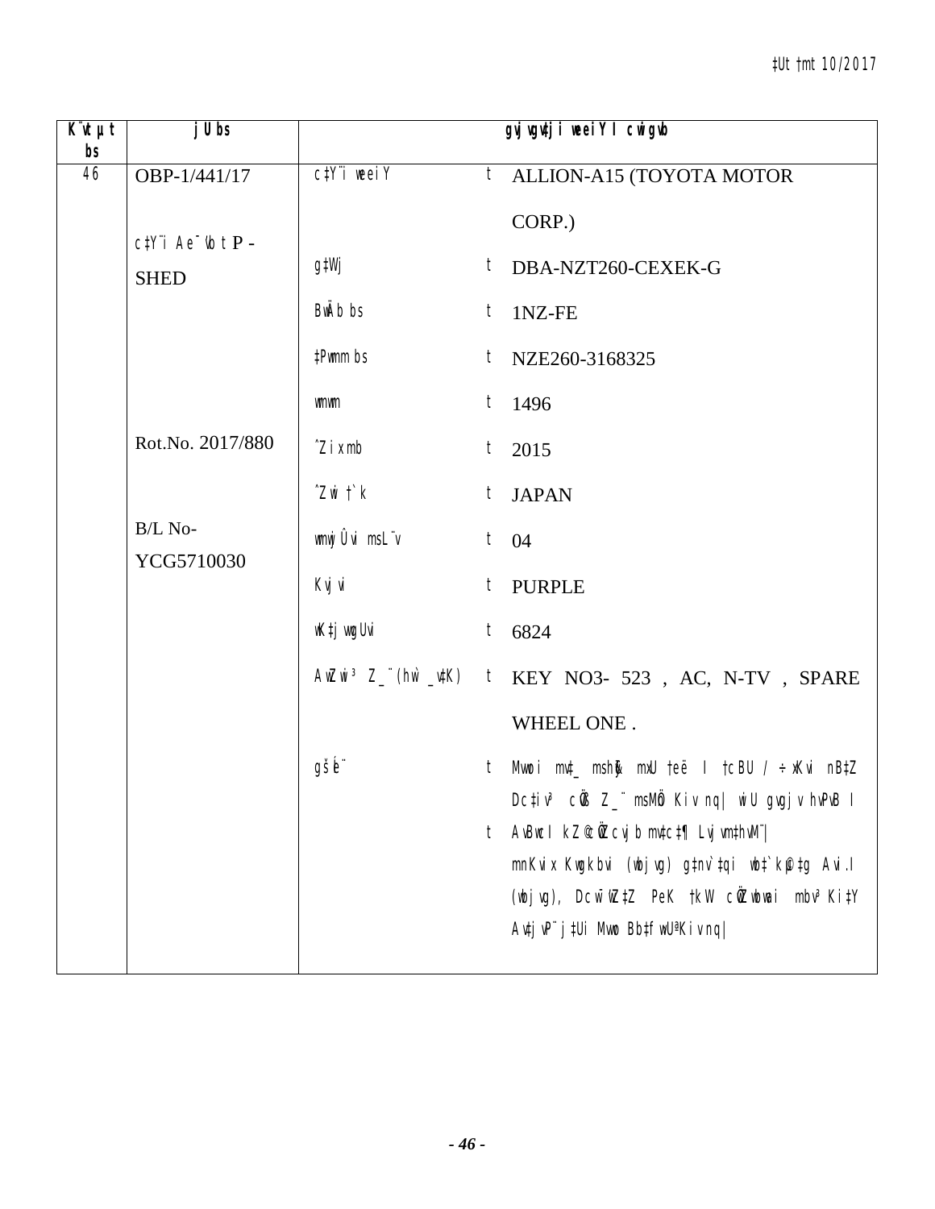| K¨vUvjM bs | jU bs | gvjvgv‡ji weeiY I cwigvb | | |
|---|---|---|---|---|
| 46 | OBP-1/441/17 | c‡Y¨i weeiY | t | ALLION-A15 (TOYOTA MOTOR CORP.) |
| | c‡Y¨i Ae¯'vb t P - SHED | g‡Wj | t | DBA-NZT260-CEXEK-G |
| | | BwÄb bs | t | 1NZ-FE |
| | | ‡Pwmm bs | t | NZE260-3168325 |
| | | wmwm | t | 1496 |
| | Rot.No. 2017/880 | ˆZix mb | t | 2015 |
| | | ˆZwi †`k | t | JAPAN |
| | B/L No- YCG5710030 | wmwjÛvi msL¨v | t | 04 |
| | | Kvjvi | t | PURPLE |
| | | wK‡jvwgUvi | t | 6824 |
| | | AwZwi³ Z_¨(hw` _v‡K) | t | KEY NO3- 523 , AC, N-TV , SPARE WHEEL ONE . |
| | | gšÍe¨ | t | Mvwoi mv‡_ msh³ mU †ee I †cBU / ÷xKvi nB‡Z Dc‡iv³ cÖ‡qvRbxq Z_¨ msMÖn Kiv nq\| wiU gvgjv hvPvB I |
| | | | t | AvBwcI kZ© cÖ‡hvR¨ b‡n cwi‡ek Awa`ßi Ges Avg`vwb (wbjvg) g‡nv`‡qi wbKU Kvh©Ki `wjj (wbjvg), Dcw¯'Z PeK †kW cÖ`wk©Z mbv³ Ki‡Y Av‡jvP¨ j‡Ui Mvwo Bb‡fw›U ªKiv nq\| |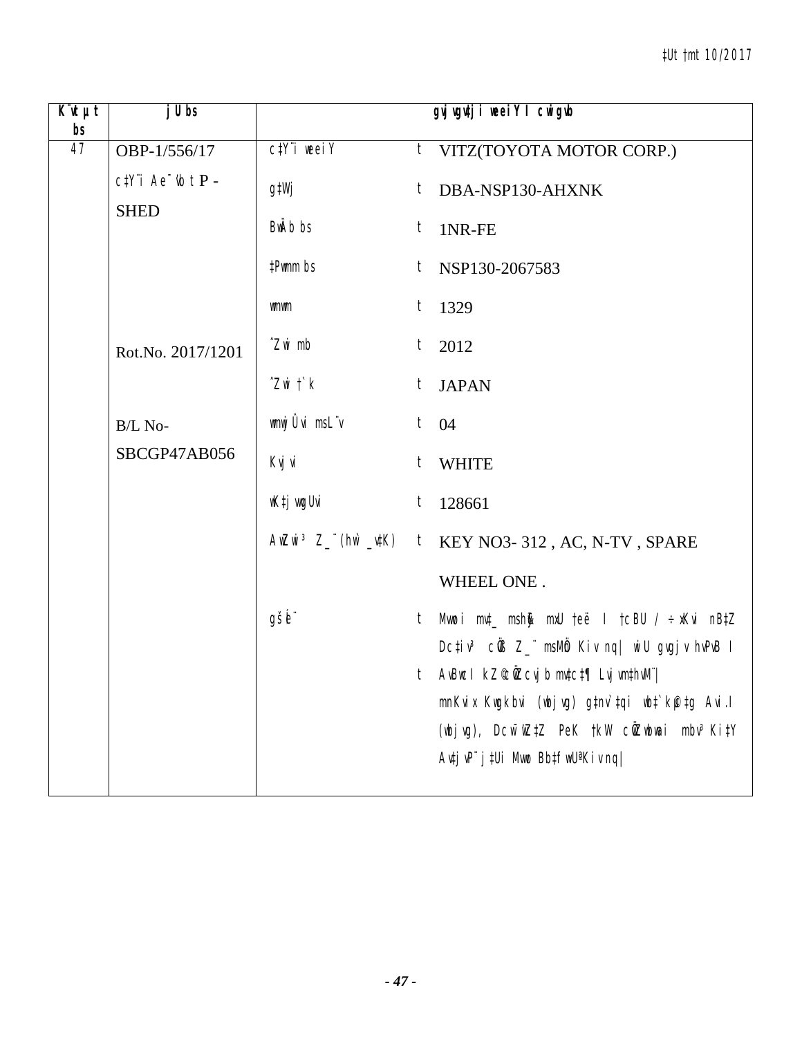| K¨vUvM bs | jU bs | gvj vgv‡ji weeiY I cwigvb | | |
|---|---|---|---|---|
| 47 | OBP-1/556/17 | c‡Y¨i weeiY | t | VITZ(TOYOTA MOTOR CORP.) |
| | c‡Y¨i Ae¯'vb t P - SHED | g‡Wj | t | DBA-NSP130-AHXNK |
| | | BwÄb bs | t | 1NR-FE |
| | | ‡Pwmm bs | t | NSP130-2067583 |
| | | wmwm | t | 1329 |
| | Rot.No. 2017/1201 | ˆZwi mb | t | 2012 |
| | | ˆZwi †`k | t | JAPAN |
| | B/L No- SBCGP47AB056 | wmwjÛvi msL¨v | t | 04 |
| | | Kvjvi | t | WHITE |
| | | wK‡jvwgUvi | t | 128661 |
| | | AwZwi³ Z_¨(hw` \_v‡K) | t | KEY NO3- 312 , AC, N-TV , SPARE WHEEL ONE . |
| | | gšÍe¨ | t | Mvwoi mv‡\_ msh¸³ mxU †eë I †cBU / ÷xKvi nB‡Z DcKiY cÖvß Z\_¨ msMÖn Kiv nq\| wiU gvgjv hvPvB I |
| | | | t | AvBwb kZ©cÖwZcvjb mv‡c‡¶ Lvjvm‡hvM¨\| mnKvix Kwgkbvi (wbjvg) g‡nv`‡qi wb‡`©k‡g Avi.I (wbjvg), DcwiwZ PeK †kW cÖZwbwai mbv³ Ki‡Y Avtjv‡P¨ j‡Ui Mvwo Bb‡fw›Uªi Kiv nq\| |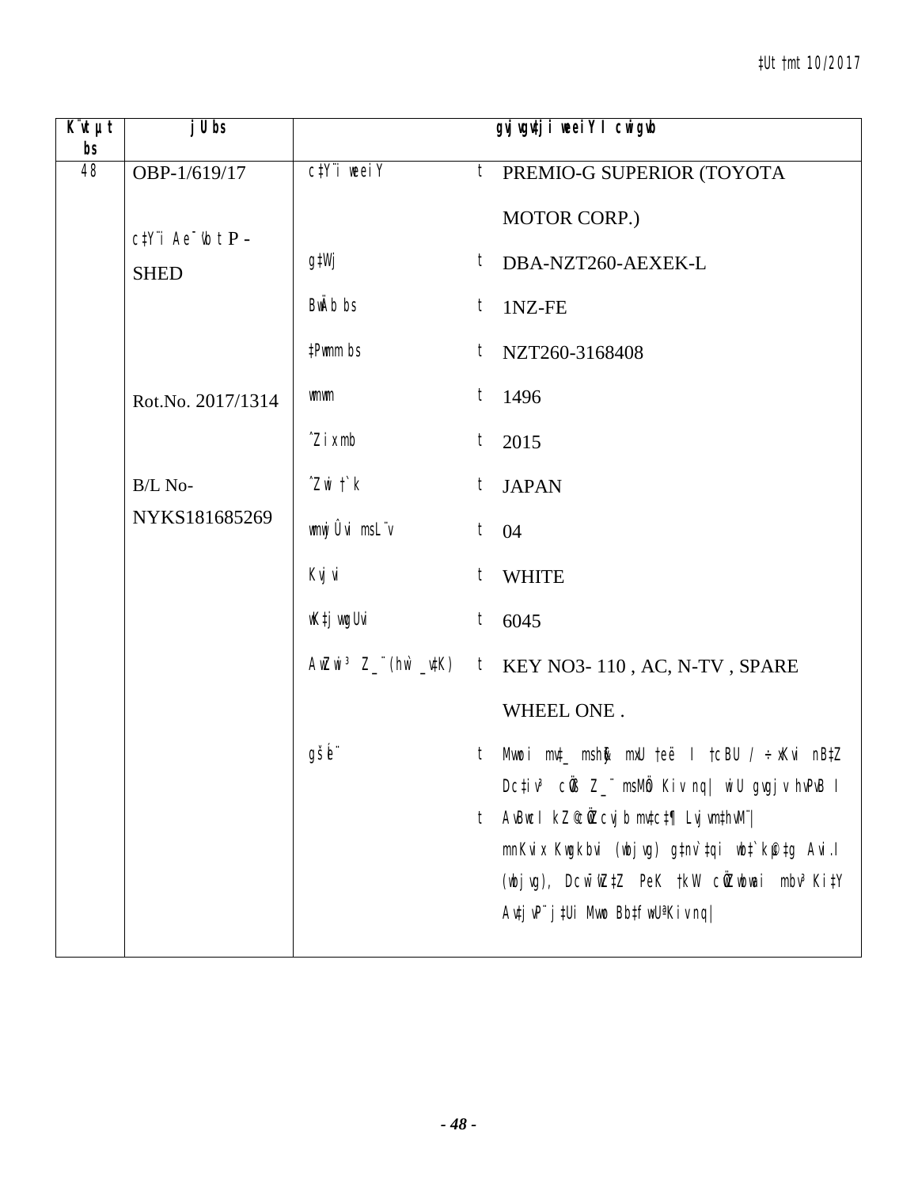| K¨vUvjM bs | jU bs | gvjvgvj¸wji weeiY I cwigvY | | |
|---|---|---|---|---|
| 48 | OBP-1/619/17 | c‡Y¨i weeiY | t | PREMIO-G SUPERIOR (TOYOTA MOTOR CORP.) |
| | c‡Y¨i Ae¯'vb t P - SHED | g‡Wj | t | DBA-NZT260-AEXEK-L |
| | | BwÄb bs | t | 1NZ-FE |
| | | ‡Pwmm bs | t | NZT260-3168408 |
| | Rot.No. 2017/1314 | wmwm | t | 1496 |
| | | ˆZixmb | t | 2015 |
| | B/L No- NYKS181685269 | ˆZwi †`k | t | JAPAN |
| | | wmwjÛvi msL¨v | t | 04 |
| | | Kvjvi | t | WHITE |
| | | wK‡jvwgUvi | t | 6045 |
| | | AwZwi³ Z_¨ (hw` _v‡K) | t | KEY NO3- 110 , AC, N-TV , SPARE WHEEL ONE . |
| | | gšÍe¨ | t | Mvwoi mv‡_ mshy³ mKj †eë I †cBU / ÷xKvi nB‡Z Dc‡iv³ cÖ‡qvRbxq Z_¨ msMÖn Kiv nq| wiU gvgjv hvPvB I |
| | | | t | AvBwc I kZ©cÖ‡qvM cwjb mv‡c‡¶ Lvjvm‡hvM¨| mnKvix Kwgkbvi (wbjvg) g‡nv`‡qi wb‡`©kµ‡g Avi.I (wbjvg), DcwiwjwLZ PeK †kW cÖZ¨wbwai mbv³ Ki‡Y Av‡jvP¨ j‡Ui Mvwo Bb‡fw›UªKiv nq| |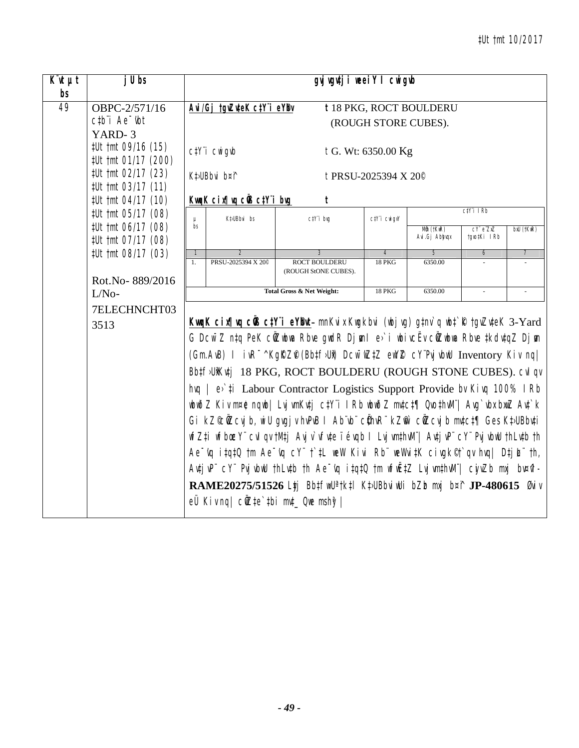‡Ut †mt 10/2017

| K¨vUvMix bs | jU bs | gvjvgv‡ji weeiY I cwigvb |
|---|---|---|
| 49 | OBPC-2/571/16<br>c‡b¨i Ae¯'vb<br>YARD- 3<br>‡Ut †mt 09/16 (15)<br>‡Ut †mt 01/17 (200)<br>‡Ut †mt 02/17 (23)<br>‡Ut †mt 03/17 (11)<br>‡Ut †mt 04/17 (10)<br>‡Ut †mt 05/17 (08)<br>‡Ut †mt 06/17 (08)<br>‡Ut †mt 07/17 (08)<br>‡Ut †mt 08/17 (03)<br><br>Rot.No- 889/2016<br>L/No-<br>7ELECHNCHT033513 | **Avi/Gj †gvZv‡eK c‡Y¨i eYbv** t 18 PKG, ROCT BOULDERU (ROUGH STORE CUBES).<br><br>c‡Y¨i cwigvb t G. Wt: 6350.00 Kg<br><br>K‡›UBbvi b¤^i t PRSU-2025394 X 20©<br><br>**KvwqK cix¶vq cÖvß c‡Y¨i bvg** t |

| µ bs | K‡›UBbvi bs | c‡Y¨i bvg | c‡Y¨i cwigvY | c‡Y¨i IRb | | |
|---|---|---|---|---|---|---|
| | | | | MÖm (†KwR) Avi.Gj Abyhvqx | cY¨ eZ©gvb †gvoKi IRb | bxU (†KwR) |
| 1 | 2 | 3 | 4 | 5 | 6 | 7 |
| 1. | PRSU-2025394 X 20© | ROCT BOULDERU (ROUGH StONE CUBES). | 18 PKG | 6350.00 | - | - |
| Total Gross & Net Weight: | | | 18 PKG | 6350.00 | - | - |

**KvwqK cix¶vq cÖvß c‡Y¨i eYbvt-** mnKvix Kwgkbvi (wbjvg) g‡nv`q wb‡`©k †gvZv‡eK 3-Yard G Dcw¯'Z n‡q PeK cÖZ¨wbwa Rbve gwdR Djøvn I e›`i wbivcËv cÖwZwbwa Rbve ‡kdvdvZ Djøvn (Gm.AvB) I ivR¯^ Kg©KZ©v (Bb‡f›Uwi) Dcw¯'wZ‡Z eY©bv cY¨PvjvbwU Inventory Kiv nq| Bb‡f›UwiKv‡j 18 PKG, ROCT BOULDERU (ROUGH STONE CUBES). cvIqv hvq | e›`‡i Labour Contractor Logistics Support Provide bv Kivq 100% IRb wbwðZ Kiv m¤¢e nqwb| LvjvmKv‡j c‡Y¨i IRb wbwðZ mv‡c‡¶ Qvo‡hvM¨| Avg`vbxbxwZ Av‡`k Gi kZ©cÖwZcvjb, wiU gvgjv hvPvB I Ab¨vb¨ cÖ‡hvR¨ kZ©vw` cÖwZcvjb mv‡c‡¶ Ges K‡›UBbv‡i wfZ‡i wfbœ c‡Y¨ cvIqv †M‡j Avjv`vfv‡e ïéqb I Lvjvm‡hvM¨| Av‡jvP¨ cY¨ PvjvbwU †hLv‡b †h Ae¯'vq i‡q‡Q †m Ae¯'vq cY¨ †`‡L weW Kivi Rb¨ weWvi‡K civgk© †`qv hvq| D‡jøL¨ †h, Av‡jvP¨ cY¨ PvjvbwU †hLv‡b †h Ae¯'vq i‡q‡Q †m wfwË‡Z Lvjvm‡hvM¨| cwjZb mxj b¤^i- **RAME20275/51526** Lyj Bb‡fw›Ui K‡›UBbviwUi bZzb mxj b¤^i **JP-480615** Øviv eÜ Kiv nq| cÖZ‡e`‡bi mv‡_ Qwe mshy³|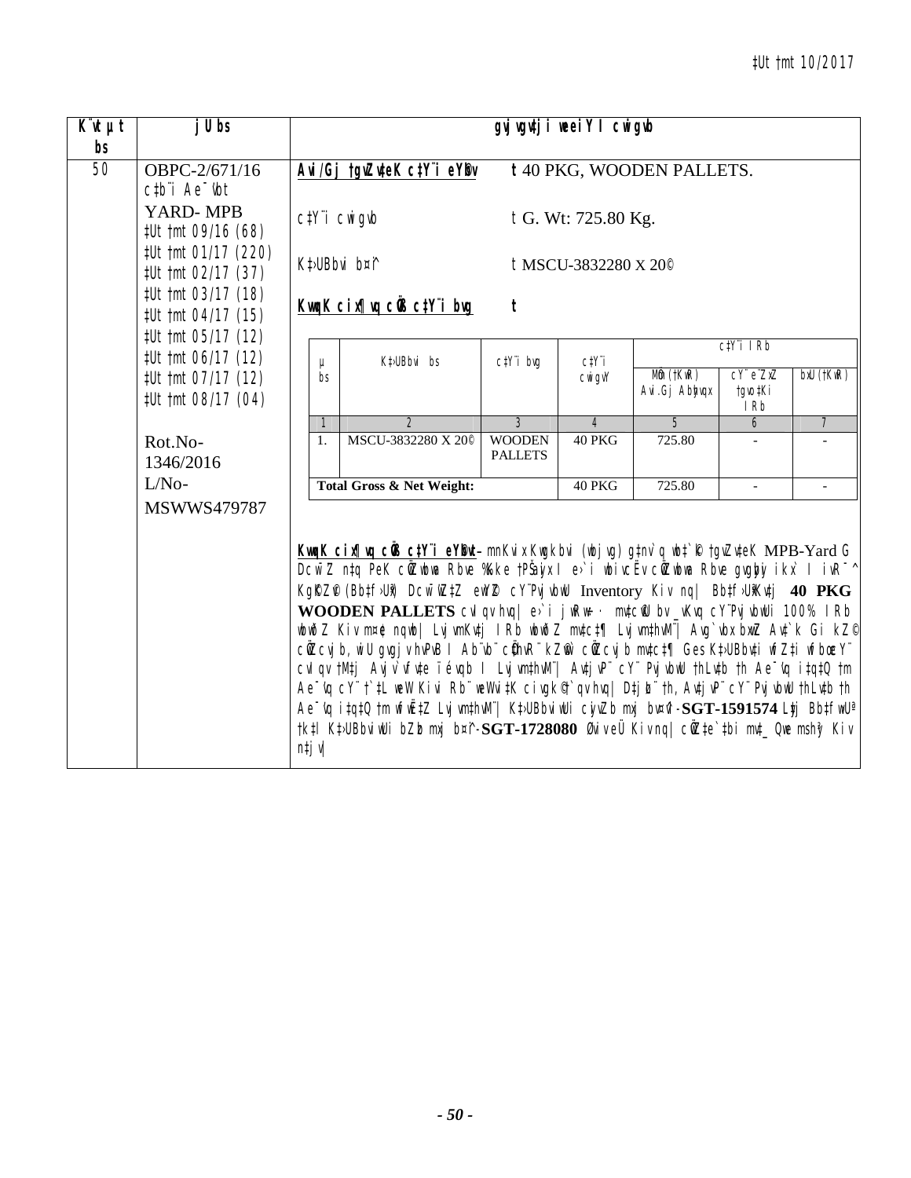| K¨vUvMix bs | jU bs | gvjvgv‡ji weeiY I cwigvY |
|---|---|---|
| 50 | OBPC-2/671/16<br>c‡b¨i Ae¯'vb<br>YARD- MPB<br>‡Uÿ †mt 09/16 (68)<br>‡Uÿ †mt 01/17 (220)<br>‡Uÿ †mt 02/17 (37)<br>‡Uÿ †mt 03/17 (18)<br>‡Uÿ †mt 04/17 (15)<br>‡Uÿ †mt 05/17 (12)<br>‡Uÿ †mt 06/17 (12)<br>‡Uÿ †mt 07/17 (12)<br>‡Uÿ †mt 08/17 (04)<br><br>Rot.No- 1346/2016<br>L/No- MSWWS479787 | **Avi/Gj †gvZv‡eK c‡Y¨i eY©bv** t 40 PKG, WOODEN PALLETS.<br><br>c‡Y¨i cwigvb t G. Wt: 725.80 Kg.<br><br>K‡›UBbvi b¤^i t MSCU-3832280 X 20©<br><br>**KvqvK cix¶vq cÖvß c‡Y¨i bvg** t |

| µ bs | K‡›UBbvi bs | c‡Y¨i bvg | c‡Y¨i cwigvY | c‡Y¨i IRb | | |
|---|---|---|---|---|---|---|
| | | | | MÖm (†KwR) Avi.Gj Abyhvqx | cY¨ e¨ZxZ †gvo‡Ki IRb | bxU (†KwR) |
| 1 | 2 | 3 | 4 | 5 | 6 | 7 |
| 1. | MSCU-3832280 X 20© | WOODEN PALLETS | 40 PKG | 725.80 | - | - |
| **Total Gross & Net Weight:** | | | 40 PKG | 725.80 | - | - |

**KvqvK cix¶vq cÖvß c‡Y¨i eY©bvt-** mnKvix Kwgkbvi (wbjvg) g‡nv`q wb‡`©k †gvZv‡eK MPB-Yard G DcwiD³ nq PeK cÖZ¨wbwa Rbve %kke †PŠayix I e›`i wbivcËv cÖZ¨wbwa Rbve gvgbyi ikx` I ivR¯^ KgK©Z©v (Bb‡f›Uwi) DcwiD³ ew³©e cY¨Pvjvb Inventory Kiv nq| Bb‡f›UwiKv‡j **40 PKG WOODEN PALLETS** cvIqv hvq| e›`i jwRw÷K mv‡c©vU bv _vKvq cY¨Pvjvbwi 100% IRb wbiƒcY Kiv m¤¢e nqwb| Lvj vmKv‡j IRb wbiƒcY mv‡c‡¶ Lvjvm‡hvM¨| Avg`vbx bxwZ Av‡`k Gi kZ© cÖZcvjb, wiU gvgjv hvPvB I Ab¨vb¨ cÖ‡hvR¨ kZ©vw` cÖZcvjb mv‡c‡¶ Ges K‡›UBbv‡ii fvo‡i fvovcY¨ cvIqv †M‡j Avjv`vfv‡e ïéqvb I Lvjvm‡hvM¨| Avtjv‡P¨ cY¨ Pvjvbwi †hLv‡b †h Ae¯'vq i‡q‡Q †m Ae¯'vq cY¨ †`‡L weW Kivi Rb¨ weWvi‡K civgk© †`qv hvq| D‡jøL¨ †h, Av‡jvP¨ cY¨ Pvjvbwi †hLv‡b †h Ae¯'vq i‡q‡Q †m wfwË‡Z Lvjvm‡hvM¨| K‡›UBbviwUi cyivZb mxj b¤^i-**SGT-1591574** Lyy‡j Bb‡fbwU©i †k‡l K‡›UBbviwUi bZzb mxj b¤^i-**SGT-1728080** Øviv eÜ Kiv nq| cÖZ¨‡e`‡bi mv‡_ Qwe mshy³ Kiv n‡jv|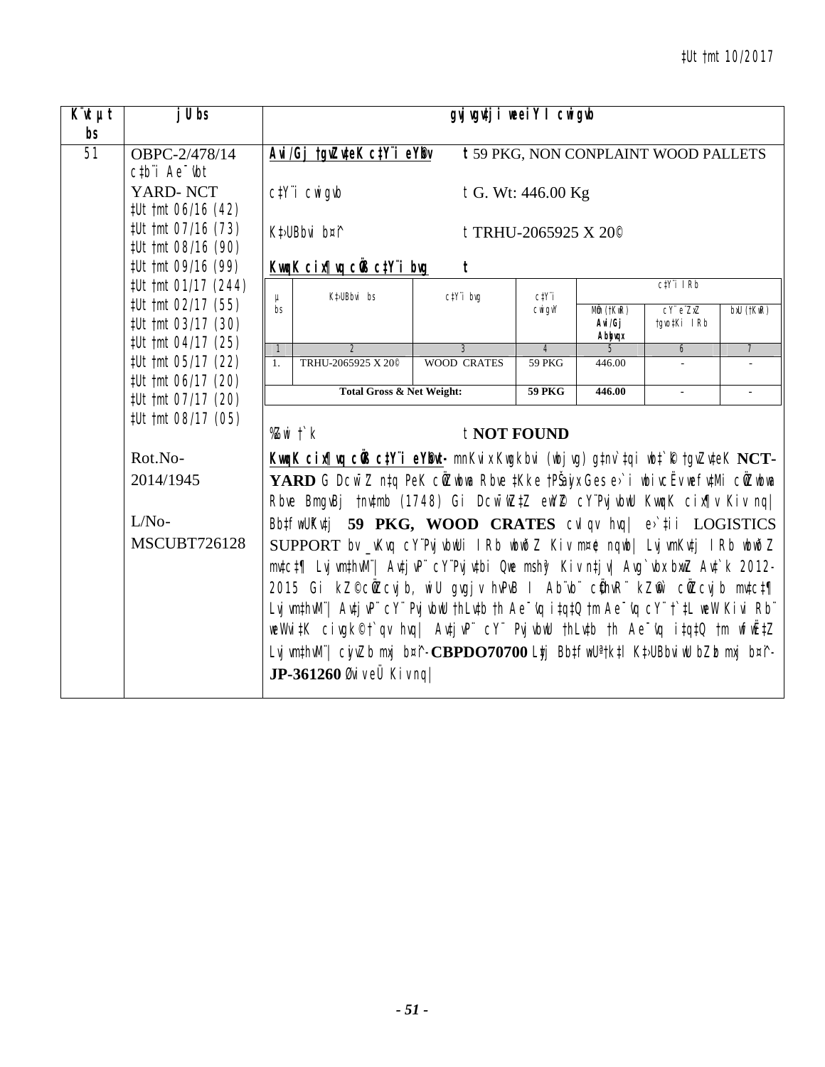‡Ut †mt 10/2017

| K¨vUvMix bs | jU bs | gvjvgv‡ji weeiY I cwigvb |
|---|---|---|
| 51 | OBPC-2/478/14<br>c‡b¨i Ae¯'vb<br>YARD- NCT<br>‡Ut †mt 06/16 (42)<br>‡Ut †mt 07/16 (73)<br>‡Ut †mt 08/16 (90)<br>‡Ut †mt 09/16 (99)<br>‡Ut †mt 01/17 (244)<br>‡Ut †mt 02/17 (55)<br>‡Ut †mt 03/17 (30)<br>‡Ut †mt 04/17 (25)<br>‡Ut †mt 05/17 (22)<br>‡Ut †mt 06/17 (20)<br>‡Ut †mt 07/17 (20)<br>‡Ut †mt 08/17 (05)<br><br>Rot.No-<br>2014/1945<br><br>L/No-<br>MSCUBT726128 | **Avi/Gj †gvZv‡eK c‡Y¨i eY©bv** t 59 PKG, NON CONPLAINT WOOD PALLETS<br><br>c‡Y¨i cwigvb t G. Wt: 446.00 Kg<br><br>K‡›UBbvi b¤^i t TRHU-2065925 X 20©<br><br>**KvqvK cix¶vq cÖvß c‡Y¨i bvg** t |

| µ bs | K‡›UBbvi bs | c‡Y¨i bvg | c‡Y¨i cwigvY | c‡Y¨i IRb | | |
|---|---|---|---|---|---|---|
| | | | | MÖm (‡KwR) Avi/Gj Abyhvqx | cY¨ e¨ZxZ †gvo‡Ki IRb | bxU (‡KwR) |
| 1 | 2 | 3 | 4 | 5 | 6 | 7 |
| 1. | TRHU-2065925 X 20© | WOOD CRATES | 59 PKG | 446.00 | - | - |
| | Total Gross & Net Weight: | | 59 PKG | 446.00 | - | - |

%Zwi †`k t **NOT FOUND**

**KvqvK cix¶vq cÖvß c‡Y¨i eY©bvt-** mnKvix Kwgkbvi (wbjvg) g‡nv`‡qi wb‡`©k †gvZv‡eK **NCT-YARD** G Dcw¯'Z n‡q PeK cÖZvwbwa Rbve ‡Kke †PŠayix Ges e›`i wbivcËv wefv‡Mi cÖZvwbwa Rbve BmgvBj †nv‡mb (1748) Gi Dcw¯'wZ‡Z eY©©Z cY¨PvjvbwU KvqvK cix¶v Kiv nq| Bb‡fw›Uwi‡Z **59 PKG, WOOD CRATES** cvIqv hvq| e›`‡ii LOGISTICS SUPPORT bv _vKvq cY¨PvjvbwUi IRb wbY©q Kiv m¤¢e nqwb| Lyjvm‡KvUvi nv‡Z cY¨PvjvbwUi Qwe msh³ Kiv n‡jv| Avg`vwbKviK Av‡`k 2012-2015 Gi kZ©cÖ‡Zcvjb, wiU gvgjv hvPvB I Ab¨vb¨ cÖ‡hvR¨ kZ©vw` cÖ‡Zcvjb mv‡c¶ Lyjvm‡hvM¨| Av‡jvP¨ cY¨ PvjvbwU †hLv‡b †h Ae¯'vq i‡q‡Q †m Ae¯'vq cY¨ †`‡L weW Kivi Rb¨ weWvi‡K civgk© †`qv hvq| Av‡jvP¨ cY¨ PvjvbwU †hLv‡b †h Ae¯'vq i‡q‡Q †m wfwË‡Z Lyjvm‡hvM¨| cyivZb mxj b¤^i-**CBPDO70700** Ly‡j Bb‡fw›Ui ‡k‡l K‡›UBbviwU bZzb mxj b¤^i-**JP-361260** Øviv eÜ Kiv nq|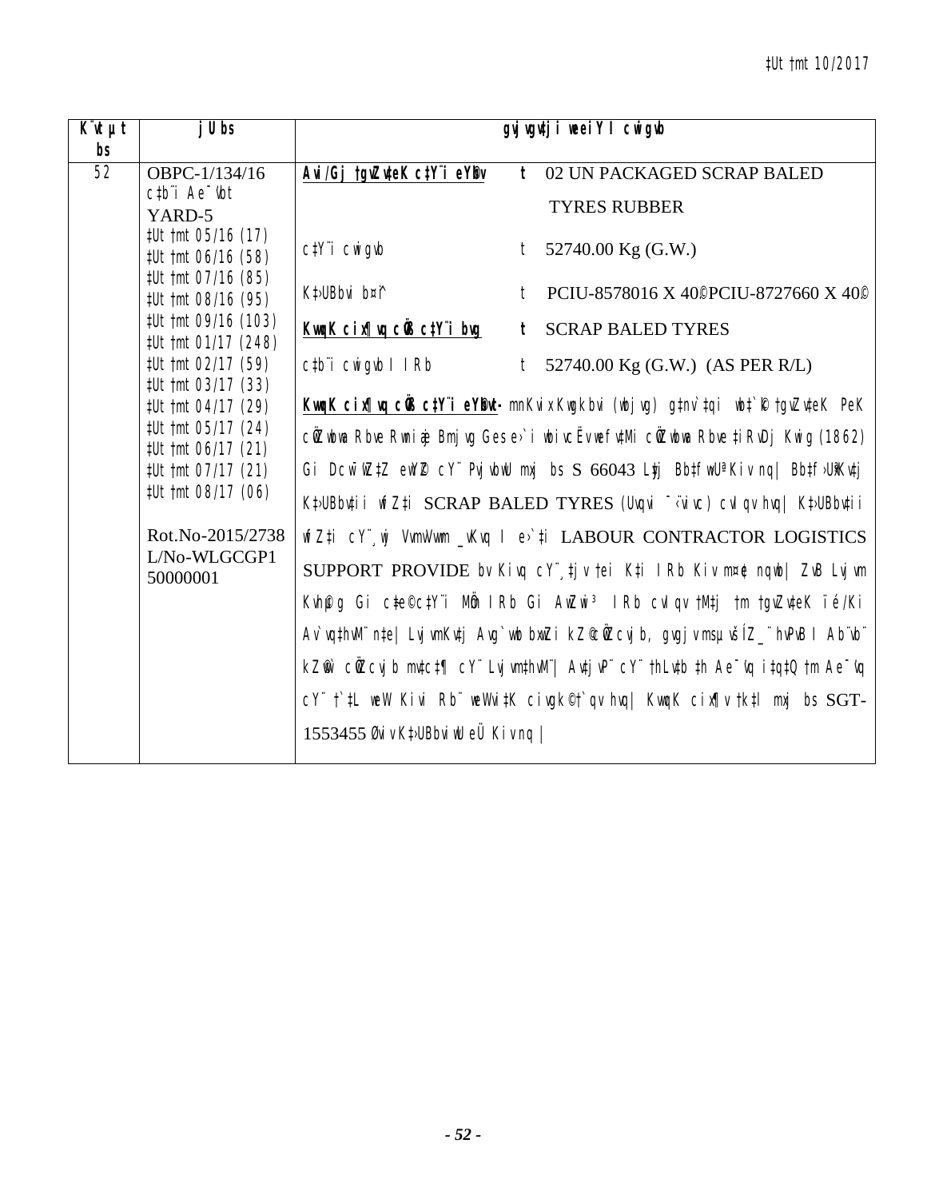‡Ut †mt 10/2017

| K¨vUvjM bs | jU bs | gvjvgv‡ji weeiY I cwigvb |
|---|---|---|
| 52 | OBPC-1/134/16<br>c‡b¨i Ae¯’vb<br>YARD-5<br>‡Ut †mt 05/16 (17)<br>‡Ut †mt 06/16 (58)<br>‡Ut †mt 07/16 (85)<br>‡Ut †mt 08/16 (95)<br>‡Ut †mt 09/16 (103)<br>‡Ut †mt 01/17 (248)<br>‡Ut †mt 02/17 (59)<br>‡Ut †mt 03/17 (33)<br>‡Ut †mt 04/17 (29)<br>‡Ut †mt 05/17 (24)<br>‡Ut †mt 06/17 (21)<br>‡Ut †mt 07/17 (21)<br>‡Ut †mt 08/17 (06)<br><br>Rot.No-2015/2738<br>L/No-WLGCGP1<br>50000001 | **Avi/Gj †gvZv‡eK c‡Y¨i eY©bv** t 02 UN PACKAGED SCRAP BALED TYRES RUBBER<br><br>c‡Y¨i cwigvb t 52740.00 Kg (G.W.)<br><br>K‡›UBbvi b¤^i t PCIU-8578016 X 40©PCIU-8727660 X 40©<br><br>**KvqvK cix¶vq cÖvß c‡Y¨i bvg t** SCRAP BALED TYRES<br><br>c‡b¨i cwigvb I IRb t 52740.00 Kg (G.W.) (AS PER R/L)<br><br>**KvqvK cix¶vq cÖvß c‡Y¨i eY©bv-** mnKvix Kwgkbvi (wbjvg) g‡nv`‡qi wb‡`©k †gvZv‡eK PeK cÖZwbwa Rbve Rwni æ Bmjvg Ges e›`i wbivcËv wefv‡Mi cÖZwbwa Rbve ‡iRvDj Kwig (1862) Gi Dcw¯'wZ‡Z ewY©Z cY¨ PvjvbwU mxj bs S 66043 Lyj Bb‡fbUªKiv nq| Bb‡f›Uix Kv‡j K‡›UBbv‡ii wfZ‡i SCRAP BALED TYRES (Uvqvi ¯'‹ivc) cvIqv hvq| K‡›UBbv‡ii wfZ‡i cY¨¸wj VvmVvm _vKvq I e›`‡i LABOUR CONTRACTOR LOGISTICS SUPPORT PROVIDE bv Kivq cY¨¸‡jv †ei K‡i IRb Kiv m¤¢e nqwb| ZvB Lyjvm Kvh©µg Gi c‡e©c‡Y¨i Mo IRb Gi AwZwi³ IRb cvIqv †M‡j †m †gvZv‡eK ïé/Ki Av`vq‡hvM¨ n‡e| LyjvmKv‡j Avg`vwb bxwZi kZ©cÖwZcvjb, gvgjv msµvšÍ Z_¨ hvPvB I Ab¨vb¨ kZ©vw` cÖwZcvjb mv‡c‡¶ cY¨ Lyjvm‡hvM¨| Av‡jvP¨ cY¨ †hLv‡b †h Ae¯'vq i‡q‡Q †m Ae¯'vq cY¨ †`‡L weW Kivi Rb¨ weWvi‡K civgk©†`qv hvq| KvqvK cix¶v †k‡l mxj bs SGT-1553455 Øviv K‡›UBbviwU eÜ Kiv nq| |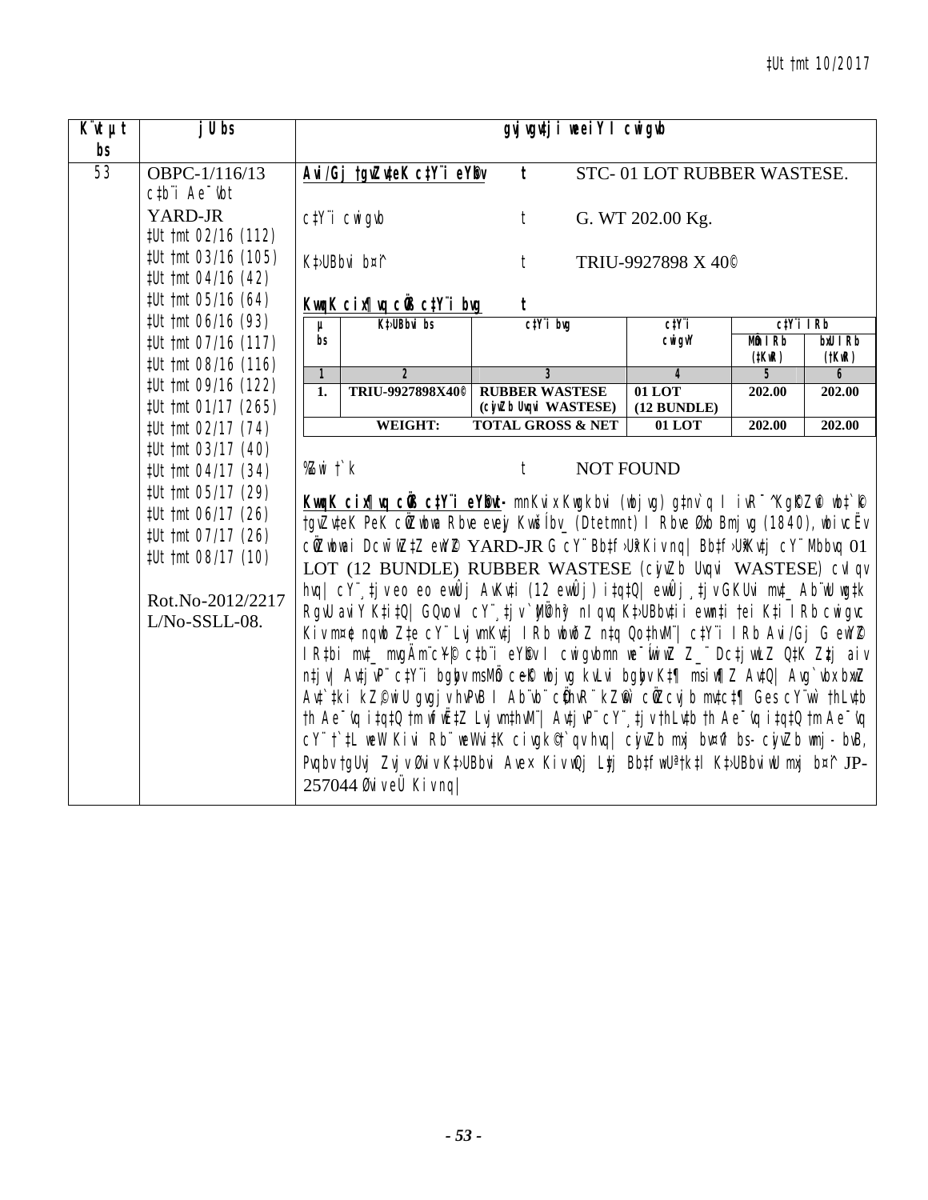| K¨vU‡ji bs | jU bs | gvjvgv‡ji weeiY I cwigvb |
|---|---|---|
| 53 | OBPC-1/116/13<br>c‡b¨i Ae¯'vb<br>YARD-JR<br>‡Ut †mt 02/16 (112)<br>‡Ut †mt 03/16 (105)<br>‡Ut †mt 04/16 (42)<br>‡Ut †mt 05/16 (64)<br>‡Ut †mt 06/16 (93)<br>‡Ut †mt 07/16 (117)<br>‡Ut †mt 08/16 (116)<br>‡Ut †mt 09/16 (122)<br>‡Ut †mt 01/17 (265)<br>‡Ut †mt 02/17 (74)<br>‡Ut †mt 03/17 (40)<br>‡Ut †mt 04/17 (34)<br>‡Ut †mt 05/17 (29)<br>‡Ut †mt 06/17 (26)<br>‡Ut †mt 07/17 (26)<br>‡Ut †mt 08/17 (10)<br><br>Rot.No-2012/2217<br>L/No-SSLL-08. | **Avi/Gj †gvZv‡eK c‡Y¨i eY©bv** t STC- 01 LOT RUBBER WASTESE.<br><br>c‡Y¨i cwigvb t G. WT 202.00 Kg.<br><br>K‡›UBbvi b¤^i t TRIU-9927898 X 40©<br><br>**KvwqK cix¶vq cÖvß c‡Y¨i bvg t** |

| µ bs | K‡›UBbvi bs | c‡Y¨i bvg | c‡Y¨i cwigvY | c‡Y¨i I Rb | |
|---|---|---|---|---|---|
| | | | | MÖm I Rb (‡KwR) | bxU I Rb (†KwR) |
| 1 | 2 | 3 | 4 | 5 | 6 |
| 1. | TRIU-9927898X40© | RUBBER WASTESE (cyivZb Uvqvi WASTESE) | 01 LOT (12 BUNDLE) | 202.00 | 202.00 |
| | WEIGHT: | TOTAL GROSS & NET | 01 LOT | 202.00 | 202.00 |

%Zwi †`k t NOT FOUND

**KvwqK cix¶vq cÖvß c‡Y¨i eY©bvt-** mnKvix Kwgkbvi (wbjvg) g‡nv`q I ivR¯^ Kg©KZ©v wb‡`©k †gvZv‡eK PeK c‡Z¨vbvi Rbve eveyj Kvw›`Ïbv_ (Dtetmnt) I Rbve Øxb Bmjvg (1840), wbivcËv cÖ‡Z¨vbvi Dcw¯'wZ‡Z ewY©Z YARD-JR G cY¨ Bb‡f›Uwi Kiv nq| Bb‡f›Uwi Kv‡j cY¨ Mbbvq 01 LOT (12 BUNDLE) RUBBER WASTESE (cyivZb Uvqvi WASTESE) cvIqv hvq| cY¨¸‡jv eo eo evÛj AvKv‡i (12 evÛj) i‡q‡Q| evÛj¸‡jv GKUvi mv‡_ Ab¨wU wg‡k RgvU avi‡Y K‡i‡Q| GQvov cY¨¸‡jv `xN©w`b hveZ Lyjvq c‡o _vKvq we‡kl K‡i ew„ó I †iv‡` cy‡o bó nIqvq †_‡K cvIqv Mb¨ c‡Y¨i I Rb Kiv m¤¢e nqwb Z‡e cY¨ Lyj‡j‡Kv‡j I Rb wbY©q Kiv nq Ges hv‡Z K‡i c‡Y¨i I Rb 202.00 †KwR cvIqv hvq| cY¨ I Rb Avi/Gj G ewY©Z I R‡bi mv‡_ mvgÄm¨c~Y© c‡b¨i eY©bv I cwigvbmn we¯ÍvwiZ Z_¨ Dc‡ivwjøwLZ Q‡K Zz‡j aiv n‡jv| Av‡jvP¨ c‡Y¨i bgybv msMÖn cewÈ wbjvg kvLvi bgybv K‡¶ msi¶Y Av‡Q| Avg`vbxKvi‡Ki kZ©vbymv‡i gvgjv hvPvB I Ab¨vb¨ cÖ‡qvRb¨ kZ©vw` c~iYc~e©K mswkøó `ßi n‡Z †h Ae¯'vq i‡q‡Q †mB Ae¯'vq AvbyôvwbKfv‡e wbjv‡g weµq Kiv †h‡Z cv‡i| cyivZb mxj bs- cyivZb wmj- bvB, Pvjvb †gvZv‡eK Avm‡j Bb‡fw›Uª‡Z K‡›UBbvi wmj b¤^i JP-257044 Øviv eÜ Kiv nq|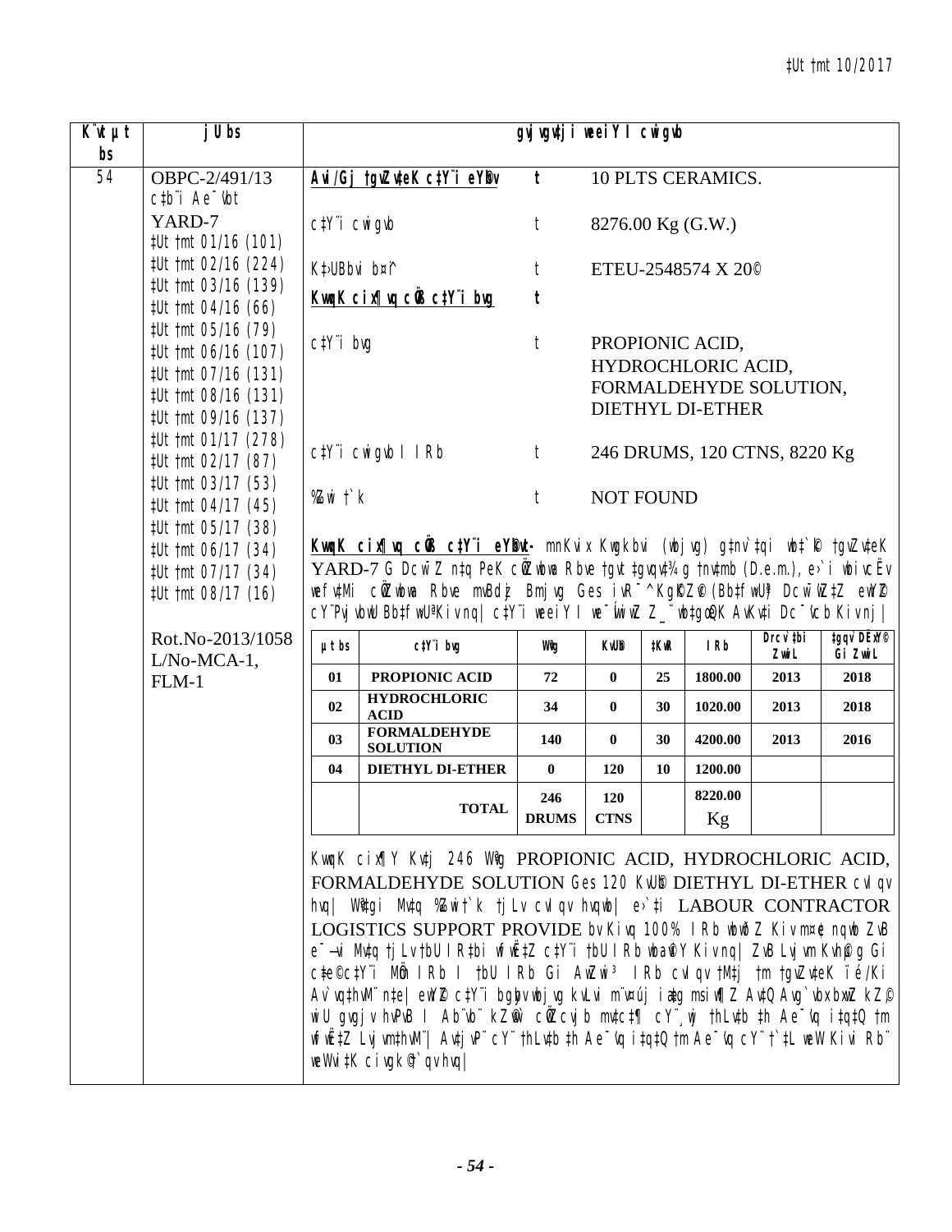| K¨vUµt bs | jU bs | gvjvgvj weeiY I cwigvb | | |
|---|---|---|---|---|
| 54 | OBPC-2/491/13<br>c‡b¨i Ae¯'vb<br>YARD-7<br>‡Ut †mt 01/16 (101)<br>‡Ut †mt 02/16 (224)<br>‡Ut †mt 03/16 (139)<br>‡Ut †mt 04/16 (66)<br>‡Ut †mt 05/16 (79)<br>‡Ut †mt 06/16 (107)<br>‡Ut †mt 07/16 (131)<br>‡Ut †mt 08/16 (131)<br>‡Ut †mt 09/16 (137)<br>‡Ut †mt 01/17 (278)<br>‡Ut †mt 02/17 (87)<br>‡Ut †mt 03/17 (53)<br>‡Ut †mt 04/17 (45)<br>‡Ut †mt 05/17 (38)<br>‡Ut †mt 06/17 (34)<br>‡Ut †mt 07/17 (34)<br>‡Ut †mt 08/17 (16)<br><br>Rot.No-2013/1058 L/No-MCA-1, FLM-1 | **Avi/Gj †gvZv‡eK c‡Y¨i eY©bv** | **t** | 10 PLTS CERAMICS. |
| | | c‡Y¨i cwigvb | t | 8276.00 Kg (G.W.) |
| | | K‡›UBbvi b¤^i | t | ETEU-2548574 X 20© |
| | | **KvqvK cix¶vq cÖvß c‡Y¨i bvg** | **t** | |
| | | c‡Y¨i bvg | t | PROPIONIC ACID, HYDROCHLORIC ACID, FORMALDEHYDE SOLUTION, DIETHYL DI-ETHER |
| | | c‡Y¨i cwigvb I IRb | t | 246 DRUMS, 120 CTNS, 8220 Kg |
| | | %Zwi †`k | t | NOT FOUND |

**KvqvK cix¶vq cÖvß c‡Y¨i eY©bvt-** mnKvix Kwgkbvi (wbjvg) g‡nv`‡qi wb‡`©‡k †gvZv‡eK YARD-7 G Dcw¯'Z n‡q PeK cÖZwbwa Rbve †gvt ‡gvqv‡¾g †nv‡mb (D.e.m.), e›`i wbivcËv wefv‡Mi cÖZwbwa Rbve mvBdzj Bmjvg Ges iÿYv‡eÿYKvix cÖwZôv‡bi cÖwZwbwa‡`i Dcw¯'wZ‡Z ewY©Z cY¨Pvjvbw U Bb‡fbUªKiv nq| c‡Y¨i weeiY I we¯ÍvwiZ Z_¨ wb‡gœ QK AvKv‡i Dc¯'vcb Kiv nj|

| µt bs | c‡Y¨i bvg | Wªvg | KvU©b | ‡KwR | IRb | Drcv`‡bi ZvwiL | ‡gqv` DËx‡Y©i ZvwiL |
|---|---|---|---|---|---|---|---|
| 01 | PROPIONIC ACID | 72 | 0 | 25 | 1800.00 | 2013 | 2018 |
| 02 | HYDROCHLORIC ACID | 34 | 0 | 30 | 1020.00 | 2013 | 2018 |
| 03 | FORMALDEHYDE SOLUTION | 140 | 0 | 30 | 4200.00 | 2013 | 2016 |
| 04 | DIETHYL DI-ETHER | 0 | 120 | 10 | 1200.00 | | |
| | TOTAL | 246 DRUMS | 120 CTNS | | 8220.00 Kg | | |

KvqvK cix¶Y Kv‡j 246 Wªvg PROPIONIC ACID, HYDROCHLORIC ACID, FORMALDEHYDE SOLUTION Ges 120 KvU©b DIETHYL DI-ETHER cvIqv hvq| Wªv‡gi Mv‡q %Zwi †`k †jLv cvIqv hvqwb| e›`‡i LABOUR CONTRACTOR LOGISTICS SUPPORT PROVIDE bv Kivq 100% IRb wbwðZ Kiv m¤¢e nqwb ZvB e¯—vi Mv‡q †jLv †bU IR‡bi wfwË‡Z c‡Y¨i †bU IRb wba©viY Kiv nq| ZvB Lyjbv Kvh©g Gi c‡e©c‡Y¨i MÖm IRb I †bU IRb Gi AvZwi³ IRb cvIqv †M‡j †m †gvZv‡eK ïé/Ki Av`vq‡hvM¨ n‡e| ewY©Z c‡Y¨i bgybv wbjvg kvLvi m¨v¤új iæ‡g msiwÿZ Av‡Q Avg`vbxKviZ kZ© wU gvgjv hvPvB I Ab¨vb¨ kZ©vw` cÖwZcvjb mv‡c‡¶ cY¨¸wj †hLv‡b †h Ae¯'vq i‡q‡Q †m Ae¯'vq cY¨ †`‡L weW Kivi Rb¨ weWvi‡K civgk© †`qv hvq|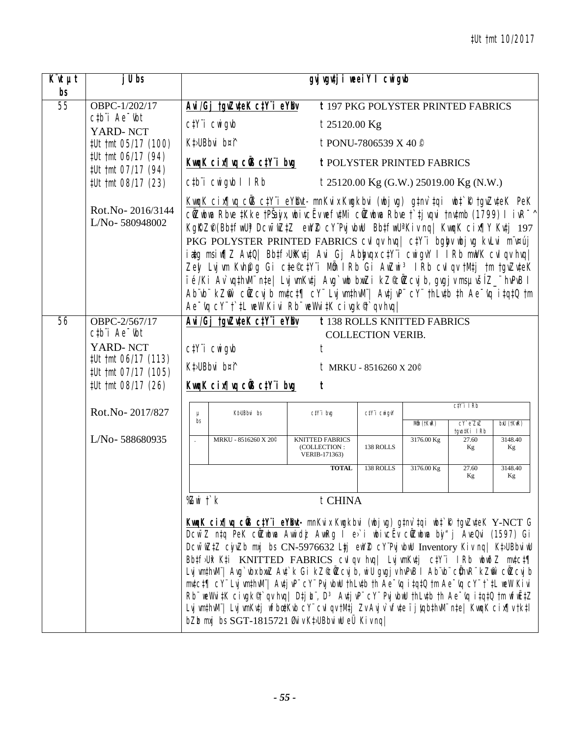| Kª‡gi bs | jU bs | gvjvgv‡ji weeiY I cwigvb |
|---|---|---|
| 55 | OBPC-1/202/17<br>c‡b¨i Ae¯'vb<br>YARD- NCT<br>‡Ut †mt 05/17 (100)<br>‡Ut †mt 06/17 (94)<br>‡Ut †mt 07/17 (94)<br>‡Ut †mt 08/17 (23)<br><br>Rot.No- 2016/3144<br>L/No- 580948002 | **Avi/Gj †gvZv‡eK c‡Y¨i eY©bv** : 197 PKG POLYSTER PRINTED FABRICS<br>c‡Y¨i cwigvb : 25120.00 Kg<br>K‡›UBbvi b¤^i : PONU-7806539 X 40 ©<br>**KvqwK cix¶vq cÖvß c‡Y¨i bvg** : POLYSTER PRINTED FABRICS<br>c‡b¨i cwigvb I IRb : 25120.00 Kg (G.W.) 25019.00 Kg (N.W.)<br><br>**KvqwK cix¶vq cÖvß c‡Y¨i eY©bvt-** mnKvix Kwgkbvi (wbjvg) g‡nv`‡qi wb‡`©k †gvZv‡eK PeK cÖZwbwa Rbve ‡Kke †PŠayix, wbivcËv wefv‡Mi cÖZwbwa Rbve †`‡jvqvi †nv‡mb (1799) I ivR¯^ KgKZ©v(Bb‡fw›Ui) Dcw¯'wZ‡Z ewY©Z cY¨PvjvbwU Bb‡fw›UªKiv nq\| KvqwK cix¶Y Kv‡j 197 PKG POLYSTER PRINTED FABRICS cvIqv hvq\| c‡Y¨i bgybv wbjvg kvLvi m¤§yL iv¶g msiw¶Z Av‡Q\| Bb‡f›UwiKv‡j Avi Gj Abyhvqx c‡Y¨i cwigvY I IRb mwVK cvIqv hvq\| Zeyl Lvjvm Kvh©µg Gi c‡e©c‡Y¨i MÖm IRb Gi AwZwi³ IRb cvIqv †M‡j †m †gvZv‡eK ïé/Ki Av`vq‡hvM¨ n‡e\| LvjvmKv‡j Avg`vbx bxwZ i kZ©c~iY cÖ‡qvRb, gvgjv mspµvšÍ Z_¨ hvPvB I Ab¨vb¨ kZ©vw` cÖ‡qvRb mv‡c‡¶ cY¨ Lvjvm‡hvM¨\| Av‡jvP¨ cY¨ †hLv‡b †h Ae¯'vq i‡q‡Q †m Ae¯'vq cY¨ †`‡L weW Kivi Rb¨ weWvi‡K civgk© †`qv hvq\| |
| 56 | OBPC-2/567/17<br>c‡b¨i Ae¯'vb<br>YARD- NCT<br>‡Ut †mt 06/17 (113)<br>‡Ut †mt 07/17 (105)<br>‡Ut †mt 08/17 (26)<br><br>Rot.No- 2017/827<br><br>L/No- 588680935 | **Avi/Gj †gvZv‡eK c‡Y¨i eY©bv** : 138 ROLLS KNITTED FABRICS COLLECTION VERIB.<br>c‡Y¨i cwigvb :<br>K‡›UBbvi b¤^i : MRKU - 8516260 X 20©<br>**KvqwK cix¶vq cÖvß c‡Y¨i bvg** : |

| µ bs | K‡›UBbvi bs | c‡Y¨i bvg | c‡Y¨i cwigvY | c‡Y¨i IRb | | |
|---|---|---|---|---|---|---|
| | | | | MÖm (†KwR) | cY¨ e¨ZxZ †gvo‡Ki IRb | bxU (†KwR) |
| . | MRKU - 8516260 X 20© | KNITTED FABRICS (COLLECTION : VERIB-171363) | 138 ROLLS | 3176.00 Kg | 27.60 Kg | 3148.40 Kg |
| | | TOTAL | 138 ROLLS | 3176.00 Kg | 27.60 Kg | 3148.40 Kg |

%Zwi †`k : CHINA

**KvqwK cix¶vq cÖvß c‡Y¨i eY©bvt-** mnKvix Kwgkbvi (wbjvg) g‡nv`‡qi wb‡`©k †gvZv‡eK Y-NCT G Dcw¯'Z n‡q PeK cÖZwbwa Awidzj AwRg I e›`i wbivcËv cÖZwbwa byiæj AvgQvi (1597) Gi Dcw¯'wZ‡Z cyivZb mxj bs CN-5976632 Ly‡j ewY©Z cY¨PvjvbwU Inventory Kiv nq| K‡›UBbviwU Bb‡f›Uwi Kv‡j KNITTED FABRICS cvIqv hvq| LvjvmKv‡j c‡Y¨i IRb wba©viY mv‡c‡¶ Lvjvm‡hvM¨| Avg`vbx bxwZ Av‡`k Gi kZ©c~iY, wi‡U gvgjv hvPvB I Ab¨vb¨ cÖ‡hvR¨ kZ©vw` cÖ‡qvRb mv‡c‡¶ cY¨ Lvjvm‡hvM¨| Av‡jvP¨ cY¨ PvjvbwU †hLv‡b †h Ae¯'vq i‡q‡Q †m Ae¯'vq cY¨ †`‡L weW Kivi Rb¨ weWvi‡K civgk© †`qv hvq| D‡jL¨, D³ Av‡jvP¨ cY¨ PvjvbwU †hLv‡b †h Ae¯'vq i‡q‡Q †m wfwË‡Z Lvjvm‡hvM¨| LvjvmKv‡j wfbœ‡Kvb cY¨ cvIqv †M‡j Zv Avjv`v fv‡e ïé/ Ki /Rwigvbv‡hvM¨ n‡e| KvqwK cix¶v †k‡l bZzb mxj bs SGT-1815721 Øviv K‡›UBbviwU eÜ Kiv nq|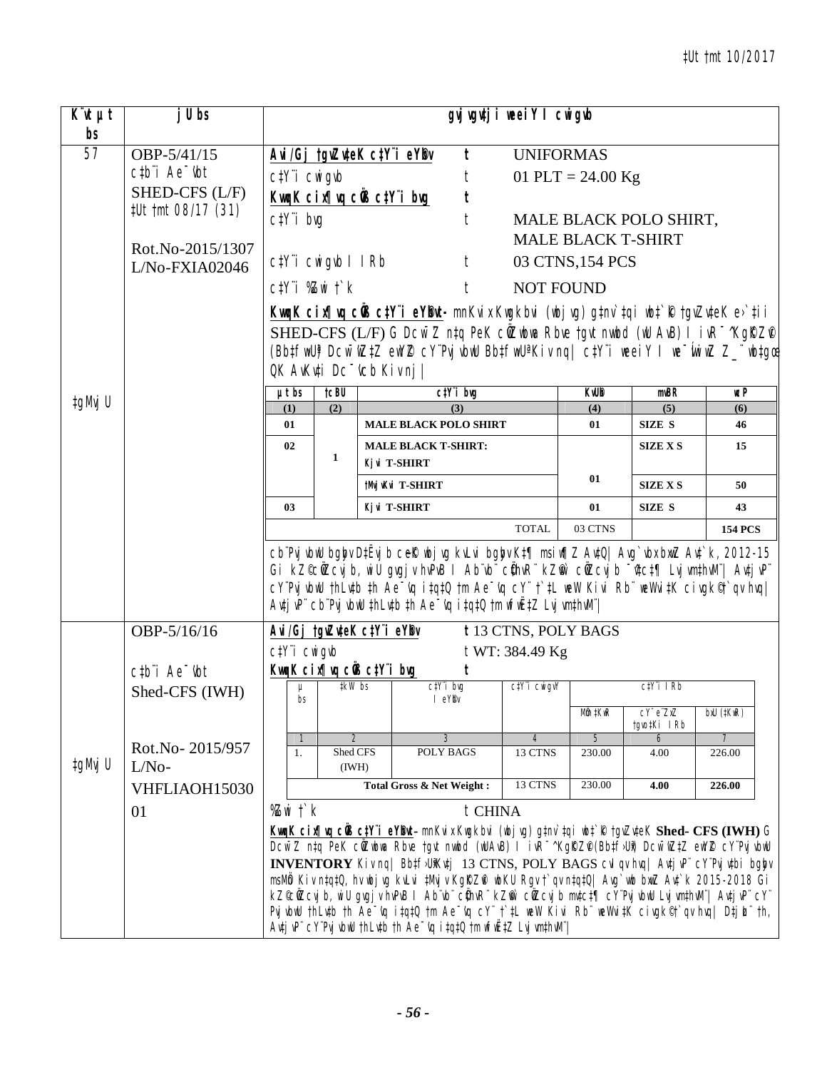| K¨vt µt bs | jU bs | gvjvgvj‡ji weeiY I cwigvb |
|---|---|---|
| 57<br><br>‡gMvjU | OBP-5/41/15<br>c‡b¨i Ae¯'vb<br>SHED-CFS (L/F)<br>‡Ut †mt 08/17 (31)<br><br>Rot.No-2015/1307<br>L/No-FXIA02046 | **Avi/Gj †gvZv‡eK c‡Y¨i eY©bv** t UNIFORMAS<br>c‡Y¨i cwigvb t 01 PLT = 24.00 Kg<br>**KvqvK cix¶vq cÖvß c‡Y¨i bvg** t<br>c‡Y¨i bvg t MALE BLACK POLO SHIRT, MALE BLACK T-SHIRT<br>c‡Y¨i cwigvb I IRb t 03 CTNS,154 PCS<br>c‡Y¨i %Zwi †`k t NOT FOUND<br>**KvqvK cix¶vq cÖvß c‡Y¨i eY©bvt-** mnKvix Kwgkbvi (wbjvg) g‡nv`‡qi wb‡`©k †gvZv‡eK e›`‡ii SHED-CFS (L/F) G Dcw¯'Z n‡q PeK cÖZ¨wbwa Rbve †gvt nvwbd (wU AvB) I iwR¯^ KgK©Z©v (Bb‡fwU¶ Dcw¯'wZ‡Z ewY©Z cY¨PvjvbwU Bb‡fw›Uªi Kiv nq\| c‡Y¨i weeiY I we¯ÍvwiZ Z_¨ wb‡gœ QK AvKv‡i Dc¯'vcb Kiv nj\| |

| µt bs | †cBU | c‡Y¨i bvg | KvUb | mvBR | wcP |
|---|---|---|---|---|---|
| (1) | (2) | (3) | (4) | (5) | (6) |
| 01 | | MALE BLACK POLO SHIRT | 01 | SIZE S | 46 |
| 02 | 1 | MALE BLACK T-SHIRT: Kv‡jv T-SHIRT | | SIZE X S | 15 |
| | | †Mvjvcx T-SHIRT | 01 | SIZE X S | 50 |
| 03 | | Kv‡jv T-SHIRT | 01 | SIZE S | 43 |
| | | TOTAL | 03 CTNS | | 154 PCS |

cb¨PvjvbwU bgybv D‡Ëvjb ceŸK wbjvg kvLvi bgybvK‡¶ msiw¶Z Av‡Q\| Avg`vbxbxwZ Av‡`k, 2012-15 Gi kZ©cÖwZcvjb, wiU gvgjv hvPvB I Ab¨vb¨ cÖ‡hvR¨ kZ©vw` cÖwZcvjb ¯^v‡c‡¶ Lvjvm‡hvM¨\| Avtjvm¨ cY¨PvjvbwU †hLv‡b †h Ae¯'vq i‡q‡Q †m Ae¯'vq cY¨ †`‡L weW Kivi Rb¨ weWvi‡K civgk© †`qv hvq\| Avtjvm¨ cb¨PvjvbwU †hLv‡b †h Ae¯'vq i‡q‡Q †m wfwˇZ Lvjvm‡hvM¨\|

| K¨vt µt bs | jU bs | gvjvgvj‡ji weeiY I cwigvb |
|---|---|---|
| ‡gMvjU | OBP-5/16/16<br><br>c‡b¨i Ae¯'vb<br>Shed-CFS (IWH)<br><br>Rot.No- 2015/957<br>L/No-<br>VHFLIAOH15030<br>01 | **Avi/Gj †gvZv‡eK c‡Y¨i eY©bv** t 13 CTNS, POLY BAGS<br>c‡Y¨i cwigvb t WT: 384.49 Kg<br>**KvqvK cix¶vq cÖvß c‡Y¨i bvg** t |

| µ bs | ‡kW bs | c‡Y¨i bvg I eY©bv | c‡Y¨i cwigvY | c‡Y¨i I Rb | | |
|---|---|---|---|---|---|---|
| | | | | MÖm ‡KwR | cY¨ e¨ZxZ †gvo‡Ki IRb | bxU (‡KwR) |
| 1 | 2 | 3 | 4 | 5 | 6 | 7 |
| 1. | Shed CFS (IWH) | POLY BAGS | 13 CTNS | 230.00 | 4.00 | 226.00 |
| | | **Total Gross & Net Weight :** | 13 CTNS | 230.00 | **4.00** | **226.00** |

%Zwi †`k t CHINA

**KvqvK cix¶vq cÖvß c‡Y¨i eY©bvt-** mnKvix Kwgkbvi (wbjvg) g‡nv`‡qi wb‡`©k †gvZv‡eK **Shed- CFS (IWH)** G Dcw¯'Z n‡q PeK cÖZ¨wbwa Rbve †gvt nvwbd (wU AvB) I iwR¯^ KgK©Z©v (Bb‡f›Uwi) Dcw¯'wZ‡Z ewY©Z cY¨PvjvbwU **INVENTORY** Kiv nq\| Bb‡f›UwiKv‡j 13 CTNS, POLY BAGS cvI qv hvq\| Avtjvm¨ cY¨Pvjv‡bi bgybv msMÖn Kiv n‡q‡Q, hv wbjvg kvLvi ‡Mvjv KgK©Z©v wbKU Rgv †`qv n‡q‡Q\| Avg`vwb bxwZ Av‡`k 2015-2018 Gi kZ©cÖwZcvjb, wiU gvgjv hvPvB I Ab¨vb¨ cÖ‡hvR¨ kZ©vw` cÖwZcvjb mv‡c‡¶ cY¨PvjvbwU Lvjvm‡hvM¨\| Avtjvm¨ cY¨PvjvbwU †hLv‡b †h Ae¯'vq i‡q‡Q †m Ae¯'vq cY¨ †`‡L weW Kivi Rb¨ weWvi‡K civgk© †`qv hvq\| D‡jøL¨ †h, Avtjvm¨ cY¨PvjvbwU †hLv‡b †h Ae¯'vq i‡q‡Q †m wfwˇZ Lvjvm‡hvM¨\|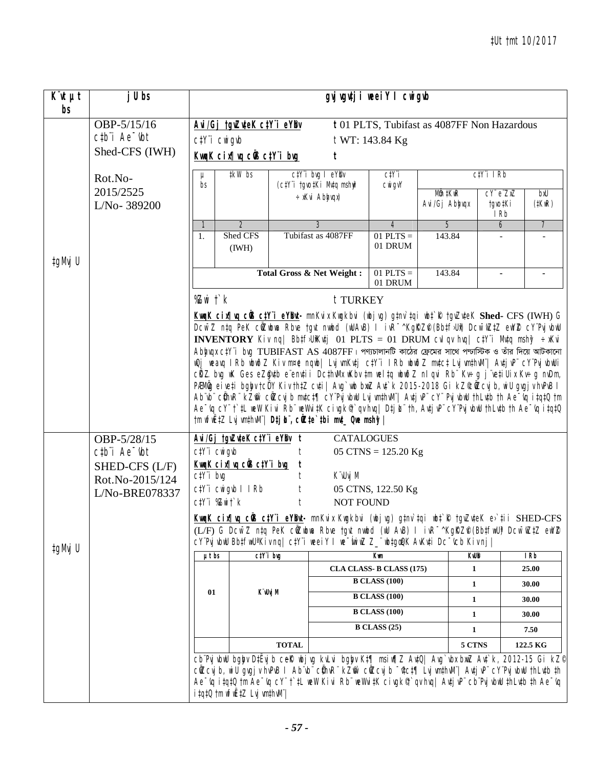| K¨vUvMix bs | jU bs | gvjvgv‡ji weeiY I cwigvb |
|---|---|---|
| ‡gMvjU | OBP-5/15/16<br>c‡b¨i Ae¯'vb<br>Shed-CFS (IWH)<br><br>Rot.No-2015/2525<br>L/No- 389200 | **Avi/Gj †gvZv‡eK c‡Y¨i eY©bv** t 01 PLTS, Tubifast as 4087FF Non Hazardous<br>c‡Y¨i cwigvb t WT: 143.84 Kg<br>**KvqwK cix¶vq cÖvß c‡Y¨i bvg** t<br><br>µ bs \| ‡kW bs \| c‡Y¨i bvg I eY©bv (c‡Y¨i †gvo‡Ki Mvq mshy³ ÷xKvi Abyhvqx) \| c‡Y¨i cwigvY \| c‡Y¨i IRb: MÖm ‡KwR Avi/Gj Abyhvqx; cY¨ e¨ZxZ †gvo‡Ki IRb; bxU (‡KwR)<br>1 \| 2 \| 3 \| 4 \| 5 \| 6 \| 7<br>1. \| Shed CFS (IWH) \| Tubifast as 4087FF \| 01 PLTS = 01 DRUM \| 143.84 \| - \| -<br>Total Gross & Net Weight : \| 01 PLTS = 01 DRUM \| 143.84 \| - \| -<br><br>Drcw˸ †`k t TURKEY<br><br>**KvqwK cix¶vq cÖvß c‡Y¨i eY©bvt-** mnKvix Kwgkbvi (wbjvg) g‡nv`‡qi wb‡`©k †gvZv‡eK **Shed-** CFS (IWH) G DcwšZ n‡q PeK cÖZ¨wkZ Rbve †gvt nvwbd (wUAvB) I iwR¯^KgRZ©e (Bb‡f›Uwi) DcwšZ‡Z ewY©Z cY¨Pvjvbw **INVENTORY** Kiv nq| Bb‡f›UwiKv‡j 01 PLTS = 01 DRUM cvIqv hvq| c‡Y¨i Mv‡q mshy³ ÷xKvi Abyhvqx c‡Y¨i bvg TUBIFAST AS 4087FF। পণ্যচালানটি কাঠের ফ্রেমের সাথে পাস্টিক ও তাঁর দিয়ে আটকানো wQj weavq IRb wbwY©Z Kiv m¤¢e nqwb| Lyj‡bi c‡Y¨i IRb wbwY©Z mvc‡¶ Lyj‡bi cÖ¯Íve Kiv hvq| AviI D‡jL¨ †h cY¨ Pvjvbw ... Avg`vwb bxwZ Av‡`k 2015-2018 Gi kZ©cvjb, wiUvqvj‡K ... cY¨Pvjvbw †hLv‡b †h Ae¯'vq i‡q‡Q †m Ae¯'vq cY¨ †`‡L weWKvix Rb¨ weWviK ciwgkb ...| Dc‡iv³ †h, AvtjvP¨ cY¨Pvjvbw †hLv‡b †h Ae¯'vq i‡q‡Q †m wfwË‡Z Lyj‡bi cÖ¯Íve Kiv hvq| **D‡jL¨, cÖ‡qvR‡bi mv‡_ Qwe mshy³|** |
| ‡gMvjU | OBP-5/28/15<br>c‡b¨i Ae¯'vb<br>SHED-CFS (L/F)<br>Rot.No-2015/124<br>L/No-BRE078337 | **Avi/Gj †gvZv‡eK c‡Y¨i eY©bv** t CATALOGUES<br>c‡Y¨i cwigvb t 05 CTNS = 125.20 Kg<br>**KvqwK cix¶vq cÖvß c‡Y¨i bvg** t<br>c‡Y¨i bvg t K¨vUvjM<br>c‡Y¨i cwigvb I IRb t 05 CTNS, 122.50 Kg<br>c‡Y¨i Drcw˸ †`k t NOT FOUND<br><br>**KvqwK cix¶vq cÖvß c‡Y¨i eY©bvt-** mnKvix Kwgkbvi (wbjvg) g‡nv`‡qi wb‡`©k †gvZv‡eK e›`‡ii SHED-CFS (L/F) G DcwšZ n‡q PeK cÖZ¨wkZ Rbve †gvt nvwbd (wU AvB) I iwR¯^KgRZ©e(Bb‡fwU¸) DcwšZ‡Z ewY©Z cY¨Pvjvbw Bb‡fwU¸Kiv nq| c‡Y¨i weeiY I we¯ÍvwiZ Z_¨ wb‡gœ QK AvKv‡i Dc¯'vcb Kiv nj|<br><br>µ bs \| c‡Y¨i bvg \| Kvm \| KvU©b \| IRb<br>01 \| K¨vUvjM \| CLA CLASS- B CLASS (175) \| 1 \| 25.00<br> \| \| B CLASS (100) \| 1 \| 30.00<br> \| \| B CLASS (100) \| 1 \| 30.00<br> \| \| B CLASS (100) \| 1 \| 30.00<br> \| \| B CLASS (25) \| 1 \| 7.50<br> \| TOTAL \| \| 5 CTNS \| 122.5 KG<br><br>cb¨Pvjvbw bgybv D‡Ëvjb cie©x wbjvg kvLvi bgybv K‡¶ msiw¶Z Av‡Q| Avg`vbx bxwZ Av‡`k, 2012-15 Gi kZ© cvjb, wiUvqvj‡K Ab¨vb¨ cÖ‡hvR¨ kZ© cÖZ¨cvjb ¯^v‡c‡¶ Lyj‡bi cÖ¯Íve Kiv hvq| AviI cY¨Pvjvbw †hLv‡b †h Ae¯'vq i‡q‡Q †m Ae¯'vq cY¨ †`‡L weWKvix Rb¨ weWviK ciwgkb ...| AviI cb¨Pvjvbw †hLv‡b †h Ae¯'vq i‡q‡Q †m wfwË‡Z Lyj‡bi cÖ¯Íve Kiv hvq| |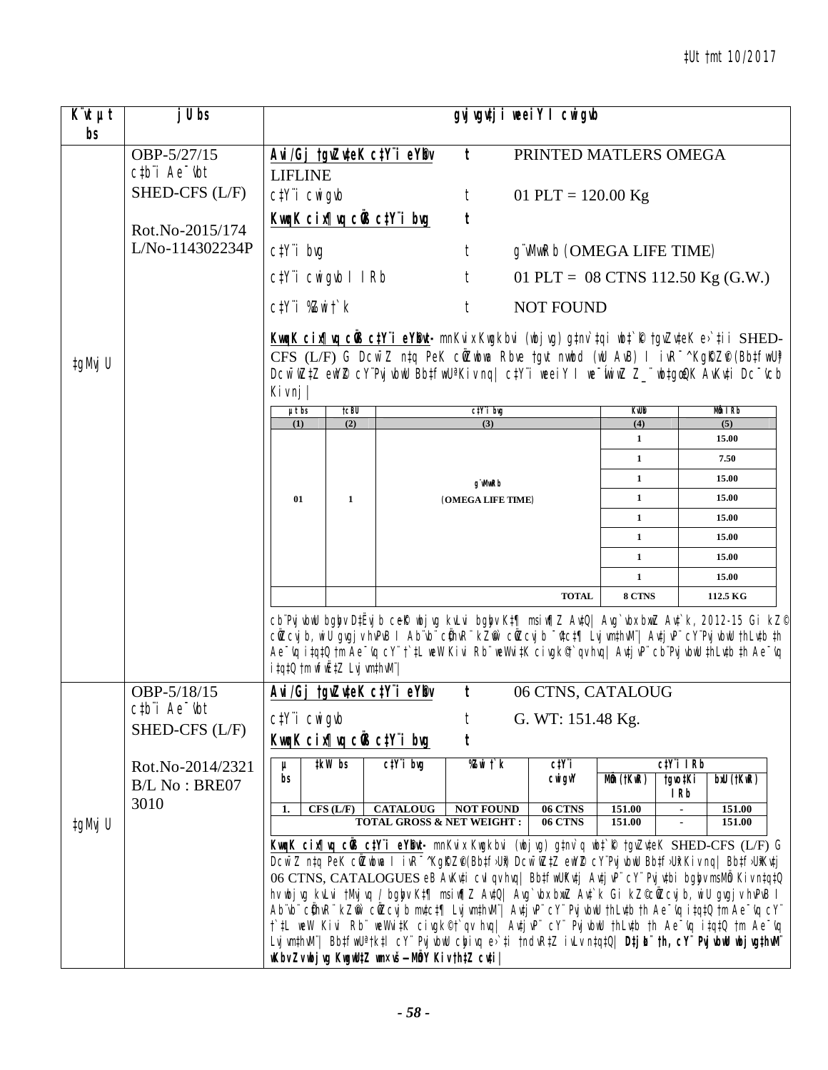‡Ut †mt 10/2017

| K¨vUvi bs | jU bs | gvjvgv‡ji weeiY I cwigvb |
|---|---|---|
| ‡gMvjU | OBP-5/27/15 c‡bˆi Ae¯'vb SHED-CFS (L/F) Rot.No-2015/174 L/No-114302234P | Avi/Gj †gvZv‡eK c‡Y¨i eY©bv t PRINTED MATLERS OMEGA LIFLINE<br>c‡Y¨i cwigvb t 01 PLT = 120.00 Kg<br>KvwqK cix¶vq cÖvß c‡Y¨i bvg t<br>c‡Y¨i bvg t g¨vMvwRb (OMEGA LIFE TIME)<br>c‡Y¨i cwigvb I IRb t 01 PLT = 08 CTNS 112.50 Kg (G.W.)<br>c‡Y¨i ‰Zwi †`k t NOT FOUND<br>KvwqK cix¶vq cÖvß c‡Y¨i eY©bvt- mnKvix Kwgkbvi (wbjvg) g‡nv`‡qi wb‡`©k †gvZv‡eK e›`‡ii SHED-CFS (L/F) G Dcw¯'Z n‡q PeK cÖZwbwa Rbve †gvt nvwbd (wU AvB) I ivR¯^ KgK©Z©v (Bb‡fw›Uª Dcw¯'Z‡Z ewY©Z cY¨Pvjvbwu Bb‡fw›UªKiv nq| c‡Y¨i weeiY I we¯ÍvwiZ Z\_¨ wb‡gœ QK AvKv‡i Dc¯'vcb Kiv nj\| |

| µt bs | †cBU | c‡Y¨i bvg | KvUb | MÖm IRb |
|---|---|---|---|---|
| (1) | (2) | (3) | (4) | (5) |
| 01 | 1 | g¨vMvwRb (OMEGA LIFE TIME) | 1 | 15.00 |
| | | | 1 | 7.50 |
| | | | 1 | 15.00 |
| | | | 1 | 15.00 |
| | | | 1 | 15.00 |
| | | | 1 | 15.00 |
| | | | 1 | 15.00 |
| | | | 1 | 15.00 |
| | | TOTAL | 8 CTNS | 112.5 KG |

cb¨Pvjvbwu bgybv D‡Ëvjb ceK© wbjvg kvLvi bgybv K‡¶ msiw¶Z AvQ| Avg`vbxbxwZ Av‡`k, 2012-15 Gi kZ©cÖZcvjb, wiU gvgjv hvPvB I Ab¨vb¨ cÖhvR¨ kZ©vw` cÖZcvjb ¯^v‡_© Lvjvm‡hvM¨| Av‡jvP¨ cY¨Pvjvbwu †hLv‡b †h Ae¯'vq i‡q‡Q †m Ae¯'vq cY¨ †`‡L weW Kivi Rb¨ weWvi‡K civgk©†`qv hvq| Av‡jvP¨ cb¨Pvjvbwu †hLv‡b †h Ae¯'vq i‡q‡Q †m wfwË‡Z Lvjvm‡hvM¨|

| K¨vUvi bs | jU bs | gvjvgv‡ji weeiY I cwigvb |
|---|---|---|
| ‡gMvjU | OBP-5/18/15 c‡bˆi Ae¯'vb SHED-CFS (L/F) Rot.No-2014/2321 B/L No : BRE07 3010 | Avi/Gj †gvZv‡eK c‡Y¨i eY©bv t 06 CTNS, CATALOUG<br>c‡Y¨i cwigvb t G. WT: 151.48 Kg.<br>KvwqK cix¶vq cÖvß c‡Y¨i bvg t |

| µ bs | ‡kW bs | c‡Y¨i bvg | ‰Zwi †`k | c‡Y¨i cwigvY | c‡Y¨i IRb MÖm (†KwR) | †gvo‡Ki IRb | bxU (†KwR) |
|---|---|---|---|---|---|---|---|
| 1. | CFS (L/F) | CATALOUG | NOT FOUND | 06 CTNS | 151.00 | - | 151.00 |
| | | TOTAL GROSS & NET WEIGHT : | | 06 CTNS | 151.00 | - | 151.00 |

KvwqK cix¶vq cÖvß c‡Y¨i eY©bvt- mnKvix Kwgkbvi (wbjvg) g‡nv`‡qi wb‡`©k †gvZv‡eK SHED-CFS (L/F) G Dcw¯'Z n‡q PeK cÖZwbwa I ivR¯^ KgK©Z©v (Bb‡f›Uwi) Dcw¯'Z‡Z ewY©Z cY¨Pvjvbwu Bb‡f›UwiKiv nq| Bb‡f›UwiKv‡j 06 CTNS, CATALOGUES eB AvKv‡i cvIqv hvq| Bb‡fw›UKv‡j Av‡jvP¨ cY¨ Pvjv‡bi bgybvmsMÖn Kiv n‡q‡Q hv wbjvg kvLvi †MvWvDb/ bgybv K‡¶ msiw¶Z AvQ| Avg`vbxbxwZ Av‡`k Gi kZ©cÖZcvjb, wiU gvgjv hvPvB I Ab¨vb¨ cÖhvR¨ kZ©vw` cÖZcvjb mv‡c‡¶ Lvjvm‡hvM¨| Av‡jvP¨ cY¨Pvjvbwu †hLv‡b †h Ae¯'vq i‡q‡Q †m Ae¯'vq cY¨ †`‡L weW Kivi Rb¨ weWvi‡K civgk© †`qv hvq| Av‡jvP¨ cY¨ Pvjvbwu †hLv‡b †h Ae¯'vq i‡q‡Q †m Ae¯'vq Lvjvm‡hvM¨| Bb‡fw›Uª †k‡l cY¨ Pvjvbwu cybivq e›`‡ii †ndvR‡Z ivLv n‡q‡Q| **D‡jøL¨ †h, cY¨ Pvjvbwu wbjvg‡hvM¨ wKbvZv wbjvg Kwgw‡Z wm×vš— MÖnY Kiv‡Z cv‡i|**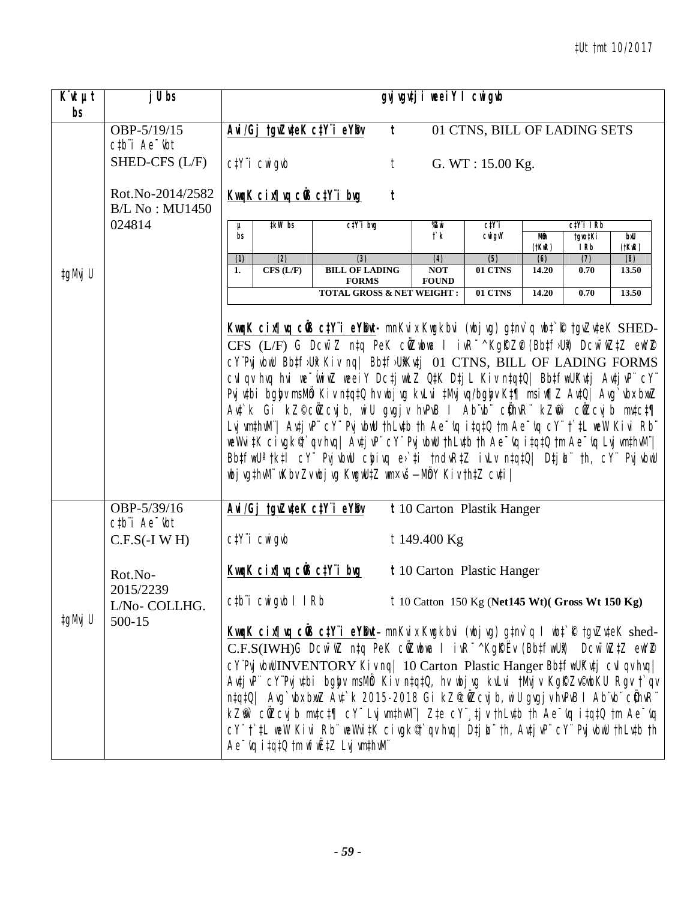‡Ut †mt 10/2017

| K¨vUvjM bs | jU bs | gvjvgv‡ji weeiY I cwigvb |
|---|---|---|
| ‡gMvj U | OBP-5/19/15<br>c‡b¨i Ae¯'vb<br>SHED-CFS (L/F)<br><br>Rot.No-2014/2582<br>B/L No : MU1450 024814 | **Avi/Gj †gvZv‡eK c‡Y¨i eY©bv** t 01 CTNS, BILL OF LADING SETS<br><br>c‡Y¨i cwigvb t G. WT : 15.00 Kg.<br><br>**KvqvK cix¶vq cÖvß c‡Y¨i bvg** t<br><br>(see table below)<br><br>**KvqvK cix¶vq cÖvß c‡Y¨i eY©bvt-** mnKvix Kwgkbvi (wbjvg) g‡nv`q wb‡`©k †gvZv‡eK SHED-CFS (L/F) G Dcw¯'Z n‡q PeK cÖZwbwa I iwR¯^ KgKZ©v (Bb‡f›Uwi) Dcw¯'wZ‡Z eivÏK…Z cY¨PvjvbwU Bb‡f›Uwi Kiv nq\| Bb‡f›UwiKv‡j 01 CTNS, BILL OF LADING FORMS cvIqv hvq hvi we¯ÍvwiZ weeiY Dc‡ivwjøwLZ Q‡K D‡jøL Kiv n‡q‡Q\| Bb‡f›UwiKv‡j Avjv`v cY¨ Pvjv‡bi bgybv msMÖn Kiv n‡q‡Q hv wbjvg kvLvi ‡Mvjvq/bgybv K‡¶ msiw¶Z Av‡Q\| Avg`vbxbxwZ Av‡`k Gi kZ©cÖwZcvjb, wkí gš¿Yvjq n‡Z cÖ‡qvRbxq QvocÎ MÖnY mv‡c‡¶ cY¨ Lvjvm‡hvM¨\| Avjv`v cY¨ Pvjvb wU †hLv‡b †h Ae¯'vq i‡q‡Q †m Ae¯'vq cY¨ †`‡L weW Kivi Rb¨ weWvi‡K civgk© †`qv hvq\| Avjv`v cY¨ Pvjvb †hLv‡b †h Ae¯'vq i‡q‡Q †m Ae¯'vq Lvjvm‡hvM¨\| Bb‡f›Uwiª †k‡l cY¨ Pvjvb cybivq e›`‡i †ndvR‡Z ivLv n‡q‡Q\| D‡jøL¨ †h, cY¨ Pvjvb wbjvg‡hvM¨ wKbv Zv wbjvg KwgwU‡Z ch©v‡jvPbv mv‡c‡¶ MÖnY Kiv †h‡Z cv‡i\| |
| ‡gMvj U | OBP-5/39/16<br>c‡b¨i Ae¯'vb<br>C.F.S(-I W H)<br><br>Rot.No-2015/2239<br>L/No- COLLHG. 500-15 | **Avi/Gj †gvZv‡eK c‡Y¨i eY©bv** t 10 Carton Plastik Hanger<br><br>c‡Y¨i cwigvb t 149.400 Kg<br><br>**KvqvK cix¶vq cÖvß c‡Y¨i bvg** t 10 Carton Plastic Hanger<br><br>c‡b¨i cwigvb I IRb t 10 Catton 150 Kg (**Net145 Wt)( Gross Wt 150 Kg)**<br><br>**KvqvK cix¶vq cÖvß c‡Y¨i eY©bvt-** mnKvix Kwgkbvi (wbjvg) g‡nv`q I wb‡`©k †gvZv‡eK shed-C.F.S(IWH)G Dcw¯'wZ n‡q PeK cÖZwbwa I iwR¯^ KgKZ©v (Bb‡fwUª) Dcw¯'wZ‡Z eivÏK…Z cY¨PvjvbwU INVENTORY Kiv nq\| 10 Carton Plastic Hanger Bb‡fwUªKv‡j cvIqv hvq\| Avjv`v cY¨Pvjv‡bi bgybv msMÖn Kiv n‡q‡Q, hv wbjvg kvLvi †Mvjv KgKZ©vi wbKU Rgv †`qv n‡q‡Q\| Avg`vbxbxwZ Av‡`k 2015-2018 Gi kZ©cÖwZcvjb, wkí gš¿Yvjq n‡Z cÖ‡qvRbxq QvocÎ MÖnY mv‡c‡¶ cY¨ Lvjvm‡hvM¨\| Z‡e cY¨ ‡jv †hLv‡b †h Ae¯'vq i‡q‡Q †m Ae¯'vq cY¨ †`‡L weW Kivi Rb¨ weWvi‡K civgk© †`qv hvq\| D‡jøL¨ †h, Avjv`v cY¨ Pvjvb †hLv‡b †h Ae¯'vq i‡q‡Q †m wfwË‡Z Lvjvm‡hvM¨ |

KvqvK cix¶vq cÖvß c‡Y¨i bvg (OBP-5/19/15):

| µ bs | ‡kW bs | c‡Y¨i bvg | ‰Zwi †`k | c‡Y¨i cwigvY | c‡Y¨i IRb | | |
|---|---|---|---|---|---|---|---|
| | | | | | MÖm (‡KwR) | †gvo‡Ki IRb | bxU (‡KwR) |
| (1) | (2) | (3) | (4) | (5) | (6) | (7) | (8) |
| 1. | CFS (L/F) | BILL OF LADING FORMS | NOT FOUND | 01 CTNS | 14.20 | 0.70 | 13.50 |
| | | TOTAL GROSS & NET WEIGHT : | | 01 CTNS | 14.20 | 0.70 | 13.50 |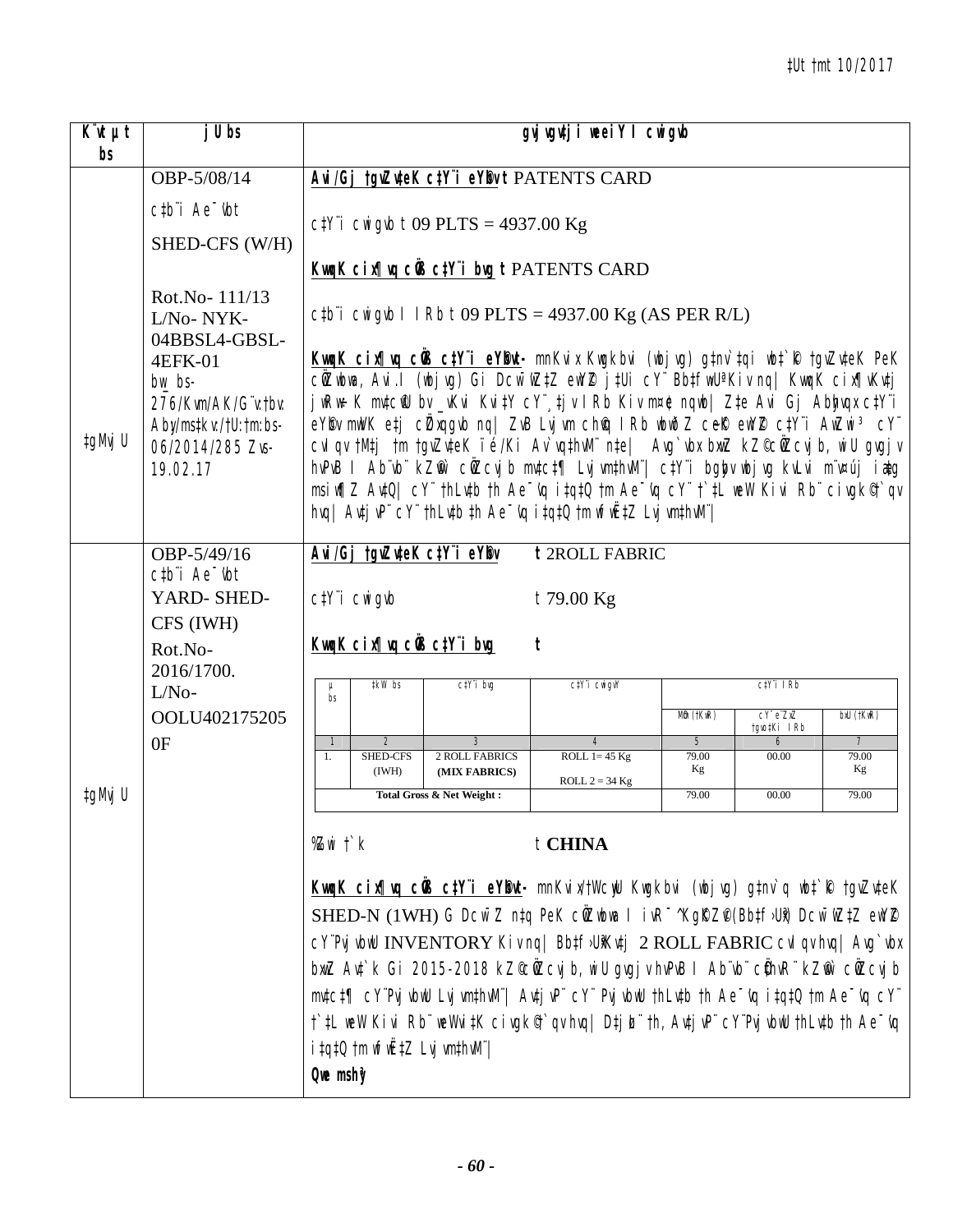‡Ut †mt 10/2017

| K¨vUvMix bs | jU bs | gvjvgv‡ji weeiY I cwigvb |
|---|---|---|
| ‡gMvj U | OBP-5/08/14<br><br>c‡b¨i Ae¯'vb<br>SHED-CFS (W/H)<br><br>Rot.No- 111/13<br>L/No- NYK-04BBSL4-GBSL-4EFK-01<br>bw_ bs- 276/Kvm/AK/G¨v.†bv:<br>Aby/ms‡kv:/†U:†m:bs-06/2014/285 Zvs-19.02.17 | **Avi/Gj †gvZv‡eK c‡Y¨i eY©bvt** PATENTS CARD<br><br>c‡Y¨i cwigvb t 09 PLTS = 4937.00 Kg<br><br>**KvqwK cix¶vq cÖvß c‡Y¨i bvg t** PATENTS CARD<br><br>c‡b¨i cwigvb I IRb t 09 PLTS = 4937.00 Kg (AS PER R/L)<br><br>**KvqwK cix¶vq cÖvß c‡Y¨i eY©bvt-** mnKvix Kwgkbvi (wbjvg) g‡nv`‡qi wb‡`©k †gvZv‡eK PeK cÖZwbwa, Avi.I (wbjvg) Gi Dcw¯'wZ‡Z ewY©Z jU cY¨ Bb‡fwUªKiv nq| KvqwK cix¶vKv‡j jwRw÷K mv‡cv‡U© bv_ Kvi Kv‡Y cY¨ ‡jv I Rb Kiv m¤¢e nqwb| Z‡e Avi Gj Abyhvqx c‡Y¨i eY©bv mwVK e‡j cÖZxqgvb nq| ZvB Lvjvm chšÍ IRb wbwðZ ceK© ewY©Z c‡Y¨i AvZwi³ cY¨ cvIqv †M‡j †m †gvZv‡eK ïé/Ki Av`vq‡hvM¨ n‡e| Avg`vbx bxwZ kZ©cÖZcvjb, wiU gvgjv hvPvB I Ab¨vb¨ kZ©vw` cÖZcvjb mv‡c‡¶ Lvjvm‡hvM¨| c‡Y¨i bgybv wbjvg kvLvi m¨v¤új iæg msiw¶Z Av‡Q| cY¨ †hLv‡b †h Ae¯'vq i‡q‡Q †m Ae¯'vq cY¨ †`‡L weW Kivi Rb¨ civgk© †`qv hvq| Av‡jvP¨ cY¨ †hLv‡b †h Ae¯'vq i‡q‡Q †m fvî‡Z Lvjvm‡hvM¨| |
| ‡gMvj U | OBP-5/49/16<br>c‡b¨i Ae¯'vbt<br>YARD- SHED-CFS (IWH)<br>Rot.No- 2016/1700.<br>L/No- OOLU402175205<br>0F | **Avi/Gj †gvZv‡eK c‡Y¨i eY©bv** t 2ROLL FABRIC<br><br>c‡Y¨i cwigvb t 79.00 Kg<br><br>**KvqwK cix¶vq cÖvß c‡Y¨i bvg** t<br><br>(see table below)<br><br>%Zwi †`k t **CHINA**<br><br>**KvqwK cix¶vq cÖvß c‡Y¨i eY©bvt-** mnKvix/†WcywU Kwgkbvi (wbjvg) g‡nv`q wb‡`©k †gvZv‡eK SHED-N (1WH) G Dcw¯'Z n‡q PeK cÖZwbwa I ivR¯^ Kg©KZ©v (Bb‡f›Uwi) Dcw¯'wZ‡Z ewY©Z cY¨PvjvbwU INVENTORY Kiv nq| Bb‡f›Uwi Kv‡j 2 ROLL FABRIC cvIqv hvq| Avg`vbx bxwZ Av‡`k Gi 2015-2018 kZ©cÖZcvjb, wiU gvgjv hvPvB I Ab¨vb¨ cÖ‡hvR¨ kZ©vw` cÖZcvjb mv‡c‡¶ cY¨Pvjvbw Lvjvm‡hvM¨| Av‡jvP¨ cY¨ PvjvbwU †hLv‡b †h Ae¯'vq i‡q‡Q †m Ae¯'vq cY¨ †`‡L weW Kivi Rb¨ weWvi‡K civgk© †`qv hvq| D‡jøL¨ †h, Av‡jvP¨ cY¨PvjvbwU †hLv‡b †h Ae¯'vq i‡q‡Q †m fvî‡Z Lvjvm‡hvM¨|<br>**Qwe mshy³** |

| µ bs | ‡kW bs | c‡Y¨i bvg | c‡Y¨i cwigvY | c‡Y¨i IRb | | |
|---|---|---|---|---|---|---|
| | | | | MÖm (†KwR) | cY¨ e¨ZxZ †gvo‡Ki IRb | bxU (†KwR) |
| 1 | 2 | 3 | 4 | 5 | 6 | 7 |
| 1. | SHED-CFS (IWH) | 2 ROLL FABRICS (MIX FABRICS) | ROLL 1= 45 Kg<br>ROLL 2 = 34 Kg | 79.00 Kg | 00.00 | 79.00 Kg |
| Total Gross & Net Weight : | | | | 79.00 | 00.00 | 79.00 |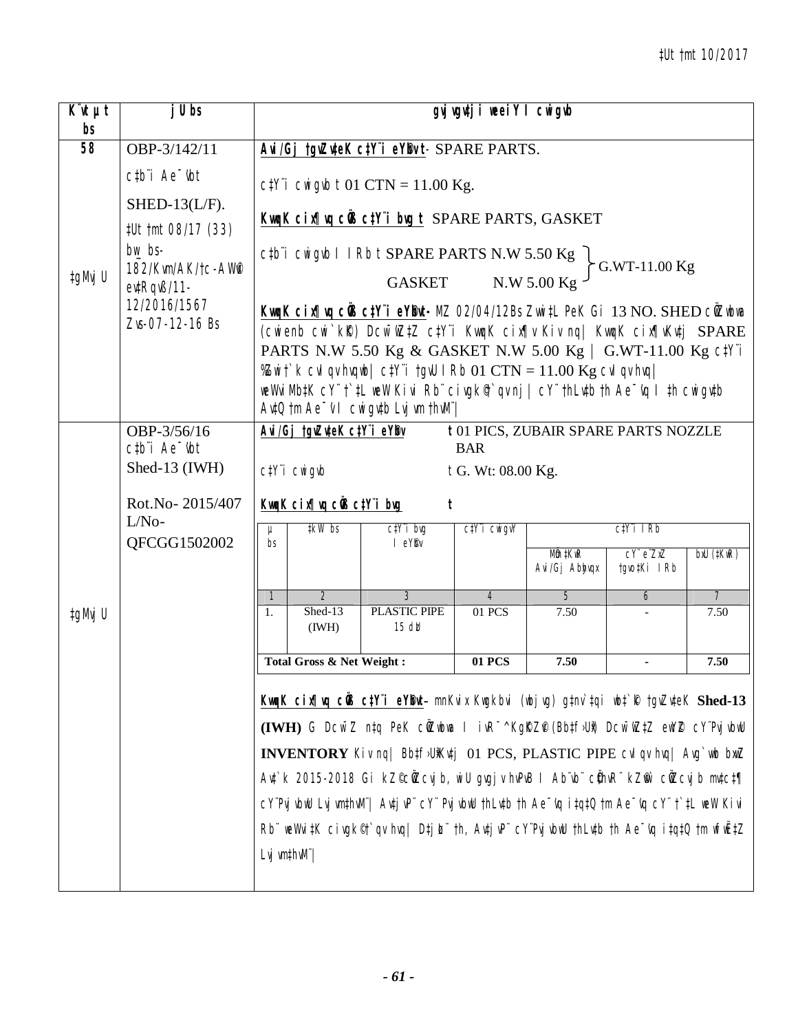‡Ut †mt 10/2017

| K¨vU µt bs | jU bs | gvjvgv‡ji weeiY I cwigvb |
|---|---|---|
| 58 | OBP-3/142/11<br><br>c‡b¨i Ae¯'vbt<br><br>SHED-13(L/F).<br><br>‡Ut †mt 08/17 (33)<br><br>bw\_ bs-<br>182/Kvm/AK/†c-AW©<br>ev‡RqvβÍ/11-<br>12/2016/1567<br>Zvs-07-12-16 Bs<br><br>‡gMvj U | **Avi/Gj †gvZv‡eK c‡Y¨i eY©bvt**- SPARE PARTS.<br><br>c‡Y¨i cwigvb t 01 CTN = 11.00 Kg.<br><br>**KvqvK cix¶vq cÖvß c‡Y¨i bvg t** SPARE PARTS, GASKET<br><br>c‡b¨i cwigvb I IRb t SPARE PARTS N.W 5.50 Kg; GASKET N.W 5.00 Kg } G.WT-11.00 Kg<br><br>**KvqvK cix¶vq cÖvß c‡Y¨i eY©bvt-** MZ 02/04/12Bs Zvwi‡L PeK Gi 13 NO. SHED cÖZwbwa (cwienb cwi`kR©) Dcw¯'wZ‡Z c‡Y¨i KvqvK cix¶v Kiv nq| KvqvK cix¶vKv‡j SPARE PARTS N.W 5.50 Kg & GASKET N.W 5.00 Kg \| G.WT-11.00 Kg c‡Y¨i %ewkó¨ cvI qv hvqwb| c‡Y¨i †gvU IRb 01 CTN = 11.00 Kg cvI qv hvq\| weWviMb‡K cY¨ †`‡L weW Kivi Rb¨ civgk© †`qv nj\| cY¨ †hLv‡b †h Ae¯'vq I †h cwigv‡b Av‡Q †m Ae¯'vI cwigv‡b Lvjvm †hvM¨\| |
| | OBP-3/56/16<br>c‡b¨i Ae¯'vbt<br>Shed-13 (IWH)<br><br>Rot.No- 2015/407<br>L/No-<br>QFCGG1502002<br><br>‡gMvj U | **Avi/Gj †gvZv‡eK c‡Y¨i eY©bv** t 01 PICS, ZUBAIR SPARE PARTS NOZZLE BAR<br><br>c‡Y¨i cwigvb t G. Wt: 08.00 Kg.<br><br>**KvqvK cix¶vq cÖvß c‡Y¨i bvg t**<br><br>(see table below)<br><br>**KvqvK cix¶vq cÖvß c‡Y¨i eY©bvt-** mnKvix Kwgkbvi (wbjvg) g‡nv`‡qi wb‡`©k †gvZv‡eK **Shed-13 (IWH)** G Dcw¯'Z nIq PeK cÖZwbwa I ivR¯^ Kg©KZ©v (Bb‡f›Uix) Dcw¯'wZ‡Z ewY©Z cY¨Pvjvbwu **INVENTORY** Kiv nq\| Bb‡f›UixKv‡j 01 PCS, PLASTIC PIPE cvI qv hvq\| Avg`vwb bxwZ Av‡`k 2015-2018 Gi kZ©cÖwZcvjb, wiU gvgjv hvPvB I Ab¨vb¨ cÖ‡hvR¨ kZ©vw` cÖwZcvjb mv‡c¶ cY¨Pvjvbwu Lvjvm‡hvM¨\| Av‡jvP¨ cY¨Pvjvbwu †hLv‡b †h Ae¯'vq i‡q‡Q †m Ae¯'vq cY¨ †`‡L weW Kivi Rb¨ weWvi‡K civgk© †`qv hvq\| D‡jøL¨ †h, Av‡jvP¨ cY¨Pvjvbwu †hLv‡b †h Ae¯'vq i‡q‡Q †m wfwË‡Z Lvjvm‡hvM¨\| |

| µ bs | ‡kW bs | c‡Y¨i bvg I eY©bv | c‡Y¨i cwigvY | c‡Y¨i IRb | | |
|---|---|---|---|---|---|---|
| | | | | MÖm ‡KwR Avi/Gj Abyhvqx | cY¨ e¨ZxZ †gvo‡Ki IRb | bxU (‡KwR) |
| 1 | 2 | 3 | 4 | 5 | 6 | 7 |
| 1. | Shed-13 (IWH) | PLASTIC PIPE 15 dzU | 01 PCS | 7.50 | - | 7.50 |
| **Total Gross & Net Weight :** | | | **01 PCS** | **7.50** | **-** | **7.50** |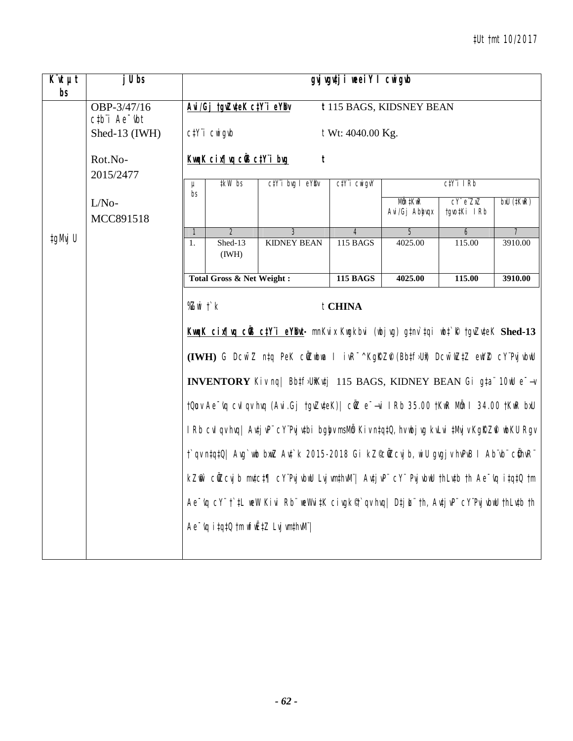‡Ut †mt 10/2017

| K¨vUvMix bs | jU bs | gšÍe¨ | | | | | | |
|---|---|---|---|---|---|---|---|---|
| ‡gMvjU | OBP-3/47/16 c‡b¨i Ae¯'vb Shed-13 (IWH) Rot.No- 2015/2477 L/No- MCC891518 | **Avi/Gj †gvZv‡eK c‡Y¨i eY©bv** t 115 BAGS, KIDSNEY BEAN | | | | | | |
| | | c‡Y¨i cwigvb t Wt: 4040.00 Kg. | | | | | | |
| | | **KvwqK cix¶vq cÖvß c‡Y¨i bgybv** t | | | | | | |
| | | µ bs | ‡kW bs | c‡Y¨i bvg I eY©bv | c‡Y¨i cwigvY | c‡Y¨i IRb | | |
| | | | | | | MÖm ‡KwR Avi/Gj Abyhvqx | cY¨ e¨ZxZ †gvo‡Ki IRb | bxU (‡KwR) |
| | | 1 | 2 | 3 | 4 | 5 | 6 | 7 |
| | | 1. | Shed-13 (IWH) | KIDNEY BEAN | 115 BAGS | 4025.00 | 115.00 | 3910.00 |
| | | **Total Gross & Net Weight :** | | | **115 BAGS** | **4025.00** | **115.00** | **3910.00** |
| | | %Zwi †`k t **CHINA** | | | | | | |
| | | **KvwqK cix¶vq cÖvß c‡Y¨i eY©bv-** mnKvix Kwgkbvi (wbjvg) g‡nv`‡qi wb‡`©k †gvZv‡eK **Shed-13 (IWH)** G Dcw¯'Z n‡q PeK cÖZ¨vwkZ I ivR¯^ KgK©Z©v (Bb‡f›Uwi) Dcw¯'wZ‡Z ewY©Z cY¨Pvjvb wU **INVENTORY** Kiv nq| Bb‡f›UwiKv‡j 115 BAGS, KIDNEY BEAN Gi g‡a¨ 10wU e¯—v †Quov Ae¯'vq cvIqv hvq (Avi.Gj †gvZv‡eK)| cÖwZ e¯—vi IRb 35.00 †KwR MÖm I 34.00 †KwR bxU IRb cvIqv hvq| Av‡jvP¨ cY¨Pvjv‡bi bgybvmsMÖn Kiv n‡q‡Q, hv wbjvg kvLvi ‡Mvjv KgK©Z©v wbKU Rgv †`qv n‡q‡Q| Avg`vwb bw_ Av‡`k 2015-2018 Gi kZ©vw`i cÖ‡qvRb, wiU gvgjv hvPvB I Ab¨vb¨ cÖ‡qvRb¨ kZ©vw` cÖwZcvjb mv‡c‡¶ cY¨Pvjvb wU Lvjvm‡hvM¨| Av‡jvP¨ cY¨ Pvjvb wU †hLv‡b †h Ae¯'vq i‡q‡Q †m Ae¯'vq cY¨ †`‡L weW Kiv Rb¨ weWvi‡K civgk© †`qv hvq| D‡jøL¨ †h, Av‡jvP¨ cY¨Pvjvb wU †hLv‡b †h Ae¯'vq i‡q‡Q †m wfwË‡Z Lvjvm‡hvM¨| | | | | | | |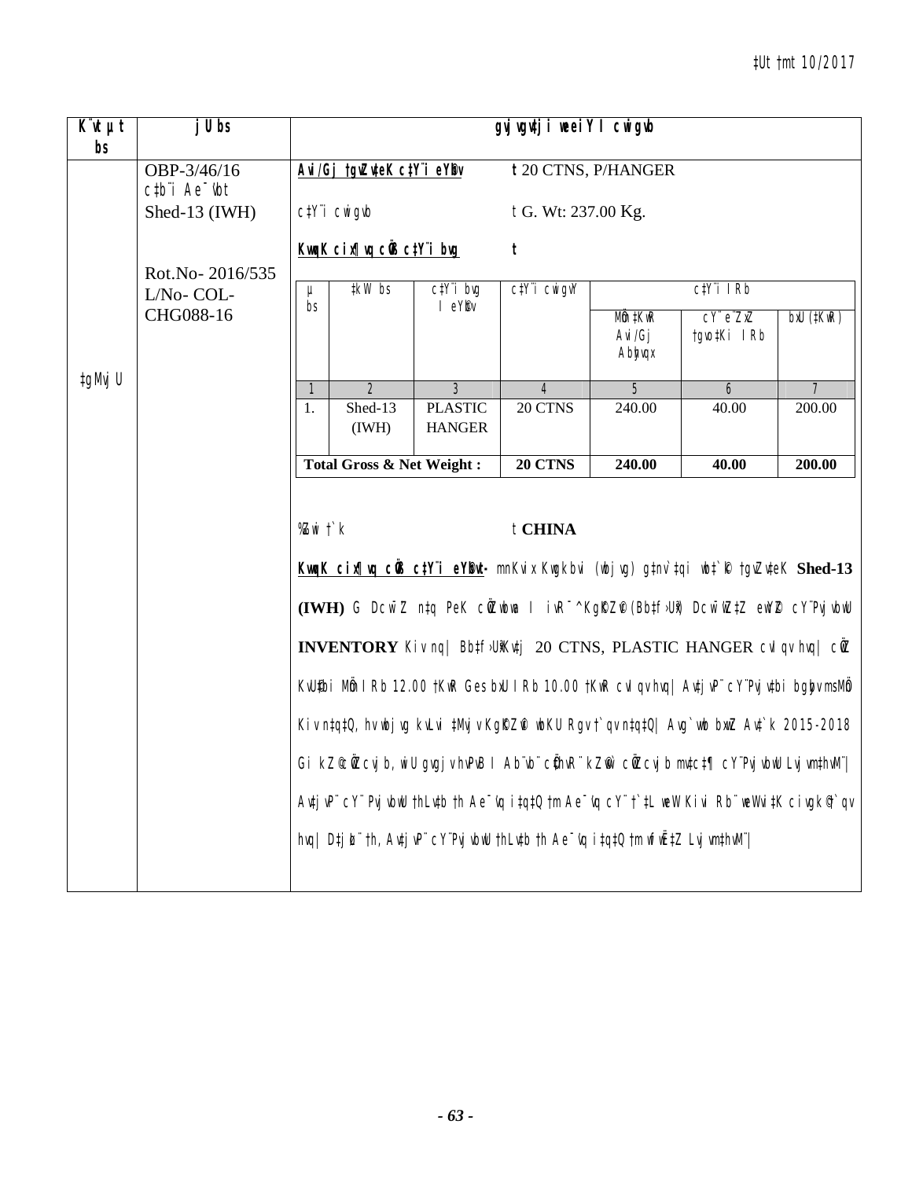| K¨vUvMwi bs | jU bs | gvjvgv‡ji weeiY I cwigvb |
|---|---|---|
| ‡gMvjU | OBP-3/46/16<br>c‡b¨i Ae¯'vb<br>Shed-13 (IWH)<br><br>Rot.No- 2016/535<br>L/No- COL-CHG088-16 | **Avi/Gj †gvZv‡eK c‡Y¨i eY©bv** t 20 CTNS, P/HANGER<br><br>c‡Y¨i cwigvb t G. Wt: 237.00 Kg.<br><br>**KvqwK cix¶vq cÖvß c‡Y¨i bvg** t |

| µ bs | ‡kW bs | c‡Y¨i bvg I eY©bv | c‡Y¨i cwigvY | c‡Y¨i IRb | | |
|---|---|---|---|---|---|---|
| | | | | MÖm ‡KwR Avi/Gj Abyhvqx | cÿ¨eZxZ †gvo‡Ki IRb | bxU (‡KwR) |
| 1 | 2 | 3 | 4 | 5 | 6 | 7 |
| 1. | Shed-13 (IWH) | PLASTIC HANGER | 20 CTNS | 240.00 | 40.00 | 200.00 |
| **Total Gross & Net Weight :** | | | **20 CTNS** | **240.00** | **40.00** | **200.00** |

%Zwi †`k t **CHINA**

**KvqwK cix¶vq cÖvß c‡Y¨i eY©bvt-** mnKvix Kwgkbvi (wbjvg) g‡nv`‡qi wb‡`©k †gvZv‡eK **Shed-13 (IWH)** G DcwšZ n‡q PeK cÖZwbwa I ivR¯^ Kg©KZ©v (Bb‡f›Uwi) DcwšZ‡Z eY©Z cY¨Pvjvbw U **INVENTORY** Kiv nq| Bb‡f›Uwi Kv‡j 20 CTNS, PLASTIC HANGER cvIqv hvq| cÖwZ KvU©‡bi MÖm IRb 12.00 †KwR Ges bxU IRb 10.00 †KwR cvIqv hvq| Avjv`v cY¨Pvjv‡bi bgybv msMÖn Kiv nq‡Q, hv wbjvg kvLvi ‡Mvjv Kg©KZ©v wbKU Rgv †`qv nq‡q‡Q| Avg`vbx bxwZ Av‡`k 2015-2018 Gi kZ© cÖwZcvjb, wiU gvgjv hvPvB I Ab¨vb¨ cÖ‡hvR¨ kZ©vw` cÖwZcvjb mv‡c‡¶ cY¨Pvjvbw Lvjvm‡hvM¨| Avjv`v cY¨Pvjvbw †hLv‡b †h Ae¯'vq i‡q‡Q †m Ae¯'vq cY¨ †`‡L weW Kivi Rb¨ we`Wvi‡K civgk© †`qv hvq| D‡jø¨ †h, Avjv`v cY¨Pvjvbw †hLv‡b †h Ae¯'vq i‡q‡Q †m wfwË‡Z Lvjvm‡hvM¨|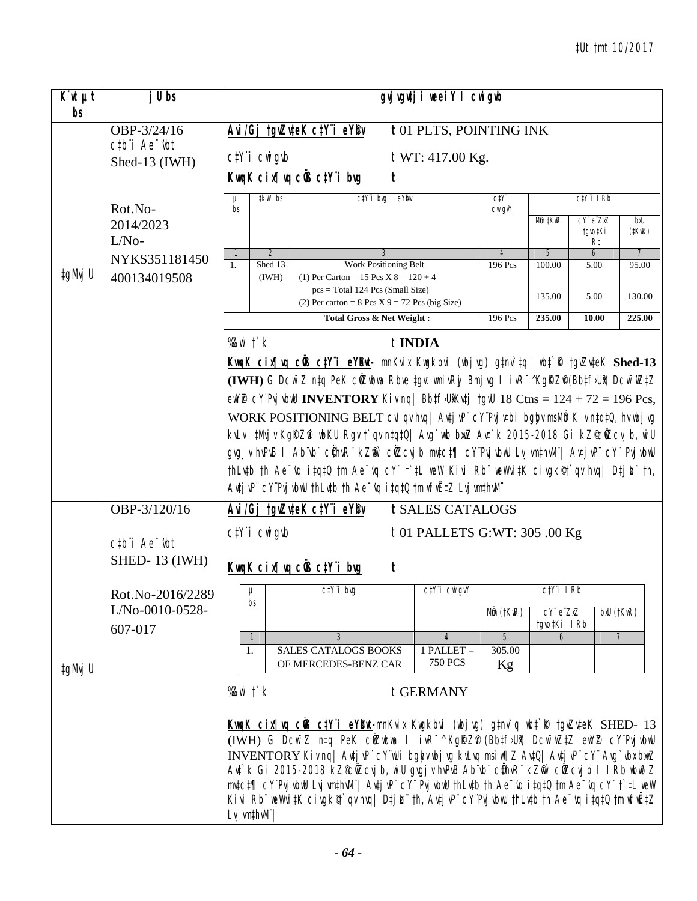‡Ut †mt 10/2017

| K¨vUvMwi bs | jU bs | gvjvgv‡ji weeiY I cwigvb |
|---|---|---|
| ‡gMvj U | OBP-3/24/16 c‡bi Ae¯'vb Shed-13 (IWH) Rot.No-2014/2023 L/No-NYKS351181450 400134019508 | (see below) |
| ‡gMvj U | OBP-3/120/16 c‡bi Ae¯'vb SHED- 13 (IWH) Rot.No-2016/2289 L/No-0010-0528-607-017 | (see below) |

**OBP-3/24/16**

**Avi/Gj †gvZv‡eK c‡Y¨i eY©bv** t 01 PLTS, POINTING INK

c‡Y¨i cwigvb t WT: 417.00 Kg.

**KwgkK cix¶vq cÖvß c‡Y¨i bvg** t

| µ bs | ‡kW bs | c‡Y¨i bvg I eY©bv | c‡Y¨i cwigvY | c‡Y¨i IRb | | |
|---|---|---|---|---|---|---|
| | | | | MÖm ‡KwR | c¨v‡KwRs †gvo‡Ki IRb | bxU (‡KwR) |
| 1 | 2 | 3 | 4 | 5 | 6 | 7 |
| 1. | Shed 13 (IWH) | Work Positioning Belt (1) Per Carton = 15 Pcs X 8 = 120 + 4 pcs = Total 124 Pcs (Small Size) (2) Per carton = 8 Pcs X 9 = 72 Pcs (big Size) | 196 Pcs | 100.00 135.00 | 5.00 5.00 | 95.00 130.00 |
| | | **Total Gross & Net Weight :** | 196 Pcs | **235.00** | **10.00** | **225.00** |

%Zwi †`k t **INDIA**

**KwgkK cix¶vq cÖvß c‡Y¨i eY©bvt-** mnKvix Kwgkbvi (wbjvg) g‡nv`‡qi wb‡`©k †gvZv‡eK **Shed-13 (IWH)** G Dcw¯'Z n‡q PeK cÖZ¨vkx Rbve ‡gvt gwnDwÏb Bmjvg I ivR¯^ Kg©KZ©v (Bb‡f›Uwi) Dcw¯'wZ‡Z ewY©Z cY¨Pvjvbwm **INVENTORY** Kiv nq| Bb‡f›Uwi‡Z †gvU 18 Ctns = 124 + 72 = 196 Pcs, WORK POSITIONING BELT cvIqv hvq| Avgv`bxK…Z cY¨Pvjvbwi bgybv msMÖn Kiv n‡q‡Q, hv wbjvg kvLvi ‡Mvjv Kg©KZ©vi wbKU Rgv †`qv n‡q‡Q| Avg`vwb bxwZ Av‡`k 2015-2018 Gi kZ©cÖwZcvjb, wiU gvgjv hvPvB I Ab¨vb¨ cÖ‡hvR¨ kZ©vw` cÖwZcvjb mv‡c‡¶ cY¨Pvjvbwi Lvjvm‡hvM¨| Avgv`wb cY¨Pvjvbwi †hLv‡b †h Ae¯'vq i‡q‡Q †m Ae¯'vq cY¨ †`‡L weW Kivi Rb¨ weWvi‡K civgk© †`qv hvq| D‡jøL¨ †h, Avgv`wb cY¨Pvjvbwi †hLv‡b †h Ae¯'vq i‡q‡Q †m wfwË‡Z Lvjvm‡hvM¨|

**OBP-3/120/16**

**Avi/Gj †gvZv‡eK c‡Y¨i eY©bv** t SALES CATALOGS

c‡Y¨i cwigvb t 01 PALLETS G:WT: 305 .00 Kg

**KwgkK cix¶vq cÖvß c‡Y¨i bvg** t

| µ bs | c‡Y¨i bvg | c‡Y¨i cwigvY | c‡Y¨i IRb | | |
|---|---|---|---|---|---|
| | | | MÖm (†KwR) | c¨v‡KwRs †gvo‡Ki IRb | bxU (†KwR) |
| 1 | 3 | 4 | 5 | 6 | 7 |
| 1. | SALES CATALOGS BOOKS OF MERCEDES-BENZ CAR | 1 PALLET = 750 PCS | 305.00 Kg | | |

%Zwi †`k t GERMANY

**KwgkK cix¶vq cÖvß c‡Y¨i eY©bvt-** mnKvix Kwgkbvi (wbjvg) g‡nv`q wb‡`©k †gvZv‡eK SHED- 13 (IWH) G Dcw¯'Z n‡q PeK cÖZ¨vkx I ivR¯^ KgKZ©v (Bb‡f›Uwi) Dcw¯'wZ‡Z ewY©Z cY¨Pvjvbwi INVENTORY Kiv nq| Avgv`wb cY¨Pvjvbwi bgybv wbjvg kvLvq msiw¶Z Av‡Q| Avgv`wb cY¨ Avg`vbxbxwZ Av‡`k Gi 2015-2018 kZ©cÖwZcvjb, wiU gvgjv hvPvB Ab¨vb¨ cÖ‡hvR¨ kZ©vw` cÖwZcvjb I IRb wbwðZ mv‡c‡¶ cY¨Pvjvbwi Lvjvm‡hvM¨| Avgv`wb cY¨Pvjvbwi †hLv‡b †h Ae¯'vq i‡q‡Q †m Ae¯'vq cY¨ †`‡L weW Kivi Rb¨ weWvi‡K civgk© †`qv hvq| D‡jøL¨ †h, Avgv`wb cY¨Pvjvbwi †hLv‡b †h Ae¯'vq i‡q‡Q †m wfwË‡Z Lvjvm‡hvM¨|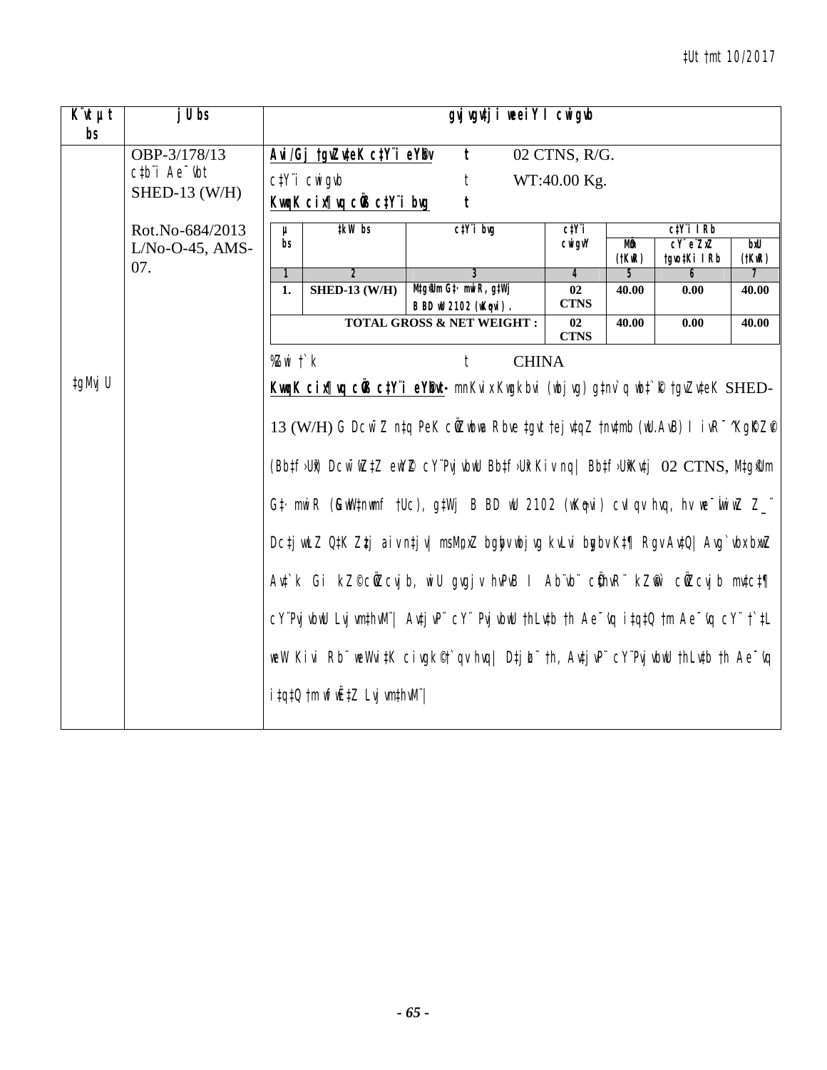| K¨vUvM | jU bs | gvjvgvj‡ji weeiY I cwigvb |
|---|---|---|
| | OBP-3/178/13 c‡b¨i Ae¯'vb SHED-13 (W/H) Rot.No-684/2013 L/No-O-45, AMS-07. | **Avi/Gj †gvZv‡eK c‡Y¨i eY©bv** t 02 CTNS, R/G. c‡Y¨i cwigvb t WT:40.00 Kg. **KvqwK cix¶vq cÖvß c‡Y¨i bvg** t |
| ‡gMvj U | | (see table below) |

| µ bs | ‡kW bs | c‡Y¨i bvg | c‡Y¨i cwigvY | c‡Y¨i IRb | | |
|---|---|---|---|---|---|---|
| | | | | MÖm (‡KwR) | cY¨ e¨ZxZ †gvo‡Ki IRb | bxU (‡KwR) |
| 1 | 2 | 3 | 4 | 5 | 6 | 7 |
| 1. | SHED-13 (W/H) | M‡gR©m G‡· mwiR, g‡Wj B BD wU 2102 (wKQzwi). | 02 CTNS | 40.00 | 0.00 | 40.00 |
| TOTAL GROSS & NET WEIGHT : | | | 02 CTNS | 40.00 | 0.00 | 40.00 |

%Zwi †`k t CHINA

**KvqwK cix¶vq cÖvß c‡Y¨i eY©bvt-** mnKvix Kwgkbvi (wbjvg) g‡nv`q wb‡`©k †gvZv‡eK SHED-13 (W/H) G Dcw¯'Z n‡q PeK cÖZxbwa Rbve ‡gvt †ejv‡qZ †nv‡mb (wU.AvB) I ivR¯^ Kg©KZ©v (Bb‡f›Ui) Dcw¯'wZ‡Z ew›`Ø cY¨PvjvbwU Bb‡f›Uwi Kiv nq| Bb‡f›UwiKv‡j 02 CTNS, M‡gR©m G‡· mwiR (GwW‡nwmf †Uc), g‡Wj B BD wU 2102 (wKQzwi) cvIqv hvq, hv we¯ÍvwiZ Z_¨ Dc‡ii wjwLZ Q‡K Z‡_¨ ai‡bi g‡a¨ ewY©Z AvQ| Avgv`vbxKviK Avwg `wLj Kwi bvB wKš‘ c‡Y¨i gvbwbY©q I Ab¨vb¨ KvR m¤úv`‡bi Rb¨ cÖ‡qvRbxq mKj c‡Y¨i bgybv Avjv`v fv‡e msi¶Y Kiv n‡jv| cY¨PvjvbwU Lvjvm‡hvM¨| Av‡jvP¨ cY¨ PvjvbwU †hLv‡b †h Ae¯'vq i‡q‡Q †m Ae¯'vq cY¨ †`‡L weW Kivi Rb¨ weWvi‡K civgk© †`qv hvq| D‡jøL¨ †h, Av‡jvP¨ cY¨PvjvbwU †hLv‡b †h Ae¯'vq i‡q‡Q †m wfwË‡Z Lvjvm‡hvM¨|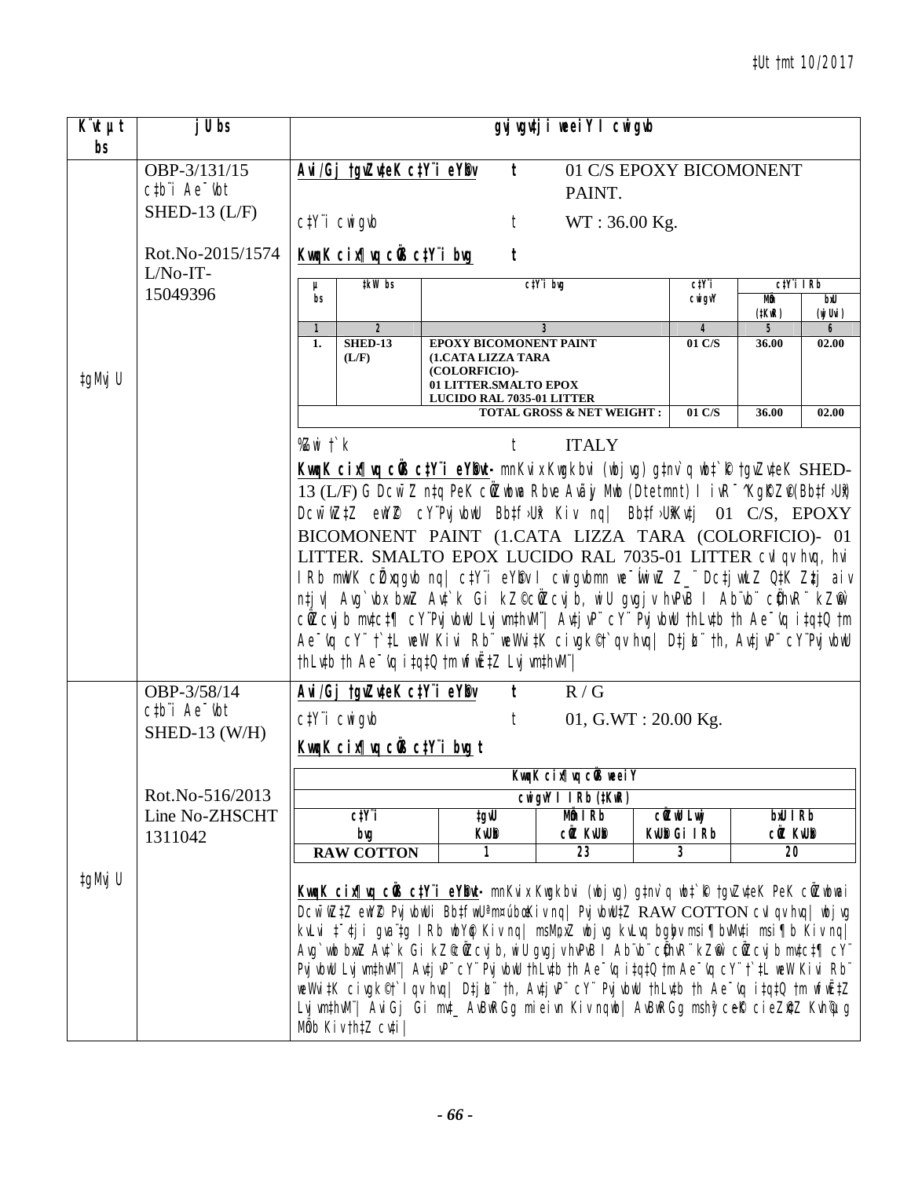| K¨vt µt bs | jU bs | gvjvgvjvi weeiY I cwigvb |
|---|---|---|
| ‡gMvjU | OBP-3/131/15<br>c‡b¨i Ae¯'vb<br>SHED-13 (L/F)<br><br>Rot.No-2015/1574<br>L/No-IT-15049396 | See details below |
| ‡gMvjU | OBP-3/58/14<br>c‡b¨i Ae¯'vb<br>SHED-13 (W/H)<br><br>Rot.No-516/2013<br>Line No-ZHSCHT 1311042 | See details below |

**OBP-3/131/15**

**Avi/Gj †gvZv‡eK c‡Y¨i eY©bv** : 01 C/S EPOXY BICOMONENT PAINT.

c‡Y¨i cwigvb : WT : 36.00 Kg.

**KvqvK cix¶vq cÖvß c‡Y¨i bvg** :

| µ bs | ‡kW bs | c‡Y¨i bvg | c‡Y¨i cwigvY | c‡Y¨i IRb MÖm (‡KwR) | c‡Y¨i IRb bxU (wjUvi) |
|---|---|---|---|---|---|
| 1 | 2 | 3 | 4 | 5 | 6 |
| 1. | SHED-13 (L/F) | EPOXY BICOMONENT PAINT (1.CATA LIZZA TARA (COLORFICIO)- 01 LITTER.SMALTO EPOX LUCIDO RAL 7035-01 LITTER | 01 C/S | 36.00 | 02.00 |
| | | TOTAL GROSS & NET WEIGHT : | 01 C/S | 36.00 | 02.00 |

%Zwii †`k : ITALY

**KvqvK cix¶vq cÖvß c‡Y¨i eY©bvt-** mnKvix Kwgkbvi (wbjvg) g‡nv`q wb‡`©‡k †gvZv‡eK SHED-13 (L/F) G Dcw¯'Z n‡q PeK cÖZvbvi Rbve Avãyj Mwb (Dtetmnt) I iwR¯'ªKgK©Z©v (Bb‡f›Uwi) Dcw¯'wZ‡Z ewY©Z cY¨Pvjvbwu Bb‡f›Uwi Kiv nq| Bb‡f›UwiKv‡j 01 C/S, EPOXY BICOMONENT PAINT (1.CATA LIZZA TARA (COLORFICIO)- 01 LITTER. SMALTO EPOX LUCIDO RAL 7035-01 LITTER cvIqv hvq, hvi IRb mwVK cÖZxqgvb nq| c‡Y¨i eY©bv I cwigvbmn we¯ÍvwiZ Z_¨ Dc‡i wjwLZ Q‡K Z‡j aiv n‡jv| Avg`vbx bxwZ Av‡`k Gi kZ©cÖwZcvjb, wiUvgvjvi hvPvB I Ab¨vb¨ cÖ‡hvR¨ kZ©vw` cÖwZcvjb mv‡c‡¶ cY¨Pvjvbwu Lvjvm‡hvM¨| Av‡jvP¨ cY¨ Pvjvbwu †hLv‡b †h Ae¯'vq i‡q‡Q †m Ae¯'vq cY¨ †`‡L weW Kiv Rb¨ weWvi‡K civgk© †`qv hvq| D‡jøL¨ †h, Av‡jvP¨ cY¨Pvjvbwu †hLv‡b †h Ae¯'vq i‡q‡Q †m wfwË‡Z Lvjvm‡hvM¨|

**OBP-3/58/14**

**Avi/Gj †gvZv‡eK c‡Y¨i eY©bv** : R / G

c‡Y¨i cwigvb : 01, G.WT : 20.00 Kg.

**KvqvK cix¶vq cÖvß c‡Y¨i bvg :**

| KvqvK cix¶vq cÖvß weeiY | | | | |
|---|---|---|---|---|
| | cwigvY I IRb (‡KwR) | | | |
| c‡Y¨i bvg | ‡gvU KvUb | MÖm IRb cÖwZ KvUb | cÖwZwU Lvwj KvUb Gi IRb | bxU IRb cÖwZ KvUb |
| RAW COTTON | 1 | 23 | 3 | 20 |

**KvqvK cix¶vq cÖvß c‡Y¨i eY©bvt-** mnKvix Kwgkbvi (wbjvg) g‡nv`q wb‡`©‡k †gvZv‡eK PeK cÖZvbvi Dcw¯'wZ‡Z ewY©Z PvjvbwUi Bb‡fwUªmn¨vú‡jvKiv nq| PvjvbwU‡Z RAW COTTON cvIqv hvq| wbjvg kvLvi ‡¯'‡ji gva¨‡g IRb wbY©q Kiv nq| msMÖxZ wbjvg kvLvq bgybv msi¶b bvwK‡i msi¶b Kiv nq| Avg`vwb bxwZ Av‡`k Gi kZ©cÖwZcvjb, wiUvgvjvi hvPvB I Ab¨vb¨ cÖ‡hvR¨ kZ©vw` cÖwZcvjb mv‡c‡¶ cY¨ Pvjvbwu Lvjvm‡hvM¨| Av‡jvP¨ cY¨ Pvjvbwu †hLv‡b †h Ae¯'vq i‡q‡Q †m Ae¯'vq cY¨ †`‡L weW Kiv Rb¨ weWvi‡K civgk© †`qv hvq| D‡jøL¨ †h, Av‡jvP¨ cY¨ Pvjvbwu †hLv‡b †h Ae¯'vq i‡q‡Q †m wfwË‡Z Lvjvm‡hvM¨| AviGj Gi mv‡_ AwgjGg mieivn Kiv nqwb| AwgjGg msh³ cieZ©x‡Z Kvh©µg MÖnb Kiv †h‡Z cv‡i|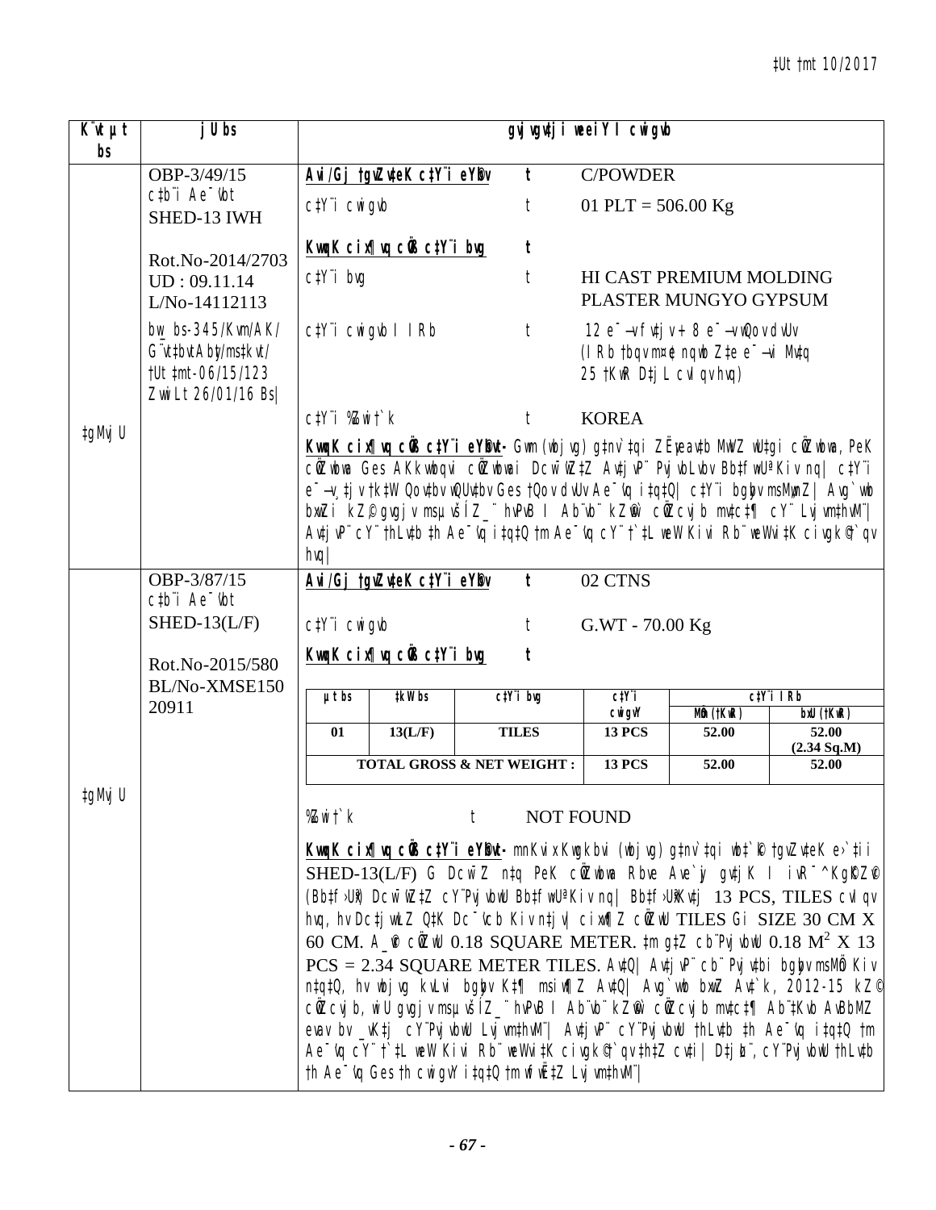| K¨vUvMix bs | jUbs | gyj¨vqbKvix KwgwUi gZvgZ |
|---|---|---|
| ‡gMvj U | OBP-3/49/15 c‡b¨i Ae¯’vb SHED-13 IWH<br><br>Rot.No-2014/2703<br>UD : 09.11.14<br>L/No-14112113<br><br>bw_ bs-345/Kvm/AK/ G¨vt‡bvtAbyt/ms‡kvt/ †Ut ‡mt-06/15/123 Zvwi Lt 26/01/16 Bs\| | **Avi/Gj †gvZv‡eK c‡Y¨i eYbv** t C/POWDER<br><br>c‡Y¨i cwigvb t 01 PLT = 506.00 Kg<br><br>**KwgwU cix¶vq cÖvß c‡Y¨i bvg** t<br><br>c‡Y¨i bvg t HI CAST PREMIUM MOLDING PLASTER MUNGYO GYPSUM<br><br>c‡Y¨i cwigvb I IRb t 12 e¨vM (cÖwZ e¨vM 25 †KwR) + 8 e¨vM Lvjx (IRb †bqv m¤¢e nqwb Z‡e e¨v‡M Mv‡q 25 †KwR D‡jL cvIqv hvq)<br><br>c‡Y¨i Drcv`bKvix †`k t KOREA<br><br>**KwgwU cix¶vq cÖvß c‡Y¨i eYbvt-** Gwm (wbjvg) g‡nv`‡qi ZËeavbv MwVZ wU‡gi cÖZwbwa, PeK cÖZwbwa Ges AKkbwbqvi cÖZwbwai Dcw¯'wZ‡Z Av‡jvP¨ PvjvbLvbv Bb‡fw›Uª Kiv nq\| c‡Y¨i e¨vM ‡jv †k‡W Qov‡bv wQUv‡bv Ges †Qov dvUv Ae¯'vq i‡q‡Q\| c‡Y¨i bgybv msMÖnZ\| Avg`vwb bxwZ i kZ© gvgjv msµvšÍ Z_¨ hvPvB I Ab¨vb¨ kZ©vw` cÖZcvjb mv‡c‡¶ cY¨ Lvjvm‡hvM¨\| Av‡jvP¨ cY¨ †hLv‡b ‡h Ae¯'vq i‡q‡Q †m Ae¯'vq cY¨ †`‡L weW Kivi Rb¨ weWvi‡K civgk© †`qv hvq\| |
| ‡gMvj U | OBP-3/87/15 c‡b¨i Ae¯’vb SHED-13(L/F)<br><br>Rot.No-2015/580<br>BL/No-XMSE150 20911 | **Avi/Gj †gvZv‡eK c‡Y¨i eYbv** t 02 CTNS<br><br>c‡Y¨i cwigvb t G.WT - 70.00 Kg<br><br>**KwgwU cix¶vq cÖvß c‡Y¨i bvg** t<br><br>µt bs \| ‡kW bs \| c‡Y¨i bvg \| c‡Y¨i cwigvY \| c‡Y¨i IRb MÖm (†KwR) \| c‡Y¨i IRb bxU (†KwR)<br>01 \| 13(L/F) \| TILES \| 13 PCS \| 52.00 \| 52.00 (2.34 Sq.M)<br>TOTAL GROSS & NET WEIGHT : \| 13 PCS \| 52.00 \| 52.00<br><br>%Zwi †`k t NOT FOUND<br><br>**KwgwU cix¶vq cÖvß c‡Y¨i eYbvt-** mnKvix Kwgkbvi (wbjvg) g‡nv`‡qi wb‡`©‡k †gvZv‡eK e›`‡ii SHED-13(L/F) G Dcw¯'Z n‡q PeK cÖZwbwa Rbve Ave`yj gvbœvb I ivR¯^ KgK©Z© (Bb‡f›Uwi) Dcw¯'wZ‡Z cY¨PvjvbwU Bb‡fw›Uwi Kiv nq\| Bb‡f›Uwi Kv‡j 13 PCS, TILES cvIqv hvq, hv Dc‡j wLZ Q‡K Dc¯'vcb Kiv n‡jv\| cix¶vq cÖvß TILES Gi SIZE 30 CM X 60 CM. A_©vr cÖwZwU 0.18 SQUARE METER. ‡m g‡Z cb¨Pvjvbwu 0.18 $M^2$ X 13 PCS = 2.34 SQUARE METER TILES. Av‡Q\| Av‡jvP¨ cb¨Pvjv‡bi bgybv msMÖn Kiv n‡q‡Q, hv wbjvg kvLvi bgybv K‡¶ msiw¶Z Av‡Q\| Avg`vwb bxwZ Av‡`k, 2012-15 kZ© cÖZcvjb, wiU gvgjv msµvšÍ Z_¨ hvPvB I Ab¨vb¨ kZ©vw` cÖZcvjb mv‡c‡¶ Ab¨‡Kvb AvBbMZ evav bv _vK‡j cY¨Pvjvbwu Lvjvm‡hvM¨\| Av‡jvP¨ cY¨Pvjvbwu †hLv‡b ‡h Ae¯'vq i‡q‡Q †m Ae¯'vq cY¨ †`‡L weW Kivi Rb¨ weWvi‡K civgk© †`qv †h‡Z cv‡i\| D‡jL¨, cY¨Pvjvbwu †hLv‡b †h Ae¯'vq Ges †h cwigvY i‡q‡Q †m wfwË‡Z Lvjvm‡hvM¨\| |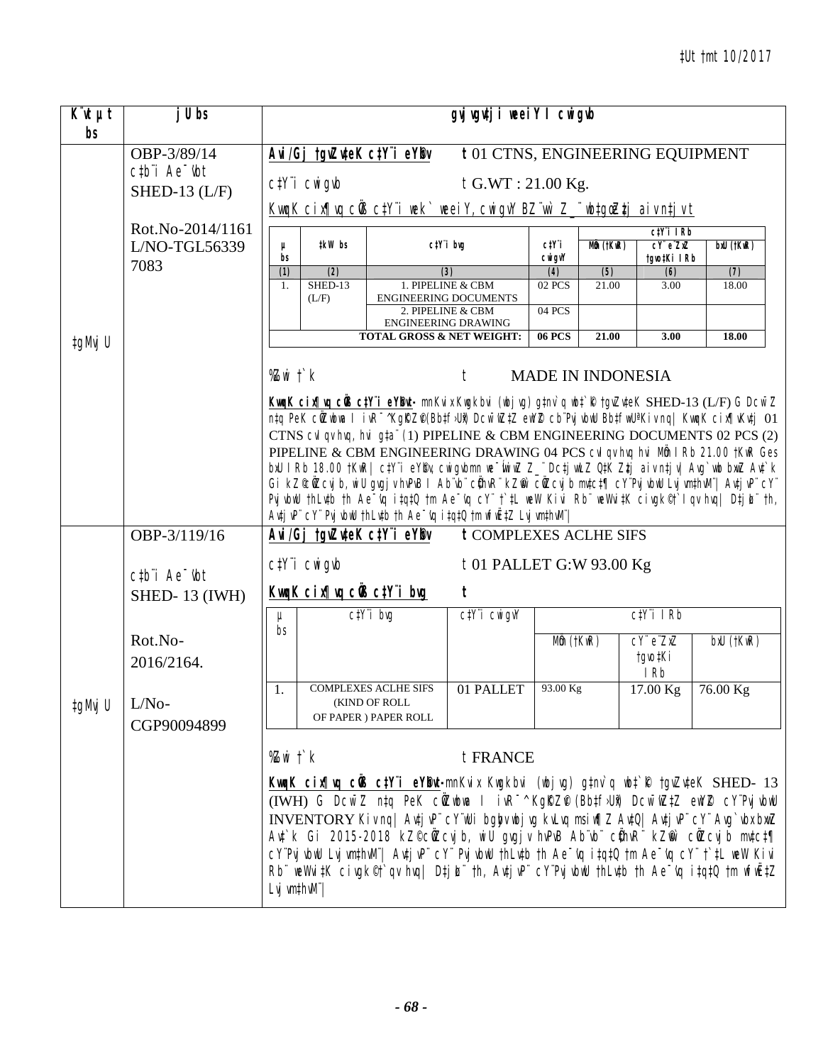‡Ut †mt 10/2017

| K¨vUvMix bs | jU bs | gvjvgv‡ji weeiY I cwigvb |
|---|---|---|
| ‡gMvj U | OBP-3/89/14<br>c‡bi Ae¯'vb<br>SHED-13 (L/F)<br><br>Rot.No-2014/1161<br>L/NO-TGL56339<br>7083 | **Avi/Gj †gvZv‡eK c‡Y¨i eY©bv** t 01 CTNS, ENGINEERING EQUIPMENT<br><br>c‡Y¨i cwigvb t G.WT : 21.00 Kg.<br><br>KwgwU KZ©„K cÖvß c‡Y¨i wek` weeiY, cwigvY BZ¨vw` Z_¨ wb‡gœ‡Z‡j aivn‡jv t<br><br>(see table below)<br><br>%Zwi †`k t MADE IN INDONESIA<br><br>**KwgwU KZ©„K cÖvß c‡Y¨i eY©bvt-** mnKvix Kwgkbvi (wbjvg) g‡nv`q wb‡`©k †gvZv‡eK SHED-13 (L/F) G Dcw¯'Z n‡q PeK cÖ`k©bx I iwR¯'Kg©Z©v (Bb‡f›Uwi) Dcw¯'wZ‡Z ewY©Z cb¨Pvjvb Bb‡fw›Uª Kiv nq| KwgwU KZ©„K Kv‡j 01 CTNS cvI qv hvq, hvi g‡a¨ (1) PIPELINE & CBM ENGINEERING DOCUMENTS 02 PCS (2) PIPELINE & CBM ENGINEERING DRAWING 04 PCS cvI qv hvq hvi MÖm I Rb 21.00 †KwR Ges bxU I Rb 18.00 †KwR| c‡Y¨i eY©bv, cwigvbmn we¯wiZ Z_¨ Dc‡iv³ Q‡K Zz‡j aiv n‡jv| Avg`vbx bxwZ Av‡`k Gi kZ©c~iYcye©K, wbjvg Avn&evb K‡i Ab¨vb¨ c‡Y¨i b¨vq cY¨Pvjvb Lvjvm‡hvM¨| Avjv`v cY¨ Pvjvb †hLv‡b †h Ae¯'vq i‡q‡Q †m Ae¯'vq cY¨ †`‡L weW Kiv Rb¨ weWvi‡K civgk© †`qv hvq| D‡jøL¨ †h, Avjv`v cY¨Pvjvb †hLv‡b †h Ae¯'vq i‡q‡Q †m wfwˇZ Lvjvm‡hvM¨| |
| ‡gMvj U | OBP-3/119/16<br><br>c‡bi Ae¯'vb<br>SHED- 13 (IWH)<br><br>Rot.No-<br>2016/2164.<br><br>L/No-<br>CGP90094899 | **Avi/Gj †gvZv‡eK c‡Y¨i eY©bv** t COMPLEXES ACLHE SIFS<br><br>c‡Y¨i cwigvb t 01 PALLET G:W 93.00 Kg<br><br>**KwgwU KZ©„K cÖvß c‡Y¨i bvg** t<br><br>(see table below)<br><br>%Zwi †`k t FRANCE<br><br>**KwgwU KZ©„K cÖvß c‡Y¨i eY©bvt-** mnKvix Kwgkbvi (wbjvg) g‡nv`q wb‡`©k †gvZv‡eK SHED- 13 (IWH) G Dcw¯'Z n‡q PeK cÖ`k©bx I iwR¯^Kg©Z©v (Bb‡f›Uwi) Dcw¯'wZ‡Z ewY©Z cY¨Pvjvb INVENTORY Kiv nq| Avjv`v cY¨wUi bgybvwbjvg kvLvq msiw¶Z Av‡Q| Avjv`v cY¨ Avg`vbxbxwZ Av‡`k Gi 2015-2018 kZ©c~iYcye©K, wbjvg Avn&evb Ab¨vb¨ c‡Y¨i b¨vq cY¨Pvjvb mv‡c‡¶ cY¨Pvjvb Lvjvm‡hvM¨| Avjv`v cY¨ Pvjvb †hLv‡b †h Ae¯'vq i‡q‡Q †m Ae¯'vq cY¨ †`‡L weW Kivi Rb¨ weWvi‡K civgk© †`qv hvq| D‡jøL¨ †h, Avjv`v cY¨Pvjvb †hLv‡b †h Ae¯'vq i‡q‡Q †m wfwˇZ Lvjvm‡hvM¨| |

Table for OBP-3/89/14:

| µ bs | ‡kW bs | c‡Y¨i bvg | c‡Y¨i cwigvY | c‡Y¨i I Rb | | |
|---|---|---|---|---|---|---|
| | | | | MÖm (†KwR) | cY¨ e¨ZxZ †gvo‡Ki I Rb | bxU (†KwR) |
| (1) | (2) | (3) | (4) | (5) | (6) | (7) |
| 1. | SHED-13 (L/F) | 1. PIPELINE & CBM ENGINEERING DOCUMENTS | 02 PCS | 21.00 | 3.00 | 18.00 |
| | | 2. PIPELINE & CBM ENGINEERING DRAWING | 04 PCS | | | |
| | | TOTAL GROSS & NET WEIGHT: | 06 PCS | 21.00 | 3.00 | 18.00 |

Table for OBP-3/119/16:

| µ bs | c‡Y¨i bvg | c‡Y¨i cwigvY | c‡Y¨i I Rb | | |
|---|---|---|---|---|---|
| | | | MÖm (†KwR) | cY¨ e¨ZxZ †gvo‡Ki I Rb | bxU (†KwR) |
| 1. | COMPLEXES ACLHE SIFS (KIND OF ROLL OF PAPER ) PAPER ROLL | 01 PALLET | 93.00 Kg | 17.00 Kg | 76.00 Kg |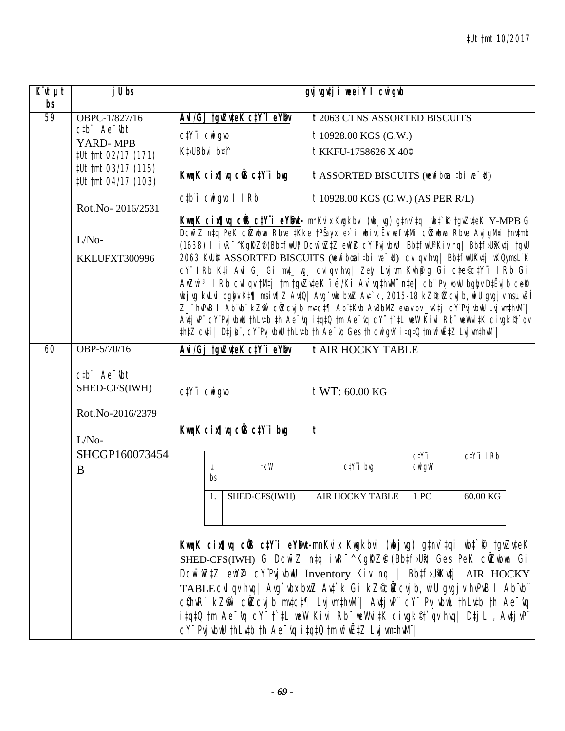| K¨vtµt bs | jU bs | gyj¨vgvtji weeiY I cwigvb |
| --- | --- | --- |
| 59 | OBPC-1/827/16<br>c‡b¨i Ae¯'vb<br>YARD- MPB<br>‡Ut †mt 02/17 (171)<br>‡Ut †mt 03/17 (115)<br>‡Ut †mt 04/17 (103)<br><br>Rot.No- 2016/2531<br><br>L/No-<br>KKLUFXT300996 | **Avi/Gj †gvZv‡eK c‡Y¨i eY©bv** t 2063 CTNS ASSORTED BISCUITS<br>c‡Y¨i cwigvb t 10928.00 KGS (G.W.)<br>K‡›UBbvi b¤^i t KKFU-1758626 X 40©<br>**KwqK cix¶vq cÖß c‡Y¨i bvg** t ASSORTED BISCUITS (we¯‹zU)<br>c‡b¨i cwigvb I IRb t 10928.00 KGS (G.W.) (AS PER R/L)<br>**KwqK cix¶vq cÖß c‡Y¨i eY©bvt-** mnKvix Kwgkbvi (wbjvg) g‡nv`‡qi wb‡`©k †gvZv‡eK Y-MPB G DcwiwZ n‡q PeK c‡Y¨i wbiveÑ eÜ Kivi Rb¨ Awfhy³ c‡Y¨i Dci mivmwi (1638) I iwR¯^ KgKZ©v (Bbf¤^vi) DcwiwZ‡Z eY©Z c‡Y¨i Pvjvb Bbf‡¤úKkb Kiv nq| Bbf‡›UwiKv‡j †gvU 2063 KvU©b ASSORTED BISCUITS (we¯‹zU) cvIqv hvq| Bbf‡›UwiKv‡j wKQymsL¨K c‡Y¨i IRb Kivi Avi Gj Gi mv‡_ wgj cvIqv hvq| ZvQvov c‡Y¨i Kvh©µg Gi cwi‡cÖwÿ‡Z IRb Gi Avi Gj Gi mv‡_ ‡Kvb cv_©K¨ cvIqv hvqwb| cÖwZ c‡Y¨i MvÎ bgybv ‡`Lv hvq †h, 2015-18 kZvsk c‡Y¨i †gqv` DËxY© n‡q‡Q| cY¨mgyn GLbI e¨env‡ii Dc‡hvMx i‡q‡Q| Avgv‡`i cY¨ Pvjvb †nLv‡b Ae¯'vq i‡q‡Q †m Ae¯'vq cY¨ †`‡L weW Kivi Rb¨ weWvi‡K civgk© †`qv †h‡Z cv‡i| D‡jøL¨, cY¨ Pvjvb †nLv‡b †h Ae¯'vq Ges †h cwigvY i‡q‡Q †m wfwË‡Z Lvjvm‡hvM¨| |
| 60 | OBP-5/70/16<br><br>c‡b¨i Ae¯'vbt<br>SHED-CFS(IWH)<br><br>Rot.No-2016/2379<br><br>L/No-<br>SHCGP160073454 B | **Avi/Gj †gvZv‡eK c‡Y¨i eY©bv** t AIR HOCKY TABLE<br>c‡Y¨i cwigvb t WT: 60.00 KG<br>**KwqK cix¶vq cÖß c‡Y¨i bvg** t<br><br>µ bs \| †kW \| c‡Y¨i bvg \| c‡Y¨i cwigvY \| c‡Y¨i IRb<br>1. \| SHED-CFS(IWH) \| AIR HOCKY TABLE \| 1 PC \| 60.00 KG<br><br>**KwqK cix¶vq cÖß c‡Y¨i eY©bvt-** mnKvix Kwgkbvi (wbjvg) g‡nv`‡qi wb‡`©k †gvZv‡eK SHED-CFS(IWH) G DcwiwZ n‡q iwR¯^ KgKZ©v (Bbf‡›Ui) Ges PeK c‡Y¨i wbiveÑ Gi DcwiwZ‡Z eY©Z c‡Y¨i Pvjvb Inventory Kiv nq | Bbf‡›UwiKv‡j AIR HOCKY TABLE cvIqv hvq| Avgv‡`i cY¨ Avgv‡`i kZfvM c‡Y¨i ‡Kvb ÿwZ cwijwÿZ nqwb| cY¨ Pvjvb †nLv‡b †h Ae¯'vq i‡q‡Q †m Ae¯'vq cY¨ †`‡L weW Kivi Rb¨ weWvi‡K civgk© †`qv hvq| D‡jøL¨, Avgv‡`i cY¨ Pvjvb †nLv‡b †h Ae¯'vq i‡q‡Q †m wfwË‡Z Lvjvm‡hvM¨| |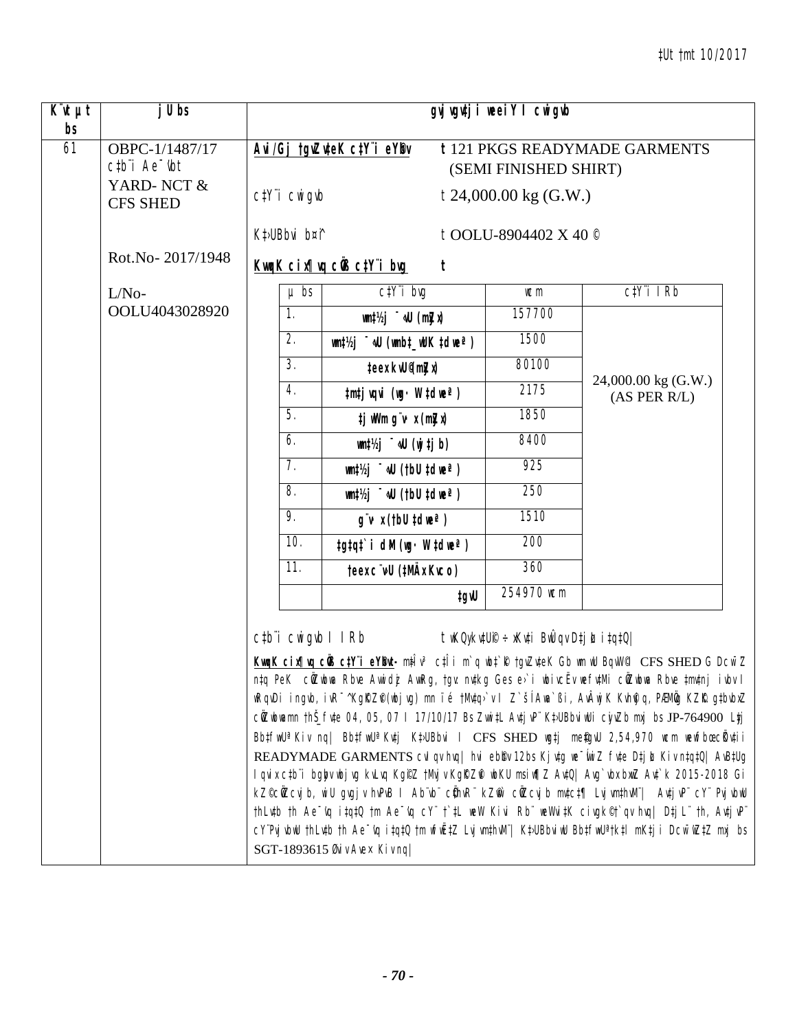‡Ut †mt 10/2017

| K¨vUvjM bs | jU bs | gvjvgv‡ji weeiY I cwigvb |
|---|---|---|
| 61 | OBPC-1/1487/17 c‡bi Ae¯’vb YARD- NCT & CFS SHED<br><br>Rot.No- 2017/1948<br><br>L/No- OOLU4043028920 | see below |

**Avi/Gj †gvZv‡eK c‡Y¨i eY©bv** t 121 PKGS READYMADE GARMENTS (SEMI FINISHED SHIRT)

c‡Y¨i cwigvb t 24,000.00 kg (G.W.)

K‡›UBbvi b¤^i t OOLU-8904402 X 40 ©

**KvqvK cix¶vq cÖvß c‡Y¨i bvg** t

| µ bs | c‡Y¨i bvg | wcm | c‡Y¨i IRb |
|---|---|---|---|
| 1. | wm‡½j ¯‹vU (mvgvb¨ x) | 157700 | 24,000.00 kg (G.W.) (AS PER R/L) |
| 2. | wm‡½j ¯‹vU (wmbt_wUK †dwe¶ ) | 1500 | |
| 3. | ‡eexkvU©(mvgvb¨ x) | 80100 | |
| 4. | ‡m‡jvqvi (wg· W †dwe¶ ) | 2175 | |
| 5. | ‡jwWm g¨v· x(mvgvb¨ x) | 1850 | |
| 6. | wm‡½j ¯‹vU (wj‡jb) | 8400 | |
| 7. | wm‡½j ¯‹vU (†bU †dwe¶ ) | 925 | |
| 8. | wm‡½j ¯‹vU (†bU †dwe¶ ) | 250 | |
| 9. | g¨v· x(†bU †dwe¶ ) | 1510 | |
| 10. | ‡g‡q‡`i dªK (wg· W †dwe¶ ) | 200 | |
| 11. | †eexc¨vÛU (‡MÄxKvco) | 360 | |
| | ‡gvU | 254970 wcm | |

c‡b¨i cwigvb I IRb t wKQyKvUÔ© ÷ xKv‡i BÛ©qv D‡jøL i‡q‡Q|

**KvqvK cix¶vq cÖvß c‡Y¨i eY©bvt-** m‡iRwg‡b c‡Y¨i m`vb‡`i †gvZv‡eK Gb wm wU BqvW© CFS SHED G Dcw¯’Z n‡q PeK cÖZ¨wkZ Rbve Avwid¯ AwRg, †gv: nv‡kg Ges e›`i wbivcËv wefv‡Mi cÖZ¨wkZ Rbve ‡mv‡nj ivbv I wRqvDi ingvb, iwR¯^KgKZ©(wbjvg) mn ïé †Mv‡q›`v I Z`šÍ Awa`ßi, AvÂwjK Kvh©vjq, PÆMÖvg KZK© g‡bvbxZ cÖZ¨wkZ mn †hŠ_fv‡e 04, 05, 07 I 17/10/17 Bs Zvwi‡L Av‡jvP¨ K‡›UBbviwUi cÖvqZb mxj bs JP-764900 Lyjv BbfwfU¶ Kiv nq| BbfwfU¶ Kv‡j K‡›UBbvi I CFS SHED wg‡j me©‡gvU 2,54,970 wcm wewfbœ cÖKv‡ii READYMADE GARMENTS cvIqv hvq| hvi ebY©bv 12bs Kjv‡g we¯ÍvwiZ fv‡e D‡jøL Kiv n‡q‡Q| AvB‡Ug Ívix c‡b¨i bgybv wbjvg kvLvq Kg©iZ †Mvjv Kg©KZ©v wbKU msiw¶Z Av‡Q| Avg`vbxbxZ Av‡`k 2015-2018 Gi kZ©cvjb, wU gvgjv hvPvB I Ab¨vb¨ cÖ‡hvR¨ kZ©vw` cvjb mv‡c‡¶ Lyjvm‡hvM¨| Av‡jvP¨ cY¨ PvjvbwU †hLv‡b †h Ae¯’vq i‡q‡Q †m Ae¯’vq cY¨ †`‡L weW Kivi Rb¨ weWvi‡K civgk© †`qv hvq| D‡jL¨ †h, Av‡jvP¨ cY¨Pvjv‡bwU †hLv‡b †h Ae¯’vq i‡q‡Q †m wfwË‡Z Lyjvm‡hvM¨| K‡›UBbviwU Bbfwf¶‡k‡l mK‡ji Dcw¯’w‡Z mxj bs SGT-1893615 Øviv Ave× Kiv nq|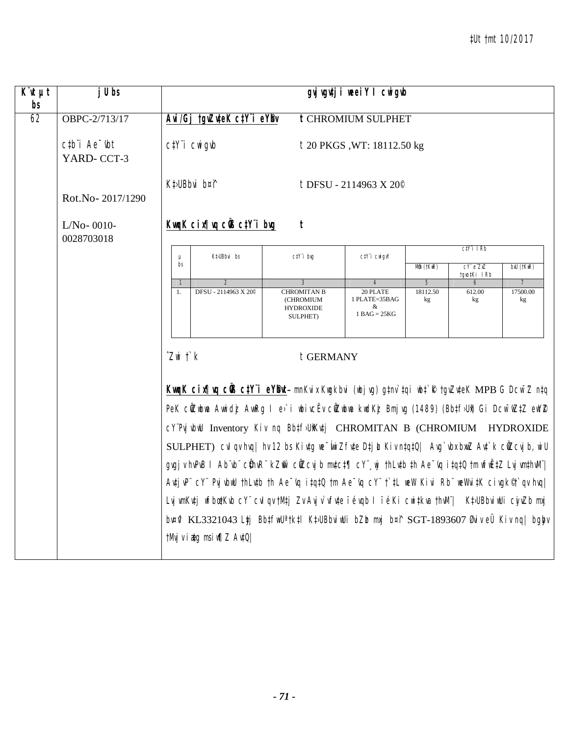‡Ut †mt 10/2017

| K¨vUvMwi bs | jU bs | gvjvgv‡ji weeiY I cwigvb |
|---|---|---|
| 62 | OBPC-2/713/17<br><br>c‡b¨i Ae¯'vb<br>YARD- CCT-3<br><br>Rot.No- 2017/1290<br><br>L/No- 0010-0028703018 | **Avi/Gj †gvZv‡eK c‡Y¨i eY©bv** t CHROMIUM SULPHET<br><br>c‡Y¨i cwigvb t 20 PKGS ,WT: 18112.50 kg<br><br>K‡›UBbvi b¤^i t DFSU - 2114963 X 20©<br><br>**KvwqK cix¶vq cÖvß c‡Y¨i bvg** t |

| µ bs | K‡›UBbvi bs | c‡Y¨i bvg | c‡Y¨i cwigvY | c‡Y¨i IRb | | |
|---|---|---|---|---|---|---|
| | | | | MÖm (†KwR) | cY¨ e¨ZxZ †gvo‡Ki IRb | bxU (†KwR) |
| 1 | 2 | 3 | 4 | 5 | 6 | 7 |
| 1. | DFSU - 2114963 X 20© | CHROMITAN B (CHROMIUM HYDROXIDE SULPHET) | 20 PLATE 1 PLATE=35BAG & 1 BAG = 25KG | 18112.50 kg | 612.00 kg | 17500.00 kg |

ˆZwi †`k t GERMANY

**KvwqK cix¶vq cÖvß c‡Y¨i eY©bvt**- mnKvix KwgkbviI (bjvg) g‡nv`‡qi wb‡`©k †gvZv‡eK MPB G DcwiZ n‡q PeK cÖZvibv AwdmI AwRg I e›`i wbivcËv cÖZvibv kvLvi Bmjvg (1489) (Bb‡f›Uwi) Gi DcwiwZ‡Z ewY©Z cY¨Pvjvbwu Inventory Kiv nq| Bb‡f›UwiKv‡j CHROMITAN B (CHROMIUM HYDROXIDE SULPHET) cvIqv hvq| hv 12 bs Kiv‡g we¯ÍvwiZfv‡e D‡jøL Kiv n‡q‡Q| Avg`vbxbxwZ Av‡`k cÖZcvjb, wiU gvgjv hvPvB I Ab¨vb¨ cÖ‡hvR¨ kZ©vw` cÖZcvjb mv‡c‡¶ cY¨ vwj †hLv‡b †h Ae¯'vq i‡q‡Q †m fvwe‡Z Ljvm‡hvM¨| Av‡jvP¨ cY¨ Pvjvbwu †hLv‡b †h Ae¯'vq i‡q‡Q †m Ae¯'vq cY¨ †`‡L weW Kivi Rb¨ weWvi‡K civgk© †`qv hvq| LjvmKv‡j wfbœ‡Kvb cY¨ cvIqv †M‡j ZvAvjv`vfv‡e ïév`qbI ïéKi cwi‡kva †hvM¨| K‡›UBbviwUi cÖjvZb mxj b¤^i KL3321043 Ltj Bb‡fw›U‡k‡l K‡›UBbviwUi bZzb mxj b¤^i SGT-1893607 Øviv eÜ Kiv nq| bgybv †Mvj v iæg msiw¶Z Av‡Q|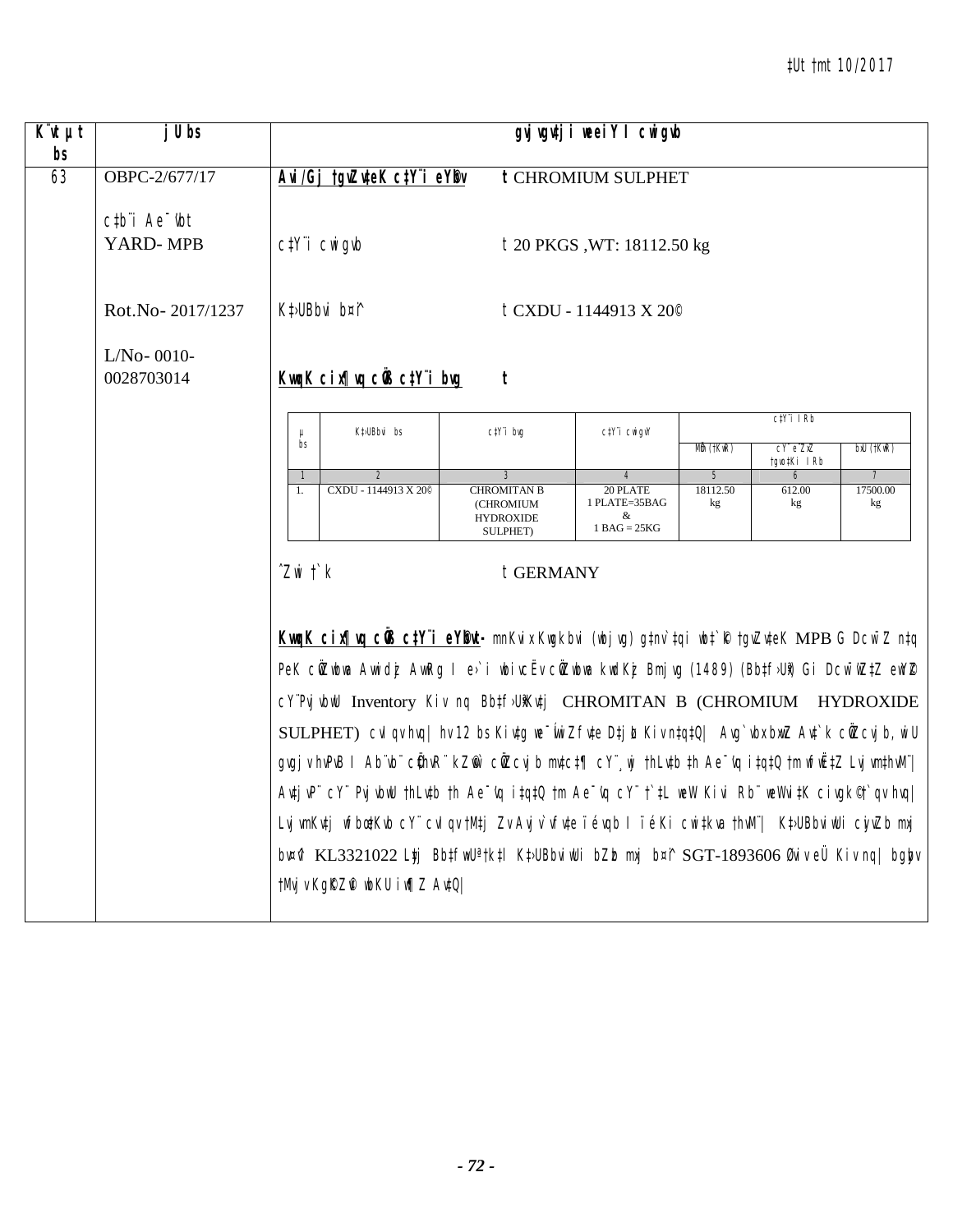‡Ut †mt 10/2017

| K¨vU µt bs | jU bs | gvjvgv‡ji weeiY I cwigvb |
|---|---|---|
| 63 | OBPC-2/677/17<br><br>c‡bi Ae¯'vb t<br>YARD- MPB<br><br>Rot.No- 2017/1237<br><br>L/No- 0010-0028703014 | **Avi/Gj †gvZv‡eK c‡Y¨i eY©bv** t CHROMIUM SULPHET<br><br>c‡Y¨i cwigvb t 20 PKGS ,WT: 18112.50 kg<br><br>K‡›UBbvi b¤^i t CXDU - 1144913 X 20©<br><br>**KvqvK cix¶vq cÖvß c‡Y¨i bvg** t |

| µ bs | K‡›UBbvi bs | c‡Y¨i bvg | c‡Y¨i cwigvY | c‡Y¨i IRb | | |
|---|---|---|---|---|---|---|
| | | | | MÖm (†KwR) | cY¨ e¨ZxZ †gvo‡Ki IRb | bxU (†KwR) |
| 1 | 2 | 3 | 4 | 5 | 6 | 7 |
| 1. | CXDU - 1144913 X 20© | CHROMITAN B (CHROMIUM HYDROXIDE SULPHET) | 20 PLATE 1 PLATE=35BAG & 1 BAG = 25KG | 18112.50 kg | 612.00 kg | 17500.00 kg |

ˆZwi †`k t GERMANY

**KvqvK cix¶vq cÖvß c‡Y¨i eY©bvt-** mnKvix KwgkbviI (wbjvg) g‡nv`‡qi wb‡`©k †gvZv‡eK MPB G Dcw¯'Z n‡q PeK cÖZwbwa Avwidz AwRg I e›`i wbivcËv cÖZwbwa kwdKz Bmjvg (1489) (Bb‡f›Uwi) Gi Dcw¯'wZ‡Z ewY©Z cY¨Pvjvb‡U Inventory Kiv nq| Bb‡f›UwiKv‡j CHROMITAN B (CHROMIUM HYDROXIDE SULPHET) cvIqv hvq| hv 12 bs Kiv‡gi we¯ÍvwiZ f~wgKvq D‡jøL Kiv n‡q‡Q| Avg`vbxbxwZ Av‡`k cÖZcvjb, wiU gvgjv hvPvB I Ab¨vb¨ cÖ‡hvR¨ kZ©vw` cÖZcvjb mv‡c‡¶ cY¨¸wj †hLv‡b †h Ae¯'vq i‡q‡Q †m wfwË‡Z Lvjvm‡hvM¨| Avtj vP¨ cY¨ Pvjvb‡U †hLv‡b †h Ae¯'vq i‡q‡Q †m Ae¯'vq cY¨ †`‡L weW Kivi Rb¨ weWvi‡K civgk© †`qv hvq| Lvjvmkv‡j wfbœ‡Kvb cY¨ cvIqv †M‡j ZvAvjv`vfv‡e ïéKi I ïéKi cwi‡kva †hvM¨| K‡›UBbviwUi cwjZb mxj b¤^i KL3321022 Lyj Bb‡fwUª †k‡l K‡›UBbviwUi bZb mxj b¤^i SGT-1893606 Øviv eÜ Kiv nq| bgybv †Mvjv Kg©KZ©v wbKU iw¶Z Av‡Q|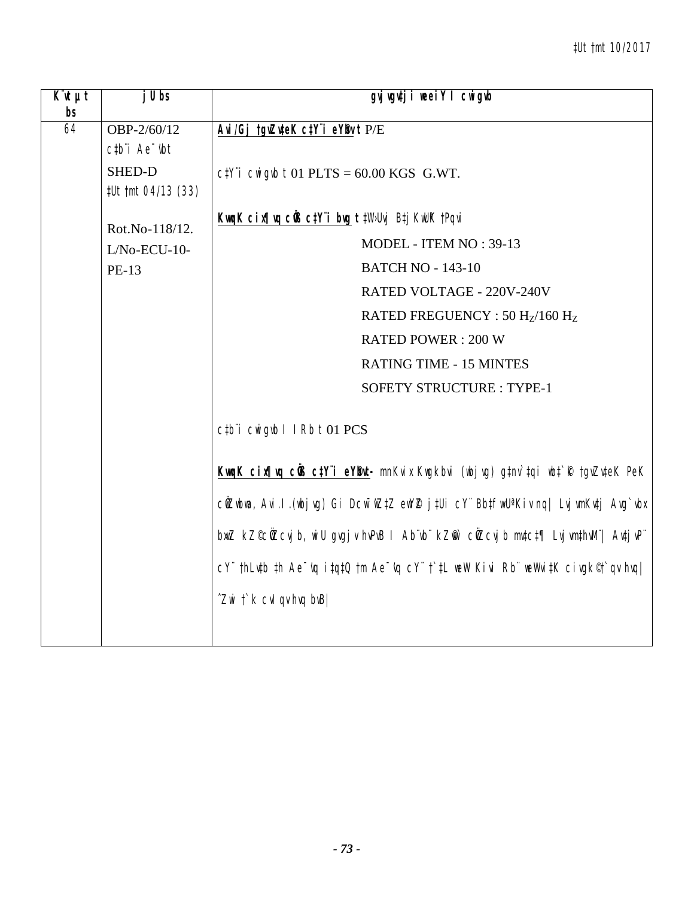| K¨vU‡MvwiRvZ bs | jU bs | gvjvgv‡ji weeiY I cwigvb |
|---|---|---|
| 64 | OBP-2/60/12<br>c‡b¨i Ae¯'vb<br>SHED-D<br>‡Ut †mt 04/13 (33)<br><br>Rot.No-118/12.<br>L/No-ECU-10-PE-13 | **Avi/Gj †gvZv‡eK c‡Y¨i eY©bvt** P/E<br><br>c‡Y¨i cwigvbt 01 PLTS = 60.00 KGS G.WT.<br><br>**KwqK cix¶vq cÖvß c‡Y¨i bvgt** ‡W›Uvj B‡j KwUªK †Pqvi<br>MODEL - ITEM NO : 39-13<br>BATCH NO - 143-10<br>RATED VOLTAGE - 220V-240V<br>RATED FREGUENCY : 50 $H_Z$/160 $H_Z$<br>RATED POWER : 200 W<br>RATING TIME - 15 MINTES<br>SOFETY STRUCTURE : TYPE-1<br><br>c‡b¨i cwigvb I IRbt 01 PCS<br><br>**KwqK cix¶vq cÖvß c‡Y¨i eY©bvt-** mnKvix Kwgkbvi (wbjvg) g‡nv`‡qi wb‡`©k †gvZv‡eK PeK cÖZwbwa, Avi.I.(wbjvg) Gi Dcw¯'wZ‡Z ewY©Z j‡Ui cY¨ Bb‡fwUªKiv nq| Lvjv mKv‡j Avg`vbx bxwZ kZ©cÖZcvjb, wiU gvgjv hvPvB I Ab¨vb¨ kZ©vw` cÖZcvjb mv‡c‡¶ Lvjvm‡hvM¨| Av‡jvP¨ cY¨ †hLv‡b †h Ae¯'vq i‡q‡Q †m Ae¯'vq cY¨ †`‡L we‡ePbv Kiv Rb¨ weWvi‡K civgk© †`qv hvq| ˆZwi †`k cvIqv hvq bvB| |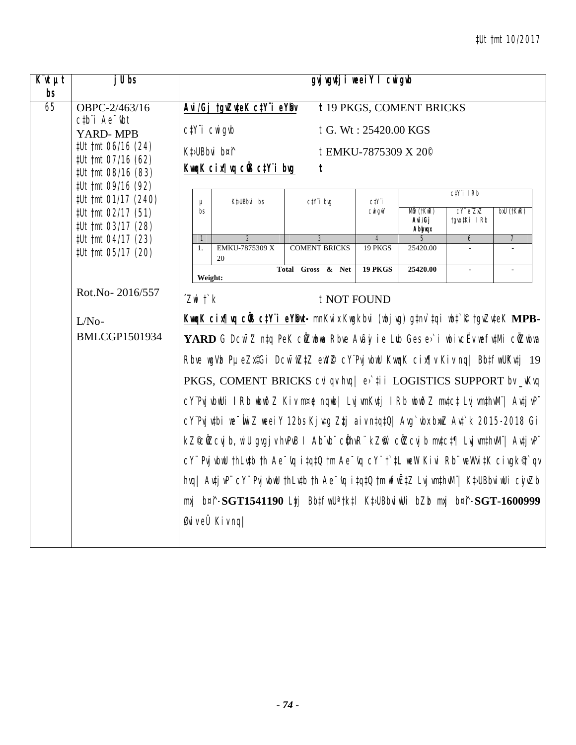| K¨vt µt bs | jU bs | gvjvgvtji weeiY I cwigvb |
|---|---|---|
| 65 | OBPC-2/463/16<br>c‡b¨i Ae¯\'vb<br>YARD- MPB<br>‡Ut †mt 06/16 (24)<br>‡Ut †mt 07/16 (62)<br>‡Ut †mt 08/16 (83)<br>‡Ut †mt 09/16 (92)<br>‡Ut †mt 01/17 (240)<br>‡Ut †mt 02/17 (51)<br>‡Ut †mt 03/17 (28)<br>‡Ut †mt 04/17 (23)<br>‡Ut †mt 05/17 (20)<br><br>Rot.No- 2016/557<br><br>L/No-<br>BMLCGP1501934 | (see below) |

**Avi/Gj †gvZv‡eK c‡Y¨i eY©bv** t 19 PKGS, COMENT BRICKS

c‡Y¨i cwigvb t G. Wt : 25420.00 KGS

K‡›UBbvi b¤^i t EMKU-7875309 X 20©

**KvqvK cix¶vq cÖvß c‡Y¨i bvg** t

| µ bs | K‡›UBbvi bs | c‡Y¨i bvg | c‡Y¨i cwigvY | c‡Y¨i IRb | | |
|---|---|---|---|---|---|---|
| | | | | Mªm (†KwR) Avi/Gj Abyhvqx | cY¨ e¨ZxZ †gvo‡Ki IRb | bxU (†KwR) |
| 1 | 2 | 3 | 4 | 5 | 6 | 7 |
| 1. | EMKU-7875309 X 20 | COMENT BRICKS | 19 PKGS | 25420.00 | - | - |
| Total Gross & Net Weight: | | | 19 PKGS | 25420.00 | - | - |

ˆZwi †`k t NOT FOUND

**KvqvK cix¶vq cÖvß c‡Y¨i eY©bv-** mnKvix Kwgkbvi (wbjvg) g‡nv`‡qi wb‡`©‡k †gvZv‡eK **MPB-YARD** G Dcw¯'Z n‡q PeK cÖZ¨vkv Rbve Avãyi ie Lvb Ges e›`i wbivcËv wefv‡Mi cÖwZwbwa Rbve vgVb PµeZx©Gi Dcw¯'wZ‡Z ewY©Z cY¨Pvjvbwli KvqvK cix¶v Kiv nq| Bb‡fwqmKv‡j 19 PKGS, COMENT BRICKS cvIqv hvq| e›`‡ii LOGISTICS SUPPORT bv _vKvq cY¨Pvjvbwli IRb wbY©q Kiv m¤¢e nqwb| Lvjvm Kv‡j IRb wbY©q mv‡c‡¶ Lvjvm‡hvM¨| Av‡jvP¨ cY¨Pvjv‡bi we¯ÍvwiZ weeiY 12bs Kjv‡g Zz‡j aiv n‡q‡Q| Avg`vbxbxwZ Av‡`k 2015-2018 Gi kZ©cÖ‡Z cvjb, wiU gvgjv hvPvB I Ab¨vb¨ cÖ‡qvRb kZ©vw` cÖZcvjb mv‡c‡¶ Lvjvm‡hvM¨| Av‡jvP¨ cY¨ Pvjvbwli †hLv‡b †h Ae¯'vq i‡q‡Q †m Ae¯'vq cY¨ †`‡L weW Kivi Rb¨ weWvi‡K cirvgk© †`qv hvq| Av‡jvP¨ cY¨ Pvjvbwli †hLv‡b †h Ae¯'vq i‡q‡Q †m wfwË‡Z Lvjvm‡hvM¨| K‡›UBbviwUi cyivZb mxj b¤^i-**SGT1541190** Lz‡j Bb‡fw›Uª †k‡l K‡›UBbviwUi bZb mxj b¤^i-**SGT-1600999** Øviv eÜ Kiv nq|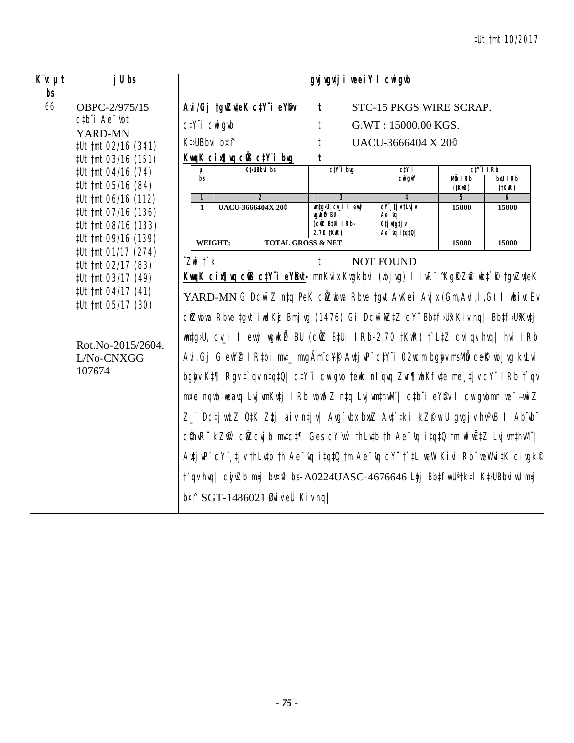| K¨vUvMwi bs | jUbs | gvjvgvtji weeiY I cwigvb |
|---|---|---|
| 66 | OBPC-2/975/15<br>c‡b¨i Ae¯'vb YARD-MN<br>‡Ut †mt 02/16 (341)<br>‡Ut †mt 03/16 (151)<br>‡Ut †mt 04/16 (74)<br>‡Ut †mt 05/16 (84)<br>‡Ut †mt 06/16 (112)<br>‡Ut †mt 07/16 (136)<br>‡Ut †mt 08/16 (133)<br>‡Ut †mt 09/16 (139)<br>‡Ut †mt 01/17 (274)<br>‡Ut †mt 02/17 (83)<br>‡Ut †mt 03/17 (49)<br>‡Ut †mt 04/17 (41)<br>‡Ut †mt 05/17 (30)<br><br>Rot.No-2015/2604.<br>L/No-CNXGG 107674 | **Avi/Gj †gvZv‡eK c‡Y¨i eY©bv** t STC-15 PKGS WIRE SCRAP.<br>c‡Y¨i cwigvb t G.WT : 15000.00 KGS.<br>K‡›UBbvi b¤^i t UACU-3666404 X 20©<br>**KvwqK cix¶vq cÖvß c‡Y¨i bvg** t<br><br>µ bs \| K‡›UBbvi bs \| c‡Y¨i bvg \| c‡Y¨i cwigvY \| c‡Y¨i IRb: MÖm IRb (‡KwR) / bxU IRb (†KwR)<br>1 \| 2 \| 3 \| 4 \| 5 \| 6<br>1 \| UACU-3666404X 20© \| wm‡g›U, cv_i I evwj wgwkª© BU (cÖwZ B‡Ui IRb-2.70 †KwR) \| cY¨ ‡jvfLjv Ae¯'vq G‡jv‡g‡jv Ae¯'vq i‡q‡Q\| \| 15000 \| 15000<br>WEIGHT: TOTAL GROSS & NET \| \| 15000 \| 15000<br><br>ˆZwi †`k t NOT FOUND<br>**KvwqK cix¶vq cÖvß c‡Y¨i eY©bvt-** mnKvix Kwgkbvi (wbjvg) I ivR¯^ Kg©KZ©v wb‡`©k †gvZv‡eK YARD-MN G DcwÕZ n‡q PeK cÖZwbwa Rbve †gvt AvKei Avjx (Gm,Avi,I,G) I wbivcËv cÖZwbwa Rbve ‡gvt iwdKz Bmjvg (1476) Gi DcwÕwZ‡Z cY¨ Bb‡f›UwiKiv nq\| Bb‡f›UwiKv‡j wm‡g›U, cv_i I evwj wgwkª© BU (cÖwZ B‡Ui IRb-2.70 †KwR) †`L‡Z cvIqv hvq\| hvi IRb Avi.Gj G ewY©Z IR‡bi mv‡_ mvgÄm¨c¥Y© Av‡jvP¨ c‡Y¨i 02wcm bgybv msMÖn ceK© wbjvg kvLvi bgybv K‡¶ Rgv ‡`qv n‡q‡Q\| c‡Y¨i cwigvb †ewk nIqvq Zvr¶wbKfv‡e me¸‡jv cY¨ IRb †`qv m¤¢e nqwb weavq LvjvmKv‡j IRb wbwðZ n‡q Lvjvm‡hvM¨\| c‡b¨i eY©bv I cwigvbmn we¯—vwiZ Z_¨ Dc‡jwLZ Q‡K Z‡j aiv n‡jv\| Avg`vbxbxwZ Av‡`‡ki kZ©vbyhvqx gvjvgvj hvPvB I Ab¨vb¨ cÖ‡hvR¨ kZ©vw` cÖwZcvjb mv‡c‡¶ GesvcY¨wU †hLv‡b †h Ae¯'vq i‡q‡Q †m wfwË‡Z Lvjvm‡hvM¨\| Av‡jvP¨ cY¨¸‡jv †hLv‡b †h Ae¯'vq i‡q‡Q †m Ae¯'vq cY¨ †`‡L weW Kivi Rb¨ weWvi‡K civgk© †`qv hvq\| cjvZb mxj b¤^i bs-A0224UASC-4676646 Ltj Bb‡fw›Uªk‡j K‡›UBbviwU mxj b¤^i SGT-1486021 Øviv eÜ Kiv nq\| |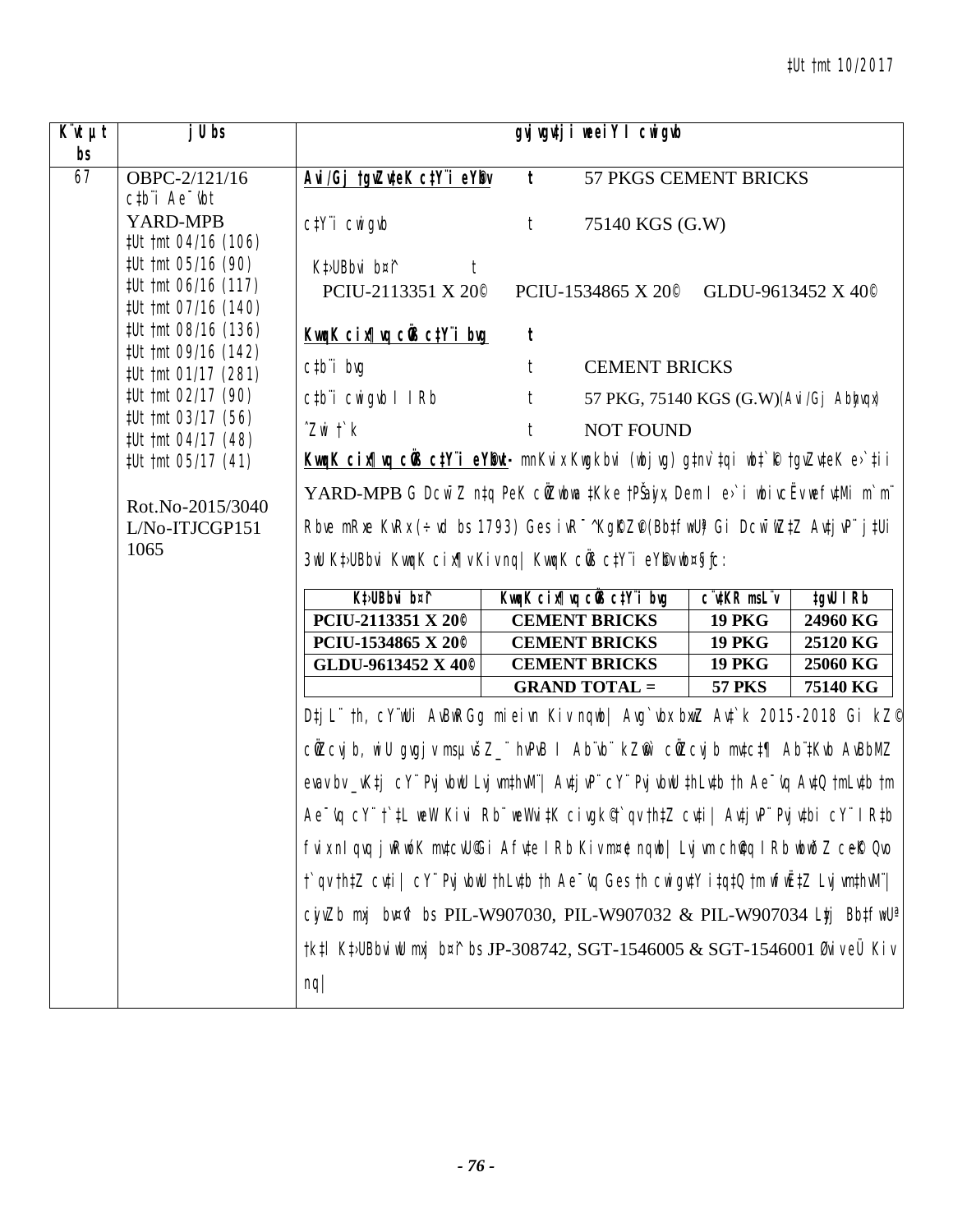| K¨vt µt bs | jU bs | gvjvgvtji weeiY I cwigvb |
|---|---|---|
| 67 | OBPC-2/121/16<br>c‡b¨i Ae¯'vb<br>YARD-MPB<br>‡Ut †mt 04/16 (106)<br>‡Ut †mt 05/16 (90)<br>‡Ut †mt 06/16 (117)<br>‡Ut †mt 07/16 (140)<br>‡Ut †mt 08/16 (136)<br>‡Ut †mt 09/16 (142)<br>‡Ut †mt 01/17 (281)<br>‡Ut †mt 02/17 (90)<br>‡Ut †mt 03/17 (56)<br>‡Ut †mt 04/17 (48)<br>‡Ut †mt 05/17 (41)<br><br>Rot.No-2015/3040<br>L/No-ITJCGP151<br>1065 | **Avi/Gj †gvZv‡eK c‡Y¨i eY©bv** t 57 PKGS CEMENT BRICKS<br><br>c‡Y¨i cwigvb t 75140 KGS (G.W)<br><br>K‡›UBbvi b¤^i t<br>PCIU-2113351 X 20© PCIU-1534865 X 20© GLDU-9613452 X 40©<br><br>**KvwqK cixÿvq cÖvß c‡Y¨i bvg** t<br><br>c‡b¨i bvg t CEMENT BRICKS<br><br>c‡b¨i cwigvb I IRb t 57 PKG, 75140 KGS (G.W)(Avi/Gj Abyhvqx)<br><br>ˆZwi †`k t NOT FOUND<br><br>**KvwqK cixÿvq cÖvß c‡Y¨i eY©bvt-** mnKvix Kwgkbvi (wbjvg) g‡nv`‡qi wb‡`©‡k †gvZv‡eK e›`‡ii YARD-MPB G Dcw¯'Z n‡q PeK cÖZ¨vbv ‡Kke †PŠayix, Dem I e›`i wbivcËv wefv‡Mi m`m¨ Rbve mRxe KvRx (÷vd bs 1793) Ges ivR¯^ Kg©KZ©v(Bb‡fwU©) Gi Dcw¯'wZ‡Z Av‡jvP¨ j‡Ui 3wU K‡›UBbvi KvwqK cixÿv Kiv nq| KvwqK cÖvß c‡Y¨i eY©bv wb¤§iƒc:<br><br>(see table below)<br><br>D‡jL¨ †h, cY¨wUi AvBwRGg mieivn Kiv nqwb| Avg`vbxbxwZ Av‡`k 2015-2018 Gi kZ© cÖZcvjb, wiU gvgjv msµvšZ_¨ hvPvB I Ab¨vb¨ kZ©vw` cÖZcvjb mv‡c‡¶ Ab¨‡Kvb AvBbMZ evav bv _vK‡j cY¨ PvjvbwU Lvjvm‡hvM¨| Av‡jvP¨ cY¨ PvjvbwU †hLv‡b †h Ae¯'vq Av‡Q †mLv‡b †m Ae¯'vq cY¨ †`‡L weW Kivi Rb¨ weWvi‡K civgk©†`qv †h‡Z cv‡i| Av‡jvP¨ Pvjv‡bi cY¨ I R‡b fvixnIqvq jwRwóK mv‡cvU©Gi Afv‡e IRb Kiv m¤¢e nqwb| Lvjvm ch©v‡q IRb wbwðZ cee©K Qvo †`qv †h‡Z cv‡i| cY¨ PvjvbwU †hLv‡b †h Ae¯'vq Ges †h cwigv‡Y i‡q‡Q †m fvi‡ÊZ Lvjvm‡hvM¨| cixÿvb mxj b¤^i bs PIL-W907030, PIL-W907032 & PIL-W907034 L‡j BbfwU©‡k‡l K‡›UBbviwU mxj b¤^i bs JP-308742, SGT-1546005 & SGT-1546001 Øviv eÜ Kiv nq| |

| K‡›UBbvi b¤^i | KvwqK cixÿvq cÖvß c‡Y¨i bvg | c¨v‡KR msL¨v | ‡gvU IRb |
|---|---|---|---|
| PCIU-2113351 X 20© | CEMENT BRICKS | 19 PKG | 24960 KG |
| PCIU-1534865 X 20© | CEMENT BRICKS | 19 PKG | 25120 KG |
| GLDU-9613452 X 40© | CEMENT BRICKS | 19 PKG | 25060 KG |
| | GRAND TOTAL = | 57 PKS | 75140 KG |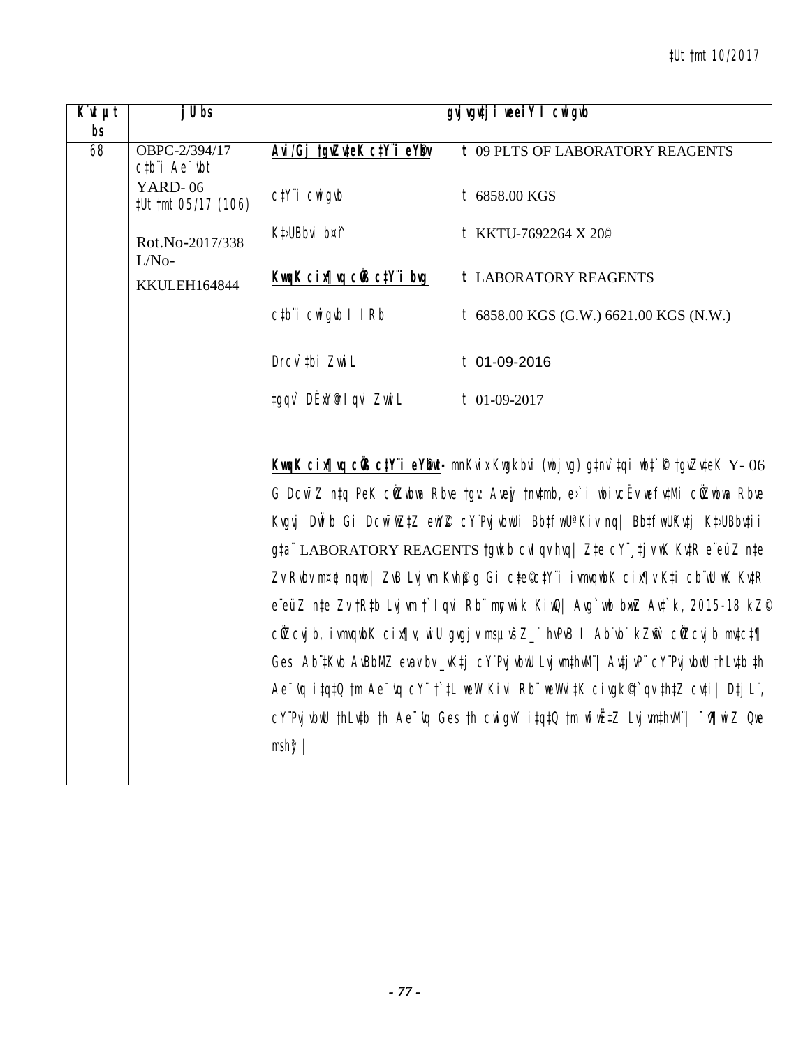| K¨vUv ‡jvW bs | jUbs | gvjvgv‡ji weeiY I cwigvb |
|---|---|---|
| 68 | OBPC-2/394/17 c‡b¨i Ae¯'vbt YARD- 06 ‡Ut †mt 05/17 (106) Rot.No-2017/338 L/No- KKULEH164844 | **Avi/Gj †gvZv‡eK c‡Y¨i eY©bv** t 09 PLTS OF LABORATORY REAGENTS<br><br>c‡Y¨i cwigvb t 6858.00 KGS<br><br>K‡›UBbvi b¤^i t KKTU-7692264 X 20©<br><br>**KvqvK cixÿvq cÖvß c‡Y¨i bvg** t LABORATORY REAGENTS<br><br>c‡b¨i cwigvb I IRb t 6858.00 KGS (G.W.) 6621.00 KGS (N.W.)<br><br>Drcv`‡bi ZvwiL t 01-09-2016<br><br>‡gqv` DËx©Y I qvi ZvwiL t 01-09-2017<br><br>**KvqvK cixÿvq cÖvß c‡Y¨i eY©bvt-** mnKvix Kwgkbvi (wbjvg) g‡nv`‡qi wb‡`©k †gvZv‡eK Y- 06 G Dcw¯'Z n‡q PeK cÖZxbwa Rbve †gv: Aveyj †nv‡mb, e›`i wbivcËv wefv‡Mi cÖZxbwa Rbve Kvgvj Dwχb Gi Dcw¯'wZ‡Z ewY©Z cY¨Pvjvbwli Bb‡fwUªKiv nq| Bb‡fwUªKv‡j K‡›UBbv‡ii g‡a¨ LABORATORY REAGENTS †gvkb cvI qv hvq| Z‡e cY¨¸‡jv wK Kv‡R e¨eüZ n‡e Zv Rvbv m¤¢e nqwb| ZvB Lvjvm Kvh©µg Gi c‡e©c‡Y¨i ivmvqwbK cixÿv K‡i cb¨wU wK Kv‡R e¨eüZ n‡e Zv †R‡b Lvjvm †`Iqvi Rb¨ mycwik Kiv hvq| Avg`vbx bxwZ Av‡`k, 2015-18 kZ© cÖZcvjb, ivmvqwbK cixÿv, wiU gvgjv msµvšZ_¨ hvPvB I Ab¨vb¨ kZ©vw` cÖZcvjb mv‡c‡ÿ Ges Ab¨‡Kvb AvBbMZ evava bv _vK‡j cY¨Pvjvbwl Lvjvm‡hvM¨| Avtj vP¨ cY¨Pvjvbwl †hLv‡b †h Ae¯'vq i‡q‡Q †m Ae¯'vq cY¨ †`‡L weWvi Kiv Rb¨ weWvi‡K civgk© †`qv †h‡Z cv‡i| D‡jL¨, cY¨Pvjvbwl †hLv‡b †h Ae¯'vq Ges †h cwigvY i‡q‡Q †m wfwˇZ Lvjvm‡hvM¨| ¯'vwqZ Qwe msh¤ý| |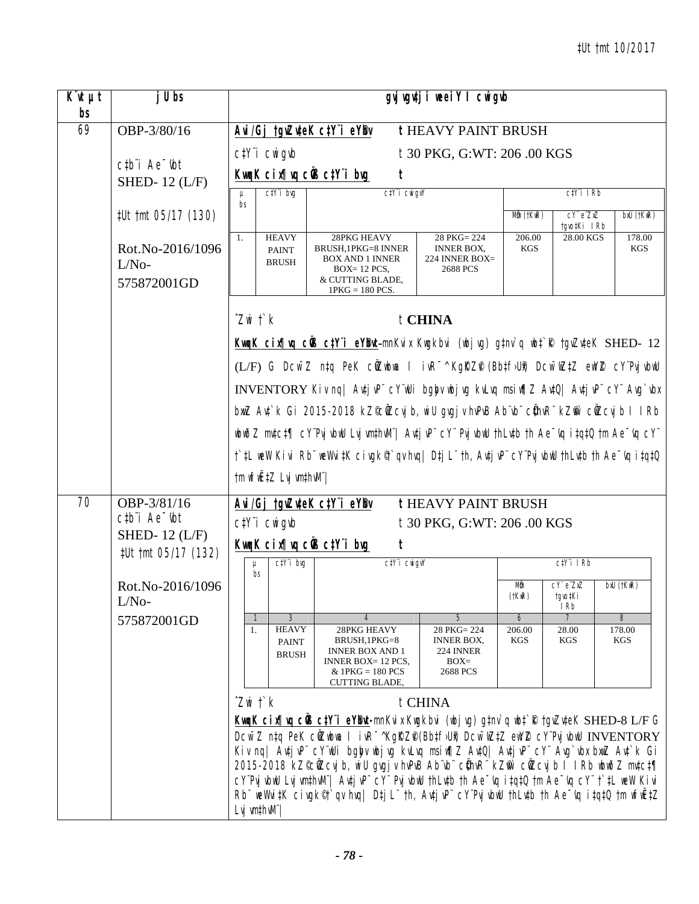| K¨vUvjM bs | jU bs | gvjvgv‡ji weeiY I cwigvb |
|---|---|---|
| 69 | OBP-3/80/16<br><br>c‡b¨i Ae¯'vb<br>SHED- 12 (L/F)<br><br>‡Ut †bvU 05/17 (130)<br><br>Rot.No-2016/1096<br>L/No-<br>575872001GD | **Avi/Gj †gvZv‡eK c‡Y¨i eY©bv** t HEAVY PAINT BRUSH<br><br>c‡Y¨i cwigvb t 30 PKG, G:WT: 206 .00 KGS<br><br>**KvqvK cix¶vq cÖvß c‡Y¨i bvg** t<br><br>µ bs \| c‡Y¨i bvg \| c‡Y¨i cwigvY \| \| c‡Y¨i IRb: MÖm (†KwR) / cY¨ e¨ZxZ †gvo‡Ki IRb / bxU (†KwR)<br>1. \| HEAVY PAINT BRUSH \| 28PKG HEAVY BRUSH,1PKG=8 INNER BOX AND 1 INNER BOX= 12 PCS, & CUTTING BLADE, 1PKG = 180 PCS. \| 28 PKG= 224 INNER BOX, 224 INNER BOX= 2688 PCS \| 206.00 KGS \| 28.00 KGS \| 178.00 KGS<br><br>^Zwi †`k t **CHINA**<br><br>**KvqvK cix¶vq cÖvß c‡Y¨i eY©bvt**-mnKvix Kwgkbvi (wbjvg) g‡nv`q wb‡`©k †gvZv‡eK SHED- 12 (L/F) G DcwiZ nÕq PeK cÖZ¨vkx I ivR¯^ KgK©Z©v (Bb‡f›Uwi) DcwiÕZ‡Z ewY©Z cY¨Pvjvbw INVENTORY Kiv nq\| Avtjv`¨ cY¨Pvjvbwi bgbvq wbjvg kvLvq msiw¶Z Av‡Q\| Avtjv`¨ cY¨ Avg`vbx bxwZ Av‡`k Gi 2015-2018 kZ©cÖZ¨vjvb, wiU gvgjv hvPvB Ab¨vb¨ cÖwZvR¨ kZ©vw` cÖZ¨vjvb I IRb wbwðZ mv‡c‡¶ cY¨Pvjvbwi Lvjvm‡hvM¨\| Avtjv`¨ cY¨Pvjvbwi †Lv‡jb †h Ae¯'vq i‡q‡Q †m Ae¯'vq cY¨ †`‡L weW Kivi Rb¨ weWvi‡K civgk©†`qv hvq\| D‡jL¨ †h, Avtjv`¨ cY¨Pvjvbwi †Lv‡jb †h Ae¯'vq i‡q‡Q †m wfwË‡Z Lvjvm‡hvM¨\| |
| 70 | OBP-3/81/16<br>c‡b¨i Ae¯'vb<br>SHED- 12 (L/F)<br>‡Ut †bvU 05/17 (132)<br><br>Rot.No-2016/1096<br>L/No-<br>575872001GD | **Avi/Gj †gvZv‡eK c‡Y¨i eY©bv** t HEAVY PAINT BRUSH<br><br>c‡Y¨i cwigvb t 30 PKG, G:WT: 206 .00 KGS<br><br>**KvqvK cix¶vq cÖvß c‡Y¨i bvg** t<br><br>µ bs \| c‡Y¨i bvg \| c‡Y¨i cwigvY \| \| c‡Y¨i IRb: MÖm (†KwR) / cY¨ e¨ZxZ †gvo‡Ki IRb / bxU (†KwR)<br>1 \| 3 \| 4 \| 5 \| 6 \| 7 \| 8<br>1. \| HEAVY PAINT BRUSH \| 28PKG HEAVY BRUSH,1PKG=8 INNER BOX AND 1 INNER BOX= 12 PCS, & 1PKG = 180 PCS CUTTING BLADE, \| 28 PKG= 224 INNER BOX, 224 INNER BOX= 2688 PCS \| 206.00 KGS \| 28.00 KGS \| 178.00 KGS<br><br>^Zwi †`k t CHINA<br><br>**KvqvK cix¶vq cÖvß c‡Y¨i eY©bvt**-mnKvix Kwgkbvi (wbjvg) g‡nv`q wb‡`©k †gvZv‡eK SHED-8 L/F G DcwiZ nÕq PeK cÖZ¨vkx I ivR¯^ KgK©Z©v (Bb‡f›Uwi) DcwiÕZ‡Z ewY©Z cY¨Pvjvbw INVENTORY Kiv nq\| Avtjv`¨ cY¨Pvjvbwi bgbvq wbjvg kvLvq msiw¶Z Av‡Q\| Avtjv`¨ cY¨ Avg`vbx bxwZ Av‡`k Gi 2015-2018 kZ©cÖZ¨vjvb, wiU gvgjv hvPvB Ab¨vb¨ cÖwZvR¨ kZ©vw` cÖZ¨vjvb I IRb wbwðZ mv‡c‡¶ cY¨Pvjvbwi Lvjvm‡hvM¨\| Avtjv`¨ cY¨Pvjvbwi †Lv‡jb †h Ae¯'vq i‡q‡Q †m Ae¯'vq cY¨ †`‡L weW Kivi Rb¨ weWvi‡K civgk©†`qv hvq\| D‡jL¨ †h, Avtjv`¨ cY¨Pvjvbwi †Lv‡jb †h Ae¯'vq i‡q‡Q †m wfwË‡Z Lvjvm‡hvM¨\| |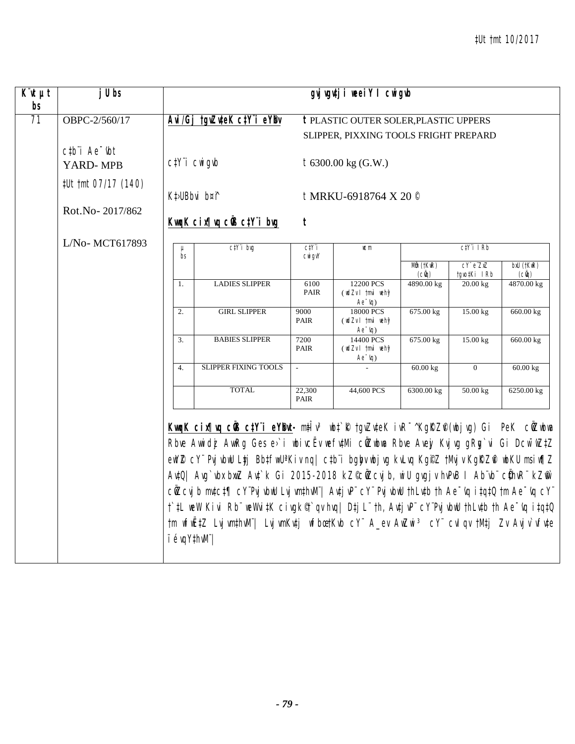| K¨vUvMix bs | jU bs | gvjvgvjvi weeiY I cwigvb |
| --- | --- | --- |
| 71 | OBPC-2/560/17<br><br>c‡b¨i Ae¯'vb<br>YARD- MPB<br><br>‡Ut †mt 07/17 (140)<br><br>Rot.No- 2017/862<br><br>L/No- MCT617893 | **Avi/Gj †gvZv‡eK c‡Y¨i eY©bv** t PLASTIC OUTER SOLER,PLASTIC UPPERS SLIPPER, PIXXING TOOLS FRIGHT PREPARD<br><br>c‡Y¨i cwigvb t 6300.00 kg (G.W.)<br><br>K‡›UBbvi b¤^i t MRKU-6918764 X 20 ©<br><br>**KvqvK cix¶vq cÖvß c‡Y¨i bvg** t |

| µ bs | c‡Y¨i bvg | c‡Y¨i cwigvY | wcm | c‡Y¨i I Rb | | |
| --- | --- | --- | --- | --- | --- | --- |
| | | | | MÖm (‡KwR) (cÖvq) | cY¨ e¨ZxZ †gvo‡Ki I Rb | bxU (‡KwR) (cÖvq) |
| 1. | LADIES SLIPPER | 6100 PAIR | 12200 PCS (wfZi †mvj wenxb Ae¯'vq) | 4890.00 kg | 20.00 kg | 4870.00 kg |
| 2. | GIRL SLIPPER | 9000 PAIR | 18000 PCS (wfZi †mvj wenxb Ae¯'vq) | 675.00 kg | 15.00 kg | 660.00 kg |
| 3. | BABIES SLIPPER | 7200 PAIR | 14400 PCS (wfZi †mvj wenxb Ae¯'vq) | 675.00 kg | 15.00 kg | 660.00 kg |
| 4. | SLIPPER FIXING TOOLS | - | - | 60.00 kg | 0 | 60.00 kg |
| | TOTAL | 22,300 PAIR | 44,600 PCS | 6300.00 kg | 50.00 kg | 6250.00 kg |

**KvqvK cix¶vq cÖvß c‡Y¨i eY©bvt-** m‡iRwg‡b `„k¨gvb †gvZv‡eK ivRª^Kg©KZ©v(wbjvg) Gi PeK cÖZxwbwa Rbve Avwidzi AwRg Ges e›`i wbivcËv weffv‡Mi cÖZxwbwa Rbve Aveyj Kvjvg gRyg`vi Gi Dcw¯'wZ‡Z ewY©Z cY¨ Pvjvb‡U Lyy‡j Bb‡fw›UªKiY nq| c‡b¨i bgybv wbjvg kvLvq Kg©iZ †Mvjv Kg©KZ©v wbKU msiw¶Z Av‡Q| Avg`vbxbxwZ Av‡`k Gi 2015-2018 kZ©cÖZcvjb, wiU gvgjv hvPvB I Ab¨vb¨ cÖ‡hvR¨ kZ©vw` cÖZcvjb mv‡c‡¶ cY¨Pvjvb‡U Lvjvm‡hvM¨| Avjv`v cY¨Pvjvb‡U †hLv‡b †h Ae¯'vq i‡q‡Q †m Ae¯'vq cY¨ †`‡L weW Kivi Rb¨ weWvi‡K civgk© †`qv hvq| D‡jL¨ †h, Avjv`v cY¨Pvjvb‡U †hLv‡b †h Ae¯'vq i‡q‡Q †m wfwË‡Z Lvjvm‡hvM¨| Lvjvm Kv‡j wfbœ‡Kvb cY¨ A_ev AwZwi³ cY¨ cvIqv †M‡j Zv Avjv`v fv‡e ïé vqY‡hvM¨|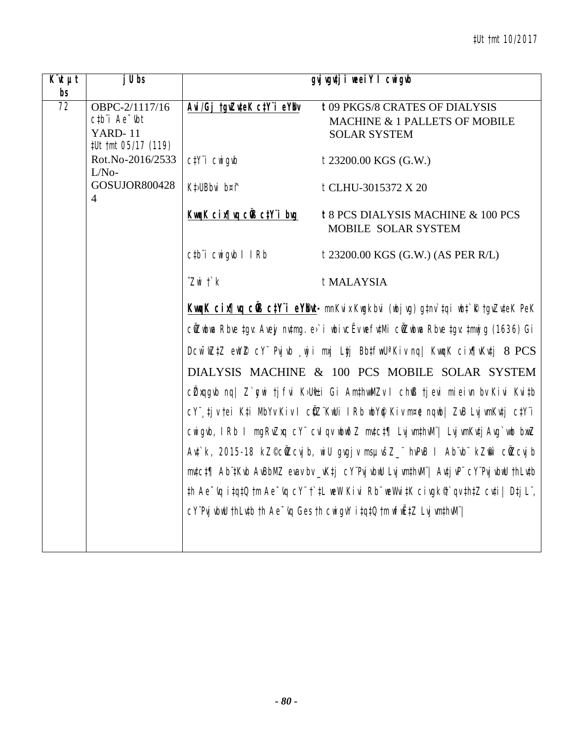‡Ut †mt 10/2017

| K¨vt µt bs | jU bs | gvjvgv‡ji weeiY I cwigvb | |
|---|---|---|---|
| 72 | OBPC-2/1117/16<br>c‡b¨i Ae¯'vb<br>YARD- 11<br>‡Ut †mt 05/17 (119)<br>Rot.No-2016/2533<br>L/No-<br>GOSUJOR8004284 | **Avi/Gj †gvZv‡eK c‡Y¨i eY©bv** | **t** 09 PKGS/8 CRATES OF DIALYSIS MACHINE & 1 PALLETS OF MOBILE SOLAR SYSTEM |
| | | c‡Y¨i cwigvb | t 23200.00 KGS (G.W.) |
| | | K‡›UBbvi b¤^i | t CLHU-3015372 X 20 |
| | | **KvqvK cix¶vq cÖvß c‡Y¨i bvg** | **t** 8 PCS DIALYSIS MACHINE & 100 PCS MOBILE SOLAR SYSTEM |
| | | c‡b¨i cwigvb I IRb | t 23200.00 KGS (G.W.) (AS PER R/L) |
| | | ˆZwi †`k | t MALAYSIA |
| | | **KvqvK cix¶vq cÖvß c‡Y¨i eY©bvt-** mnKvix Kwgkbvi (wbjvg) g‡nv`‡qi wb‡`©k †gvZv‡eK PeK cÖZwbwa Rbve ‡gv: Avey nv‡mg. e›`i wbivcËv wefv‡Mi cÖZwbwa Rbve ‡gv: ‡mwjg (1636) Gi Dcw¯'wZ‡Z ewY©Z cY¨ Pvjvb ¸wji mxj Lyy‡j BbfwU©ª Kiv nq| KvqvK cix¶vKv‡j 8 PCS DIALYSIS MACHINE & 100 PCS MOBILE SOLAR SYSTEM cÖvqgvb nq| Z`ªæc †jfvi K›Uªv±i Gi Am‡hvwMZv I chvß †jevi mieivn bv Kivi Kvi‡b cY¨¸‡jv †ei K‡i MbYv Kiv I cÖ‡Z¨KwUi IRb wbY©q Kiv m¤¢e nqwb| ZvB Lyj¨vKv‡j c‡Y¨i cwigvb, IRb I mgRvZxq cY¨ cvIqv wbwð‡Z mv‡c‡¶ Lyj¨vm‡hvM¨| Lyj¨vKv‡j Avg`vwb bxwZ Av‡`k, 2015-18 kZ©cÖcvjb, wiU gvgjv msµvšZ_¨ hvPvB I Ab¨vb¨ kZ©vw` cÖZcvjb mv‡c‡¶ Ab¨‡Kvb AvBbMZ evav bv _vK‡j cY¨Pvjvb©U Lyj¨vm‡hvM¨| Av‡jvP¨ cY¨PvjvbwU †hLv‡b †h Ae¯'vq i‡q‡Q †m Ae¯'vq cY¨ †`‡L weW Kivi Rb¨ weWvi‡K civgk©†`qv †h‡Z cv‡i| D‡jL¨, cY¨PvjvbwU †hLv‡b †h Ae¯'vq Ges †h cwigvY i‡q‡Q †m wfwË‡Z Lyj¨vm‡hvM¨| | |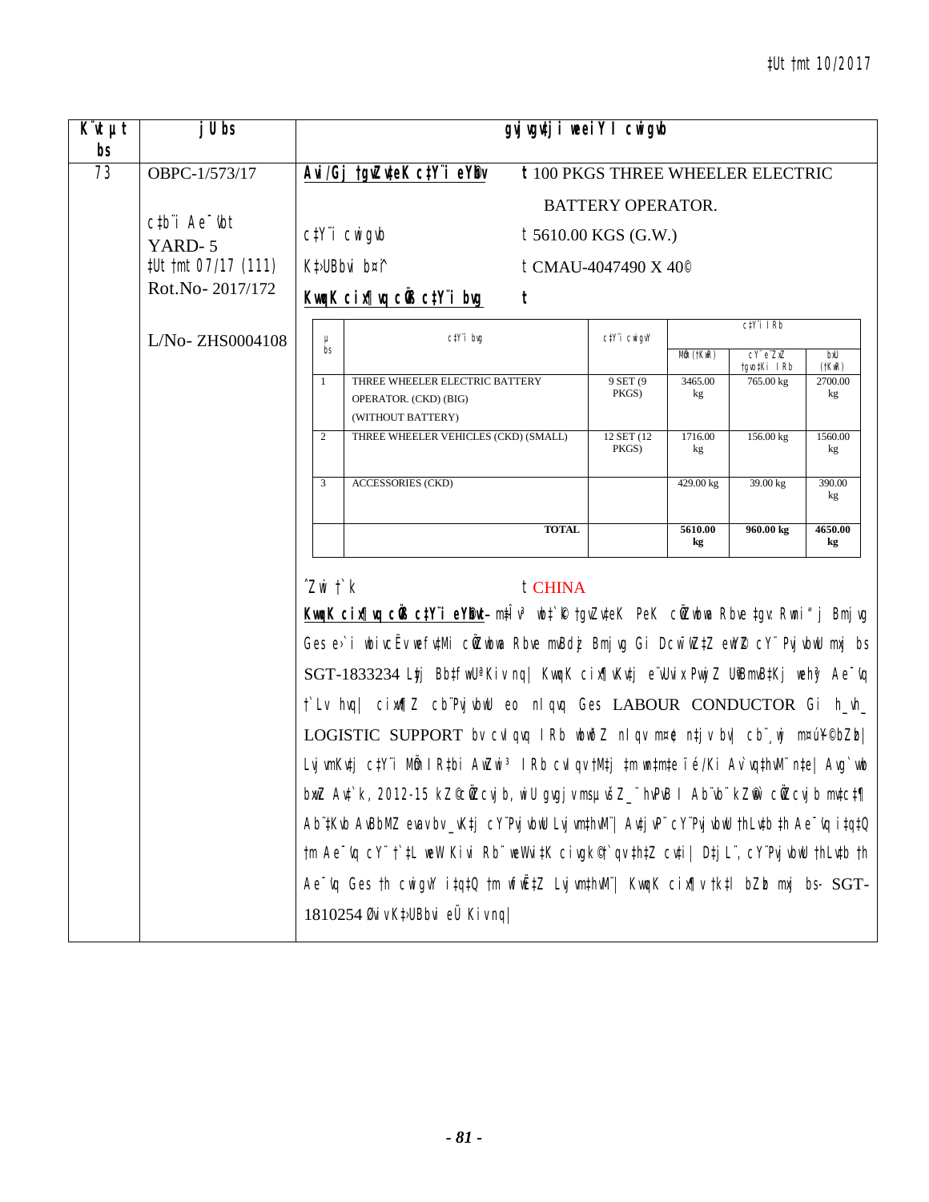‡Ut †mt 10/2017

| K¨vUvjM bs | jU bs | gvjvgv‡ji weeiY I cwigvb |
|---|---|---|
| 73 | OBPC-1/573/17<br><br>c‡b¨i Ae¯'vb<br>YARD- 5<br>‡Ut †mt 07/17 (111)<br>Rot.No- 2017/172<br><br>L/No- ZHS0004108 | **Avi/Gj †gvZv‡eK c‡Y¨i eY©bv** t 100 PKGS THREE WHEELER ELECTRIC BATTERY OPERATOR.<br><br>c‡Y¨i cwigvb t 5610.00 KGS (G.W.)<br><br>K‡›UBbvi b¤^i t CMAU-4047490 X 40©<br><br>**KvqwK cix¶vq cÖvß c‡Y¨i bvg** t |

| µ bs | c‡Y¨i bvg | c‡Y¨i cwigvY | c‡Y¨i IRb | | |
|---|---|---|---|---|---|
| | | | MÖm (‡KwR) | cY¨ e¨ZxZ †gvo‡Ki IRb | bxU (‡KwR) |
| 1 | THREE WHEELER ELECTRIC BATTERY OPERATOR. (CKD) (BIG) (WITHOUT BATTERY) | 9 SET (9 PKGS) | 3465.00 kg | 765.00 kg | 2700.00 kg |
| 2 | THREE WHEELER VEHICLES (CKD) (SMALL) | 12 SET (12 PKGS) | 1716.00 kg | 156.00 kg | 1560.00 kg |
| 3 | ACCESSORIES (CKD) | | 429.00 kg | 39.00 kg | 390.00 kg |
| | **TOTAL** | | **5610.00 kg** | **960.00 kg** | **4650.00 kg** |

‰Zwi †`k t CHINA

**KvqwK cix¶vq cÖvß c‡Y¨i eY©bvt-** mshyw³ wb‡`©k †gvZv‡eK PeK cÖZwbwa Rbve ‡gvt Rwni“j Bmjvg Ges e›`i wbivcËv wefv‡Mi cÖZwbwa Rbve mvBdzj Bmjvg Gi Dcw¯'wZ‡Z ew¶Z cY¨ PvjvbwU mxj bs SGT-1833234 Lyj BbfwU©Kivnq| KvqwK cix¶vKv‡j e¨UvixPvwjZ UªvBmvB‡Kj wehy³ Ae¯'vq †`Lv hvq| cix¶Z cb¨PvjvbwU eo nIqvq Ges LABOUR CONDUCTOR Gi h_vh_ LOGISTIC SUPPORT bv cvIqvq IRb wbwðZ nIqv m¤¢e n‡jv bv| cb¨¸wj m¤úY©bZzb| Ljvm Kv‡j c‡Y¨i MÖm IR‡bi AwZwi³ IRb cvIqv †M‡j ‡m m‡¼‡Z ïé/Ki Av`vq‡hvM¨ n‡e| Avg`vwb bxwZ Av‡`k, 2012-15 kZ©cÖ‡qvM cÖ‡qvRb n‡Z cv‡i| Ab¨vb¨ kZ©ewj cÖ‡qvR¨ n‡j Zv c‡¶ Ab‡Kvb AvBbMZ evavbv_vK‡j cY¨PvjvbwU Ljvm‡hvM¨| Av‡jvP¨ cY¨PvjvbwU †hLv‡b †h Ae¯'vq i‡q‡Q †m Ae¯'vq cY¨ †`‡L weW Kivi Rb¨ weWvi‡K civgk© †`qv †h‡Z cv‡i| D‡jL¨, cY¨PvjvbwU †hLv‡b †h Ae¯'vq Ges †h cwigvY i‡q‡Q †m wfwË‡Z Ljvm‡hvM¨| KvqwK cix¶v †k‡l bZzb mxj bs- SGT-1810254 Øviv K‡›UBbvi eÜ Kiv nq|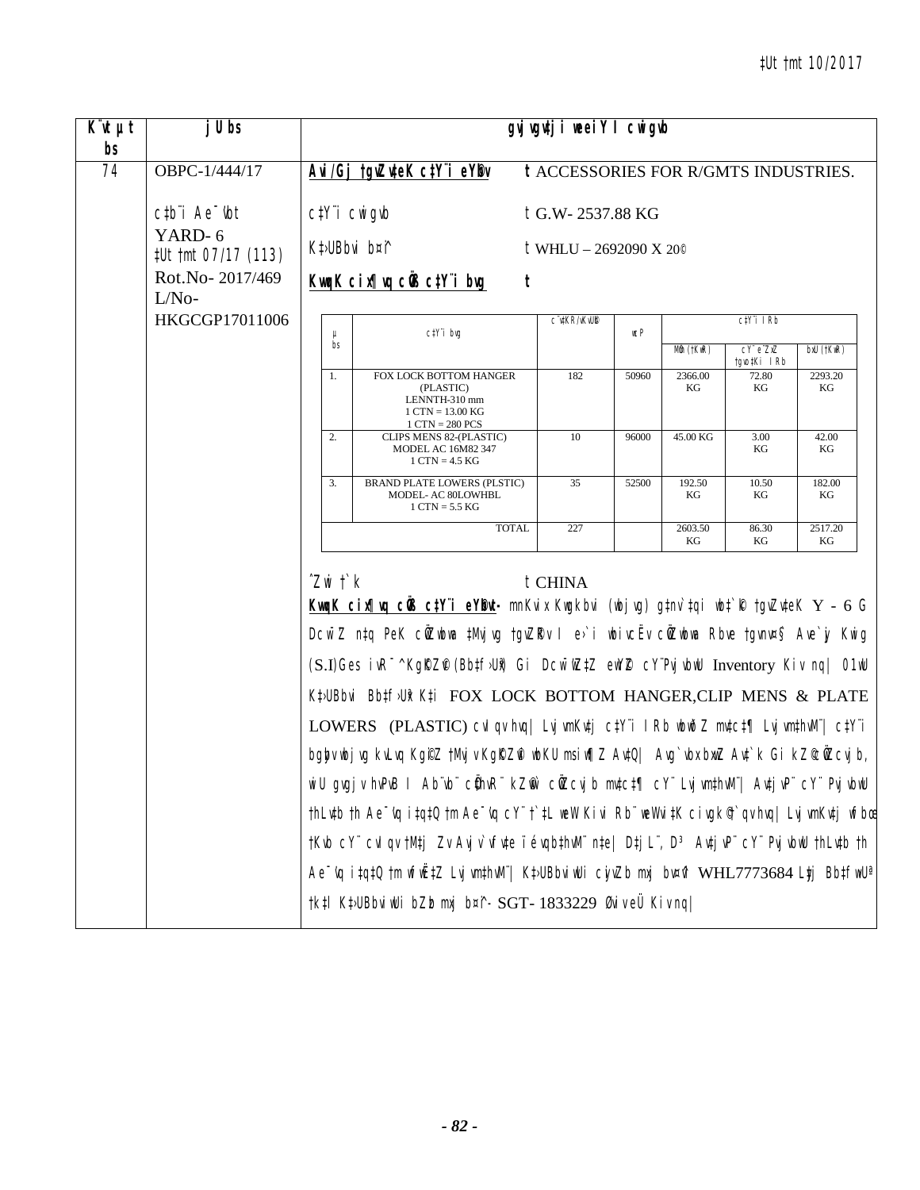‡Ut †mt 10/2017

| K¨vUvjM bs | jU bs | gvjvgv‡ji weeiY I cwigvb |
|---|---|---|
| 74 | OBPC-1/444/17<br><br>c‡b¨i Ae¯’vb<br>YARD- 6<br>‡Ut †mt 07/17 (113)<br>Rot.No- 2017/469<br>L/No-<br>HKGCGP17011006 | **Avi/Gj †gvZv‡eK c‡Y¨i eY©bv** t ACCESSORIES FOR R/GMTS INDUSTRIES.<br><br>c‡Y¨i cwigvb t G.W- 2537.88 KG<br><br>K‡›UBbvi b¤^i t WHLU – 2692090 X 20© <br><br>**KvqvK cix¶vq cÖvß c‡Y¨i bvg** t |

| µ bs | c‡Y¨i bvg | c¨v‡KR/KvU©b | wcP | c‡Y¨i IRb | | |
|---|---|---|---|---|---|---|
| | | | | MÖm (‡KwR) | cY¨ e¨ZxZ †gvo‡Ki IRb | bxU (‡KwR) |
| 1. | FOX LOCK BOTTOM HANGER (PLASTIC) LENNTH-310 mm 1 CTN = 13.00 KG 1 CTN = 280 PCS | 182 | 50960 | 2366.00 KG | 72.80 KG | 2293.20 KG |
| 2. | CLIPS MENS 82-(PLASTIC) MODEL AC 16M82 347 1 CTN = 4.5 KG | 10 | 96000 | 45.00 KG | 3.00 KG | 42.00 KG |
| 3. | BRAND PLATE LOWERS (PLSTIC) MODEL- AC 80LOWHBL 1 CTN = 5.5 KG | 35 | 52500 | 192.50 KG | 10.50 KG | 182.00 KG |
| | TOTAL | 227 | | 2603.50 KG | 86.30 KG | 2517.20 KG |

Drcv`b †`k t CHINA

**KvqvK cix¶vq cÖvß c‡Y¨i eY©bvt-** mnKvix Kwgkbvi (wbjvg) g‡nv`‡qi wb‡`©k †gvZv‡eK Y – 6 G DcwiZ n‡q PeK cÖZxwbwa ‡Mvjvg †gvZv‡eK I e›`i wbivcËv cÖZxwbwa Rbve †gvnv¤§` Ave`yj Kwig (S.I)Ges iwR¯^ KgR©Zv© (Bb‡f›Uwi) Gi DcwiwZ‡Z ewY©Z cY¨PvjvbwU Inventory Kiv nq| 01wU K‡›UBbvi Bb‡f›Uwi K‡i FOX LOCK BOTTOM HANGER,CLIP MENS & PLATE LOWERS (PLASTIC) cvIqv hvq| Lvjvm Kv‡j c‡Y¨i IRb wbY©q mv‡c‡¶ Lvjvm‡hvM¨ c‡Y¨i bgybv wbjvg kvLvq Kg©iZ †Mvjv KgR©Zv© wbKU msiw¶Z Av‡Q| Avg`vbxKviK Av‡`k Gi kZ©cÖZcvjb, wiU gvgjv hvPvB I Ab¨vb¨ cÖ‡hvR¨ kZ©mv‡c‡¶ cY¨ Lvjvm‡hvM¨| Av‡jvP¨ cY¨ PvjvbwU †hLv‡b †h Ae¯’vq i‡q‡Q †m Ae¯’vq cY¨ †`‡L weW Kiv Rb¨ weWvi‡K civgk© †`qv hvq| Lvjvm Kv‡j wfbœ †Kvb cY¨ cvIqv †M‡j ZvI Avjv`v fv‡e ïé vqb‡hvM¨ n‡e| D‡jL¨, D³ Av‡jvP¨ cY¨ PvjvbwU †hLv‡b †h Ae¯’vq i‡q‡Q †m fv‡eB Lvjvm‡hvM¨| K‡›UBbviwUi cÖvβ mxj b¤^i WHL7773684 Ges Bb‡fw›Uª †k‡l K‡›UBbviwUi bZzb mxj b¤^i- SGT- 1833229 Øviv eÜ Kiv nq|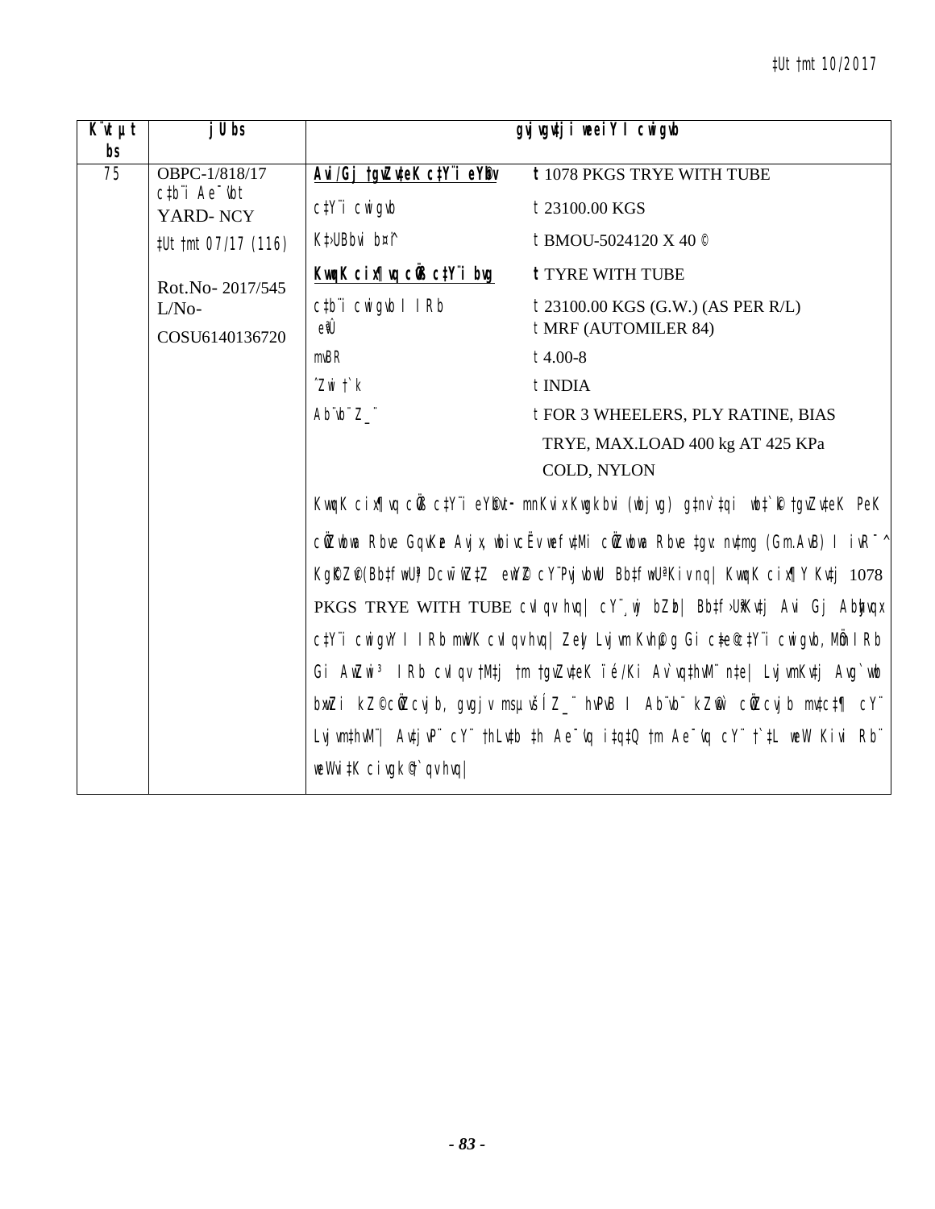‡Ut †mt 10/2017

| K¨vUv‡jvM bs | jU bs | gvjvgv‡ji weeiY I cwigvb | |
|---|---|---|---|
| 75 | OBPC-1/818/17 c‡b¨i Ae¯'vb YARD- NCY ‡Ut †mt 07/17 (116) Rot.No- 2017/545 L/No- COSU6140136720 | **Avi/Gj †gvZv‡eK c‡Y¨i eY©bv** | **t** 1078 PKGS TRYE WITH TUBE |
| | | c‡Y¨i cwigvb | t 23100.00 KGS |
| | | K‡›UBbvi b¤^i | t BMOU-5024120 X 40 © |
| | | **KvwqK cix¶vq cÖvß c‡Y¨i bvg** | **t** TYRE WITH TUBE |
| | | c‡b¨i cwigvb I IRb eªU | t 23100.00 KGS (G.W.) (AS PER R/L) t MRF (AUTOMILER 84) |
| | | mvBR | t 4.00-8 |
| | | ˆZwi †`k | t INDIA |
| | | Ab¨vb¨ Z\_¨ | t FOR 3 WHEELERS, PLY RATINE, BIAS TRYE, MAX.LOAD 400 kg AT 425 KPa COLD, NYLON |
| | | KvwqK cix¶vq cÖvß c‡Y¨i eY©bvt- mnKvix Kwgkbvi (wbjvg) g‡nv`‡qi wb‡`©k †gvZv‡eK PeK cÖZxbvwa Rbve GqvKe Avjx, wbivcËv wefv‡Mi cÖZxbvwa Rbve ‡gv: nvwmg (Gm.AvB) I iwR¯^ KgK©Z©v(Bb‡fwU©) DcwiDwj­wLZ ewY©Z cY¨PvjvbwU Bb‡fw›Ui Kiv nq\| KvwqK cix¶Y Kv‡j 1078 PKGS TRYE WITH TUBE cvI qv hvq\| cY¨¸wj bZzb\| Bb‡f›UwiKv‡j Avi Gj Abyhvqx c‡Y¨i cwigvY I IRb mwVK cvIqv hvq\| ZvQvov Lvjvm Kvh©µg Gi c‡e©c‡Y¨i cwigvb, MÖm IRb Gi AvZwi³ IRb cvIqv †M‡j †m †gvZv‡eK ïé/Ki Av`vq‡hvM¨ n‡e\| Lvjvm Kv‡j Avg`vwb bxwZ kZ©cÖZcvjb, gvgjv msµvšÍ Z\_¨ hvPvB I Ab¨vb¨ kZ©vw` cÖZcvjb mv‡c¶ cY¨ Lvjvm‡hvM¨\| Avš—R©vwZK e¨vsK cÖ`wk©Z gyj¨ mwVKfv‡e hvPvB Kiv Av‡iv cÖ‡qvRb gv‡b Kiv‡Z ‡gjv gvq\| | |